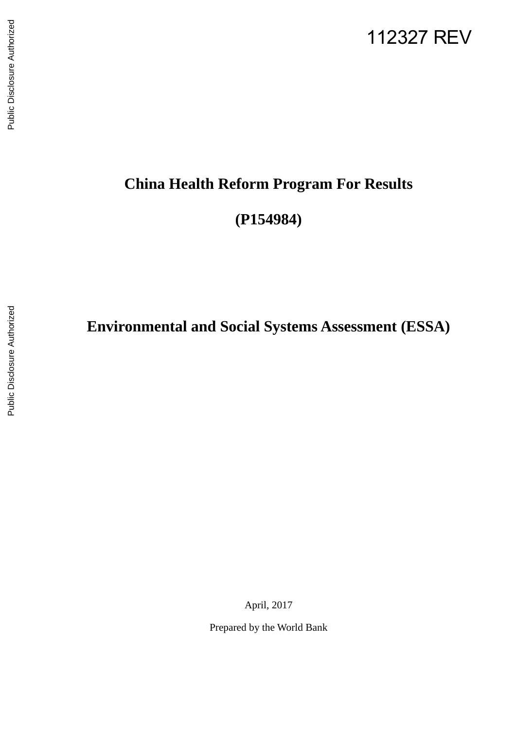112327 REV

# China Health Reform Program For Results

# (P154984)

# Environmental and Social Systems Assessment (ESSA)

April, 2017

Prepared by the World Bank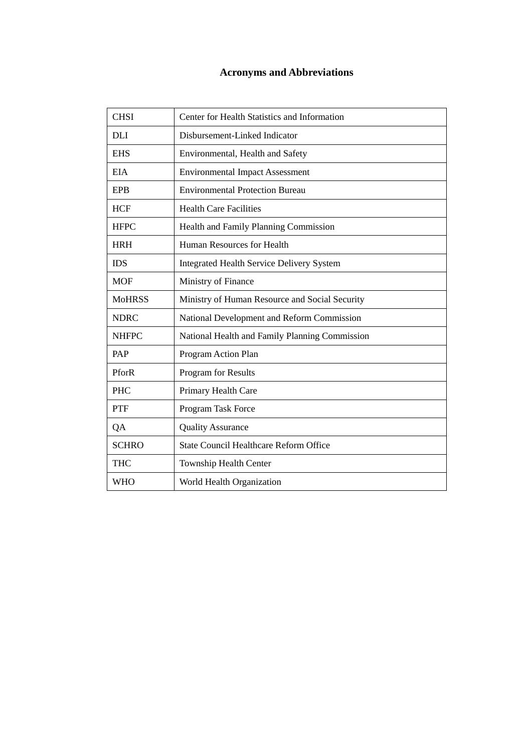# Acronyms and Abbreviations

| | |
|---|---|
| CHSI | Center for Health Statistics and Information |
| DLI | Disbursement-Linked Indicator |
| EHS | Environmental, Health and Safety |
| EIA | Environmental Impact Assessment |
| EPB | Environmental Protection Bureau |
| HCF | Health Care Facilities |
| HFPC | Health and Family Planning Commission |
| HRH | Human Resources for Health |
| IDS | Integrated Health Service Delivery System |
| MOF | Ministry of Finance |
| MoHRSS | Ministry of Human Resource and Social Security |
| NDRC | National Development and Reform Commission |
| NHFPC | National Health and Family Planning Commission |
| PAP | Program Action Plan |
| PforR | Program for Results |
| PHC | Primary Health Care |
| PTF | Program Task Force |
| QA | Quality Assurance |
| SCHRO | State Council Healthcare Reform Office |
| THC | Township Health Center |
| WHO | World Health Organization |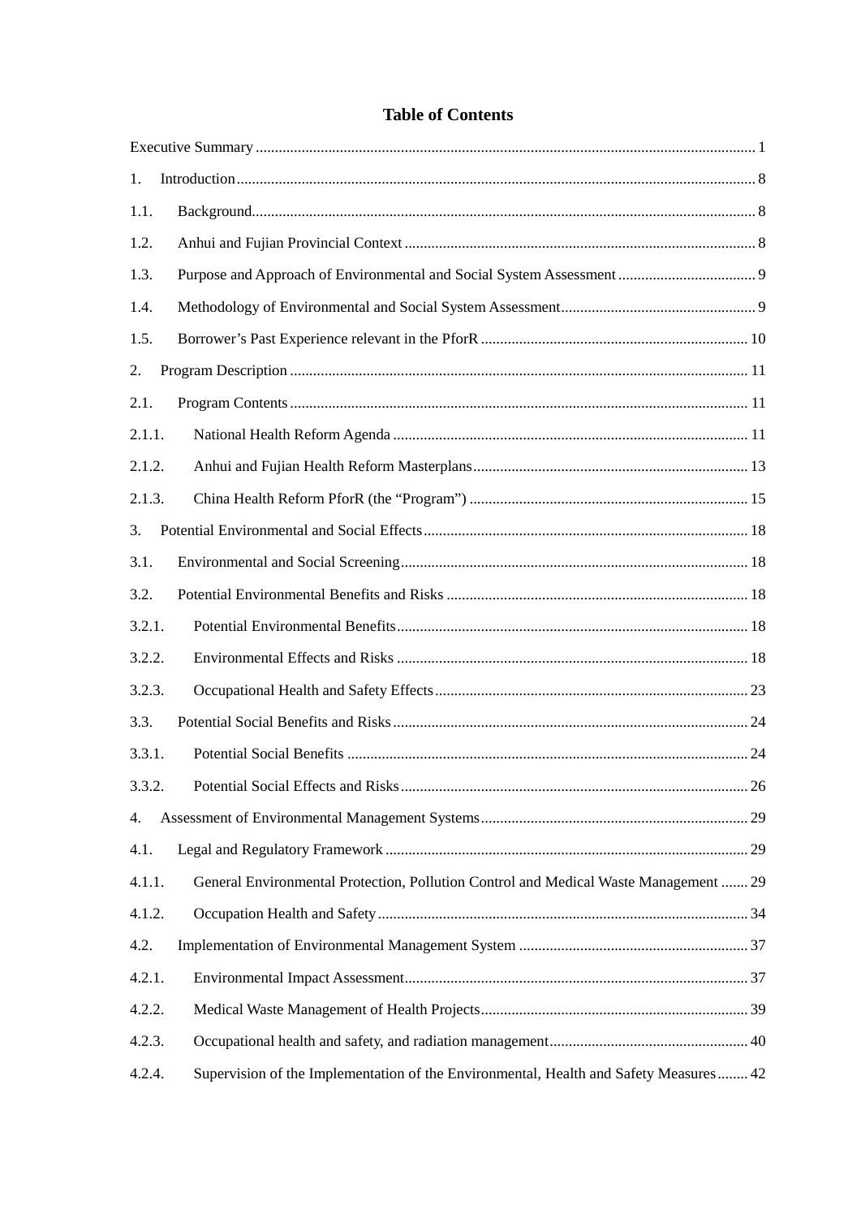# Table of Contents

Executive Summary ........ 1

1. Introduction ........ 8

1.1. Background ........ 8

1.2. Anhui and Fujian Provincial Context ........ 8

1.3. Purpose and Approach of Environmental and Social System Assessment ........ 9

1.4. Methodology of Environmental and Social System Assessment ........ 9

1.5. Borrower's Past Experience relevant in the PforR ........ 10

2. Program Description ........ 11

2.1. Program Contents ........ 11

2.1.1. National Health Reform Agenda ........ 11

2.1.2. Anhui and Fujian Health Reform Masterplans ........ 13

2.1.3. China Health Reform PforR (the "Program") ........ 15

3. Potential Environmental and Social Effects ........ 18

3.1. Environmental and Social Screening ........ 18

3.2. Potential Environmental Benefits and Risks ........ 18

3.2.1. Potential Environmental Benefits ........ 18

3.2.2. Environmental Effects and Risks ........ 18

3.2.3. Occupational Health and Safety Effects ........ 23

3.3. Potential Social Benefits and Risks ........ 24

3.3.1. Potential Social Benefits ........ 24

3.3.2. Potential Social Effects and Risks ........ 26

4. Assessment of Environmental Management Systems ........ 29

4.1. Legal and Regulatory Framework ........ 29

4.1.1. General Environmental Protection, Pollution Control and Medical Waste Management ........ 29

4.1.2. Occupation Health and Safety ........ 34

4.2. Implementation of Environmental Management System ........ 37

4.2.1. Environmental Impact Assessment ........ 37

4.2.2. Medical Waste Management of Health Projects ........ 39

4.2.3. Occupational health and safety, and radiation management ........ 40

4.2.4. Supervision of the Implementation of the Environmental, Health and Safety Measures ........ 42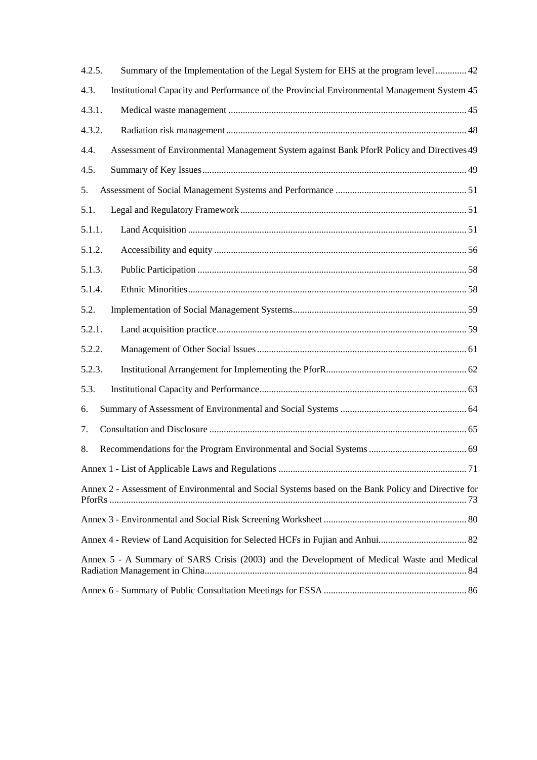4.2.5. Summary of the Implementation of the Legal System for EHS at the program level ............ 42

4.3. Institutional Capacity and Performance of the Provincial Environmental Management System 45

4.3.1. Medical waste management ........................................................................................ 45

4.3.2. Radiation risk management ........................................................................................ 48

4.4. Assessment of Environmental Management System against Bank PforR Policy and Directives 49

4.5. Summary of Key Issues ................................................................................................ 49

5. Assessment of Social Management Systems and Performance ....................................... 51

5.1. Legal and Regulatory Framework ................................................................................ 51

5.1.1. Land Acquisition ........................................................................................................ 51

5.1.2. Accessibility and equity .............................................................................................. 56

5.1.3. Public Participation .................................................................................................... 58

5.1.4. Ethnic Minorities ........................................................................................................ 58

5.2. Implementation of Social Management Systems ......................................................... 59

5.2.1. Land acquisition practice ............................................................................................ 59

5.2.2. Management of Other Social Issues ........................................................................... 61

5.2.3. Institutional Arrangement for Implementing the PforR ............................................. 62

5.3. Institutional Capacity and Performance ....................................................................... 63

6. Summary of Assessment of Environmental and Social Systems ...................................... 64

7. Consultation and Disclosure .............................................................................................. 65

8. Recommendations for the Program Environmental and Social Systems .......................... 69

Annex 1 - List of Applicable Laws and Regulations ............................................................. 71

Annex 2 - Assessment of Environmental and Social Systems based on the Bank Policy and Directive for PforRs ......................................................................................................................... 73

Annex 3 - Environmental and Social Risk Screening Worksheet ........................................... 80

Annex 4 - Review of Land Acquisition for Selected HCFs in Fujian and Anhui .................... 82

Annex 5 - A Summary of SARS Crisis (2003) and the Development of Medical Waste and Medical Radiation Management in China ................................................................................... 84

Annex 6 - Summary of Public Consultation Meetings for ESSA ........................................... 86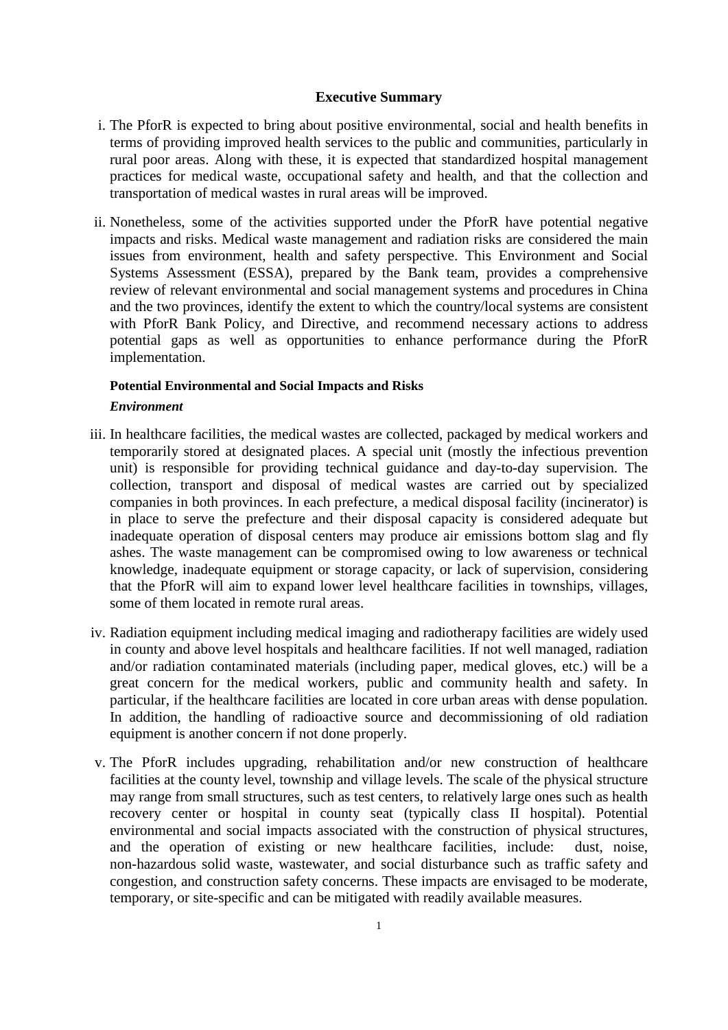## Executive Summary

i. The PforR is expected to bring about positive environmental, social and health benefits in terms of providing improved health services to the public and communities, particularly in rural poor areas. Along with these, it is expected that standardized hospital management practices for medical waste, occupational safety and health, and that the collection and transportation of medical wastes in rural areas will be improved.

ii. Nonetheless, some of the activities supported under the PforR have potential negative impacts and risks. Medical waste management and radiation risks are considered the main issues from environment, health and safety perspective. This Environment and Social Systems Assessment (ESSA), prepared by the Bank team, provides a comprehensive review of relevant environmental and social management systems and procedures in China and the two provinces, identify the extent to which the country/local systems are consistent with PforR Bank Policy, and Directive, and recommend necessary actions to address potential gaps as well as opportunities to enhance performance during the PforR implementation.

### Potential Environmental and Social Impacts and Risks

#### *Environment*

iii. In healthcare facilities, the medical wastes are collected, packaged by medical workers and temporarily stored at designated places. A special unit (mostly the infectious prevention unit) is responsible for providing technical guidance and day-to-day supervision. The collection, transport and disposal of medical wastes are carried out by specialized companies in both provinces. In each prefecture, a medical disposal facility (incinerator) is in place to serve the prefecture and their disposal capacity is considered adequate but inadequate operation of disposal centers may produce air emissions bottom slag and fly ashes. The waste management can be compromised owing to low awareness or technical knowledge, inadequate equipment or storage capacity, or lack of supervision, considering that the PforR will aim to expand lower level healthcare facilities in townships, villages, some of them located in remote rural areas.

iv. Radiation equipment including medical imaging and radiotherapy facilities are widely used in county and above level hospitals and healthcare facilities. If not well managed, radiation and/or radiation contaminated materials (including paper, medical gloves, etc.) will be a great concern for the medical workers, public and community health and safety. In particular, if the healthcare facilities are located in core urban areas with dense population. In addition, the handling of radioactive source and decommissioning of old radiation equipment is another concern if not done properly.

v. The PforR includes upgrading, rehabilitation and/or new construction of healthcare facilities at the county level, township and village levels. The scale of the physical structure may range from small structures, such as test centers, to relatively large ones such as health recovery center or hospital in county seat (typically class II hospital). Potential environmental and social impacts associated with the construction of physical structures, and the operation of existing or new healthcare facilities, include: dust, noise, non-hazardous solid waste, wastewater, and social disturbance such as traffic safety and congestion, and construction safety concerns. These impacts are envisaged to be moderate, temporary, or site-specific and can be mitigated with readily available measures.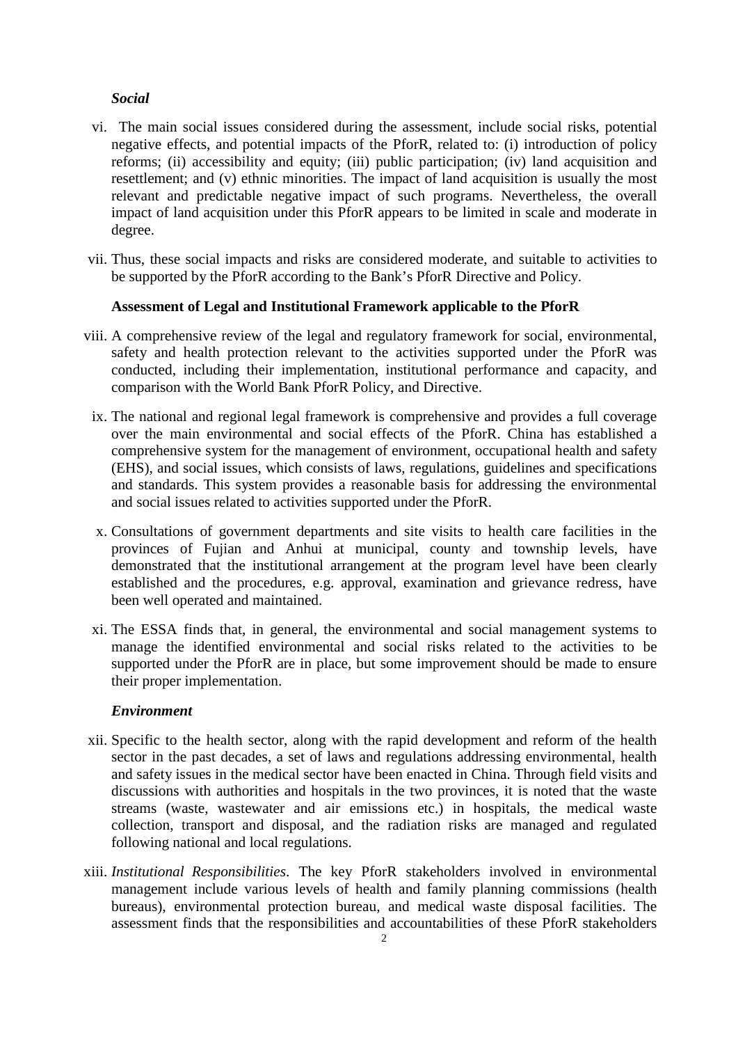***Social***

vi. The main social issues considered during the assessment, include social risks, potential negative effects, and potential impacts of the PforR, related to: (i) introduction of policy reforms; (ii) accessibility and equity; (iii) public participation; (iv) land acquisition and resettlement; and (v) ethnic minorities. The impact of land acquisition is usually the most relevant and predictable negative impact of such programs. Nevertheless, the overall impact of land acquisition under this PforR appears to be limited in scale and moderate in degree.

vii. Thus, these social impacts and risks are considered moderate, and suitable to activities to be supported by the PforR according to the Bank's PforR Directive and Policy.

**Assessment of Legal and Institutional Framework applicable to the PforR**

viii. A comprehensive review of the legal and regulatory framework for social, environmental, safety and health protection relevant to the activities supported under the PforR was conducted, including their implementation, institutional performance and capacity, and comparison with the World Bank PforR Policy, and Directive.

ix. The national and regional legal framework is comprehensive and provides a full coverage over the main environmental and social effects of the PforR. China has established a comprehensive system for the management of environment, occupational health and safety (EHS), and social issues, which consists of laws, regulations, guidelines and specifications and standards. This system provides a reasonable basis for addressing the environmental and social issues related to activities supported under the PforR.

x. Consultations of government departments and site visits to health care facilities in the provinces of Fujian and Anhui at municipal, county and township levels, have demonstrated that the institutional arrangement at the program level have been clearly established and the procedures, e.g. approval, examination and grievance redress, have been well operated and maintained.

xi. The ESSA finds that, in general, the environmental and social management systems to manage the identified environmental and social risks related to the activities to be supported under the PforR are in place, but some improvement should be made to ensure their proper implementation.

***Environment***

xii. Specific to the health sector, along with the rapid development and reform of the health sector in the past decades, a set of laws and regulations addressing environmental, health and safety issues in the medical sector have been enacted in China. Through field visits and discussions with authorities and hospitals in the two provinces, it is noted that the waste streams (waste, wastewater and air emissions etc.) in hospitals, the medical waste collection, transport and disposal, and the radiation risks are managed and regulated following national and local regulations.

xiii. *Institutional Responsibilities*. The key PforR stakeholders involved in environmental management include various levels of health and family planning commissions (health bureaus), environmental protection bureau, and medical waste disposal facilities. The assessment finds that the responsibilities and accountabilities of these PforR stakeholders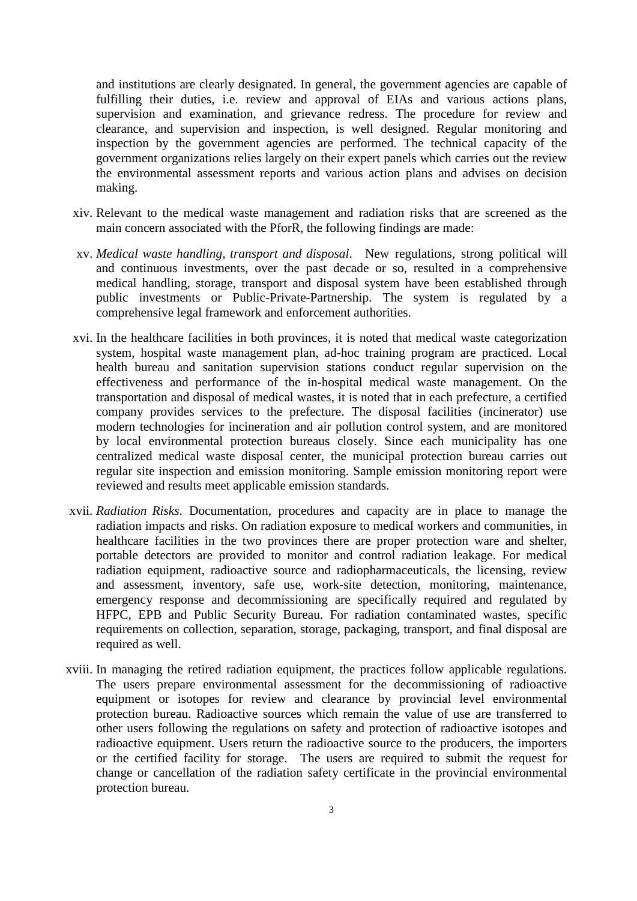and institutions are clearly designated. In general, the government agencies are capable of fulfilling their duties, i.e. review and approval of EIAs and various actions plans, supervision and examination, and grievance redress. The procedure for review and clearance, and supervision and inspection, is well designed. Regular monitoring and inspection by the government agencies are performed. The technical capacity of the government organizations relies largely on their expert panels which carries out the review the environmental assessment reports and various action plans and advises on decision making.

xiv. Relevant to the medical waste management and radiation risks that are screened as the main concern associated with the PforR, the following findings are made:

xv. *Medical waste handling, transport and disposal*. New regulations, strong political will and continuous investments, over the past decade or so, resulted in a comprehensive medical handling, storage, transport and disposal system have been established through public investments or Public-Private-Partnership. The system is regulated by a comprehensive legal framework and enforcement authorities.

xvi. In the healthcare facilities in both provinces, it is noted that medical waste categorization system, hospital waste management plan, ad-hoc training program are practiced. Local health bureau and sanitation supervision stations conduct regular supervision on the effectiveness and performance of the in-hospital medical waste management. On the transportation and disposal of medical wastes, it is noted that in each prefecture, a certified company provides services to the prefecture. The disposal facilities (incinerator) use modern technologies for incineration and air pollution control system, and are monitored by local environmental protection bureaus closely. Since each municipality has one centralized medical waste disposal center, the municipal protection bureau carries out regular site inspection and emission monitoring. Sample emission monitoring report were reviewed and results meet applicable emission standards.

xvii. *Radiation Risks*. Documentation, procedures and capacity are in place to manage the radiation impacts and risks. On radiation exposure to medical workers and communities, in healthcare facilities in the two provinces there are proper protection ware and shelter, portable detectors are provided to monitor and control radiation leakage. For medical radiation equipment, radioactive source and radiopharmaceuticals, the licensing, review and assessment, inventory, safe use, work-site detection, monitoring, maintenance, emergency response and decommissioning are specifically required and regulated by HFPC, EPB and Public Security Bureau. For radiation contaminated wastes, specific requirements on collection, separation, storage, packaging, transport, and final disposal are required as well.

xviii. In managing the retired radiation equipment, the practices follow applicable regulations. The users prepare environmental assessment for the decommissioning of radioactive equipment or isotopes for review and clearance by provincial level environmental protection bureau. Radioactive sources which remain the value of use are transferred to other users following the regulations on safety and protection of radioactive isotopes and radioactive equipment. Users return the radioactive source to the producers, the importers or the certified facility for storage. The users are required to submit the request for change or cancellation of the radiation safety certificate in the provincial environmental protection bureau.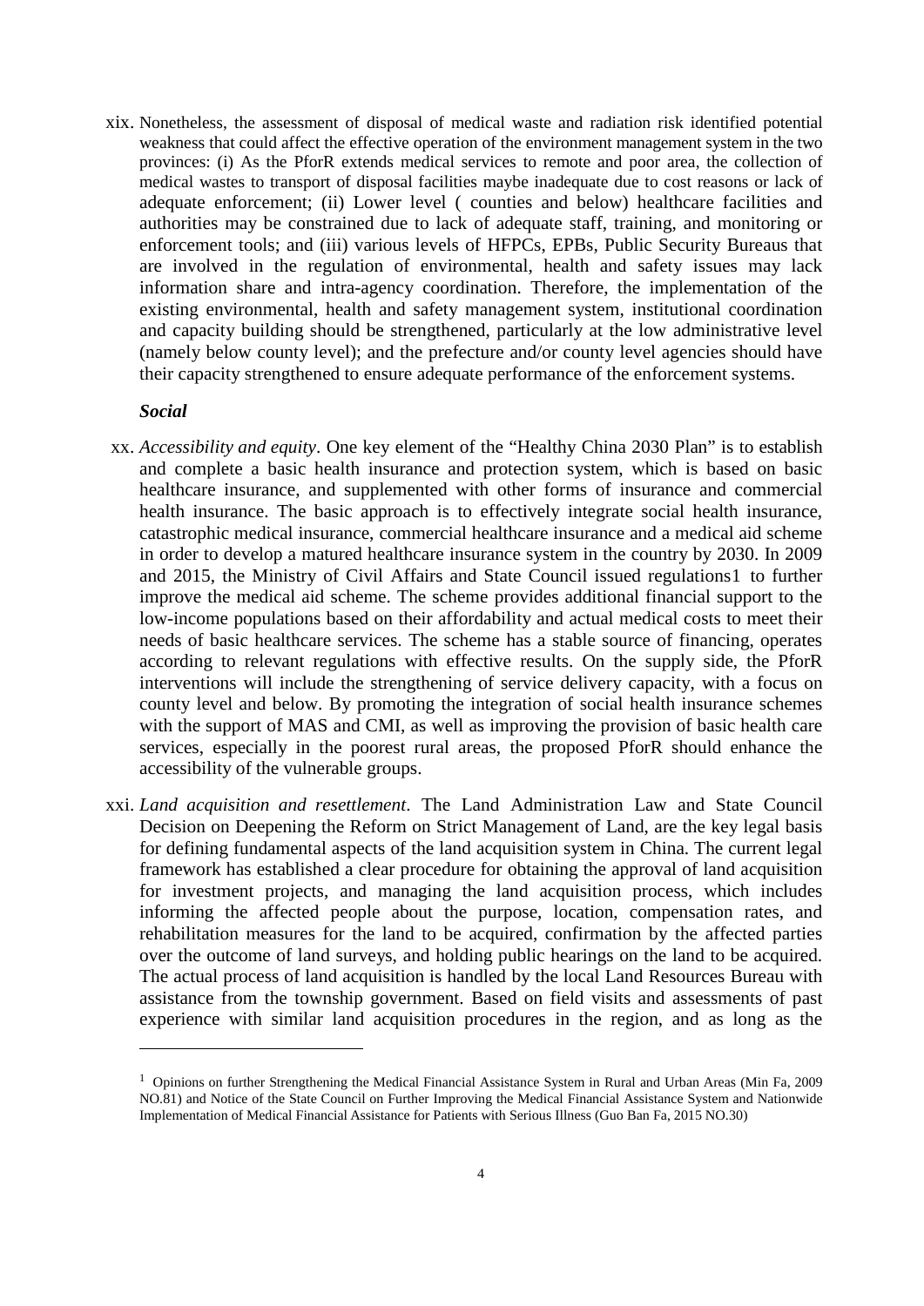xix. Nonetheless, the assessment of disposal of medical waste and radiation risk identified potential weakness that could affect the effective operation of the environment management system in the two provinces: (i) As the PforR extends medical services to remote and poor area, the collection of medical wastes to transport of disposal facilities maybe inadequate due to cost reasons or lack of adequate enforcement; (ii) Lower level ( counties and below) healthcare facilities and authorities may be constrained due to lack of adequate staff, training, and monitoring or enforcement tools; and (iii) various levels of HFPCs, EPBs, Public Security Bureaus that are involved in the regulation of environmental, health and safety issues may lack information share and intra-agency coordination. Therefore, the implementation of the existing environmental, health and safety management system, institutional coordination and capacity building should be strengthened, particularly at the low administrative level (namely below county level); and the prefecture and/or county level agencies should have their capacity strengthened to ensure adequate performance of the enforcement systems.

***Social***

xx. *Accessibility and equity*. One key element of the "Healthy China 2030 Plan" is to establish and complete a basic health insurance and protection system, which is based on basic healthcare insurance, and supplemented with other forms of insurance and commercial health insurance. The basic approach is to effectively integrate social health insurance, catastrophic medical insurance, commercial healthcare insurance and a medical aid scheme in order to develop a matured healthcare insurance system in the country by 2030. In 2009 and 2015, the Ministry of Civil Affairs and State Council issued regulations[1] to further improve the medical aid scheme. The scheme provides additional financial support to the low-income populations based on their affordability and actual medical costs to meet their needs of basic healthcare services. The scheme has a stable source of financing, operates according to relevant regulations with effective results. On the supply side, the PforR interventions will include the strengthening of service delivery capacity, with a focus on county level and below. By promoting the integration of social health insurance schemes with the support of MAS and CMI, as well as improving the provision of basic health care services, especially in the poorest rural areas, the proposed PforR should enhance the accessibility of the vulnerable groups.

xxi. *Land acquisition and resettlement*. The Land Administration Law and State Council Decision on Deepening the Reform on Strict Management of Land, are the key legal basis for defining fundamental aspects of the land acquisition system in China. The current legal framework has established a clear procedure for obtaining the approval of land acquisition for investment projects, and managing the land acquisition process, which includes informing the affected people about the purpose, location, compensation rates, and rehabilitation measures for the land to be acquired, confirmation by the affected parties over the outcome of land surveys, and holding public hearings on the land to be acquired. The actual process of land acquisition is handled by the local Land Resources Bureau with assistance from the township government. Based on field visits and assessments of past experience with similar land acquisition procedures in the region, and as long as the

---

[1] Opinions on further Strengthening the Medical Financial Assistance System in Rural and Urban Areas (Min Fa, 2009 NO.81) and Notice of the State Council on Further Improving the Medical Financial Assistance System and Nationwide Implementation of Medical Financial Assistance for Patients with Serious Illness (Guo Ban Fa, 2015 NO.30)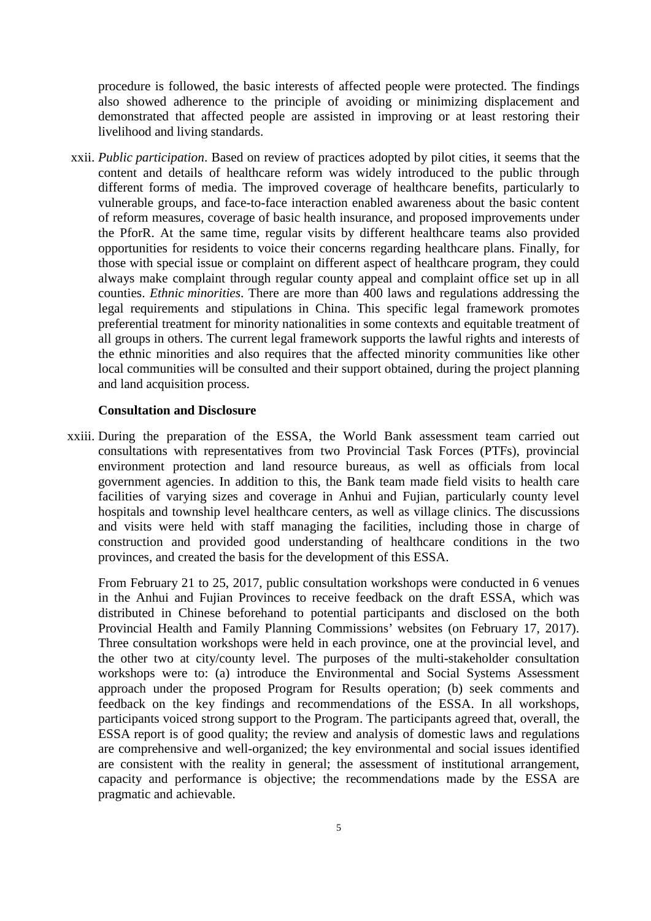procedure is followed, the basic interests of affected people were protected. The findings also showed adherence to the principle of avoiding or minimizing displacement and demonstrated that affected people are assisted in improving or at least restoring their livelihood and living standards.

xxii. *Public participation*. Based on review of practices adopted by pilot cities, it seems that the content and details of healthcare reform was widely introduced to the public through different forms of media. The improved coverage of healthcare benefits, particularly to vulnerable groups, and face-to-face interaction enabled awareness about the basic content of reform measures, coverage of basic health insurance, and proposed improvements under the PforR. At the same time, regular visits by different healthcare teams also provided opportunities for residents to voice their concerns regarding healthcare plans. Finally, for those with special issue or complaint on different aspect of healthcare program, they could always make complaint through regular county appeal and complaint office set up in all counties. *Ethnic minorities*. There are more than 400 laws and regulations addressing the legal requirements and stipulations in China. This specific legal framework promotes preferential treatment for minority nationalities in some contexts and equitable treatment of all groups in others. The current legal framework supports the lawful rights and interests of the ethnic minorities and also requires that the affected minority communities like other local communities will be consulted and their support obtained, during the project planning and land acquisition process.

**Consultation and Disclosure**

xxiii. During the preparation of the ESSA, the World Bank assessment team carried out consultations with representatives from two Provincial Task Forces (PTFs), provincial environment protection and land resource bureaus, as well as officials from local government agencies. In addition to this, the Bank team made field visits to health care facilities of varying sizes and coverage in Anhui and Fujian, particularly county level hospitals and township level healthcare centers, as well as village clinics. The discussions and visits were held with staff managing the facilities, including those in charge of construction and provided good understanding of healthcare conditions in the two provinces, and created the basis for the development of this ESSA.

From February 21 to 25, 2017, public consultation workshops were conducted in 6 venues in the Anhui and Fujian Provinces to receive feedback on the draft ESSA, which was distributed in Chinese beforehand to potential participants and disclosed on the both Provincial Health and Family Planning Commissions' websites (on February 17, 2017). Three consultation workshops were held in each province, one at the provincial level, and the other two at city/county level. The purposes of the multi-stakeholder consultation workshops were to: (a) introduce the Environmental and Social Systems Assessment approach under the proposed Program for Results operation; (b) seek comments and feedback on the key findings and recommendations of the ESSA. In all workshops, participants voiced strong support to the Program. The participants agreed that, overall, the ESSA report is of good quality; the review and analysis of domestic laws and regulations are comprehensive and well-organized; the key environmental and social issues identified are consistent with the reality in general; the assessment of institutional arrangement, capacity and performance is objective; the recommendations made by the ESSA are pragmatic and achievable.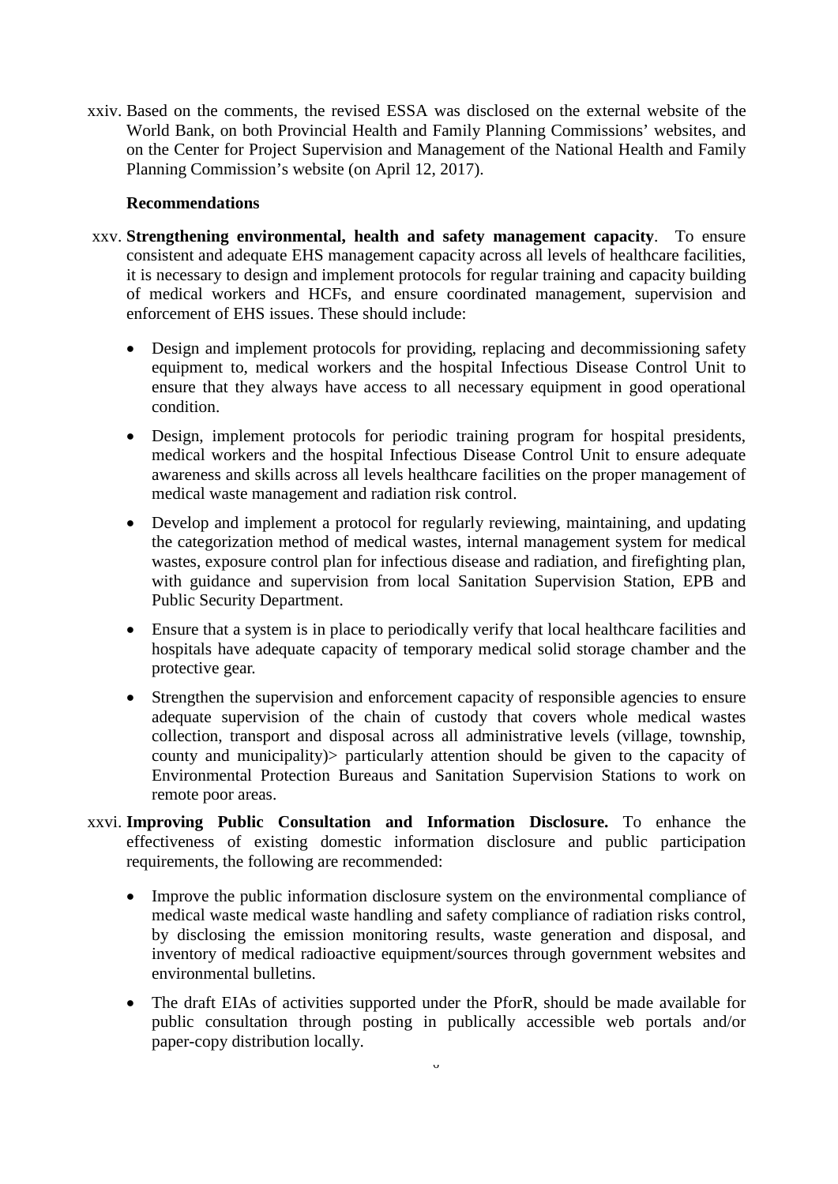xxiv. Based on the comments, the revised ESSA was disclosed on the external website of the World Bank, on both Provincial Health and Family Planning Commissions' websites, and on the Center for Project Supervision and Management of the National Health and Family Planning Commission's website (on April 12, 2017).

**Recommendations**

xxv. **Strengthening environmental, health and safety management capacity**. To ensure consistent and adequate EHS management capacity across all levels of healthcare facilities, it is necessary to design and implement protocols for regular training and capacity building of medical workers and HCFs, and ensure coordinated management, supervision and enforcement of EHS issues. These should include:

- Design and implement protocols for providing, replacing and decommissioning safety equipment to, medical workers and the hospital Infectious Disease Control Unit to ensure that they always have access to all necessary equipment in good operational condition.
- Design, implement protocols for periodic training program for hospital presidents, medical workers and the hospital Infectious Disease Control Unit to ensure adequate awareness and skills across all levels healthcare facilities on the proper management of medical waste management and radiation risk control.
- Develop and implement a protocol for regularly reviewing, maintaining, and updating the categorization method of medical wastes, internal management system for medical wastes, exposure control plan for infectious disease and radiation, and firefighting plan, with guidance and supervision from local Sanitation Supervision Station, EPB and Public Security Department.
- Ensure that a system is in place to periodically verify that local healthcare facilities and hospitals have adequate capacity of temporary medical solid storage chamber and the protective gear.
- Strengthen the supervision and enforcement capacity of responsible agencies to ensure adequate supervision of the chain of custody that covers whole medical wastes collection, transport and disposal across all administrative levels (village, township, county and municipality)> particularly attention should be given to the capacity of Environmental Protection Bureaus and Sanitation Supervision Stations to work on remote poor areas.

xxvi. **Improving Public Consultation and Information Disclosure.** To enhance the effectiveness of existing domestic information disclosure and public participation requirements, the following are recommended:

- Improve the public information disclosure system on the environmental compliance of medical waste medical waste handling and safety compliance of radiation risks control, by disclosing the emission monitoring results, waste generation and disposal, and inventory of medical radioactive equipment/sources through government websites and environmental bulletins.
- The draft EIAs of activities supported under the PforR, should be made available for public consultation through posting in publically accessible web portals and/or paper-copy distribution locally.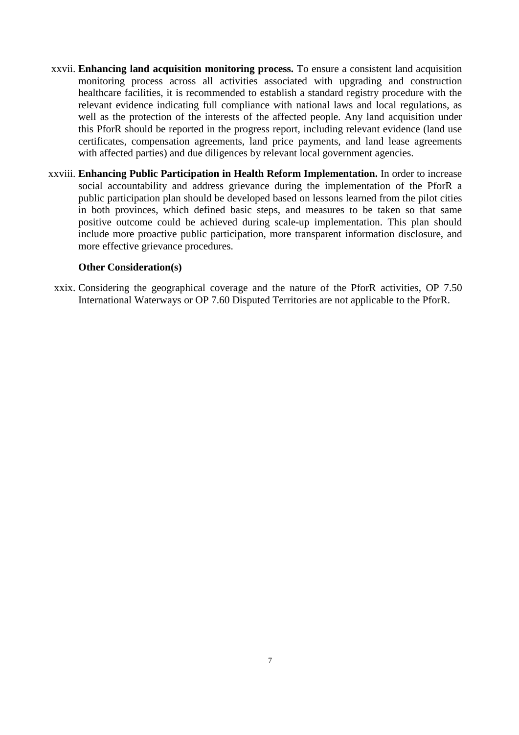xxvii. **Enhancing land acquisition monitoring process.** To ensure a consistent land acquisition monitoring process across all activities associated with upgrading and construction healthcare facilities, it is recommended to establish a standard registry procedure with the relevant evidence indicating full compliance with national laws and local regulations, as well as the protection of the interests of the affected people. Any land acquisition under this PforR should be reported in the progress report, including relevant evidence (land use certificates, compensation agreements, land price payments, and land lease agreements with affected parties) and due diligences by relevant local government agencies.

xxviii. **Enhancing Public Participation in Health Reform Implementation.** In order to increase social accountability and address grievance during the implementation of the PforR a public participation plan should be developed based on lessons learned from the pilot cities in both provinces, which defined basic steps, and measures to be taken so that same positive outcome could be achieved during scale-up implementation. This plan should include more proactive public participation, more transparent information disclosure, and more effective grievance procedures.

**Other Consideration(s)**

xxix. Considering the geographical coverage and the nature of the PforR activities, OP 7.50 International Waterways or OP 7.60 Disputed Territories are not applicable to the PforR.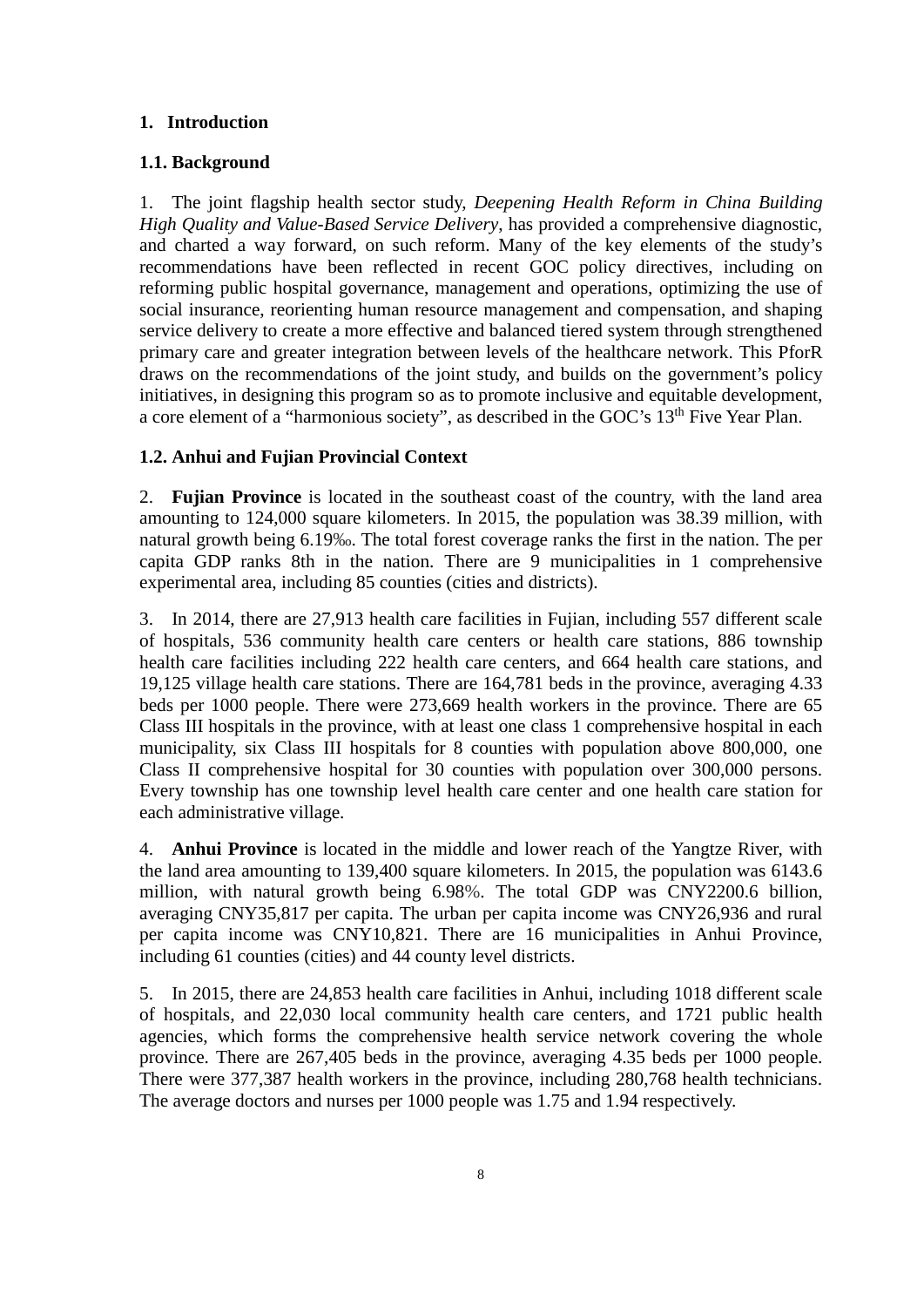# 1. Introduction

## 1.1. Background

1. The joint flagship health sector study, *Deepening Health Reform in China Building High Quality and Value-Based Service Delivery*, has provided a comprehensive diagnostic, and charted a way forward, on such reform. Many of the key elements of the study's recommendations have been reflected in recent GOC policy directives, including on reforming public hospital governance, management and operations, optimizing the use of social insurance, reorienting human resource management and compensation, and shaping service delivery to create a more effective and balanced tiered system through strengthened primary care and greater integration between levels of the healthcare network. This PforR draws on the recommendations of the joint study, and builds on the government's policy initiatives, in designing this program so as to promote inclusive and equitable development, a core element of a "harmonious society", as described in the GOC's 13th Five Year Plan.

## 1.2. Anhui and Fujian Provincial Context

2. **Fujian Province** is located in the southeast coast of the country, with the land area amounting to 124,000 square kilometers. In 2015, the population was 38.39 million, with natural growth being 6.19‰. The total forest coverage ranks the first in the nation. The per capita GDP ranks 8th in the nation. There are 9 municipalities in 1 comprehensive experimental area, including 85 counties (cities and districts).

3. In 2014, there are 27,913 health care facilities in Fujian, including 557 different scale of hospitals, 536 community health care centers or health care stations, 886 township health care facilities including 222 health care centers, and 664 health care stations, and 19,125 village health care stations. There are 164,781 beds in the province, averaging 4.33 beds per 1000 people. There were 273,669 health workers in the province. There are 65 Class III hospitals in the province, with at least one class 1 comprehensive hospital in each municipality, six Class III hospitals for 8 counties with population above 800,000, one Class II comprehensive hospital for 30 counties with population over 300,000 persons. Every township has one township level health care center and one health care station for each administrative village.

4. **Anhui Province** is located in the middle and lower reach of the Yangtze River, with the land area amounting to 139,400 square kilometers. In 2015, the population was 6143.6 million, with natural growth being 6.98%. The total GDP was CNY2200.6 billion, averaging CNY35,817 per capita. The urban per capita income was CNY26,936 and rural per capita income was CNY10,821. There are 16 municipalities in Anhui Province, including 61 counties (cities) and 44 county level districts.

5. In 2015, there are 24,853 health care facilities in Anhui, including 1018 different scale of hospitals, and 22,030 local community health care centers, and 1721 public health agencies, which forms the comprehensive health service network covering the whole province. There are 267,405 beds in the province, averaging 4.35 beds per 1000 people. There were 377,387 health workers in the province, including 280,768 health technicians. The average doctors and nurses per 1000 people was 1.75 and 1.94 respectively.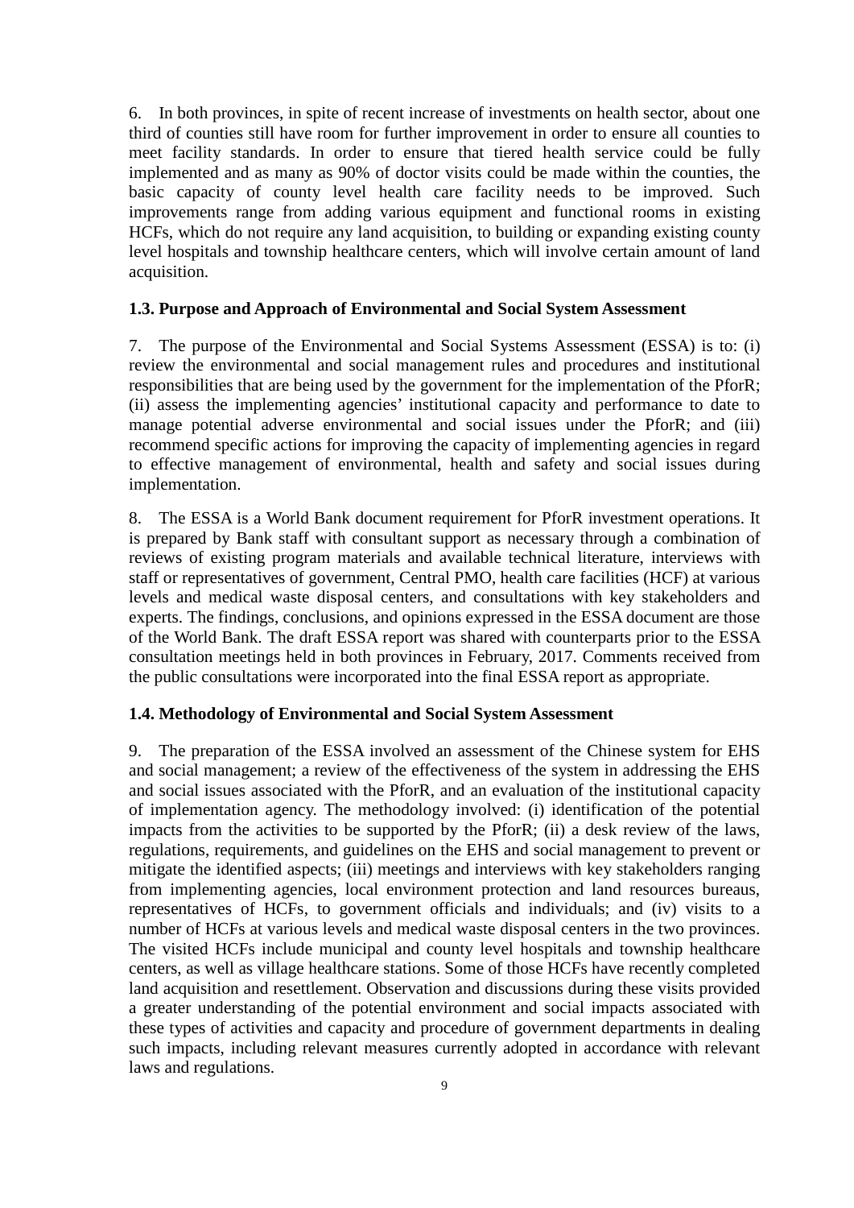6. In both provinces, in spite of recent increase of investments on health sector, about one third of counties still have room for further improvement in order to ensure all counties to meet facility standards. In order to ensure that tiered health service could be fully implemented and as many as 90% of doctor visits could be made within the counties, the basic capacity of county level health care facility needs to be improved. Such improvements range from adding various equipment and functional rooms in existing HCFs, which do not require any land acquisition, to building or expanding existing county level hospitals and township healthcare centers, which will involve certain amount of land acquisition.

### 1.3. Purpose and Approach of Environmental and Social System Assessment

7. The purpose of the Environmental and Social Systems Assessment (ESSA) is to: (i) review the environmental and social management rules and procedures and institutional responsibilities that are being used by the government for the implementation of the PforR; (ii) assess the implementing agencies' institutional capacity and performance to date to manage potential adverse environmental and social issues under the PforR; and (iii) recommend specific actions for improving the capacity of implementing agencies in regard to effective management of environmental, health and safety and social issues during implementation.

8. The ESSA is a World Bank document requirement for PforR investment operations. It is prepared by Bank staff with consultant support as necessary through a combination of reviews of existing program materials and available technical literature, interviews with staff or representatives of government, Central PMO, health care facilities (HCF) at various levels and medical waste disposal centers, and consultations with key stakeholders and experts. The findings, conclusions, and opinions expressed in the ESSA document are those of the World Bank. The draft ESSA report was shared with counterparts prior to the ESSA consultation meetings held in both provinces in February, 2017. Comments received from the public consultations were incorporated into the final ESSA report as appropriate.

### 1.4. Methodology of Environmental and Social System Assessment

9. The preparation of the ESSA involved an assessment of the Chinese system for EHS and social management; a review of the effectiveness of the system in addressing the EHS and social issues associated with the PforR, and an evaluation of the institutional capacity of implementation agency. The methodology involved: (i) identification of the potential impacts from the activities to be supported by the PforR; (ii) a desk review of the laws, regulations, requirements, and guidelines on the EHS and social management to prevent or mitigate the identified aspects; (iii) meetings and interviews with key stakeholders ranging from implementing agencies, local environment protection and land resources bureaus, representatives of HCFs, to government officials and individuals; and (iv) visits to a number of HCFs at various levels and medical waste disposal centers in the two provinces. The visited HCFs include municipal and county level hospitals and township healthcare centers, as well as village healthcare stations. Some of those HCFs have recently completed land acquisition and resettlement. Observation and discussions during these visits provided a greater understanding of the potential environment and social impacts associated with these types of activities and capacity and procedure of government departments in dealing such impacts, including relevant measures currently adopted in accordance with relevant laws and regulations.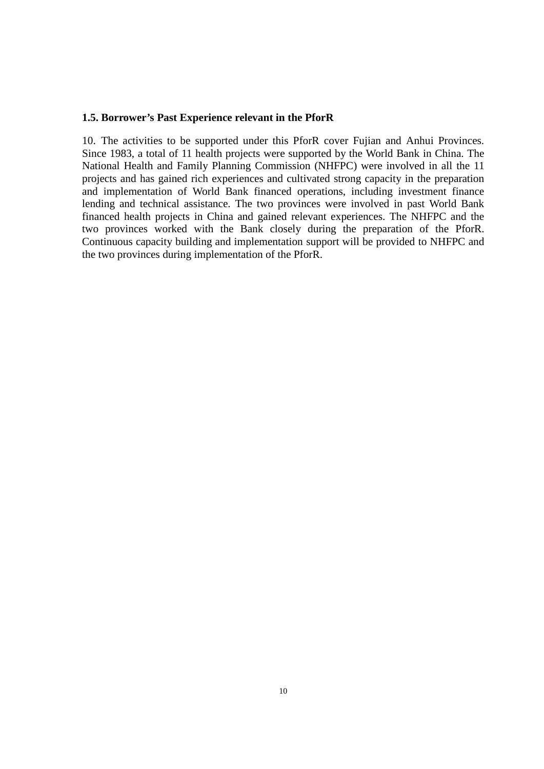### 1.5. Borrower's Past Experience relevant in the PforR

10. The activities to be supported under this PforR cover Fujian and Anhui Provinces. Since 1983, a total of 11 health projects were supported by the World Bank in China. The National Health and Family Planning Commission (NHFPC) were involved in all the 11 projects and has gained rich experiences and cultivated strong capacity in the preparation and implementation of World Bank financed operations, including investment finance lending and technical assistance. The two provinces were involved in past World Bank financed health projects in China and gained relevant experiences. The NHFPC and the two provinces worked with the Bank closely during the preparation of the PforR. Continuous capacity building and implementation support will be provided to NHFPC and the two provinces during implementation of the PforR.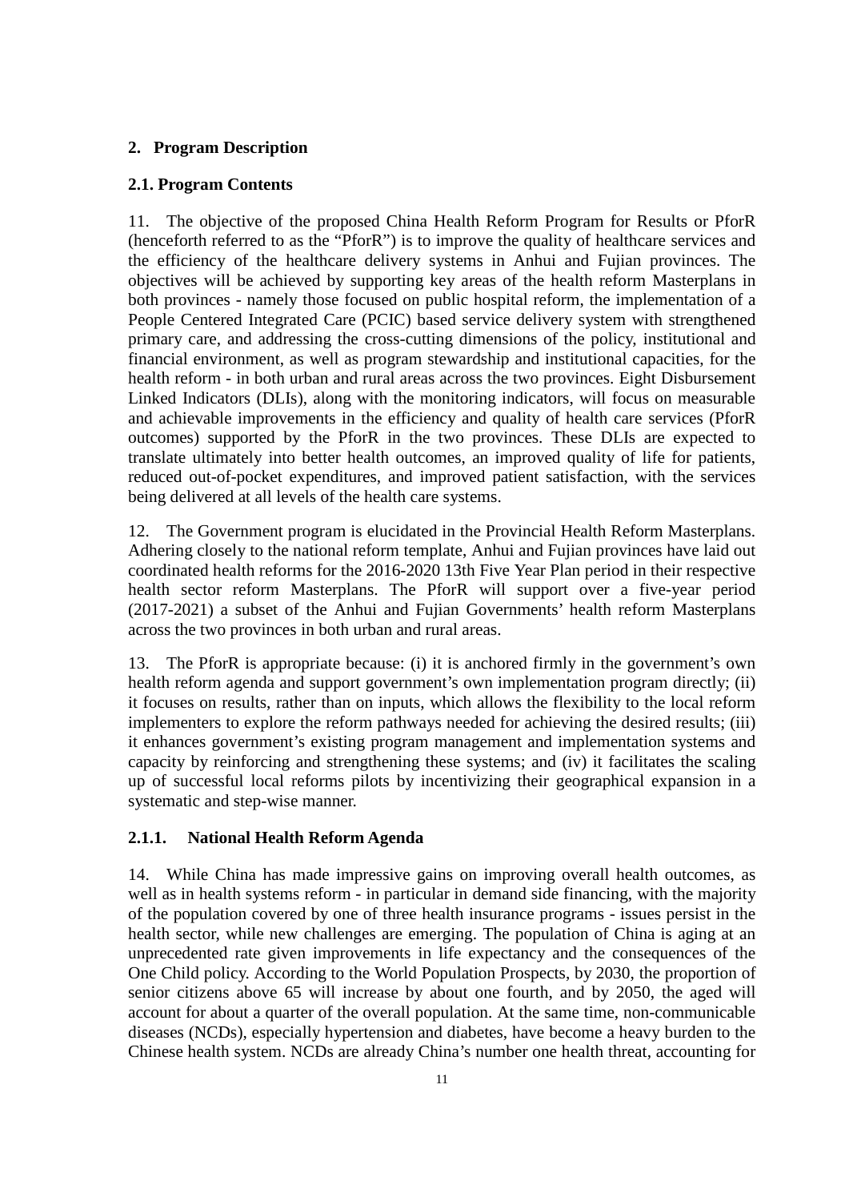## 2. Program Description

### 2.1. Program Contents

11. The objective of the proposed China Health Reform Program for Results or PforR (henceforth referred to as the "PforR") is to improve the quality of healthcare services and the efficiency of the healthcare delivery systems in Anhui and Fujian provinces. The objectives will be achieved by supporting key areas of the health reform Masterplans in both provinces - namely those focused on public hospital reform, the implementation of a People Centered Integrated Care (PCIC) based service delivery system with strengthened primary care, and addressing the cross-cutting dimensions of the policy, institutional and financial environment, as well as program stewardship and institutional capacities, for the health reform - in both urban and rural areas across the two provinces. Eight Disbursement Linked Indicators (DLIs), along with the monitoring indicators, will focus on measurable and achievable improvements in the efficiency and quality of health care services (PforR outcomes) supported by the PforR in the two provinces. These DLIs are expected to translate ultimately into better health outcomes, an improved quality of life for patients, reduced out-of-pocket expenditures, and improved patient satisfaction, with the services being delivered at all levels of the health care systems.

12. The Government program is elucidated in the Provincial Health Reform Masterplans. Adhering closely to the national reform template, Anhui and Fujian provinces have laid out coordinated health reforms for the 2016-2020 13th Five Year Plan period in their respective health sector reform Masterplans. The PforR will support over a five-year period (2017-2021) a subset of the Anhui and Fujian Governments' health reform Masterplans across the two provinces in both urban and rural areas.

13. The PforR is appropriate because: (i) it is anchored firmly in the government's own health reform agenda and support government's own implementation program directly; (ii) it focuses on results, rather than on inputs, which allows the flexibility to the local reform implementers to explore the reform pathways needed for achieving the desired results; (iii) it enhances government's existing program management and implementation systems and capacity by reinforcing and strengthening these systems; and (iv) it facilitates the scaling up of successful local reforms pilots by incentivizing their geographical expansion in a systematic and step-wise manner.

#### 2.1.1. National Health Reform Agenda

14. While China has made impressive gains on improving overall health outcomes, as well as in health systems reform - in particular in demand side financing, with the majority of the population covered by one of three health insurance programs - issues persist in the health sector, while new challenges are emerging. The population of China is aging at an unprecedented rate given improvements in life expectancy and the consequences of the One Child policy. According to the World Population Prospects, by 2030, the proportion of senior citizens above 65 will increase by about one fourth, and by 2050, the aged will account for about a quarter of the overall population. At the same time, non-communicable diseases (NCDs), especially hypertension and diabetes, have become a heavy burden to the Chinese health system. NCDs are already China's number one health threat, accounting for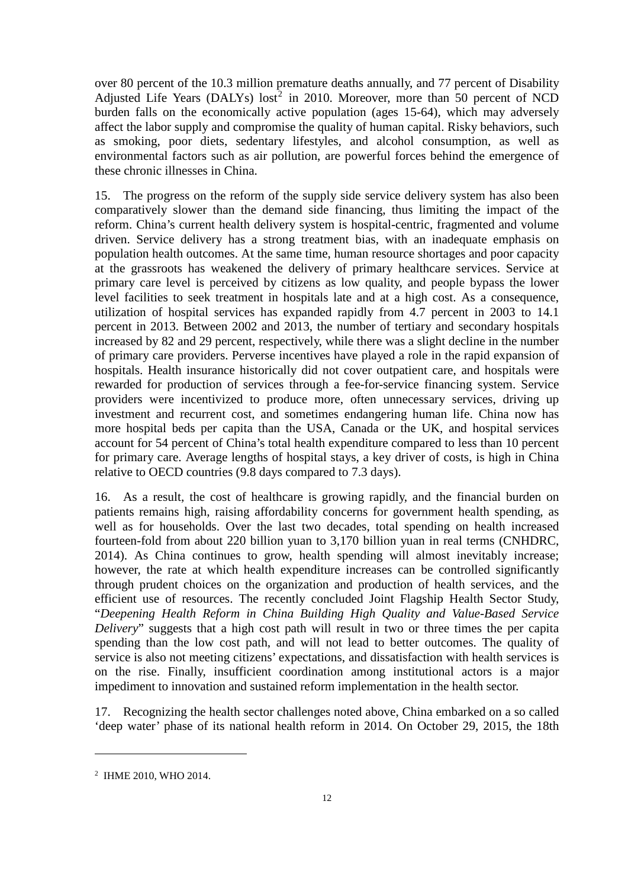over 80 percent of the 10.3 million premature deaths annually, and 77 percent of Disability Adjusted Life Years (DALYs) lost[2] in 2010. Moreover, more than 50 percent of NCD burden falls on the economically active population (ages 15-64), which may adversely affect the labor supply and compromise the quality of human capital. Risky behaviors, such as smoking, poor diets, sedentary lifestyles, and alcohol consumption, as well as environmental factors such as air pollution, are powerful forces behind the emergence of these chronic illnesses in China.

15. The progress on the reform of the supply side service delivery system has also been comparatively slower than the demand side financing, thus limiting the impact of the reform. China's current health delivery system is hospital-centric, fragmented and volume driven. Service delivery has a strong treatment bias, with an inadequate emphasis on population health outcomes. At the same time, human resource shortages and poor capacity at the grassroots has weakened the delivery of primary healthcare services. Service at primary care level is perceived by citizens as low quality, and people bypass the lower level facilities to seek treatment in hospitals late and at a high cost. As a consequence, utilization of hospital services has expanded rapidly from 4.7 percent in 2003 to 14.1 percent in 2013. Between 2002 and 2013, the number of tertiary and secondary hospitals increased by 82 and 29 percent, respectively, while there was a slight decline in the number of primary care providers. Perverse incentives have played a role in the rapid expansion of hospitals. Health insurance historically did not cover outpatient care, and hospitals were rewarded for production of services through a fee-for-service financing system. Service providers were incentivized to produce more, often unnecessary services, driving up investment and recurrent cost, and sometimes endangering human life. China now has more hospital beds per capita than the USA, Canada or the UK, and hospital services account for 54 percent of China's total health expenditure compared to less than 10 percent for primary care. Average lengths of hospital stays, a key driver of costs, is high in China relative to OECD countries (9.8 days compared to 7.3 days).

16. As a result, the cost of healthcare is growing rapidly, and the financial burden on patients remains high, raising affordability concerns for government health spending, as well as for households. Over the last two decades, total spending on health increased fourteen-fold from about 220 billion yuan to 3,170 billion yuan in real terms (CNHDRC, 2014). As China continues to grow, health spending will almost inevitably increase; however, the rate at which health expenditure increases can be controlled significantly through prudent choices on the organization and production of health services, and the efficient use of resources. The recently concluded Joint Flagship Health Sector Study, "*Deepening Health Reform in China Building High Quality and Value-Based Service Delivery*" suggests that a high cost path will result in two or three times the per capita spending than the low cost path, and will not lead to better outcomes. The quality of service is also not meeting citizens' expectations, and dissatisfaction with health services is on the rise. Finally, insufficient coordination among institutional actors is a major impediment to innovation and sustained reform implementation in the health sector.

17. Recognizing the health sector challenges noted above, China embarked on a so called 'deep water' phase of its national health reform in 2014. On October 29, 2015, the 18th

---

[2] IHME 2010, WHO 2014.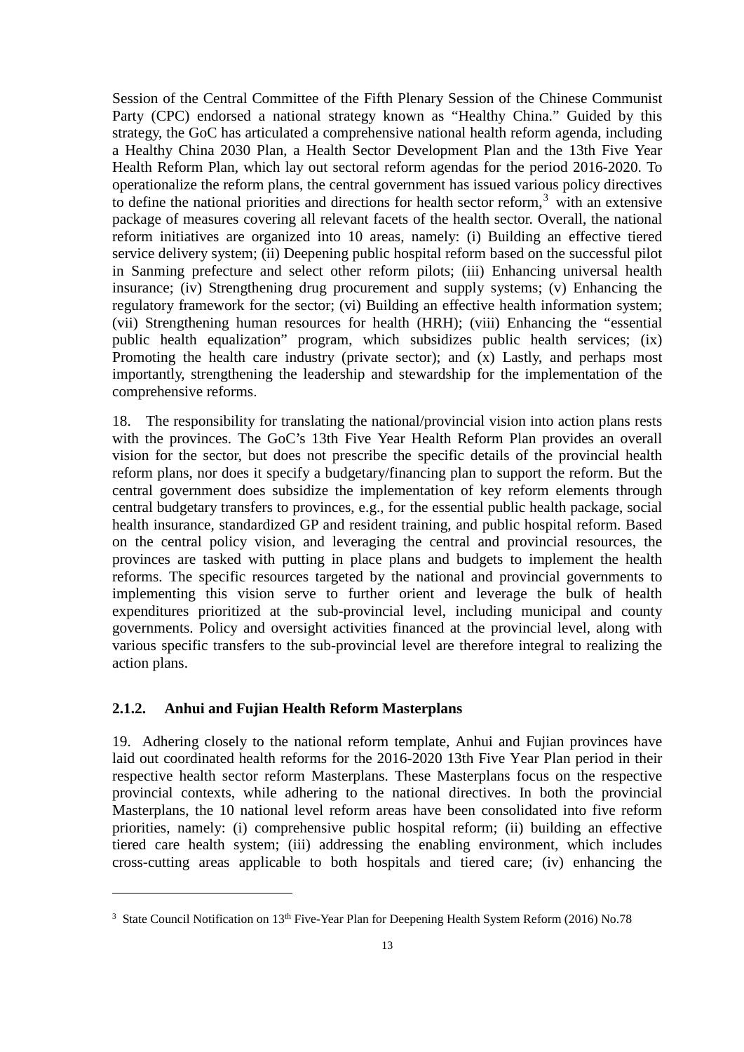Session of the Central Committee of the Fifth Plenary Session of the Chinese Communist Party (CPC) endorsed a national strategy known as "Healthy China." Guided by this strategy, the GoC has articulated a comprehensive national health reform agenda, including a Healthy China 2030 Plan, a Health Sector Development Plan and the 13th Five Year Health Reform Plan, which lay out sectoral reform agendas for the period 2016-2020. To operationalize the reform plans, the central government has issued various policy directives to define the national priorities and directions for health sector reform,[3] with an extensive package of measures covering all relevant facets of the health sector. Overall, the national reform initiatives are organized into 10 areas, namely: (i) Building an effective tiered service delivery system; (ii) Deepening public hospital reform based on the successful pilot in Sanming prefecture and select other reform pilots; (iii) Enhancing universal health insurance; (iv) Strengthening drug procurement and supply systems; (v) Enhancing the regulatory framework for the sector; (vi) Building an effective health information system; (vii) Strengthening human resources for health (HRH); (viii) Enhancing the "essential public health equalization" program, which subsidizes public health services; (ix) Promoting the health care industry (private sector); and (x) Lastly, and perhaps most importantly, strengthening the leadership and stewardship for the implementation of the comprehensive reforms.

18. The responsibility for translating the national/provincial vision into action plans rests with the provinces. The GoC's 13th Five Year Health Reform Plan provides an overall vision for the sector, but does not prescribe the specific details of the provincial health reform plans, nor does it specify a budgetary/financing plan to support the reform. But the central government does subsidize the implementation of key reform elements through central budgetary transfers to provinces, e.g., for the essential public health package, social health insurance, standardized GP and resident training, and public hospital reform. Based on the central policy vision, and leveraging the central and provincial resources, the provinces are tasked with putting in place plans and budgets to implement the health reforms. The specific resources targeted by the national and provincial governments to implementing this vision serve to further orient and leverage the bulk of health expenditures prioritized at the sub-provincial level, including municipal and county governments. Policy and oversight activities financed at the provincial level, along with various specific transfers to the sub-provincial level are therefore integral to realizing the action plans.

#### 2.1.2. Anhui and Fujian Health Reform Masterplans

19. Adhering closely to the national reform template, Anhui and Fujian provinces have laid out coordinated health reforms for the 2016-2020 13th Five Year Plan period in their respective health sector reform Masterplans. These Masterplans focus on the respective provincial contexts, while adhering to the national directives. In both the provincial Masterplans, the 10 national level reform areas have been consolidated into five reform priorities, namely: (i) comprehensive public hospital reform; (ii) building an effective tiered care health system; (iii) addressing the enabling environment, which includes cross-cutting areas applicable to both hospitals and tiered care; (iv) enhancing the

---

[3] State Council Notification on 13th Five-Year Plan for Deepening Health System Reform (2016) No.78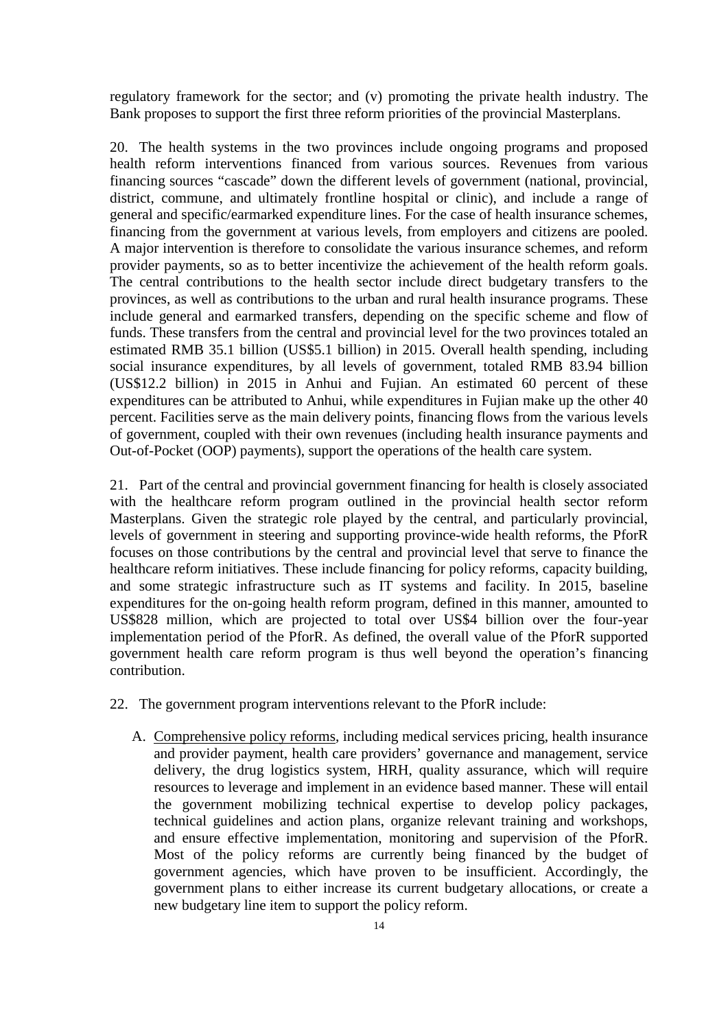regulatory framework for the sector; and (v) promoting the private health industry. The Bank proposes to support the first three reform priorities of the provincial Masterplans.

20. The health systems in the two provinces include ongoing programs and proposed health reform interventions financed from various sources. Revenues from various financing sources "cascade" down the different levels of government (national, provincial, district, commune, and ultimately frontline hospital or clinic), and include a range of general and specific/earmarked expenditure lines. For the case of health insurance schemes, financing from the government at various levels, from employers and citizens are pooled. A major intervention is therefore to consolidate the various insurance schemes, and reform provider payments, so as to better incentivize the achievement of the health reform goals. The central contributions to the health sector include direct budgetary transfers to the provinces, as well as contributions to the urban and rural health insurance programs. These include general and earmarked transfers, depending on the specific scheme and flow of funds. These transfers from the central and provincial level for the two provinces totaled an estimated RMB 35.1 billion (US$5.1 billion) in 2015. Overall health spending, including social insurance expenditures, by all levels of government, totaled RMB 83.94 billion (US$12.2 billion) in 2015 in Anhui and Fujian. An estimated 60 percent of these expenditures can be attributed to Anhui, while expenditures in Fujian make up the other 40 percent. Facilities serve as the main delivery points, financing flows from the various levels of government, coupled with their own revenues (including health insurance payments and Out-of-Pocket (OOP) payments), support the operations of the health care system.

21. Part of the central and provincial government financing for health is closely associated with the healthcare reform program outlined in the provincial health sector reform Masterplans. Given the strategic role played by the central, and particularly provincial, levels of government in steering and supporting province-wide health reforms, the PforR focuses on those contributions by the central and provincial level that serve to finance the healthcare reform initiatives. These include financing for policy reforms, capacity building, and some strategic infrastructure such as IT systems and facility. In 2015, baseline expenditures for the on-going health reform program, defined in this manner, amounted to US$828 million, which are projected to total over US$4 billion over the four-year implementation period of the PforR. As defined, the overall value of the PforR supported government health care reform program is thus well beyond the operation's financing contribution.

22. The government program interventions relevant to the PforR include:

A. Comprehensive policy reforms, including medical services pricing, health insurance and provider payment, health care providers' governance and management, service delivery, the drug logistics system, HRH, quality assurance, which will require resources to leverage and implement in an evidence based manner. These will entail the government mobilizing technical expertise to develop policy packages, technical guidelines and action plans, organize relevant training and workshops, and ensure effective implementation, monitoring and supervision of the PforR. Most of the policy reforms are currently being financed by the budget of government agencies, which have proven to be insufficient. Accordingly, the government plans to either increase its current budgetary allocations, or create a new budgetary line item to support the policy reform.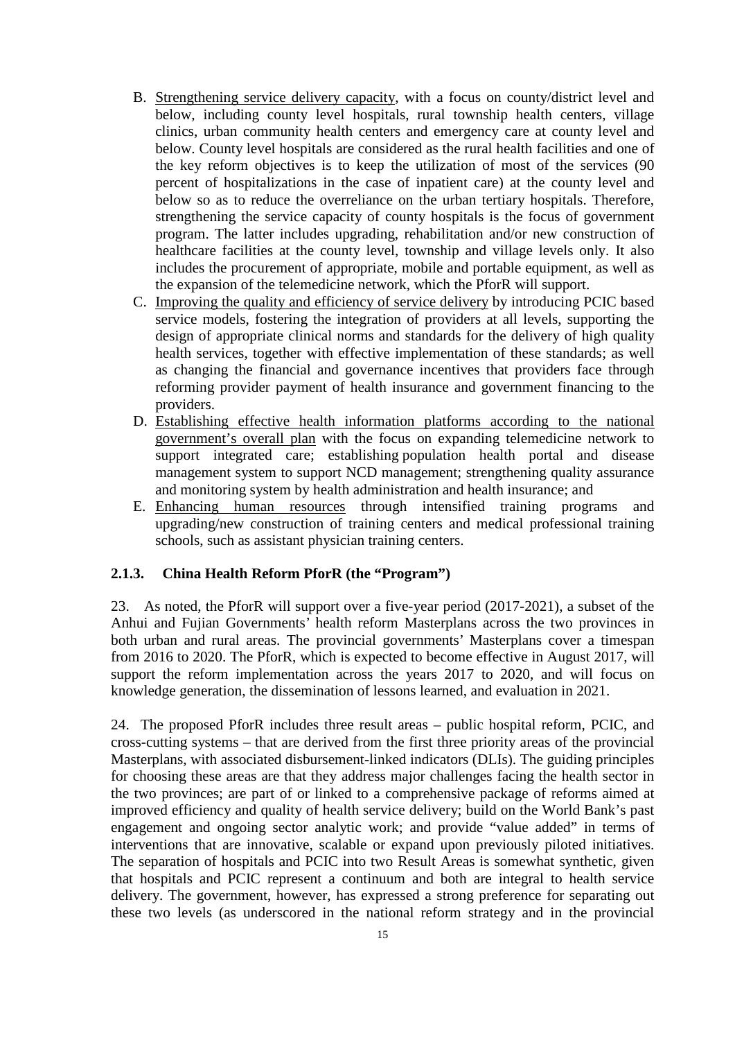B. Strengthening service delivery capacity, with a focus on county/district level and below, including county level hospitals, rural township health centers, village clinics, urban community health centers and emergency care at county level and below. County level hospitals are considered as the rural health facilities and one of the key reform objectives is to keep the utilization of most of the services (90 percent of hospitalizations in the case of inpatient care) at the county level and below so as to reduce the overreliance on the urban tertiary hospitals. Therefore, strengthening the service capacity of county hospitals is the focus of government program. The latter includes upgrading, rehabilitation and/or new construction of healthcare facilities at the county level, township and village levels only. It also includes the procurement of appropriate, mobile and portable equipment, as well as the expansion of the telemedicine network, which the PforR will support.

C. Improving the quality and efficiency of service delivery by introducing PCIC based service models, fostering the integration of providers at all levels, supporting the design of appropriate clinical norms and standards for the delivery of high quality health services, together with effective implementation of these standards; as well as changing the financial and governance incentives that providers face through reforming provider payment of health insurance and government financing to the providers.

D. Establishing effective health information platforms according to the national government's overall plan with the focus on expanding telemedicine network to support integrated care; establishing population health portal and disease management system to support NCD management; strengthening quality assurance and monitoring system by health administration and health insurance; and

E. Enhancing human resources through intensified training programs and upgrading/new construction of training centers and medical professional training schools, such as assistant physician training centers.

### 2.1.3. China Health Reform PforR (the "Program")

23. As noted, the PforR will support over a five-year period (2017-2021), a subset of the Anhui and Fujian Governments' health reform Masterplans across the two provinces in both urban and rural areas. The provincial governments' Masterplans cover a timespan from 2016 to 2020. The PforR, which is expected to become effective in August 2017, will support the reform implementation across the years 2017 to 2020, and will focus on knowledge generation, the dissemination of lessons learned, and evaluation in 2021.

24. The proposed PforR includes three result areas – public hospital reform, PCIC, and cross-cutting systems – that are derived from the first three priority areas of the provincial Masterplans, with associated disbursement-linked indicators (DLIs). The guiding principles for choosing these areas are that they address major challenges facing the health sector in the two provinces; are part of or linked to a comprehensive package of reforms aimed at improved efficiency and quality of health service delivery; build on the World Bank's past engagement and ongoing sector analytic work; and provide "value added" in terms of interventions that are innovative, scalable or expand upon previously piloted initiatives. The separation of hospitals and PCIC into two Result Areas is somewhat synthetic, given that hospitals and PCIC represent a continuum and both are integral to health service delivery. The government, however, has expressed a strong preference for separating out these two levels (as underscored in the national reform strategy and in the provincial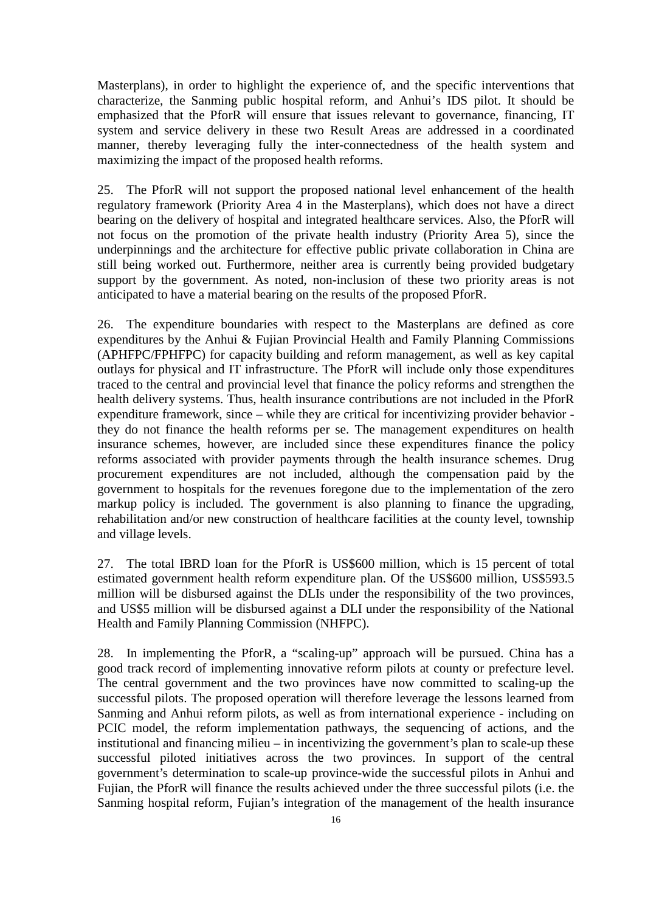Masterplans), in order to highlight the experience of, and the specific interventions that characterize, the Sanming public hospital reform, and Anhui's IDS pilot. It should be emphasized that the PforR will ensure that issues relevant to governance, financing, IT system and service delivery in these two Result Areas are addressed in a coordinated manner, thereby leveraging fully the inter-connectedness of the health system and maximizing the impact of the proposed health reforms.

25. The PforR will not support the proposed national level enhancement of the health regulatory framework (Priority Area 4 in the Masterplans), which does not have a direct bearing on the delivery of hospital and integrated healthcare services. Also, the PforR will not focus on the promotion of the private health industry (Priority Area 5), since the underpinnings and the architecture for effective public private collaboration in China are still being worked out. Furthermore, neither area is currently being provided budgetary support by the government. As noted, non-inclusion of these two priority areas is not anticipated to have a material bearing on the results of the proposed PforR.

26. The expenditure boundaries with respect to the Masterplans are defined as core expenditures by the Anhui & Fujian Provincial Health and Family Planning Commissions (APHFPC/FPHFPC) for capacity building and reform management, as well as key capital outlays for physical and IT infrastructure. The PforR will include only those expenditures traced to the central and provincial level that finance the policy reforms and strengthen the health delivery systems. Thus, health insurance contributions are not included in the PforR expenditure framework, since – while they are critical for incentivizing provider behavior - they do not finance the health reforms per se. The management expenditures on health insurance schemes, however, are included since these expenditures finance the policy reforms associated with provider payments through the health insurance schemes. Drug procurement expenditures are not included, although the compensation paid by the government to hospitals for the revenues foregone due to the implementation of the zero markup policy is included. The government is also planning to finance the upgrading, rehabilitation and/or new construction of healthcare facilities at the county level, township and village levels.

27. The total IBRD loan for the PforR is US$600 million, which is 15 percent of total estimated government health reform expenditure plan. Of the US$600 million, US$593.5 million will be disbursed against the DLIs under the responsibility of the two provinces, and US$5 million will be disbursed against a DLI under the responsibility of the National Health and Family Planning Commission (NHFPC).

28. In implementing the PforR, a "scaling-up" approach will be pursued. China has a good track record of implementing innovative reform pilots at county or prefecture level. The central government and the two provinces have now committed to scaling-up the successful pilots. The proposed operation will therefore leverage the lessons learned from Sanming and Anhui reform pilots, as well as from international experience - including on PCIC model, the reform implementation pathways, the sequencing of actions, and the institutional and financing milieu – in incentivizing the government's plan to scale-up these successful piloted initiatives across the two provinces. In support of the central government's determination to scale-up province-wide the successful pilots in Anhui and Fujian, the PforR will finance the results achieved under the three successful pilots (i.e. the Sanming hospital reform, Fujian's integration of the management of the health insurance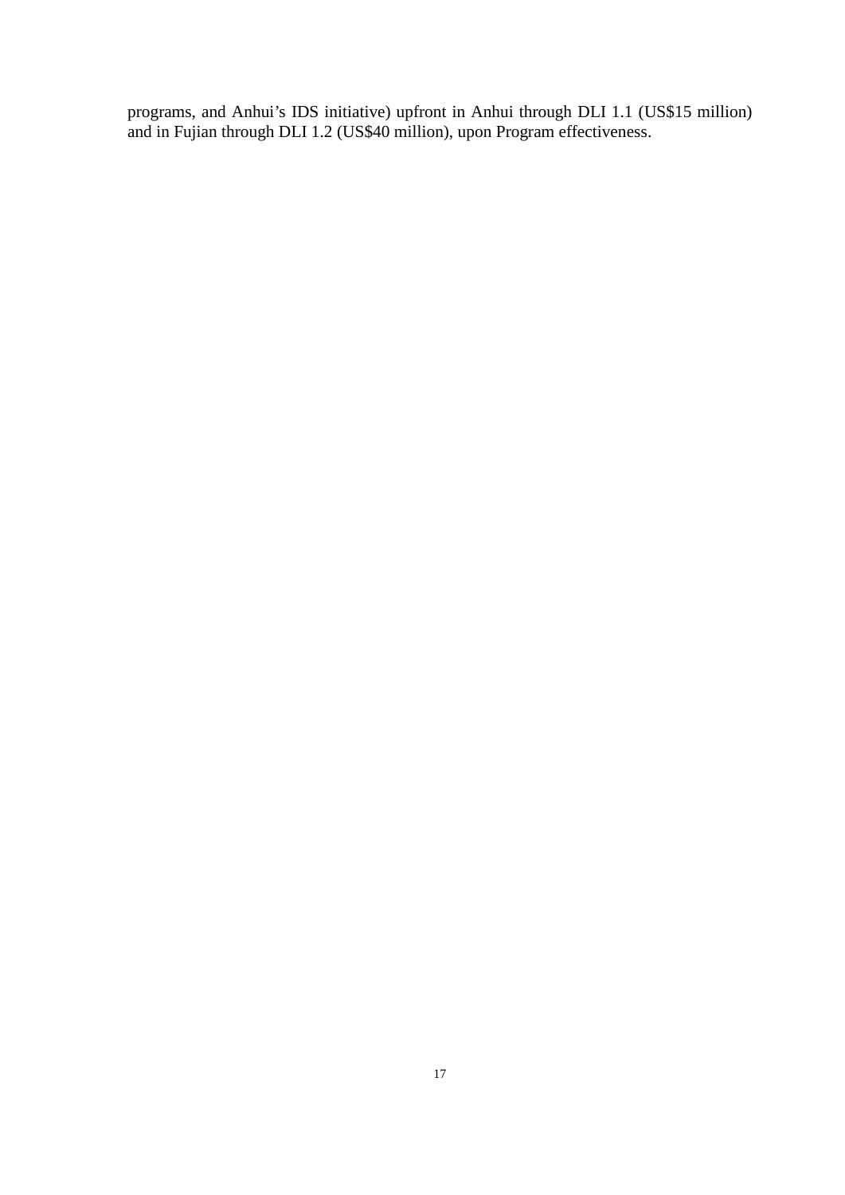programs, and Anhui's IDS initiative) upfront in Anhui through DLI 1.1 (US$15 million) and in Fujian through DLI 1.2 (US$40 million), upon Program effectiveness.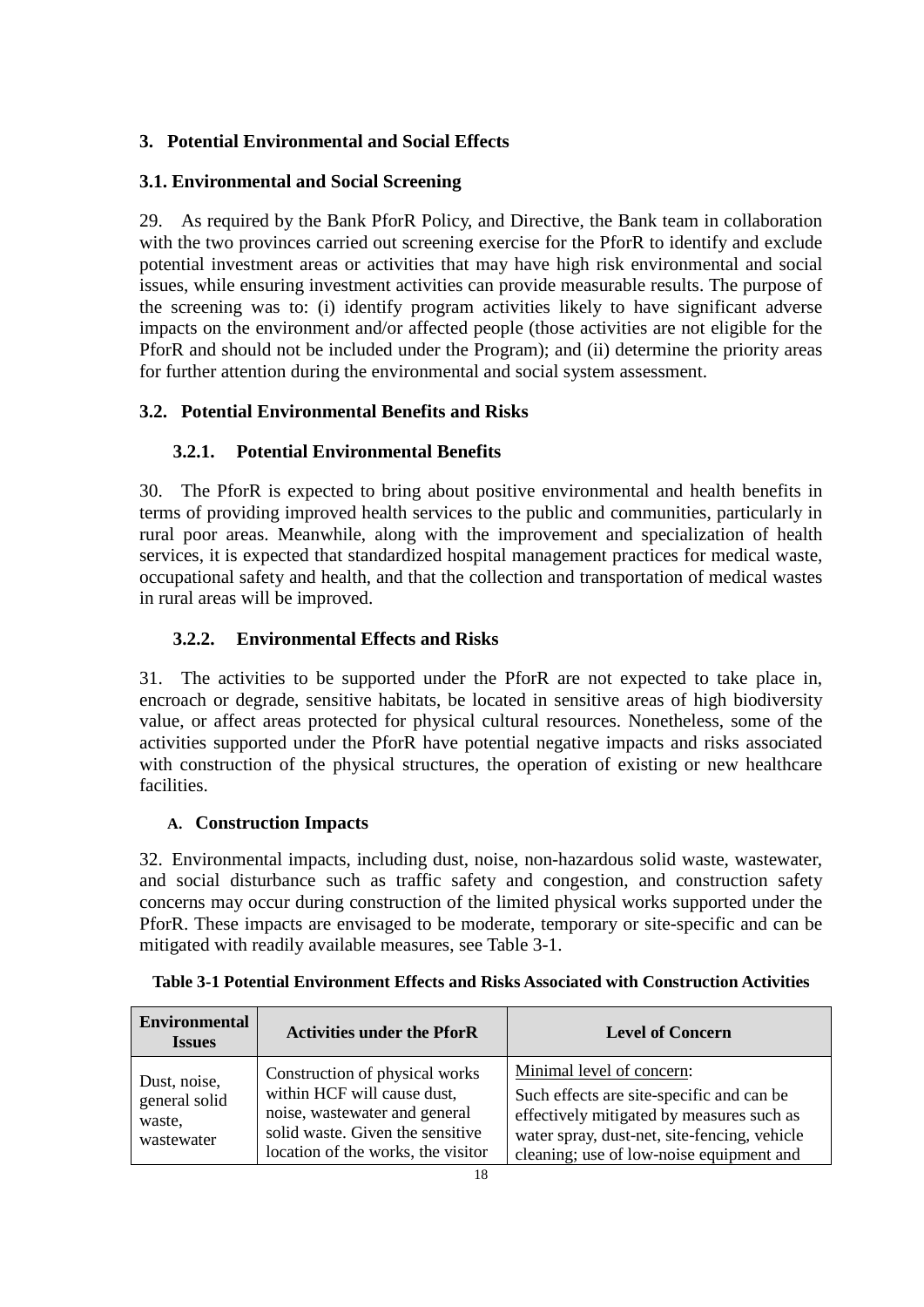## 3. Potential Environmental and Social Effects

### 3.1. Environmental and Social Screening

29. As required by the Bank PforR Policy, and Directive, the Bank team in collaboration with the two provinces carried out screening exercise for the PforR to identify and exclude potential investment areas or activities that may have high risk environmental and social issues, while ensuring investment activities can provide measurable results. The purpose of the screening was to: (i) identify program activities likely to have significant adverse impacts on the environment and/or affected people (those activities are not eligible for the PforR and should not be included under the Program); and (ii) determine the priority areas for further attention during the environmental and social system assessment.

### 3.2. Potential Environmental Benefits and Risks

#### 3.2.1. Potential Environmental Benefits

30. The PforR is expected to bring about positive environmental and health benefits in terms of providing improved health services to the public and communities, particularly in rural poor areas. Meanwhile, along with the improvement and specialization of health services, it is expected that standardized hospital management practices for medical waste, occupational safety and health, and that the collection and transportation of medical wastes in rural areas will be improved.

#### 3.2.2. Environmental Effects and Risks

31. The activities to be supported under the PforR are not expected to take place in, encroach or degrade, sensitive habitats, be located in sensitive areas of high biodiversity value, or affect areas protected for physical cultural resources. Nonetheless, some of the activities supported under the PforR have potential negative impacts and risks associated with construction of the physical structures, the operation of existing or new healthcare facilities.

##### A. Construction Impacts

32. Environmental impacts, including dust, noise, non-hazardous solid waste, wastewater, and social disturbance such as traffic safety and congestion, and construction safety concerns may occur during construction of the limited physical works supported under the PforR. These impacts are envisaged to be moderate, temporary or site-specific and can be mitigated with readily available measures, see Table 3-1.

**Table 3-1 Potential Environment Effects and Risks Associated with Construction Activities**

| Environmental Issues | Activities under the PforR | Level of Concern |
|---|---|---|
| Dust, noise, general solid waste, wastewater | Construction of physical works within HCF will cause dust, noise, wastewater and general solid waste. Given the sensitive location of the works, the visitor | Minimal level of concern: Such effects are site-specific and can be effectively mitigated by measures such as water spray, dust-net, site-fencing, vehicle cleaning; use of low-noise equipment and |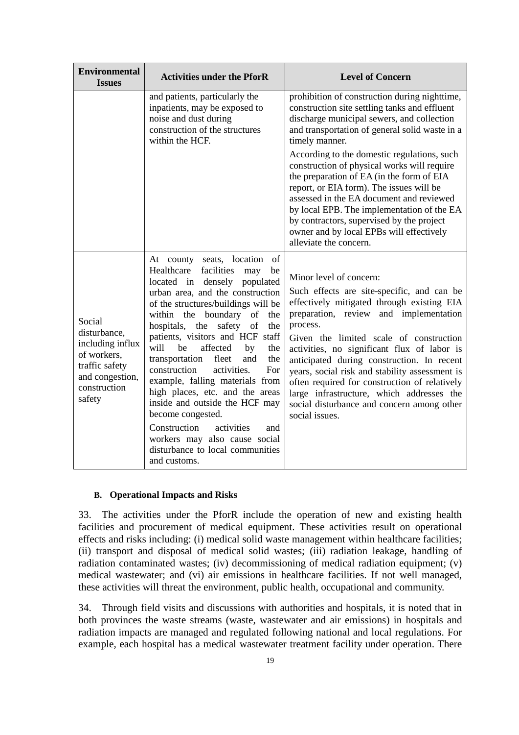| Environmental Issues | Activities under the PforR | Level of Concern |
|---|---|---|
| | and patients, particularly the inpatients, may be exposed to noise and dust during construction of the structures within the HCF. | prohibition of construction during nighttime, construction site settling tanks and effluent discharge municipal sewers, and collection and transportation of general solid waste in a timely manner.<br><br>According to the domestic regulations, such construction of physical works will require the preparation of EA (in the form of EIA report, or EIA form). The issues will be assessed in the EA document and reviewed by local EPB. The implementation of the EA by contractors, supervised by the project owner and by local EPBs will effectively alleviate the concern. |
| Social disturbance, including influx of workers, traffic safety and congestion, construction safety | At county seats, location of Healthcare facilities may be located in densely populated urban area, and the construction of the structures/buildings will be within the boundary of the hospitals, the safety of the patients, visitors and HCF staff will be affected by the transportation fleet and the construction activities. For example, falling materials from high places, etc. and the areas inside and outside the HCF may become congested.<br><br>Construction activities and workers may also cause social disturbance to local communities and customs. | Minor level of concern:<br><br>Such effects are site-specific, and can be effectively mitigated through existing EIA preparation, review and implementation process.<br><br>Given the limited scale of construction activities, no significant flux of labor is anticipated during construction. In recent years, social risk and stability assessment is often required for construction of relatively large infrastructure, which addresses the social disturbance and concern among other social issues. |

### B. Operational Impacts and Risks

33. The activities under the PforR include the operation of new and existing health facilities and procurement of medical equipment. These activities result on operational effects and risks including: (i) medical solid waste management within healthcare facilities; (ii) transport and disposal of medical solid wastes; (iii) radiation leakage, handling of radiation contaminated wastes; (iv) decommissioning of medical radiation equipment; (v) medical wastewater; and (vi) air emissions in healthcare facilities. If not well managed, these activities will threat the environment, public health, occupational and community.

34. Through field visits and discussions with authorities and hospitals, it is noted that in both provinces the waste streams (waste, wastewater and air emissions) in hospitals and radiation impacts are managed and regulated following national and local regulations. For example, each hospital has a medical wastewater treatment facility under operation. There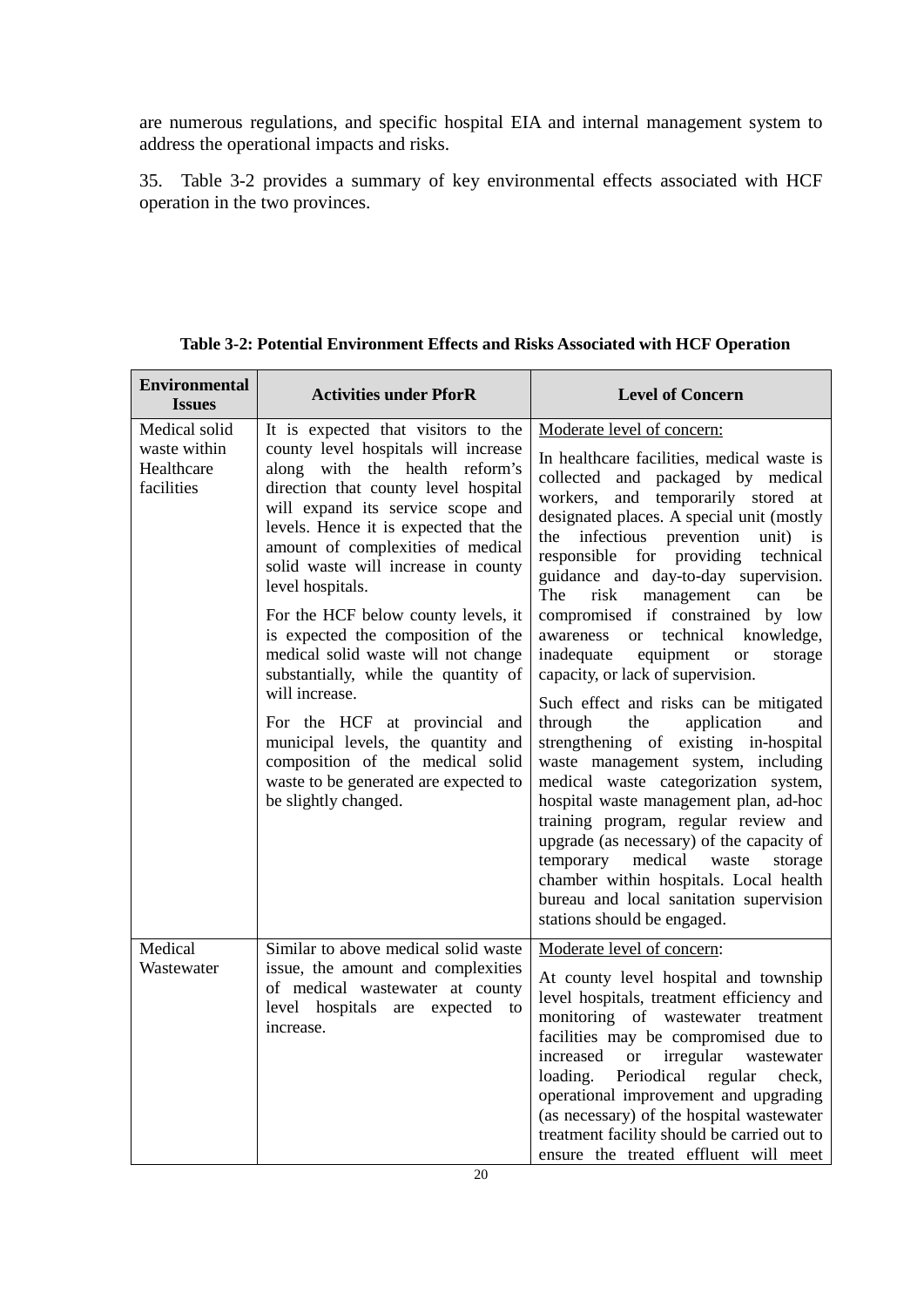are numerous regulations, and specific hospital EIA and internal management system to address the operational impacts and risks.

35. Table 3-2 provides a summary of key environmental effects associated with HCF operation in the two provinces.

**Table 3-2: Potential Environment Effects and Risks Associated with HCF Operation**

| Environmental Issues | Activities under PforR | Level of Concern |
|---|---|---|
| Medical solid waste within Healthcare facilities | It is expected that visitors to the county level hospitals will increase along with the health reform's direction that county level hospital will expand its service scope and levels. Hence it is expected that the amount of complexities of medical solid waste will increase in county level hospitals.<br><br>For the HCF below county levels, it is expected the composition of the medical solid waste will not change substantially, while the quantity of will increase.<br><br>For the HCF at provincial and municipal levels, the quantity and composition of the medical solid waste to be generated are expected to be slightly changed. | Moderate level of concern:<br><br>In healthcare facilities, medical waste is collected and packaged by medical workers, and temporarily stored at designated places. A special unit (mostly the infectious prevention unit) is responsible for providing technical guidance and day-to-day supervision. The risk management can be compromised if constrained by low awareness or technical knowledge, inadequate equipment or storage capacity, or lack of supervision.<br><br>Such effect and risks can be mitigated through the application and strengthening of existing in-hospital waste management system, including medical waste categorization system, hospital waste management plan, ad-hoc training program, regular review and upgrade (as necessary) of the capacity of temporary medical waste storage chamber within hospitals. Local health bureau and local sanitation supervision stations should be engaged. |
| Medical Wastewater | Similar to above medical solid waste issue, the amount and complexities of medical wastewater at county level hospitals are expected to increase. | Moderate level of concern:<br><br>At county level hospital and township level hospitals, treatment efficiency and monitoring of wastewater treatment facilities may be compromised due to increased or irregular wastewater loading. Periodical regular check, operational improvement and upgrading (as necessary) of the hospital wastewater treatment facility should be carried out to ensure the treated effluent will meet |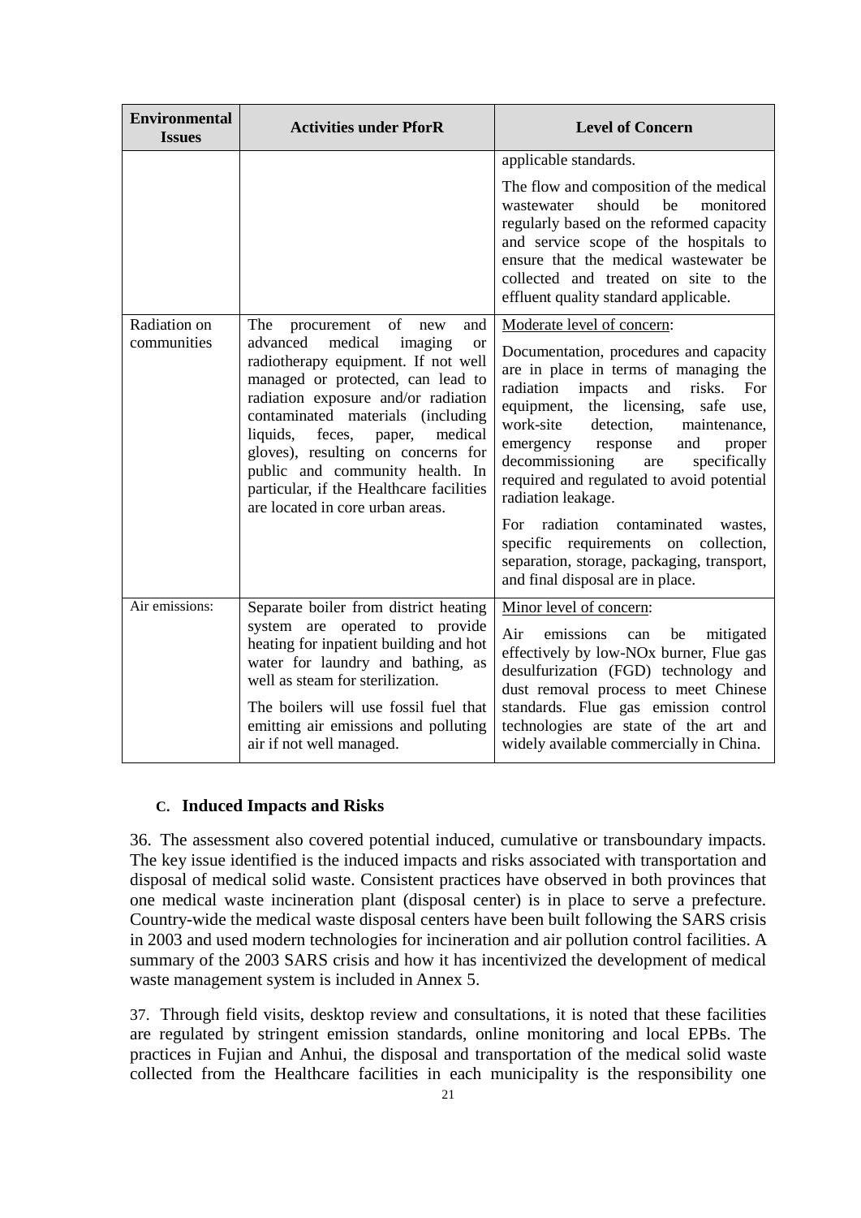| Environmental Issues | Activities under PforR | Level of Concern |
|---|---|---|
| | | applicable standards.<br><br>The flow and composition of the medical wastewater should be monitored regularly based on the reformed capacity and service scope of the hospitals to ensure that the medical wastewater be collected and treated on site to the effluent quality standard applicable. |
| Radiation on communities | The procurement of new and advanced medical imaging or radiotherapy equipment. If not well managed or protected, can lead to radiation exposure and/or radiation contaminated materials (including liquids, feces, paper, medical gloves), resulting on concerns for public and community health. In particular, if the Healthcare facilities are located in core urban areas. | Moderate level of concern:<br><br>Documentation, procedures and capacity are in place in terms of managing the radiation impacts and risks. For equipment, the licensing, safe use, work-site detection, maintenance, emergency response and proper decommissioning are specifically required and regulated to avoid potential radiation leakage.<br><br>For radiation contaminated wastes, specific requirements on collection, separation, storage, packaging, transport, and final disposal are in place. |
| Air emissions: | Separate boiler from district heating system are operated to provide heating for inpatient building and hot water for laundry and bathing, as well as steam for sterilization.<br><br>The boilers will use fossil fuel that emitting air emissions and polluting air if not well managed. | Minor level of concern:<br><br>Air emissions can be mitigated effectively by low-NOx burner, Flue gas desulfurization (FGD) technology and dust removal process to meet Chinese standards. Flue gas emission control technologies are state of the art and widely available commercially in China. |

### C. Induced Impacts and Risks

36. The assessment also covered potential induced, cumulative or transboundary impacts. The key issue identified is the induced impacts and risks associated with transportation and disposal of medical solid waste. Consistent practices have observed in both provinces that one medical waste incineration plant (disposal center) is in place to serve a prefecture. Country-wide the medical waste disposal centers have been built following the SARS crisis in 2003 and used modern technologies for incineration and air pollution control facilities. A summary of the 2003 SARS crisis and how it has incentivized the development of medical waste management system is included in Annex 5.

37. Through field visits, desktop review and consultations, it is noted that these facilities are regulated by stringent emission standards, online monitoring and local EPBs. The practices in Fujian and Anhui, the disposal and transportation of the medical solid waste collected from the Healthcare facilities in each municipality is the responsibility one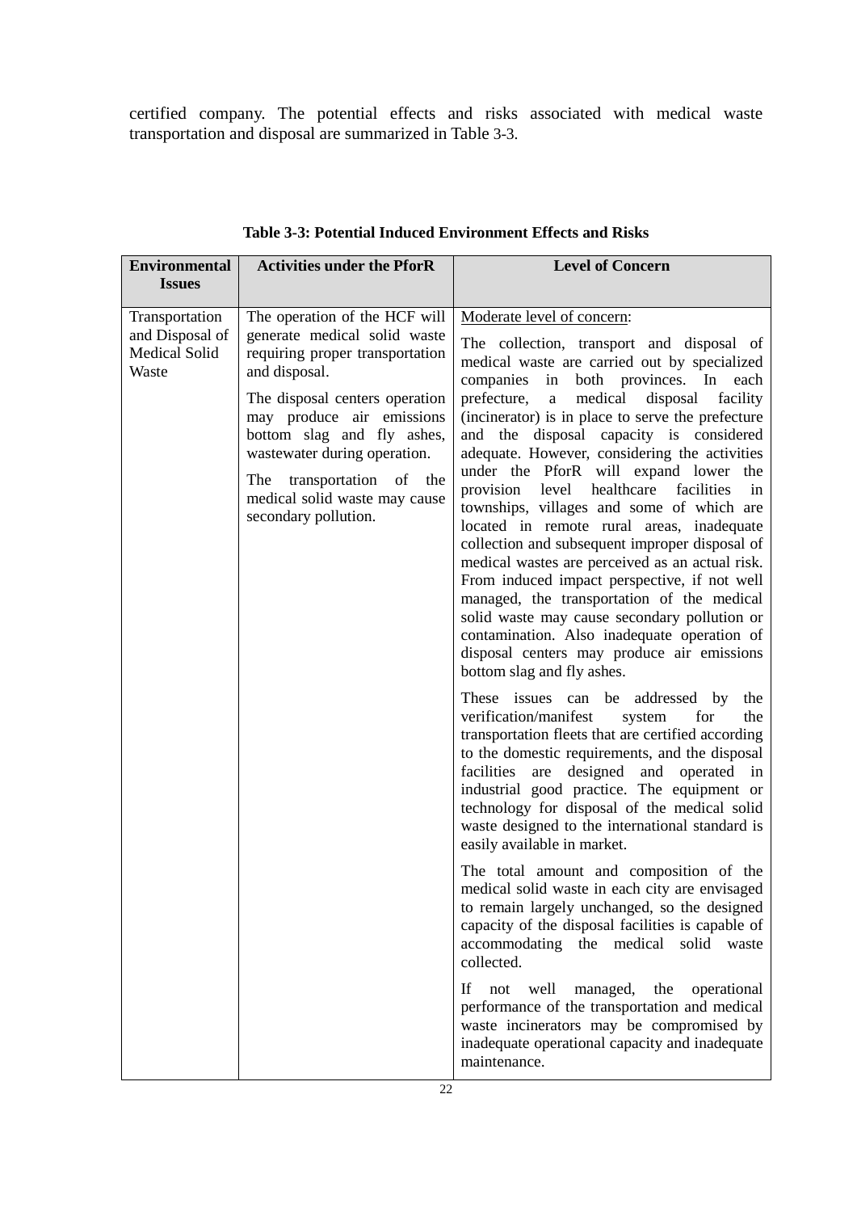certified company. The potential effects and risks associated with medical waste transportation and disposal are summarized in Table 3-3.

**Table 3-3: Potential Induced Environment Effects and Risks**

| Environmental Issues | Activities under the PforR | Level of Concern |
|---|---|---|
| Transportation and Disposal of Medical Solid Waste | The operation of the HCF will generate medical solid waste requiring proper transportation and disposal.<br><br>The disposal centers operation may produce air emissions bottom slag and fly ashes, wastewater during operation.<br><br>The transportation of the medical solid waste may cause secondary pollution. | Moderate level of concern:<br><br>The collection, transport and disposal of medical waste are carried out by specialized companies in both provinces. In each prefecture, a medical disposal facility (incinerator) is in place to serve the prefecture and the disposal capacity is considered adequate. However, considering the activities under the PforR will expand lower the provision level healthcare facilities in townships, villages and some of which are located in remote rural areas, inadequate collection and subsequent improper disposal of medical wastes are perceived as an actual risk. From induced impact perspective, if not well managed, the transportation of the medical solid waste may cause secondary pollution or contamination. Also inadequate operation of disposal centers may produce air emissions bottom slag and fly ashes.<br><br>These issues can be addressed by the verification/manifest system for the transportation fleets that are certified according to the domestic requirements, and the disposal facilities are designed and operated in industrial good practice. The equipment or technology for disposal of the medical solid waste designed to the international standard is easily available in market.<br><br>The total amount and composition of the medical solid waste in each city are envisaged to remain largely unchanged, so the designed capacity of the disposal facilities is capable of accommodating the medical solid waste collected.<br><br>If not well managed, the operational performance of the transportation and medical waste incinerators may be compromised by inadequate operational capacity and inadequate maintenance. |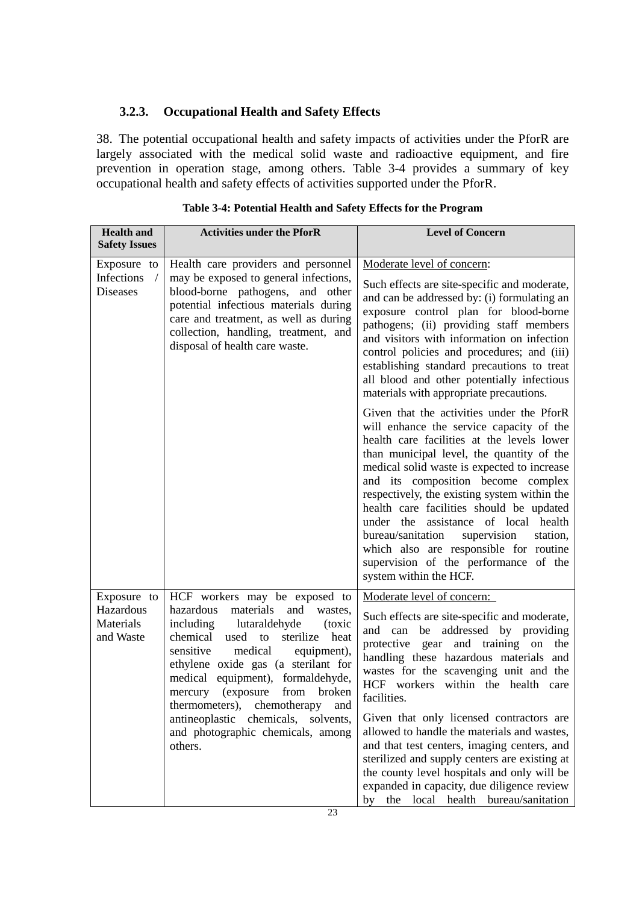### 3.2.3. Occupational Health and Safety Effects

38. The potential occupational health and safety impacts of activities under the PforR are largely associated with the medical solid waste and radioactive equipment, and fire prevention in operation stage, among others. Table 3-4 provides a summary of key occupational health and safety effects of activities supported under the PforR.

**Table 3-4: Potential Health and Safety Effects for the Program**

| Health and Safety Issues | Activities under the PforR | Level of Concern |
|---|---|---|
| Exposure to Infections / Diseases | Health care providers and personnel may be exposed to general infections, blood-borne pathogens, and other potential infectious materials during care and treatment, as well as during collection, handling, treatment, and disposal of health care waste. | Moderate level of concern:<br><br>Such effects are site-specific and moderate, and can be addressed by: (i) formulating an exposure control plan for blood-borne pathogens; (ii) providing staff members and visitors with information on infection control policies and procedures; and (iii) establishing standard precautions to treat all blood and other potentially infectious materials with appropriate precautions.<br><br>Given that the activities under the PforR will enhance the service capacity of the health care facilities at the levels lower than municipal level, the quantity of the medical solid waste is expected to increase and its composition become complex respectively, the existing system within the health care facilities should be updated under the assistance of local health bureau/sanitation supervision station, which also are responsible for routine supervision of the performance of the system within the HCF. |
| Exposure to Hazardous Materials and Waste | HCF workers may be exposed to hazardous materials and wastes, including lutaraldehyde (toxic chemical used to sterilize heat sensitive medical equipment), ethylene oxide gas (a sterilant for medical equipment), formaldehyde, mercury (exposure from broken thermometers), chemotherapy and antineoplastic chemicals, solvents, and photographic chemicals, among others. | Moderate level of concern:<br><br>Such effects are site-specific and moderate, and can be addressed by providing protective gear and training on the handling these hazardous materials and wastes for the scavenging unit and the HCF workers within the health care facilities.<br><br>Given that only licensed contractors are allowed to handle the materials and wastes, and that test centers, imaging centers, and sterilized and supply centers are existing at the county level hospitals and only will be expanded in capacity, due diligence review by the local health bureau/sanitation |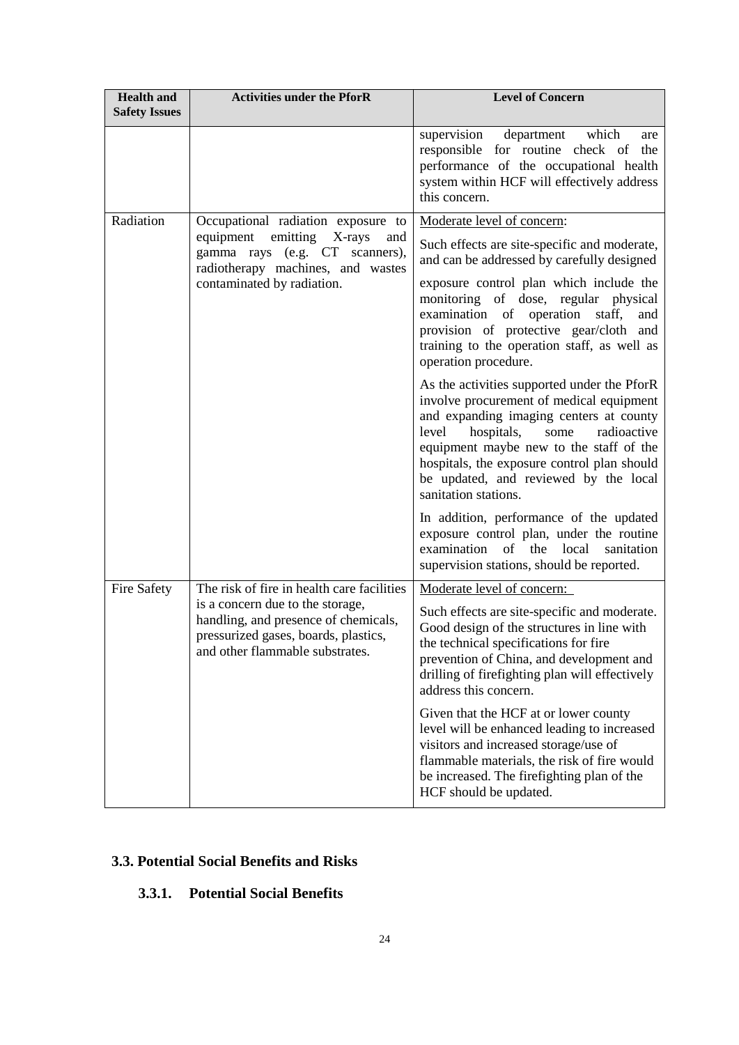| Health and Safety Issues | Activities under the PforR | Level of Concern |
|---|---|---|
| | | supervision department which are responsible for routine check of the performance of the occupational health system within HCF will effectively address this concern. |
| Radiation | Occupational radiation exposure to equipment emitting X-rays and gamma rays (e.g. CT scanners), radiotherapy machines, and wastes contaminated by radiation. | Moderate level of concern:<br><br>Such effects are site-specific and moderate, and can be addressed by carefully designed exposure control plan which include the monitoring of dose, regular physical examination of operation staff, and provision of protective gear/cloth and training to the operation staff, as well as operation procedure.<br><br>As the activities supported under the PforR involve procurement of medical equipment and expanding imaging centers at county level hospitals, some radioactive equipment maybe new to the staff of the hospitals, the exposure control plan should be updated, and reviewed by the local sanitation stations.<br><br>In addition, performance of the updated exposure control plan, under the routine examination of the local sanitation supervision stations, should be reported. |
| Fire Safety | The risk of fire in health care facilities is a concern due to the storage, handling, and presence of chemicals, pressurized gases, boards, plastics, and other flammable substrates. | Moderate level of concern:<br><br>Such effects are site-specific and moderate. Good design of the structures in line with the technical specifications for fire prevention of China, and development and drilling of firefighting plan will effectively address this concern.<br><br>Given that the HCF at or lower county level will be enhanced leading to increased visitors and increased storage/use of flammable materials, the risk of fire would be increased. The firefighting plan of the HCF should be updated. |

## 3.3. Potential Social Benefits and Risks

### 3.3.1. Potential Social Benefits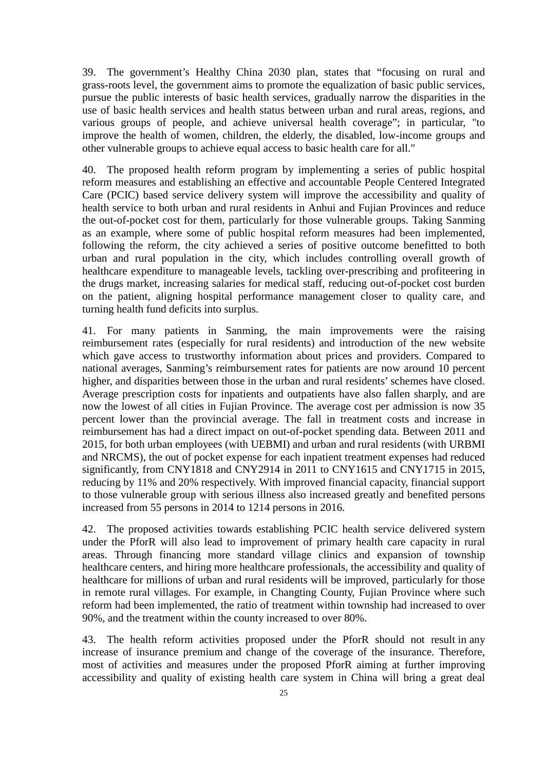39. The government's Healthy China 2030 plan, states that "focusing on rural and grass-roots level, the government aims to promote the equalization of basic public services, pursue the public interests of basic health services, gradually narrow the disparities in the use of basic health services and health status between urban and rural areas, regions, and various groups of people, and achieve universal health coverage"; in particular, "to improve the health of women, children, the elderly, the disabled, low-income groups and other vulnerable groups to achieve equal access to basic health care for all."

40. The proposed health reform program by implementing a series of public hospital reform measures and establishing an effective and accountable People Centered Integrated Care (PCIC) based service delivery system will improve the accessibility and quality of health service to both urban and rural residents in Anhui and Fujian Provinces and reduce the out-of-pocket cost for them, particularly for those vulnerable groups. Taking Sanming as an example, where some of public hospital reform measures had been implemented, following the reform, the city achieved a series of positive outcome benefitted to both urban and rural population in the city, which includes controlling overall growth of healthcare expenditure to manageable levels, tackling over-prescribing and profiteering in the drugs market, increasing salaries for medical staff, reducing out-of-pocket cost burden on the patient, aligning hospital performance management closer to quality care, and turning health fund deficits into surplus.

41. For many patients in Sanming, the main improvements were the raising reimbursement rates (especially for rural residents) and introduction of the new website which gave access to trustworthy information about prices and providers. Compared to national averages, Sanming's reimbursement rates for patients are now around 10 percent higher, and disparities between those in the urban and rural residents' schemes have closed. Average prescription costs for inpatients and outpatients have also fallen sharply, and are now the lowest of all cities in Fujian Province. The average cost per admission is now 35 percent lower than the provincial average. The fall in treatment costs and increase in reimbursement has had a direct impact on out-of-pocket spending data. Between 2011 and 2015, for both urban employees (with UEBMI) and urban and rural residents (with URBMI and NRCMS), the out of pocket expense for each inpatient treatment expenses had reduced significantly, from CNY1818 and CNY2914 in 2011 to CNY1615 and CNY1715 in 2015, reducing by 11% and 20% respectively. With improved financial capacity, financial support to those vulnerable group with serious illness also increased greatly and benefited persons increased from 55 persons in 2014 to 1214 persons in 2016.

42. The proposed activities towards establishing PCIC health service delivered system under the PforR will also lead to improvement of primary health care capacity in rural areas. Through financing more standard village clinics and expansion of township healthcare centers, and hiring more healthcare professionals, the accessibility and quality of healthcare for millions of urban and rural residents will be improved, particularly for those in remote rural villages. For example, in Changting County, Fujian Province where such reform had been implemented, the ratio of treatment within township had increased to over 90%, and the treatment within the county increased to over 80%.

43. The health reform activities proposed under the PforR should not result in any increase of insurance premium and change of the coverage of the insurance. Therefore, most of activities and measures under the proposed PforR aiming at further improving accessibility and quality of existing health care system in China will bring a great deal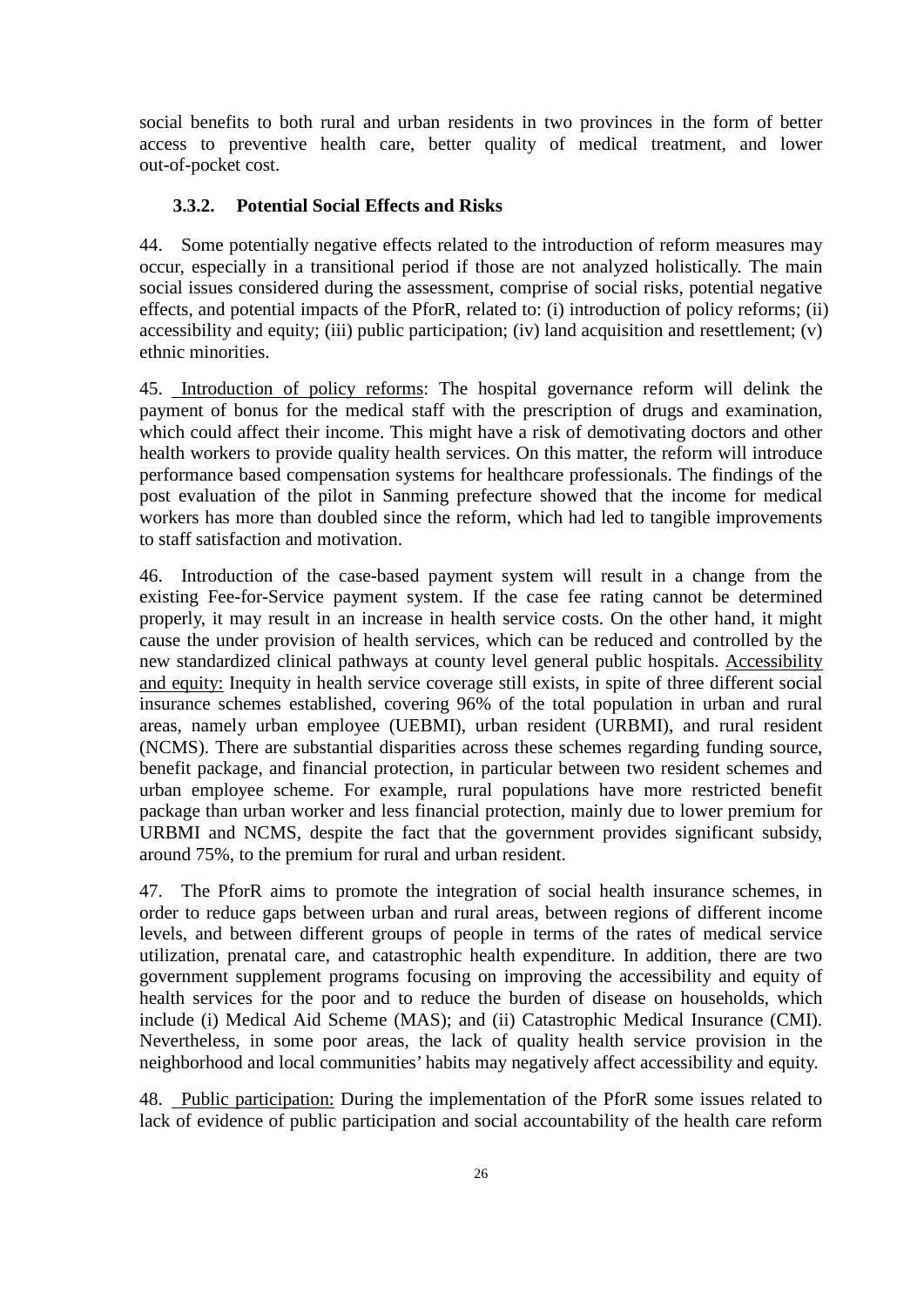social benefits to both rural and urban residents in two provinces in the form of better access to preventive health care, better quality of medical treatment, and lower out-of-pocket cost.

### 3.3.2. Potential Social Effects and Risks

44. Some potentially negative effects related to the introduction of reform measures may occur, especially in a transitional period if those are not analyzed holistically. The main social issues considered during the assessment, comprise of social risks, potential negative effects, and potential impacts of the PforR, related to: (i) introduction of policy reforms; (ii) accessibility and equity; (iii) public participation; (iv) land acquisition and resettlement; (v) ethnic minorities.

45. Introduction of policy reforms: The hospital governance reform will delink the payment of bonus for the medical staff with the prescription of drugs and examination, which could affect their income. This might have a risk of demotivating doctors and other health workers to provide quality health services. On this matter, the reform will introduce performance based compensation systems for healthcare professionals. The findings of the post evaluation of the pilot in Sanming prefecture showed that the income for medical workers has more than doubled since the reform, which had led to tangible improvements to staff satisfaction and motivation.

46. Introduction of the case-based payment system will result in a change from the existing Fee-for-Service payment system. If the case fee rating cannot be determined properly, it may result in an increase in health service costs. On the other hand, it might cause the under provision of health services, which can be reduced and controlled by the new standardized clinical pathways at county level general public hospitals. Accessibility and equity: Inequity in health service coverage still exists, in spite of three different social insurance schemes established, covering 96% of the total population in urban and rural areas, namely urban employee (UEBMI), urban resident (URBMI), and rural resident (NCMS). There are substantial disparities across these schemes regarding funding source, benefit package, and financial protection, in particular between two resident schemes and urban employee scheme. For example, rural populations have more restricted benefit package than urban worker and less financial protection, mainly due to lower premium for URBMI and NCMS, despite the fact that the government provides significant subsidy, around 75%, to the premium for rural and urban resident.

47. The PforR aims to promote the integration of social health insurance schemes, in order to reduce gaps between urban and rural areas, between regions of different income levels, and between different groups of people in terms of the rates of medical service utilization, prenatal care, and catastrophic health expenditure. In addition, there are two government supplement programs focusing on improving the accessibility and equity of health services for the poor and to reduce the burden of disease on households, which include (i) Medical Aid Scheme (MAS); and (ii) Catastrophic Medical Insurance (CMI). Nevertheless, in some poor areas, the lack of quality health service provision in the neighborhood and local communities' habits may negatively affect accessibility and equity.

48. Public participation: During the implementation of the PforR some issues related to lack of evidence of public participation and social accountability of the health care reform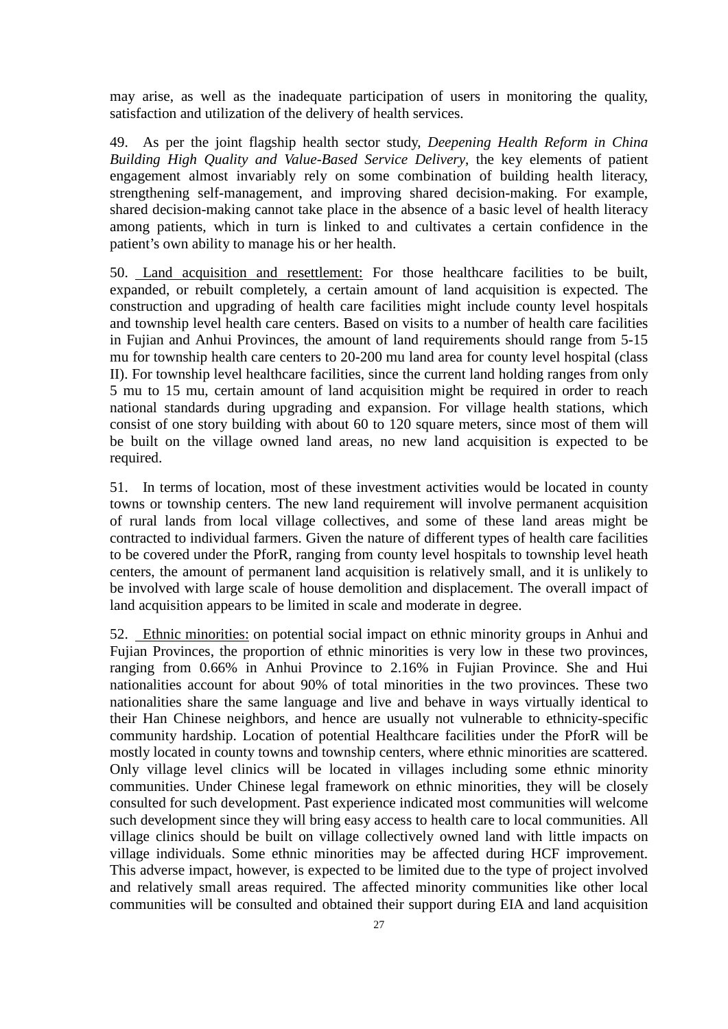may arise, as well as the inadequate participation of users in monitoring the quality, satisfaction and utilization of the delivery of health services.

49. As per the joint flagship health sector study, *Deepening Health Reform in China Building High Quality and Value-Based Service Delivery*, the key elements of patient engagement almost invariably rely on some combination of building health literacy, strengthening self-management, and improving shared decision-making. For example, shared decision-making cannot take place in the absence of a basic level of health literacy among patients, which in turn is linked to and cultivates a certain confidence in the patient's own ability to manage his or her health.

50. Land acquisition and resettlement: For those healthcare facilities to be built, expanded, or rebuilt completely, a certain amount of land acquisition is expected. The construction and upgrading of health care facilities might include county level hospitals and township level health care centers. Based on visits to a number of health care facilities in Fujian and Anhui Provinces, the amount of land requirements should range from 5-15 mu for township health care centers to 20-200 mu land area for county level hospital (class II). For township level healthcare facilities, since the current land holding ranges from only 5 mu to 15 mu, certain amount of land acquisition might be required in order to reach national standards during upgrading and expansion. For village health stations, which consist of one story building with about 60 to 120 square meters, since most of them will be built on the village owned land areas, no new land acquisition is expected to be required.

51. In terms of location, most of these investment activities would be located in county towns or township centers. The new land requirement will involve permanent acquisition of rural lands from local village collectives, and some of these land areas might be contracted to individual farmers. Given the nature of different types of health care facilities to be covered under the PforR, ranging from county level hospitals to township level heath centers, the amount of permanent land acquisition is relatively small, and it is unlikely to be involved with large scale of house demolition and displacement. The overall impact of land acquisition appears to be limited in scale and moderate in degree.

52. Ethnic minorities: on potential social impact on ethnic minority groups in Anhui and Fujian Provinces, the proportion of ethnic minorities is very low in these two provinces, ranging from 0.66% in Anhui Province to 2.16% in Fujian Province. She and Hui nationalities account for about 90% of total minorities in the two provinces. These two nationalities share the same language and live and behave in ways virtually identical to their Han Chinese neighbors, and hence are usually not vulnerable to ethnicity-specific community hardship. Location of potential Healthcare facilities under the PforR will be mostly located in county towns and township centers, where ethnic minorities are scattered. Only village level clinics will be located in villages including some ethnic minority communities. Under Chinese legal framework on ethnic minorities, they will be closely consulted for such development. Past experience indicated most communities will welcome such development since they will bring easy access to health care to local communities. All village clinics should be built on village collectively owned land with little impacts on village individuals. Some ethnic minorities may be affected during HCF improvement. This adverse impact, however, is expected to be limited due to the type of project involved and relatively small areas required. The affected minority communities like other local communities will be consulted and obtained their support during EIA and land acquisition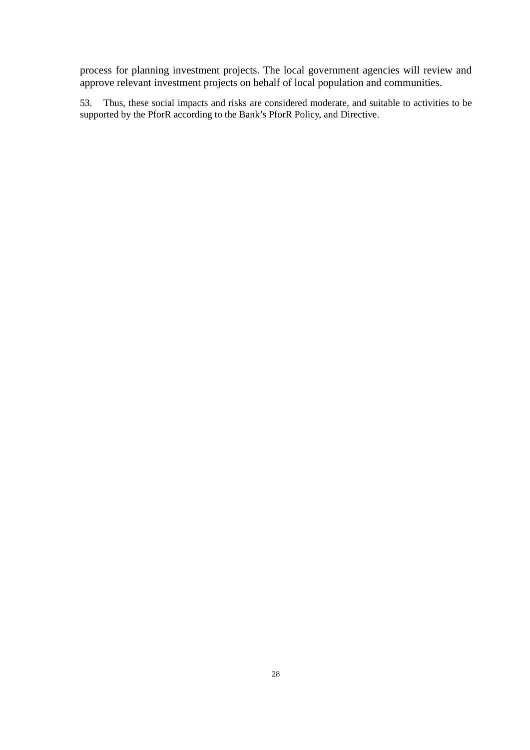process for planning investment projects. The local government agencies will review and approve relevant investment projects on behalf of local population and communities.

53. Thus, these social impacts and risks are considered moderate, and suitable to activities to be supported by the PforR according to the Bank's PforR Policy, and Directive.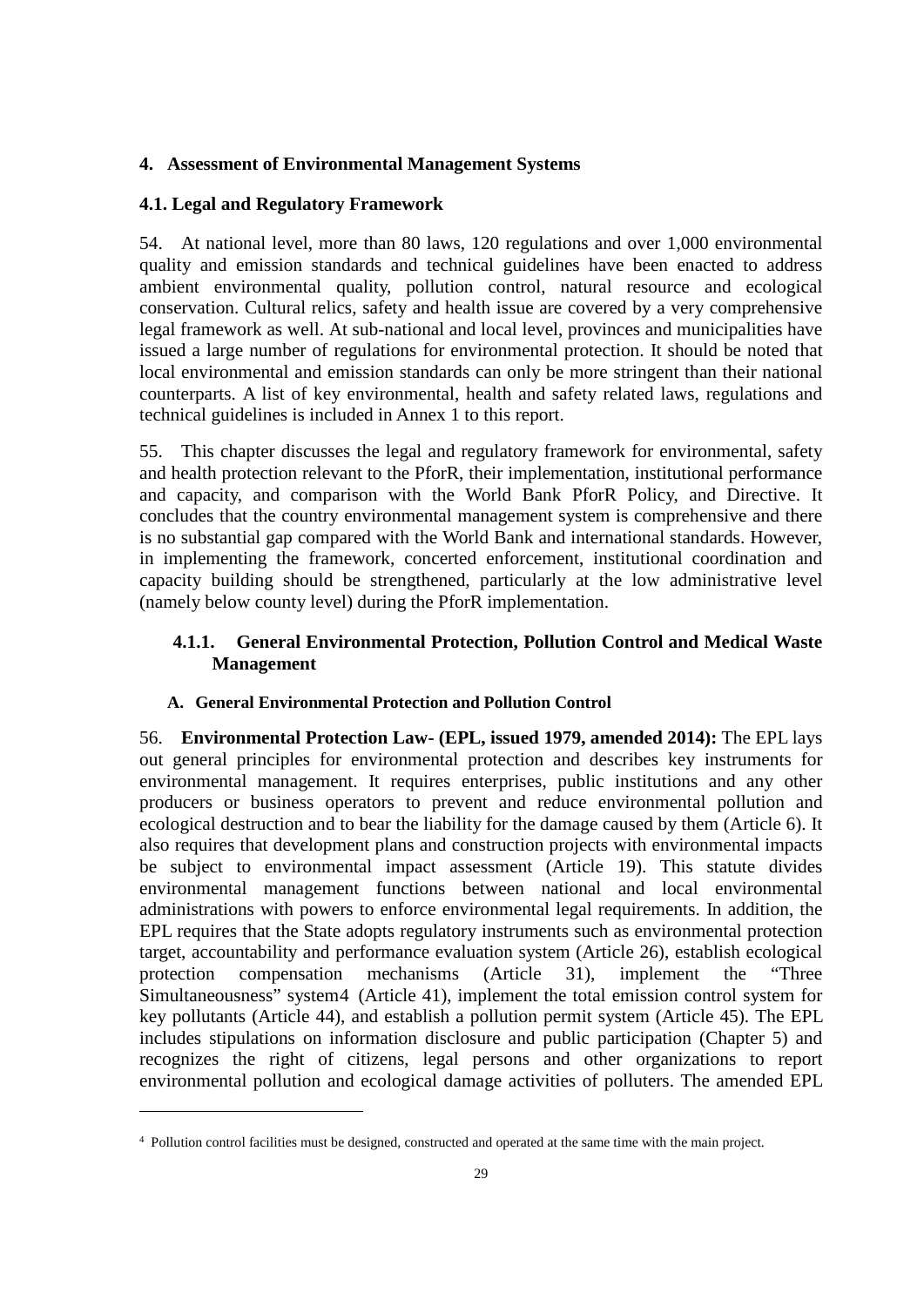## 4. Assessment of Environmental Management Systems

### 4.1. Legal and Regulatory Framework

54. At national level, more than 80 laws, 120 regulations and over 1,000 environmental quality and emission standards and technical guidelines have been enacted to address ambient environmental quality, pollution control, natural resource and ecological conservation. Cultural relics, safety and health issue are covered by a very comprehensive legal framework as well. At sub-national and local level, provinces and municipalities have issued a large number of regulations for environmental protection. It should be noted that local environmental and emission standards can only be more stringent than their national counterparts. A list of key environmental, health and safety related laws, regulations and technical guidelines is included in Annex 1 to this report.

55. This chapter discusses the legal and regulatory framework for environmental, safety and health protection relevant to the PforR, their implementation, institutional performance and capacity, and comparison with the World Bank PforR Policy, and Directive. It concludes that the country environmental management system is comprehensive and there is no substantial gap compared with the World Bank and international standards. However, in implementing the framework, concerted enforcement, institutional coordination and capacity building should be strengthened, particularly at the low administrative level (namely below county level) during the PforR implementation.

#### 4.1.1. General Environmental Protection, Pollution Control and Medical Waste Management

**A. General Environmental Protection and Pollution Control**

56. **Environmental Protection Law- (EPL, issued 1979, amended 2014):** The EPL lays out general principles for environmental protection and describes key instruments for environmental management. It requires enterprises, public institutions and any other producers or business operators to prevent and reduce environmental pollution and ecological destruction and to bear the liability for the damage caused by them (Article 6). It also requires that development plans and construction projects with environmental impacts be subject to environmental impact assessment (Article 19). This statute divides environmental management functions between national and local environmental administrations with powers to enforce environmental legal requirements. In addition, the EPL requires that the State adopts regulatory instruments such as environmental protection target, accountability and performance evaluation system (Article 26), establish ecological protection compensation mechanisms (Article 31), implement the "Three Simultaneousness" system[4] (Article 41), implement the total emission control system for key pollutants (Article 44), and establish a pollution permit system (Article 45). The EPL includes stipulations on information disclosure and public participation (Chapter 5) and recognizes the right of citizens, legal persons and other organizations to report environmental pollution and ecological damage activities of polluters. The amended EPL

[4] Pollution control facilities must be designed, constructed and operated at the same time with the main project.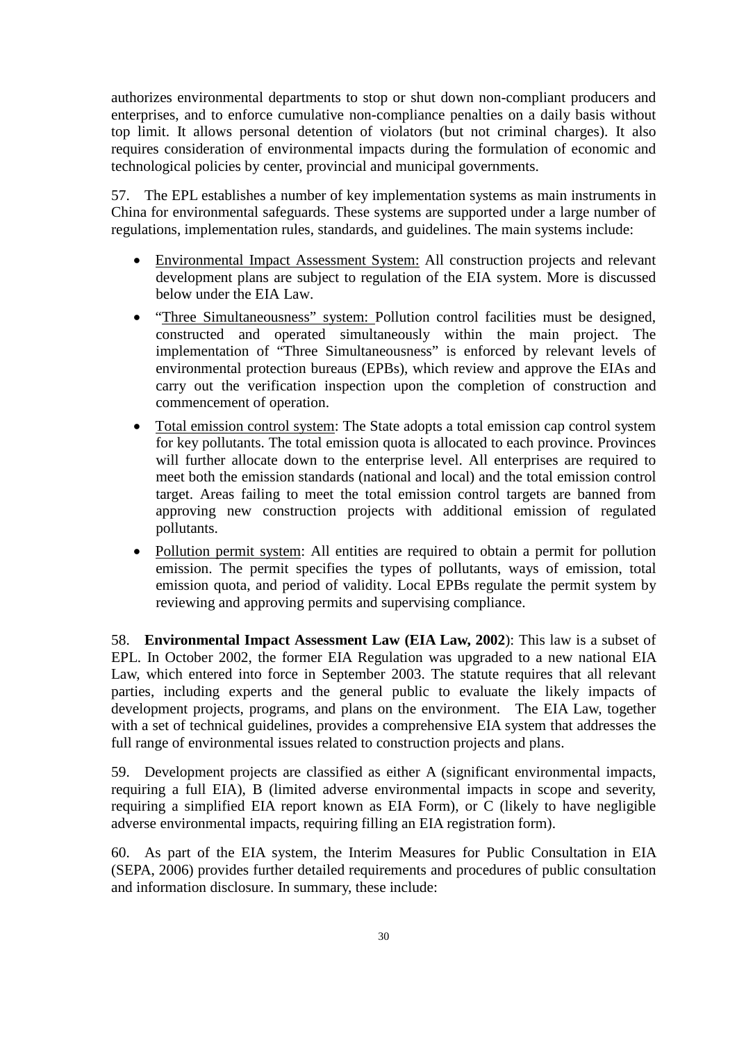authorizes environmental departments to stop or shut down non-compliant producers and enterprises, and to enforce cumulative non-compliance penalties on a daily basis without top limit. It allows personal detention of violators (but not criminal charges). It also requires consideration of environmental impacts during the formulation of economic and technological policies by center, provincial and municipal governments.

57. The EPL establishes a number of key implementation systems as main instruments in China for environmental safeguards. These systems are supported under a large number of regulations, implementation rules, standards, and guidelines. The main systems include:

- Environmental Impact Assessment System: All construction projects and relevant development plans are subject to regulation of the EIA system. More is discussed below under the EIA Law.
- "Three Simultaneousness" system: Pollution control facilities must be designed, constructed and operated simultaneously within the main project. The implementation of "Three Simultaneousness" is enforced by relevant levels of environmental protection bureaus (EPBs), which review and approve the EIAs and carry out the verification inspection upon the completion of construction and commencement of operation.
- Total emission control system: The State adopts a total emission cap control system for key pollutants. The total emission quota is allocated to each province. Provinces will further allocate down to the enterprise level. All enterprises are required to meet both the emission standards (national and local) and the total emission control target. Areas failing to meet the total emission control targets are banned from approving new construction projects with additional emission of regulated pollutants.
- Pollution permit system: All entities are required to obtain a permit for pollution emission. The permit specifies the types of pollutants, ways of emission, total emission quota, and period of validity. Local EPBs regulate the permit system by reviewing and approving permits and supervising compliance.

58. **Environmental Impact Assessment Law (EIA Law, 2002**): This law is a subset of EPL. In October 2002, the former EIA Regulation was upgraded to a new national EIA Law, which entered into force in September 2003. The statute requires that all relevant parties, including experts and the general public to evaluate the likely impacts of development projects, programs, and plans on the environment. The EIA Law, together with a set of technical guidelines, provides a comprehensive EIA system that addresses the full range of environmental issues related to construction projects and plans.

59. Development projects are classified as either A (significant environmental impacts, requiring a full EIA), B (limited adverse environmental impacts in scope and severity, requiring a simplified EIA report known as EIA Form), or C (likely to have negligible adverse environmental impacts, requiring filling an EIA registration form).

60. As part of the EIA system, the Interim Measures for Public Consultation in EIA (SEPA, 2006) provides further detailed requirements and procedures of public consultation and information disclosure. In summary, these include: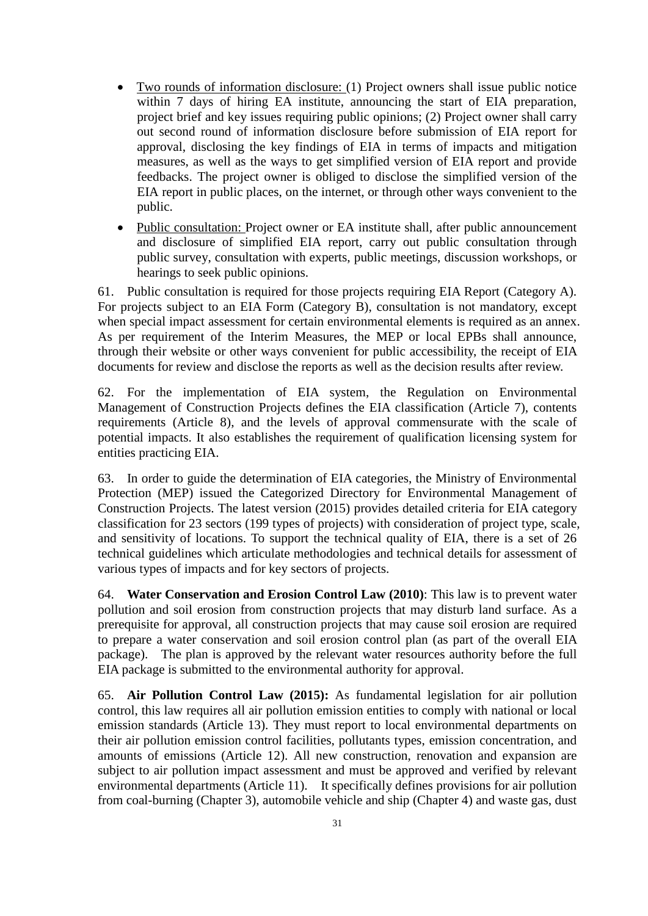- Two rounds of information disclosure: (1) Project owners shall issue public notice within 7 days of hiring EA institute, announcing the start of EIA preparation, project brief and key issues requiring public opinions; (2) Project owner shall carry out second round of information disclosure before submission of EIA report for approval, disclosing the key findings of EIA in terms of impacts and mitigation measures, as well as the ways to get simplified version of EIA report and provide feedbacks. The project owner is obliged to disclose the simplified version of the EIA report in public places, on the internet, or through other ways convenient to the public.
- Public consultation: Project owner or EA institute shall, after public announcement and disclosure of simplified EIA report, carry out public consultation through public survey, consultation with experts, public meetings, discussion workshops, or hearings to seek public opinions.

61. Public consultation is required for those projects requiring EIA Report (Category A). For projects subject to an EIA Form (Category B), consultation is not mandatory, except when special impact assessment for certain environmental elements is required as an annex. As per requirement of the Interim Measures, the MEP or local EPBs shall announce, through their website or other ways convenient for public accessibility, the receipt of EIA documents for review and disclose the reports as well as the decision results after review.

62. For the implementation of EIA system, the Regulation on Environmental Management of Construction Projects defines the EIA classification (Article 7), contents requirements (Article 8), and the levels of approval commensurate with the scale of potential impacts. It also establishes the requirement of qualification licensing system for entities practicing EIA.

63. In order to guide the determination of EIA categories, the Ministry of Environmental Protection (MEP) issued the Categorized Directory for Environmental Management of Construction Projects. The latest version (2015) provides detailed criteria for EIA category classification for 23 sectors (199 types of projects) with consideration of project type, scale, and sensitivity of locations. To support the technical quality of EIA, there is a set of 26 technical guidelines which articulate methodologies and technical details for assessment of various types of impacts and for key sectors of projects.

64. **Water Conservation and Erosion Control Law (2010)**: This law is to prevent water pollution and soil erosion from construction projects that may disturb land surface. As a prerequisite for approval, all construction projects that may cause soil erosion are required to prepare a water conservation and soil erosion control plan (as part of the overall EIA package). The plan is approved by the relevant water resources authority before the full EIA package is submitted to the environmental authority for approval.

65. **Air Pollution Control Law (2015):** As fundamental legislation for air pollution control, this law requires all air pollution emission entities to comply with national or local emission standards (Article 13). They must report to local environmental departments on their air pollution emission control facilities, pollutants types, emission concentration, and amounts of emissions (Article 12). All new construction, renovation and expansion are subject to air pollution impact assessment and must be approved and verified by relevant environmental departments (Article 11). It specifically defines provisions for air pollution from coal-burning (Chapter 3), automobile vehicle and ship (Chapter 4) and waste gas, dust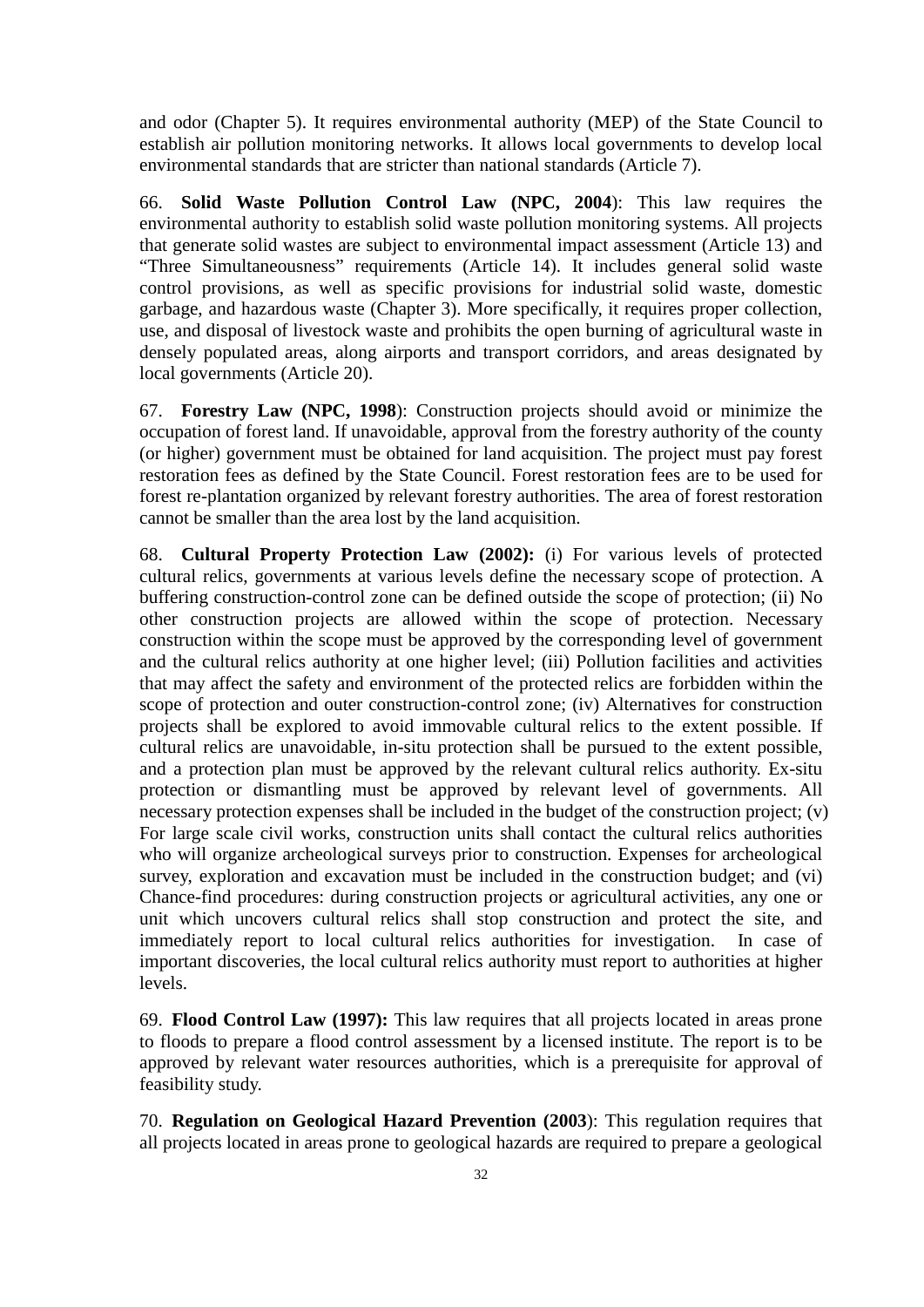and odor (Chapter 5). It requires environmental authority (MEP) of the State Council to establish air pollution monitoring networks. It allows local governments to develop local environmental standards that are stricter than national standards (Article 7).

66. **Solid Waste Pollution Control Law (NPC, 2004)**: This law requires the environmental authority to establish solid waste pollution monitoring systems. All projects that generate solid wastes are subject to environmental impact assessment (Article 13) and "Three Simultaneousness" requirements (Article 14). It includes general solid waste control provisions, as well as specific provisions for industrial solid waste, domestic garbage, and hazardous waste (Chapter 3). More specifically, it requires proper collection, use, and disposal of livestock waste and prohibits the open burning of agricultural waste in densely populated areas, along airports and transport corridors, and areas designated by local governments (Article 20).

67. **Forestry Law (NPC, 1998)**: Construction projects should avoid or minimize the occupation of forest land. If unavoidable, approval from the forestry authority of the county (or higher) government must be obtained for land acquisition. The project must pay forest restoration fees as defined by the State Council. Forest restoration fees are to be used for forest re-plantation organized by relevant forestry authorities. The area of forest restoration cannot be smaller than the area lost by the land acquisition.

68. **Cultural Property Protection Law (2002):** (i) For various levels of protected cultural relics, governments at various levels define the necessary scope of protection. A buffering construction-control zone can be defined outside the scope of protection; (ii) No other construction projects are allowed within the scope of protection. Necessary construction within the scope must be approved by the corresponding level of government and the cultural relics authority at one higher level; (iii) Pollution facilities and activities that may affect the safety and environment of the protected relics are forbidden within the scope of protection and outer construction-control zone; (iv) Alternatives for construction projects shall be explored to avoid immovable cultural relics to the extent possible. If cultural relics are unavoidable, in-situ protection shall be pursued to the extent possible, and a protection plan must be approved by the relevant cultural relics authority. Ex-situ protection or dismantling must be approved by relevant level of governments. All necessary protection expenses shall be included in the budget of the construction project; (v) For large scale civil works, construction units shall contact the cultural relics authorities who will organize archeological surveys prior to construction. Expenses for archeological survey, exploration and excavation must be included in the construction budget; and (vi) Chance-find procedures: during construction projects or agricultural activities, any one or unit which uncovers cultural relics shall stop construction and protect the site, and immediately report to local cultural relics authorities for investigation. In case of important discoveries, the local cultural relics authority must report to authorities at higher levels.

69. **Flood Control Law (1997):** This law requires that all projects located in areas prone to floods to prepare a flood control assessment by a licensed institute. The report is to be approved by relevant water resources authorities, which is a prerequisite for approval of feasibility study.

70. **Regulation on Geological Hazard Prevention (2003)**: This regulation requires that all projects located in areas prone to geological hazards are required to prepare a geological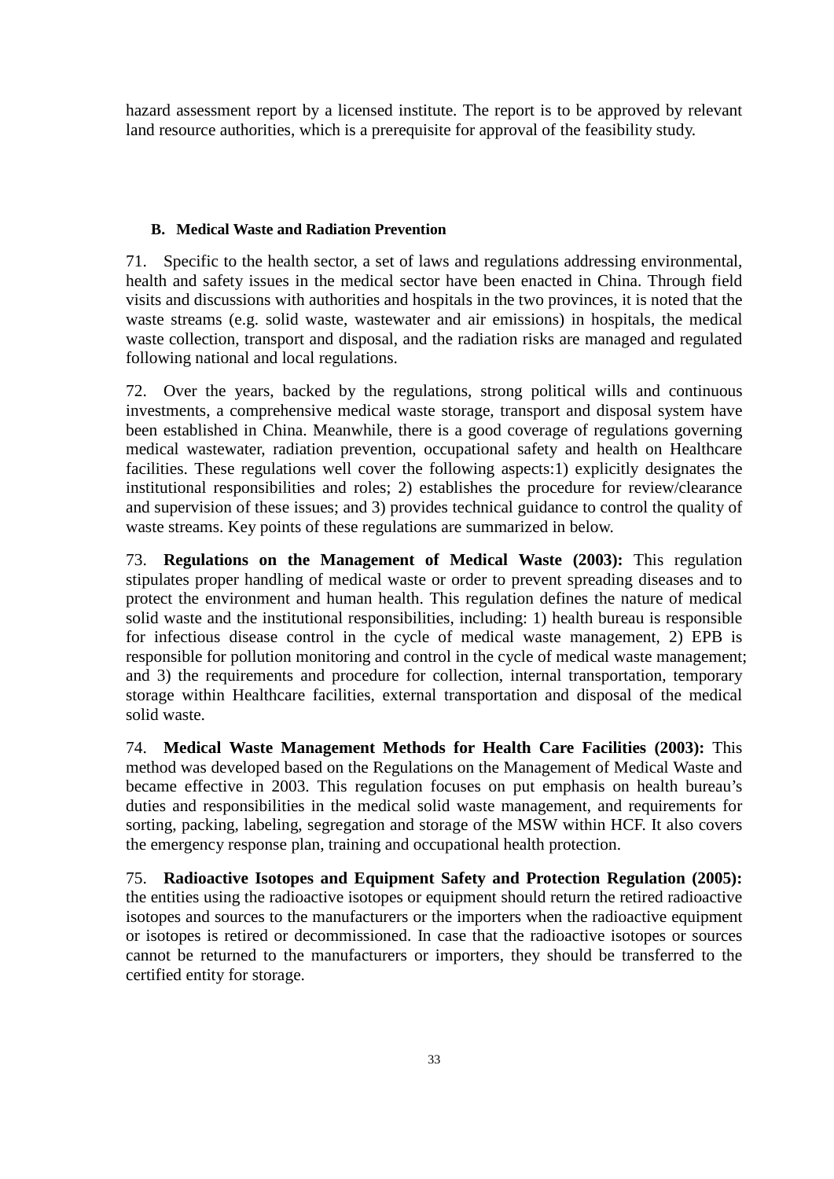hazard assessment report by a licensed institute. The report is to be approved by relevant land resource authorities, which is a prerequisite for approval of the feasibility study.

### B. Medical Waste and Radiation Prevention

71. Specific to the health sector, a set of laws and regulations addressing environmental, health and safety issues in the medical sector have been enacted in China. Through field visits and discussions with authorities and hospitals in the two provinces, it is noted that the waste streams (e.g. solid waste, wastewater and air emissions) in hospitals, the medical waste collection, transport and disposal, and the radiation risks are managed and regulated following national and local regulations.

72. Over the years, backed by the regulations, strong political wills and continuous investments, a comprehensive medical waste storage, transport and disposal system have been established in China. Meanwhile, there is a good coverage of regulations governing medical wastewater, radiation prevention, occupational safety and health on Healthcare facilities. These regulations well cover the following aspects:1) explicitly designates the institutional responsibilities and roles; 2) establishes the procedure for review/clearance and supervision of these issues; and 3) provides technical guidance to control the quality of waste streams. Key points of these regulations are summarized in below.

73. **Regulations on the Management of Medical Waste (2003):** This regulation stipulates proper handling of medical waste or order to prevent spreading diseases and to protect the environment and human health. This regulation defines the nature of medical solid waste and the institutional responsibilities, including: 1) health bureau is responsible for infectious disease control in the cycle of medical waste management, 2) EPB is responsible for pollution monitoring and control in the cycle of medical waste management; and 3) the requirements and procedure for collection, internal transportation, temporary storage within Healthcare facilities, external transportation and disposal of the medical solid waste.

74. **Medical Waste Management Methods for Health Care Facilities (2003):** This method was developed based on the Regulations on the Management of Medical Waste and became effective in 2003. This regulation focuses on put emphasis on health bureau's duties and responsibilities in the medical solid waste management, and requirements for sorting, packing, labeling, segregation and storage of the MSW within HCF. It also covers the emergency response plan, training and occupational health protection.

75. **Radioactive Isotopes and Equipment Safety and Protection Regulation (2005):** the entities using the radioactive isotopes or equipment should return the retired radioactive isotopes and sources to the manufacturers or the importers when the radioactive equipment or isotopes is retired or decommissioned. In case that the radioactive isotopes or sources cannot be returned to the manufacturers or importers, they should be transferred to the certified entity for storage.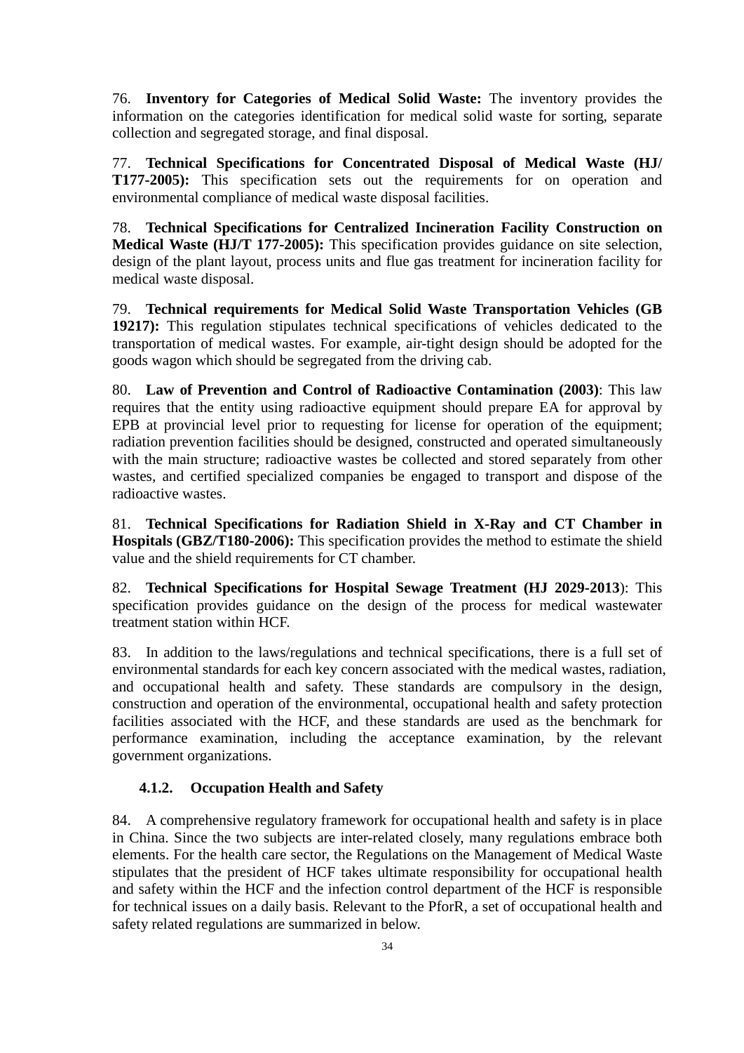76. **Inventory for Categories of Medical Solid Waste:** The inventory provides the information on the categories identification for medical solid waste for sorting, separate collection and segregated storage, and final disposal.

77. **Technical Specifications for Concentrated Disposal of Medical Waste (HJ/ T177-2005):** This specification sets out the requirements for on operation and environmental compliance of medical waste disposal facilities.

78. **Technical Specifications for Centralized Incineration Facility Construction on Medical Waste (HJ/T 177-2005):** This specification provides guidance on site selection, design of the plant layout, process units and flue gas treatment for incineration facility for medical waste disposal.

79. **Technical requirements for Medical Solid Waste Transportation Vehicles (GB 19217):** This regulation stipulates technical specifications of vehicles dedicated to the transportation of medical wastes. For example, air-tight design should be adopted for the goods wagon which should be segregated from the driving cab.

80. **Law of Prevention and Control of Radioactive Contamination (2003)**: This law requires that the entity using radioactive equipment should prepare EA for approval by EPB at provincial level prior to requesting for license for operation of the equipment; radiation prevention facilities should be designed, constructed and operated simultaneously with the main structure; radioactive wastes be collected and stored separately from other wastes, and certified specialized companies be engaged to transport and dispose of the radioactive wastes.

81. **Technical Specifications for Radiation Shield in X-Ray and CT Chamber in Hospitals (GBZ/T180-2006):** This specification provides the method to estimate the shield value and the shield requirements for CT chamber.

82. **Technical Specifications for Hospital Sewage Treatment (HJ 2029-2013**): This specification provides guidance on the design of the process for medical wastewater treatment station within HCF.

83. In addition to the laws/regulations and technical specifications, there is a full set of environmental standards for each key concern associated with the medical wastes, radiation, and occupational health and safety. These standards are compulsory in the design, construction and operation of the environmental, occupational health and safety protection facilities associated with the HCF, and these standards are used as the benchmark for performance examination, including the acceptance examination, by the relevant government organizations.

### 4.1.2. Occupation Health and Safety

84. A comprehensive regulatory framework for occupational health and safety is in place in China. Since the two subjects are inter-related closely, many regulations embrace both elements. For the health care sector, the Regulations on the Management of Medical Waste stipulates that the president of HCF takes ultimate responsibility for occupational health and safety within the HCF and the infection control department of the HCF is responsible for technical issues on a daily basis. Relevant to the PforR, a set of occupational health and safety related regulations are summarized in below.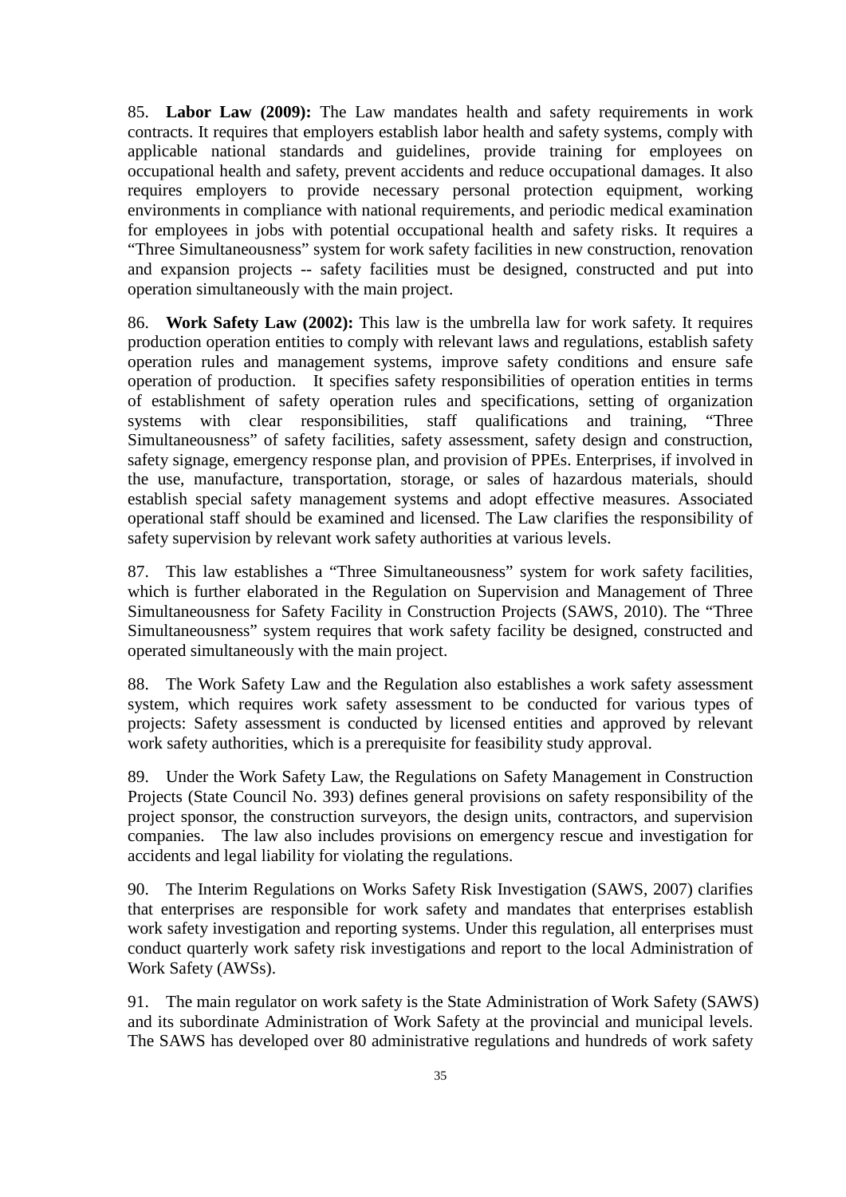85. **Labor Law (2009):** The Law mandates health and safety requirements in work contracts. It requires that employers establish labor health and safety systems, comply with applicable national standards and guidelines, provide training for employees on occupational health and safety, prevent accidents and reduce occupational damages. It also requires employers to provide necessary personal protection equipment, working environments in compliance with national requirements, and periodic medical examination for employees in jobs with potential occupational health and safety risks. It requires a "Three Simultaneousness" system for work safety facilities in new construction, renovation and expansion projects -- safety facilities must be designed, constructed and put into operation simultaneously with the main project.

86. **Work Safety Law (2002):** This law is the umbrella law for work safety. It requires production operation entities to comply with relevant laws and regulations, establish safety operation rules and management systems, improve safety conditions and ensure safe operation of production. It specifies safety responsibilities of operation entities in terms of establishment of safety operation rules and specifications, setting of organization systems with clear responsibilities, staff qualifications and training, "Three Simultaneousness" of safety facilities, safety assessment, safety design and construction, safety signage, emergency response plan, and provision of PPEs. Enterprises, if involved in the use, manufacture, transportation, storage, or sales of hazardous materials, should establish special safety management systems and adopt effective measures. Associated operational staff should be examined and licensed. The Law clarifies the responsibility of safety supervision by relevant work safety authorities at various levels.

87. This law establishes a "Three Simultaneousness" system for work safety facilities, which is further elaborated in the Regulation on Supervision and Management of Three Simultaneousness for Safety Facility in Construction Projects (SAWS, 2010). The "Three Simultaneousness" system requires that work safety facility be designed, constructed and operated simultaneously with the main project.

88. The Work Safety Law and the Regulation also establishes a work safety assessment system, which requires work safety assessment to be conducted for various types of projects: Safety assessment is conducted by licensed entities and approved by relevant work safety authorities, which is a prerequisite for feasibility study approval.

89. Under the Work Safety Law, the Regulations on Safety Management in Construction Projects (State Council No. 393) defines general provisions on safety responsibility of the project sponsor, the construction surveyors, the design units, contractors, and supervision companies. The law also includes provisions on emergency rescue and investigation for accidents and legal liability for violating the regulations.

90. The Interim Regulations on Works Safety Risk Investigation (SAWS, 2007) clarifies that enterprises are responsible for work safety and mandates that enterprises establish work safety investigation and reporting systems. Under this regulation, all enterprises must conduct quarterly work safety risk investigations and report to the local Administration of Work Safety (AWSs).

91. The main regulator on work safety is the State Administration of Work Safety (SAWS) and its subordinate Administration of Work Safety at the provincial and municipal levels. The SAWS has developed over 80 administrative regulations and hundreds of work safety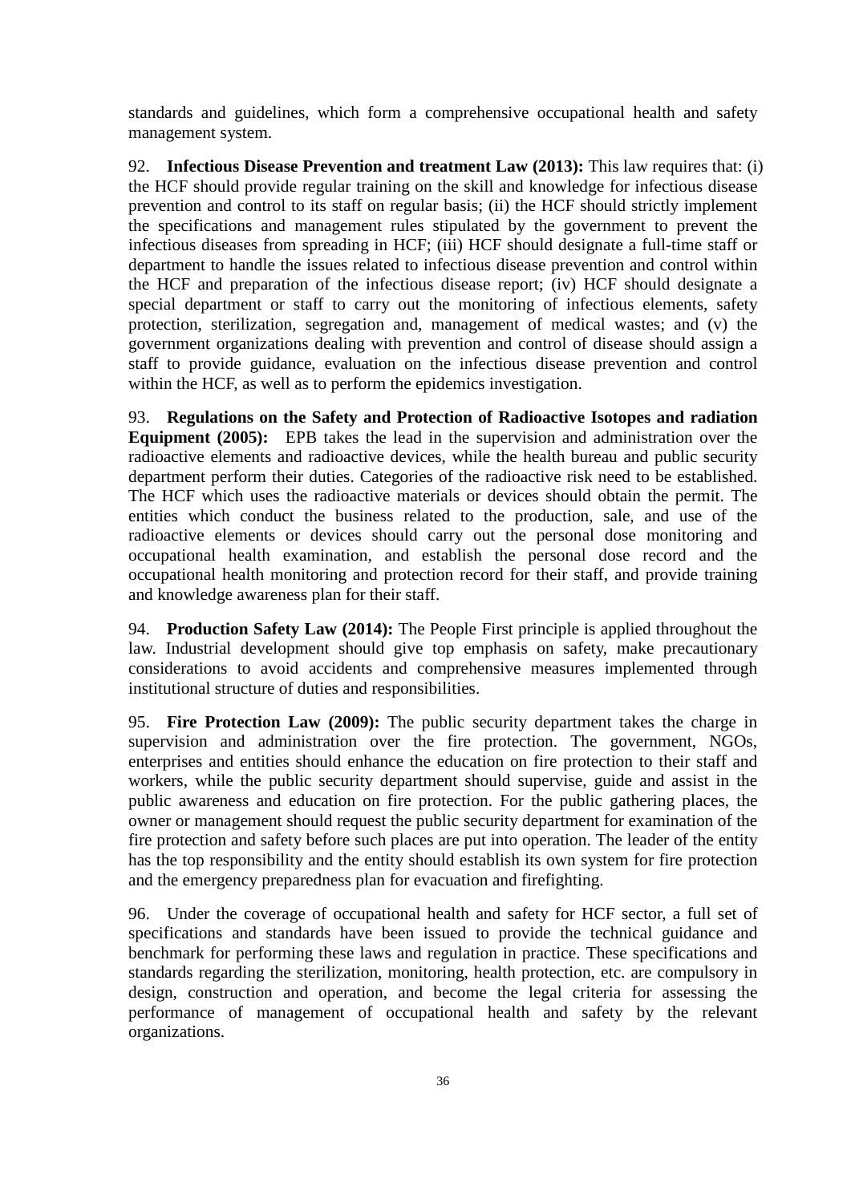standards and guidelines, which form a comprehensive occupational health and safety management system.

92. **Infectious Disease Prevention and treatment Law (2013):** This law requires that: (i) the HCF should provide regular training on the skill and knowledge for infectious disease prevention and control to its staff on regular basis; (ii) the HCF should strictly implement the specifications and management rules stipulated by the government to prevent the infectious diseases from spreading in HCF; (iii) HCF should designate a full-time staff or department to handle the issues related to infectious disease prevention and control within the HCF and preparation of the infectious disease report; (iv) HCF should designate a special department or staff to carry out the monitoring of infectious elements, safety protection, sterilization, segregation and, management of medical wastes; and (v) the government organizations dealing with prevention and control of disease should assign a staff to provide guidance, evaluation on the infectious disease prevention and control within the HCF, as well as to perform the epidemics investigation.

93. **Regulations on the Safety and Protection of Radioactive Isotopes and radiation Equipment (2005):** EPB takes the lead in the supervision and administration over the radioactive elements and radioactive devices, while the health bureau and public security department perform their duties. Categories of the radioactive risk need to be established. The HCF which uses the radioactive materials or devices should obtain the permit. The entities which conduct the business related to the production, sale, and use of the radioactive elements or devices should carry out the personal dose monitoring and occupational health examination, and establish the personal dose record and the occupational health monitoring and protection record for their staff, and provide training and knowledge awareness plan for their staff.

94. **Production Safety Law (2014):** The People First principle is applied throughout the law. Industrial development should give top emphasis on safety, make precautionary considerations to avoid accidents and comprehensive measures implemented through institutional structure of duties and responsibilities.

95. **Fire Protection Law (2009):** The public security department takes the charge in supervision and administration over the fire protection. The government, NGOs, enterprises and entities should enhance the education on fire protection to their staff and workers, while the public security department should supervise, guide and assist in the public awareness and education on fire protection. For the public gathering places, the owner or management should request the public security department for examination of the fire protection and safety before such places are put into operation. The leader of the entity has the top responsibility and the entity should establish its own system for fire protection and the emergency preparedness plan for evacuation and firefighting.

96. Under the coverage of occupational health and safety for HCF sector, a full set of specifications and standards have been issued to provide the technical guidance and benchmark for performing these laws and regulation in practice. These specifications and standards regarding the sterilization, monitoring, health protection, etc. are compulsory in design, construction and operation, and become the legal criteria for assessing the performance of management of occupational health and safety by the relevant organizations.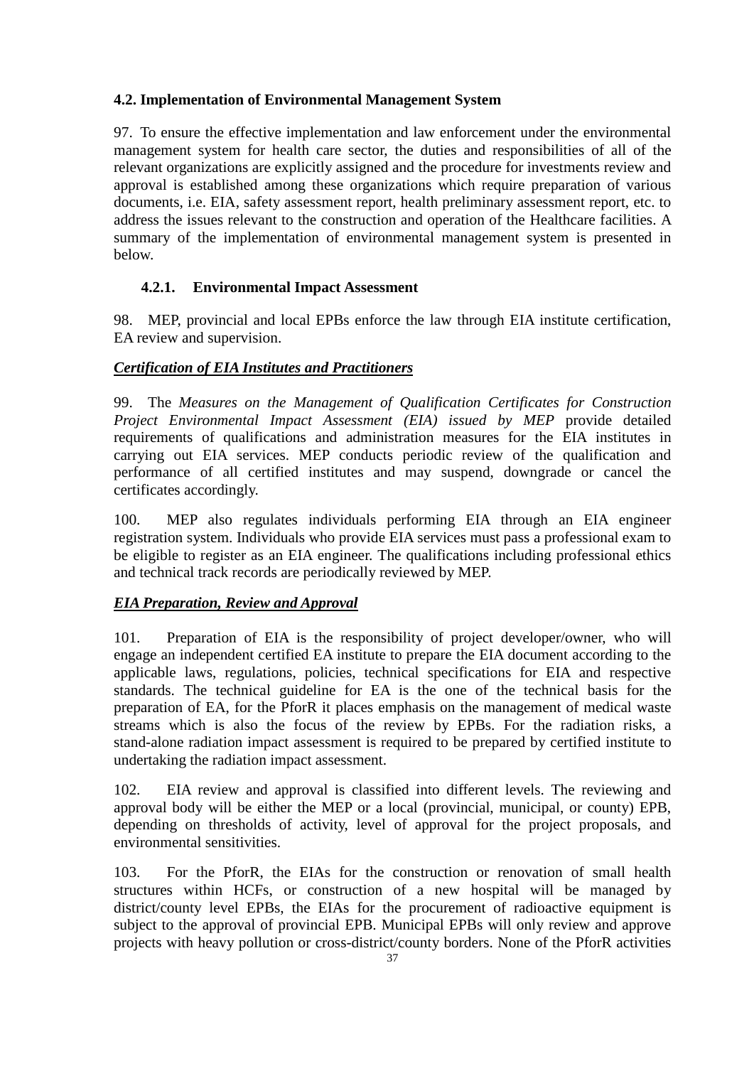## 4.2. Implementation of Environmental Management System

97. To ensure the effective implementation and law enforcement under the environmental management system for health care sector, the duties and responsibilities of all of the relevant organizations are explicitly assigned and the procedure for investments review and approval is established among these organizations which require preparation of various documents, i.e. EIA, safety assessment report, health preliminary assessment report, etc. to address the issues relevant to the construction and operation of the Healthcare facilities. A summary of the implementation of environmental management system is presented in below.

### 4.2.1. Environmental Impact Assessment

98. MEP, provincial and local EPBs enforce the law through EIA institute certification, EA review and supervision.

***Certification of EIA Institutes and Practitioners***

99. The *Measures on the Management of Qualification Certificates for Construction Project Environmental Impact Assessment (EIA) issued by MEP* provide detailed requirements of qualifications and administration measures for the EIA institutes in carrying out EIA services. MEP conducts periodic review of the qualification and performance of all certified institutes and may suspend, downgrade or cancel the certificates accordingly.

100. MEP also regulates individuals performing EIA through an EIA engineer registration system. Individuals who provide EIA services must pass a professional exam to be eligible to register as an EIA engineer. The qualifications including professional ethics and technical track records are periodically reviewed by MEP.

***EIA Preparation, Review and Approval***

101. Preparation of EIA is the responsibility of project developer/owner, who will engage an independent certified EA institute to prepare the EIA document according to the applicable laws, regulations, policies, technical specifications for EIA and respective standards. The technical guideline for EA is the one of the technical basis for the preparation of EA, for the PforR it places emphasis on the management of medical waste streams which is also the focus of the review by EPBs. For the radiation risks, a stand-alone radiation impact assessment is required to be prepared by certified institute to undertaking the radiation impact assessment.

102. EIA review and approval is classified into different levels. The reviewing and approval body will be either the MEP or a local (provincial, municipal, or county) EPB, depending on thresholds of activity, level of approval for the project proposals, and environmental sensitivities.

103. For the PforR, the EIAs for the construction or renovation of small health structures within HCFs, or construction of a new hospital will be managed by district/county level EPBs, the EIAs for the procurement of radioactive equipment is subject to the approval of provincial EPB. Municipal EPBs will only review and approve projects with heavy pollution or cross-district/county borders. None of the PforR activities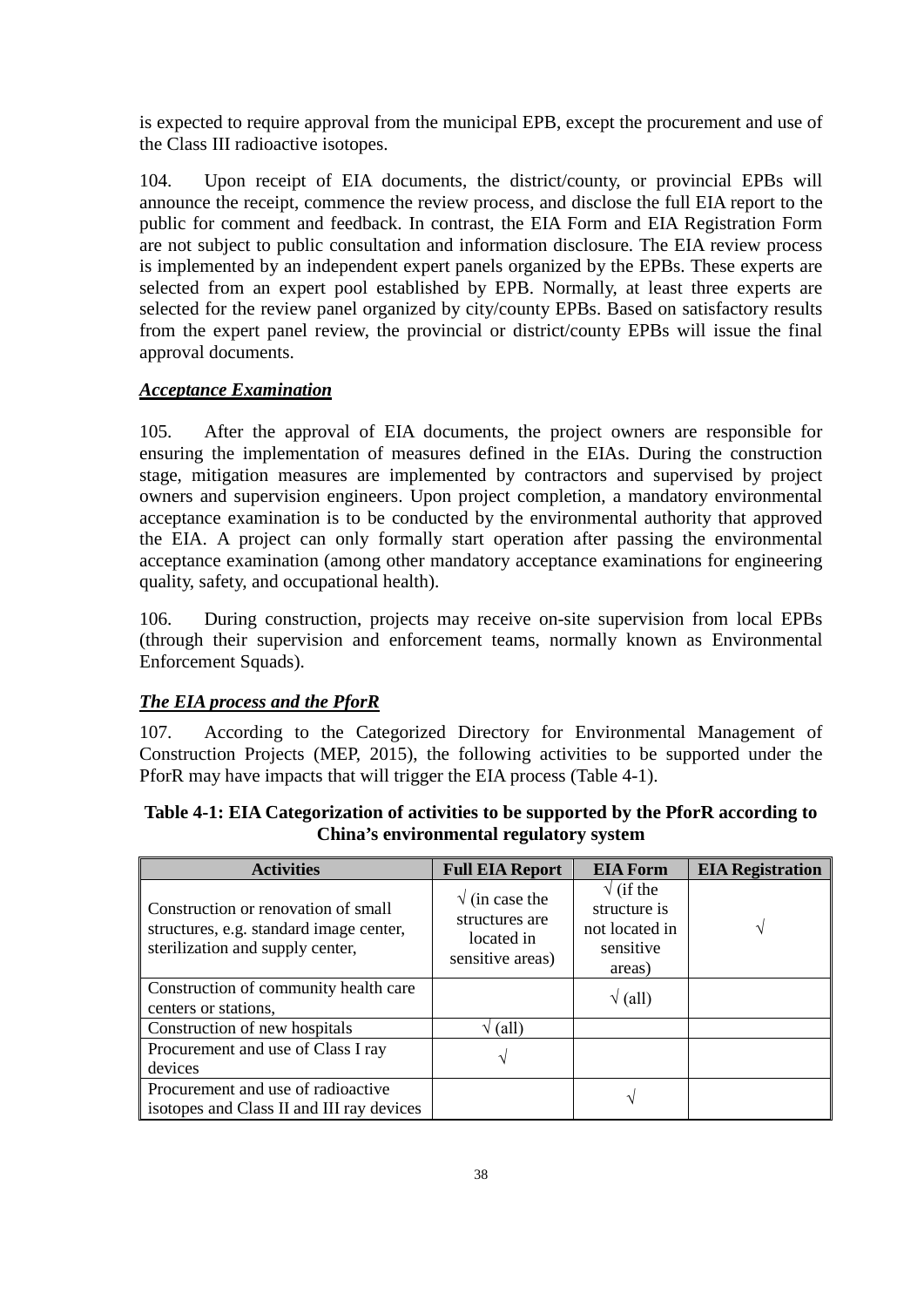is expected to require approval from the municipal EPB, except the procurement and use of the Class III radioactive isotopes.

104. Upon receipt of EIA documents, the district/county, or provincial EPBs will announce the receipt, commence the review process, and disclose the full EIA report to the public for comment and feedback. In contrast, the EIA Form and EIA Registration Form are not subject to public consultation and information disclosure. The EIA review process is implemented by an independent expert panels organized by the EPBs. These experts are selected from an expert pool established by EPB. Normally, at least three experts are selected for the review panel organized by city/county EPBs. Based on satisfactory results from the expert panel review, the provincial or district/county EPBs will issue the final approval documents.

***Acceptance Examination***

105. After the approval of EIA documents, the project owners are responsible for ensuring the implementation of measures defined in the EIAs. During the construction stage, mitigation measures are implemented by contractors and supervised by project owners and supervision engineers. Upon project completion, a mandatory environmental acceptance examination is to be conducted by the environmental authority that approved the EIA. A project can only formally start operation after passing the environmental acceptance examination (among other mandatory acceptance examinations for engineering quality, safety, and occupational health).

106. During construction, projects may receive on-site supervision from local EPBs (through their supervision and enforcement teams, normally known as Environmental Enforcement Squads).

***The EIA process and the PforR***

107. According to the Categorized Directory for Environmental Management of Construction Projects (MEP, 2015), the following activities to be supported under the PforR may have impacts that will trigger the EIA process (Table 4-1).

**Table 4-1: EIA Categorization of activities to be supported by the PforR according to China's environmental regulatory system**

| Activities | Full EIA Report | EIA Form | EIA Registration |
|---|---|---|---|
| Construction or renovation of small structures, e.g. standard image center, sterilization and supply center, | √ (in case the structures are located in sensitive areas) | √ (if the structure is not located in sensitive areas) | √ |
| Construction of community health care centers or stations, | | √ (all) | |
| Construction of new hospitals | √ (all) | | |
| Procurement and use of Class I ray devices | √ | | |
| Procurement and use of radioactive isotopes and Class II and III ray devices | | √ | |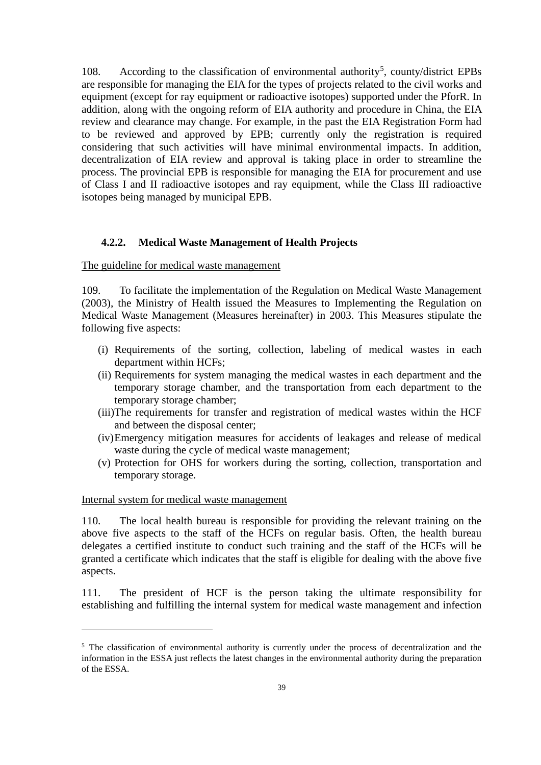108. According to the classification of environmental authority[5], county/district EPBs are responsible for managing the EIA for the types of projects related to the civil works and equipment (except for ray equipment or radioactive isotopes) supported under the PforR. In addition, along with the ongoing reform of EIA authority and procedure in China, the EIA review and clearance may change. For example, in the past the EIA Registration Form had to be reviewed and approved by EPB; currently only the registration is required considering that such activities will have minimal environmental impacts. In addition, decentralization of EIA review and approval is taking place in order to streamline the process. The provincial EPB is responsible for managing the EIA for procurement and use of Class I and II radioactive isotopes and ray equipment, while the Class III radioactive isotopes being managed by municipal EPB.

### 4.2.2. Medical Waste Management of Health Projects

The guideline for medical waste management

109. To facilitate the implementation of the Regulation on Medical Waste Management (2003), the Ministry of Health issued the Measures to Implementing the Regulation on Medical Waste Management (Measures hereinafter) in 2003. This Measures stipulate the following five aspects:

(i) Requirements of the sorting, collection, labeling of medical wastes in each department within HCFs;
(ii) Requirements for system managing the medical wastes in each department and the temporary storage chamber, and the transportation from each department to the temporary storage chamber;
(iii) The requirements for transfer and registration of medical wastes within the HCF and between the disposal center;
(iv) Emergency mitigation measures for accidents of leakages and release of medical waste during the cycle of medical waste management;
(v) Protection for OHS for workers during the sorting, collection, transportation and temporary storage.

Internal system for medical waste management

110. The local health bureau is responsible for providing the relevant training on the above five aspects to the staff of the HCFs on regular basis. Often, the health bureau delegates a certified institute to conduct such training and the staff of the HCFs will be granted a certificate which indicates that the staff is eligible for dealing with the above five aspects.

111. The president of HCF is the person taking the ultimate responsibility for establishing and fulfilling the internal system for medical waste management and infection

[5] The classification of environmental authority is currently under the process of decentralization and the information in the ESSA just reflects the latest changes in the environmental authority during the preparation of the ESSA.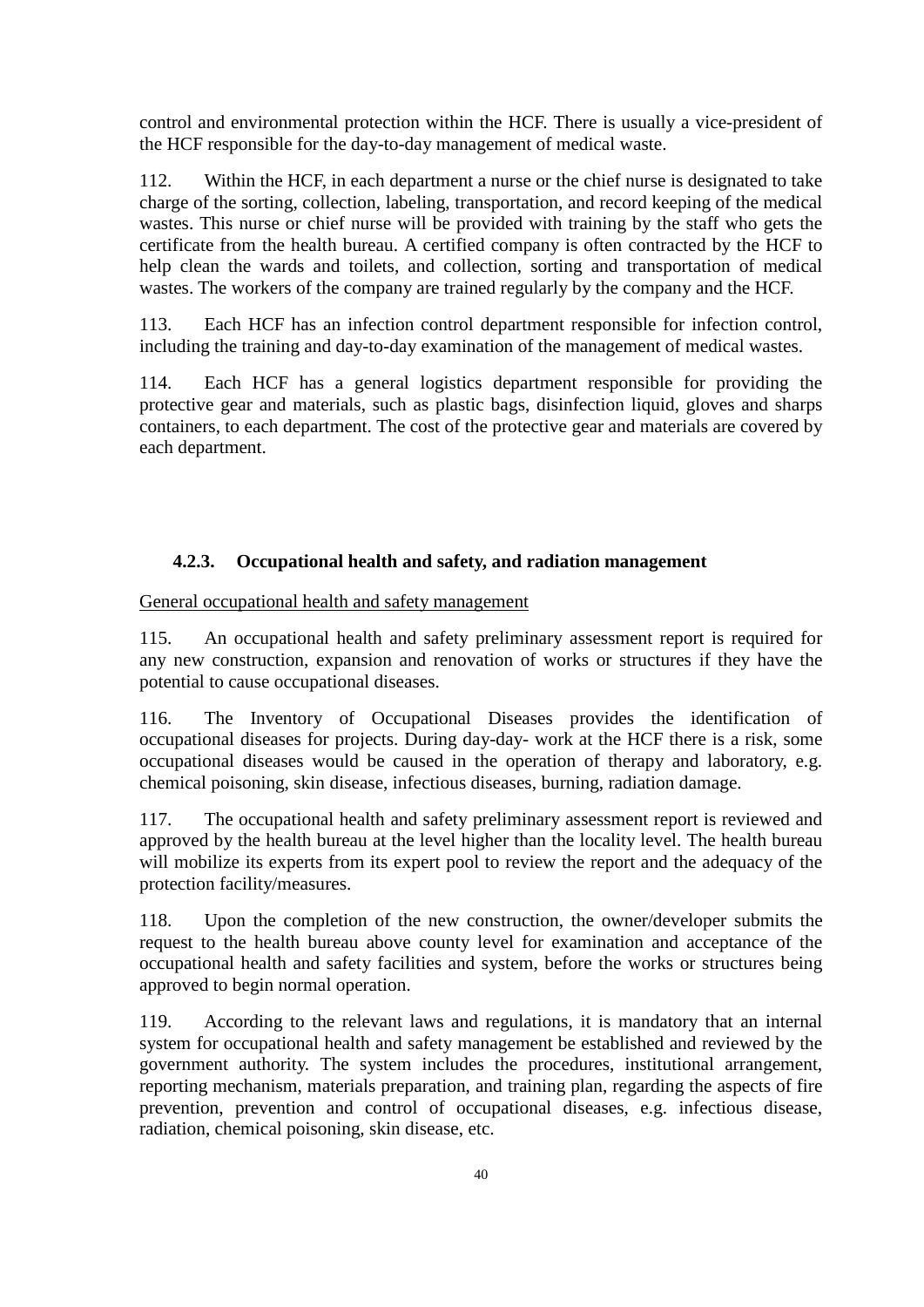control and environmental protection within the HCF. There is usually a vice-president of the HCF responsible for the day-to-day management of medical waste.

112. Within the HCF, in each department a nurse or the chief nurse is designated to take charge of the sorting, collection, labeling, transportation, and record keeping of the medical wastes. This nurse or chief nurse will be provided with training by the staff who gets the certificate from the health bureau. A certified company is often contracted by the HCF to help clean the wards and toilets, and collection, sorting and transportation of medical wastes. The workers of the company are trained regularly by the company and the HCF.

113. Each HCF has an infection control department responsible for infection control, including the training and day-to-day examination of the management of medical wastes.

114. Each HCF has a general logistics department responsible for providing the protective gear and materials, such as plastic bags, disinfection liquid, gloves and sharps containers, to each department. The cost of the protective gear and materials are covered by each department.

### 4.2.3. Occupational health and safety, and radiation management

General occupational health and safety management

115. An occupational health and safety preliminary assessment report is required for any new construction, expansion and renovation of works or structures if they have the potential to cause occupational diseases.

116. The Inventory of Occupational Diseases provides the identification of occupational diseases for projects. During day-day- work at the HCF there is a risk, some occupational diseases would be caused in the operation of therapy and laboratory, e.g. chemical poisoning, skin disease, infectious diseases, burning, radiation damage.

117. The occupational health and safety preliminary assessment report is reviewed and approved by the health bureau at the level higher than the locality level. The health bureau will mobilize its experts from its expert pool to review the report and the adequacy of the protection facility/measures.

118. Upon the completion of the new construction, the owner/developer submits the request to the health bureau above county level for examination and acceptance of the occupational health and safety facilities and system, before the works or structures being approved to begin normal operation.

119. According to the relevant laws and regulations, it is mandatory that an internal system for occupational health and safety management be established and reviewed by the government authority. The system includes the procedures, institutional arrangement, reporting mechanism, materials preparation, and training plan, regarding the aspects of fire prevention, prevention and control of occupational diseases, e.g. infectious disease, radiation, chemical poisoning, skin disease, etc.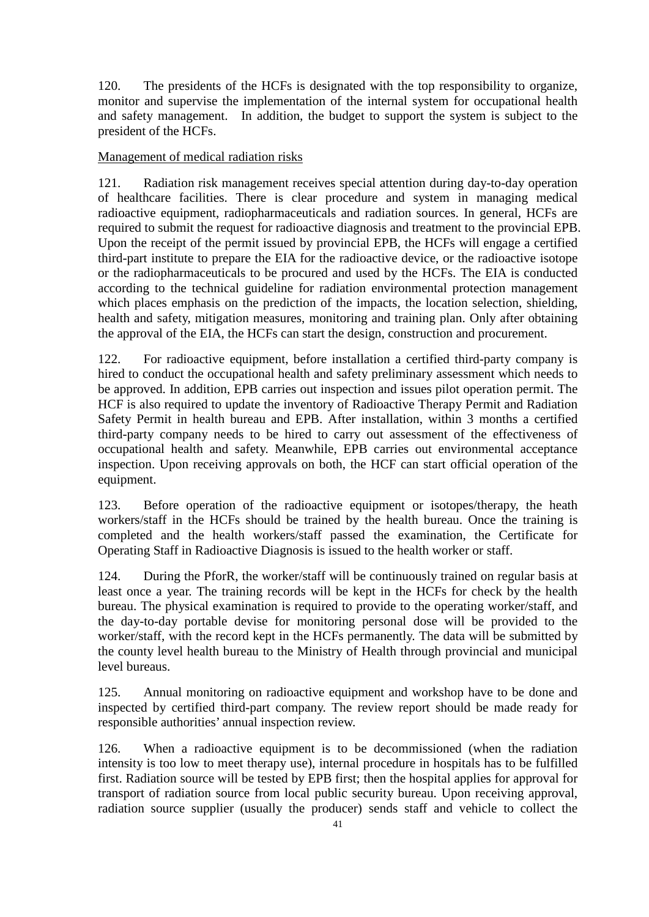120. The presidents of the HCFs is designated with the top responsibility to organize, monitor and supervise the implementation of the internal system for occupational health and safety management. In addition, the budget to support the system is subject to the president of the HCFs.

Management of medical radiation risks

121. Radiation risk management receives special attention during day-to-day operation of healthcare facilities. There is clear procedure and system in managing medical radioactive equipment, radiopharmaceuticals and radiation sources. In general, HCFs are required to submit the request for radioactive diagnosis and treatment to the provincial EPB. Upon the receipt of the permit issued by provincial EPB, the HCFs will engage a certified third-part institute to prepare the EIA for the radioactive device, or the radioactive isotope or the radiopharmaceuticals to be procured and used by the HCFs. The EIA is conducted according to the technical guideline for radiation environmental protection management which places emphasis on the prediction of the impacts, the location selection, shielding, health and safety, mitigation measures, monitoring and training plan. Only after obtaining the approval of the EIA, the HCFs can start the design, construction and procurement.

122. For radioactive equipment, before installation a certified third-party company is hired to conduct the occupational health and safety preliminary assessment which needs to be approved. In addition, EPB carries out inspection and issues pilot operation permit. The HCF is also required to update the inventory of Radioactive Therapy Permit and Radiation Safety Permit in health bureau and EPB. After installation, within 3 months a certified third-party company needs to be hired to carry out assessment of the effectiveness of occupational health and safety. Meanwhile, EPB carries out environmental acceptance inspection. Upon receiving approvals on both, the HCF can start official operation of the equipment.

123. Before operation of the radioactive equipment or isotopes/therapy, the heath workers/staff in the HCFs should be trained by the health bureau. Once the training is completed and the health workers/staff passed the examination, the Certificate for Operating Staff in Radioactive Diagnosis is issued to the health worker or staff.

124. During the PforR, the worker/staff will be continuously trained on regular basis at least once a year. The training records will be kept in the HCFs for check by the health bureau. The physical examination is required to provide to the operating worker/staff, and the day-to-day portable devise for monitoring personal dose will be provided to the worker/staff, with the record kept in the HCFs permanently. The data will be submitted by the county level health bureau to the Ministry of Health through provincial and municipal level bureaus.

125. Annual monitoring on radioactive equipment and workshop have to be done and inspected by certified third-part company. The review report should be made ready for responsible authorities' annual inspection review.

126. When a radioactive equipment is to be decommissioned (when the radiation intensity is too low to meet therapy use), internal procedure in hospitals has to be fulfilled first. Radiation source will be tested by EPB first; then the hospital applies for approval for transport of radiation source from local public security bureau. Upon receiving approval, radiation source supplier (usually the producer) sends staff and vehicle to collect the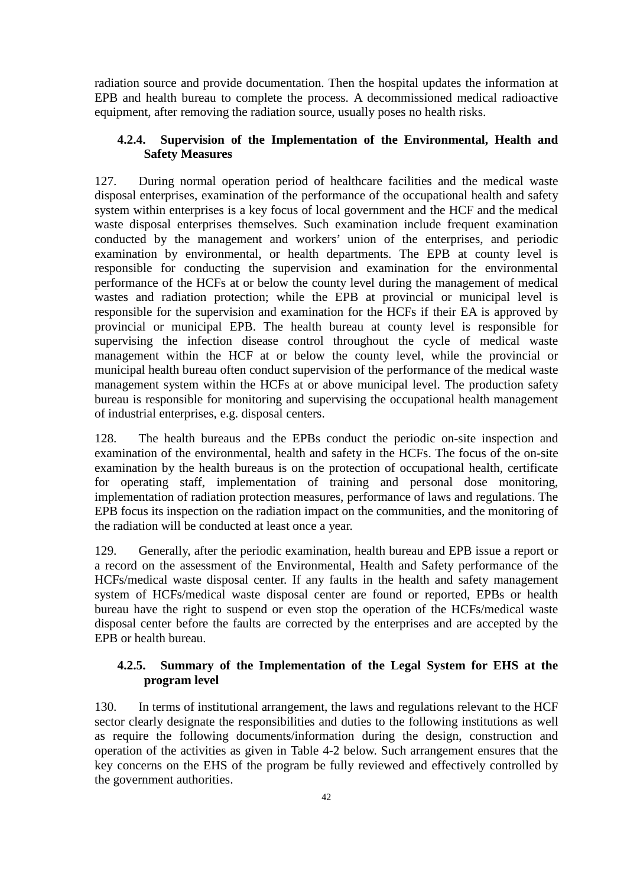radiation source and provide documentation. Then the hospital updates the information at EPB and health bureau to complete the process. A decommissioned medical radioactive equipment, after removing the radiation source, usually poses no health risks.

#### 4.2.4. Supervision of the Implementation of the Environmental, Health and Safety Measures

127. During normal operation period of healthcare facilities and the medical waste disposal enterprises, examination of the performance of the occupational health and safety system within enterprises is a key focus of local government and the HCF and the medical waste disposal enterprises themselves. Such examination include frequent examination conducted by the management and workers' union of the enterprises, and periodic examination by environmental, or health departments. The EPB at county level is responsible for conducting the supervision and examination for the environmental performance of the HCFs at or below the county level during the management of medical wastes and radiation protection; while the EPB at provincial or municipal level is responsible for the supervision and examination for the HCFs if their EA is approved by provincial or municipal EPB. The health bureau at county level is responsible for supervising the infection disease control throughout the cycle of medical waste management within the HCF at or below the county level, while the provincial or municipal health bureau often conduct supervision of the performance of the medical waste management system within the HCFs at or above municipal level. The production safety bureau is responsible for monitoring and supervising the occupational health management of industrial enterprises, e.g. disposal centers.

128. The health bureaus and the EPBs conduct the periodic on-site inspection and examination of the environmental, health and safety in the HCFs. The focus of the on-site examination by the health bureaus is on the protection of occupational health, certificate for operating staff, implementation of training and personal dose monitoring, implementation of radiation protection measures, performance of laws and regulations. The EPB focus its inspection on the radiation impact on the communities, and the monitoring of the radiation will be conducted at least once a year.

129. Generally, after the periodic examination, health bureau and EPB issue a report or a record on the assessment of the Environmental, Health and Safety performance of the HCFs/medical waste disposal center. If any faults in the health and safety management system of HCFs/medical waste disposal center are found or reported, EPBs or health bureau have the right to suspend or even stop the operation of the HCFs/medical waste disposal center before the faults are corrected by the enterprises and are accepted by the EPB or health bureau.

#### 4.2.5. Summary of the Implementation of the Legal System for EHS at the program level

130. In terms of institutional arrangement, the laws and regulations relevant to the HCF sector clearly designate the responsibilities and duties to the following institutions as well as require the following documents/information during the design, construction and operation of the activities as given in Table 4-2 below. Such arrangement ensures that the key concerns on the EHS of the program be fully reviewed and effectively controlled by the government authorities.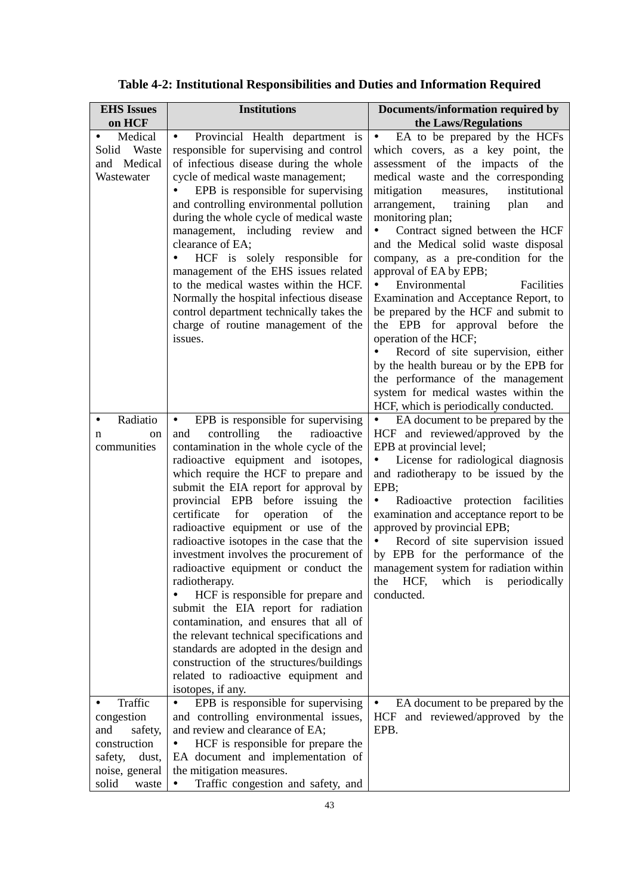**Table 4-2: Institutional Responsibilities and Duties and Information Required**

| EHS Issues on HCF | Institutions | Documents/information required by the Laws/Regulations |
|---|---|---|
| • Medical Solid Waste and Medical Wastewater | • Provincial Health department is responsible for supervising and control of infectious disease during the whole cycle of medical waste management;<br>• EPB is responsible for supervising and controlling environmental pollution during the whole cycle of medical waste management, including review and clearance of EA;<br>• HCF is solely responsible for management of the EHS issues related to the medical wastes within the HCF. Normally the hospital infectious disease control department technically takes the charge of routine management of the issues. | • EA to be prepared by the HCFs which covers, as a key point, the assessment of the impacts of the medical waste and the corresponding mitigation measures, institutional arrangement, training plan and monitoring plan;<br>• Contract signed between the HCF and the Medical solid waste disposal company, as a pre-condition for the approval of EA by EPB;<br>• Environmental Facilities Examination and Acceptance Report, to be prepared by the HCF and submit to the EPB for approval before the operation of the HCF;<br>• Record of site supervision, either by the health bureau or by the EPB for the performance of the management system for medical wastes within the HCF, which is periodically conducted. |
| • Radiation on communities | • EPB is responsible for supervising and controlling the radioactive contamination in the whole cycle of the radioactive equipment and isotopes, which require the HCF to prepare and submit the EIA report for approval by provincial EPB before issuing the certificate for operation of the radioactive equipment or use of the radioactive isotopes in the case that the investment involves the procurement of radioactive equipment or conduct the radiotherapy.<br>• HCF is responsible for prepare and submit the EIA report for radiation contamination, and ensures that all of the relevant technical specifications and standards are adopted in the design and construction of the structures/buildings related to radioactive equipment and isotopes, if any. | • EA document to be prepared by the HCF and reviewed/approved by the EPB at provincial level;<br>• License for radiological diagnosis and radiotherapy to be issued by the EPB;<br>• Radioactive protection facilities examination and acceptance report to be approved by provincial EPB;<br>• Record of site supervision issued by EPB for the performance of the management system for radiation within the HCF, which is periodically conducted. |
| • Traffic congestion and safety, construction safety, dust, noise, general solid waste | • EPB is responsible for supervising and controlling environmental issues, and review and clearance of EA;<br>• HCF is responsible for prepare the EA document and implementation of the mitigation measures.<br>• Traffic congestion and safety, and | • EA document to be prepared by the HCF and reviewed/approved by the EPB. |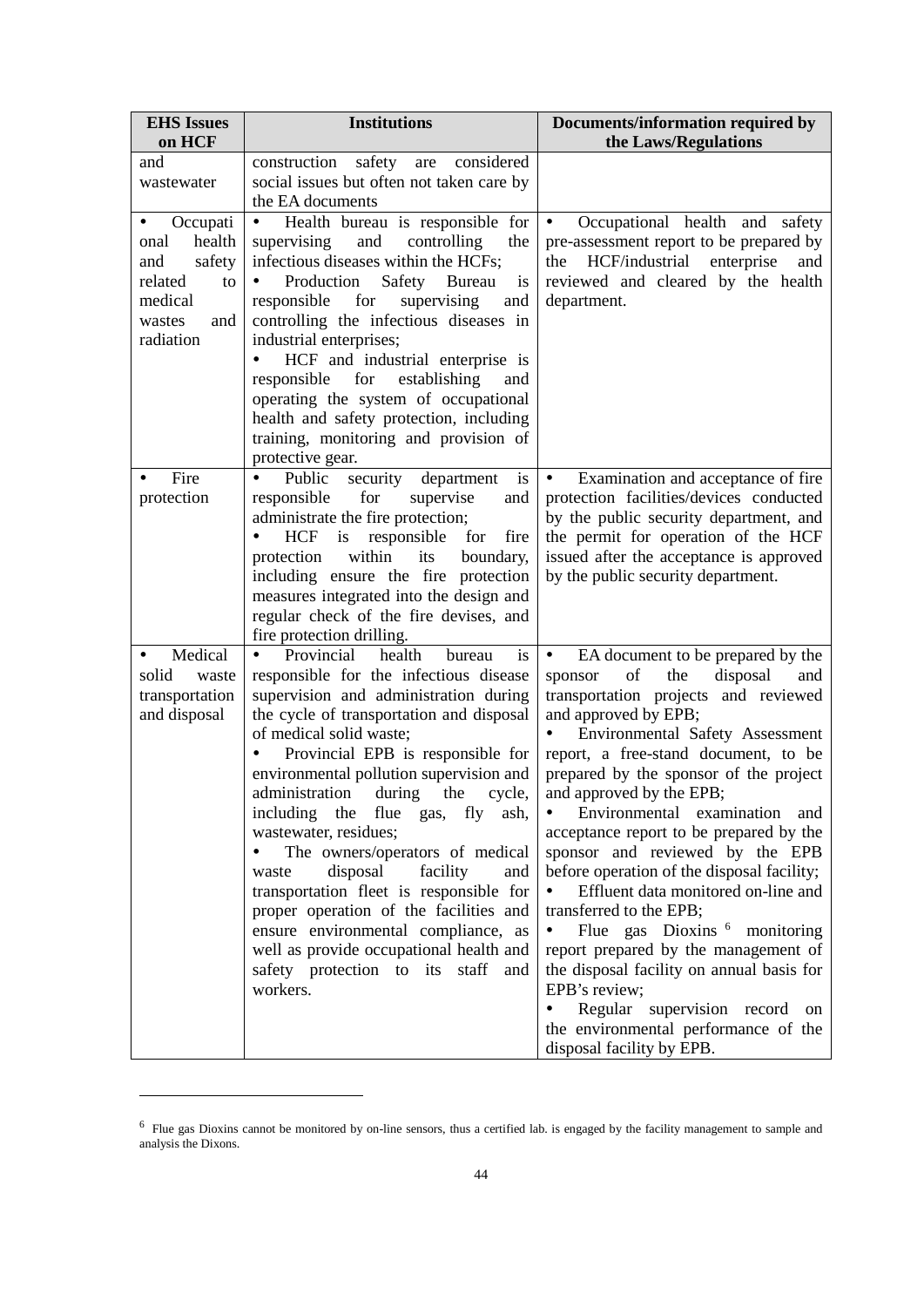| EHS Issues on HCF | Institutions | Documents/information required by the Laws/Regulations |
|---|---|---|
| and wastewater | construction safety are considered social issues but often not taken care by the EA documents | |
| • Occupational health and safety related to medical wastes and radiation | • Health bureau is responsible for supervising and controlling the infectious diseases within the HCFs;<br>• Production Safety Bureau is responsible for supervising and controlling the infectious diseases in industrial enterprises;<br>• HCF and industrial enterprise is responsible for establishing and operating the system of occupational health and safety protection, including training, monitoring and provision of protective gear. | • Occupational health and safety pre-assessment report to be prepared by the HCF/industrial enterprise and reviewed and cleared by the health department. |
| • Fire protection | • Public security department is responsible for supervise and administrate the fire protection;<br>• HCF is responsible for fire protection within its boundary, including ensure the fire protection measures integrated into the design and regular check of the fire devises, and fire protection drilling. | • Examination and acceptance of fire protection facilities/devices conducted by the public security department, and the permit for operation of the HCF issued after the acceptance is approved by the public security department. |
| • Medical solid waste transportation and disposal | • Provincial health bureau is responsible for the infectious disease supervision and administration during the cycle of transportation and disposal of medical solid waste;<br>• Provincial EPB is responsible for environmental pollution supervision and administration during the cycle, including the flue gas, fly ash, wastewater, residues;<br>• The owners/operators of medical waste disposal facility and transportation fleet is responsible for proper operation of the facilities and ensure environmental compliance, as well as provide occupational health and safety protection to its staff and workers. | • EA document to be prepared by the sponsor of the disposal and transportation projects and reviewed and approved by EPB;<br>• Environmental Safety Assessment report, a free-stand document, to be prepared by the sponsor of the project and approved by the EPB;<br>• Environmental examination and acceptance report to be prepared by the sponsor and reviewed by the EPB before operation of the disposal facility;<br>• Effluent data monitored on-line and transferred to the EPB;<br>• Flue gas Dioxins [6] monitoring report prepared by the management of the disposal facility on annual basis for EPB's review;<br>• Regular supervision record on the environmental performance of the disposal facility by EPB. |

[6] Flue gas Dioxins cannot be monitored by on-line sensors, thus a certified lab. is engaged by the facility management to sample and analysis the Dixons.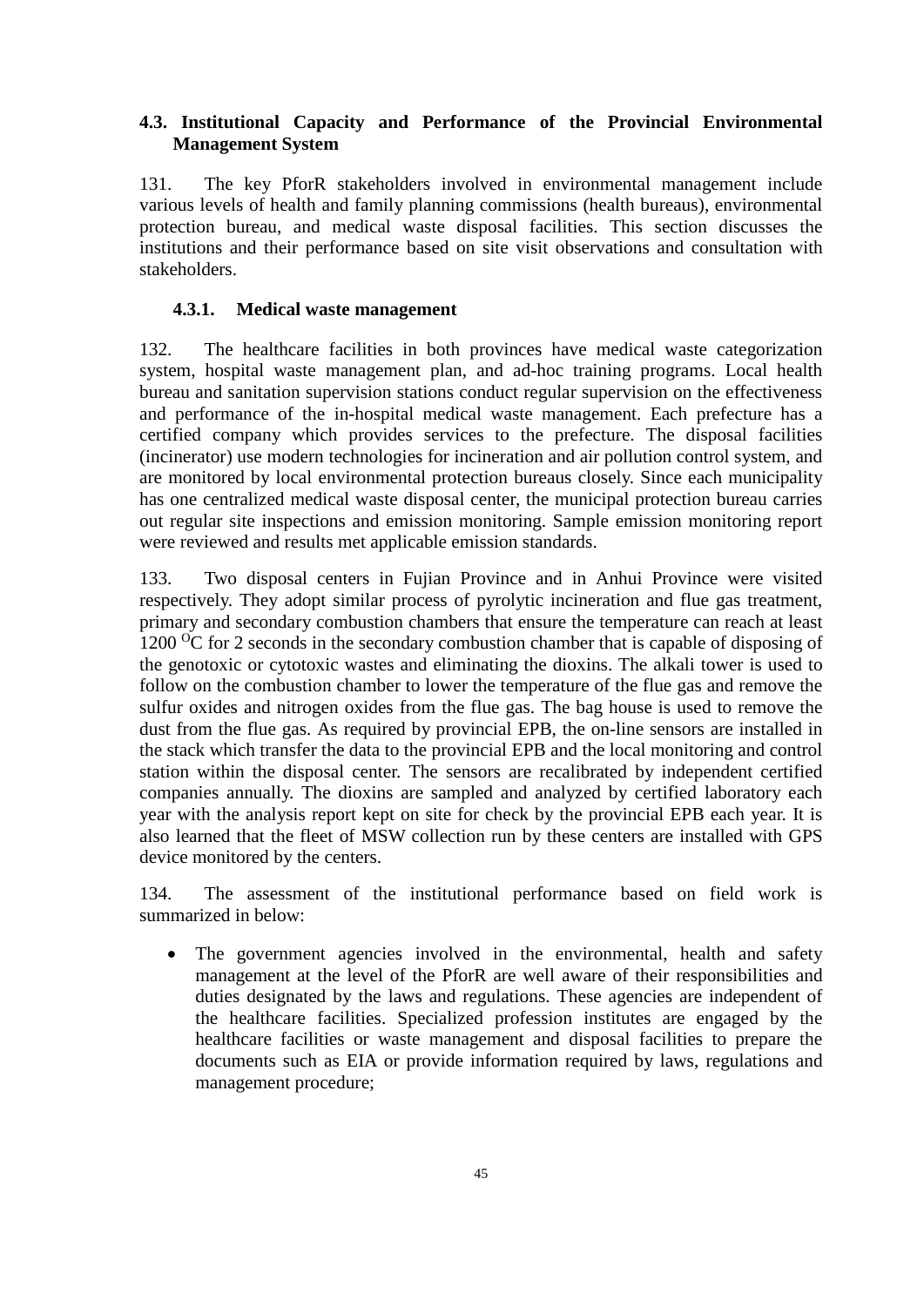## 4.3. Institutional Capacity and Performance of the Provincial Environmental Management System

131. The key PforR stakeholders involved in environmental management include various levels of health and family planning commissions (health bureaus), environmental protection bureau, and medical waste disposal facilities. This section discusses the institutions and their performance based on site visit observations and consultation with stakeholders.

### 4.3.1. Medical waste management

132. The healthcare facilities in both provinces have medical waste categorization system, hospital waste management plan, and ad-hoc training programs. Local health bureau and sanitation supervision stations conduct regular supervision on the effectiveness and performance of the in-hospital medical waste management. Each prefecture has a certified company which provides services to the prefecture. The disposal facilities (incinerator) use modern technologies for incineration and air pollution control system, and are monitored by local environmental protection bureaus closely. Since each municipality has one centralized medical waste disposal center, the municipal protection bureau carries out regular site inspections and emission monitoring. Sample emission monitoring report were reviewed and results met applicable emission standards.

133. Two disposal centers in Fujian Province and in Anhui Province were visited respectively. They adopt similar process of pyrolytic incineration and flue gas treatment, primary and secondary combustion chambers that ensure the temperature can reach at least 1200 $^{O}$C for 2 seconds in the secondary combustion chamber that is capable of disposing of the genotoxic or cytotoxic wastes and eliminating the dioxins. The alkali tower is used to follow on the combustion chamber to lower the temperature of the flue gas and remove the sulfur oxides and nitrogen oxides from the flue gas. The bag house is used to remove the dust from the flue gas. As required by provincial EPB, the on-line sensors are installed in the stack which transfer the data to the provincial EPB and the local monitoring and control station within the disposal center. The sensors are recalibrated by independent certified companies annually. The dioxins are sampled and analyzed by certified laboratory each year with the analysis report kept on site for check by the provincial EPB each year. It is also learned that the fleet of MSW collection run by these centers are installed with GPS device monitored by the centers.

134. The assessment of the institutional performance based on field work is summarized in below:

- The government agencies involved in the environmental, health and safety management at the level of the PforR are well aware of their responsibilities and duties designated by the laws and regulations. These agencies are independent of the healthcare facilities. Specialized profession institutes are engaged by the healthcare facilities or waste management and disposal facilities to prepare the documents such as EIA or provide information required by laws, regulations and management procedure;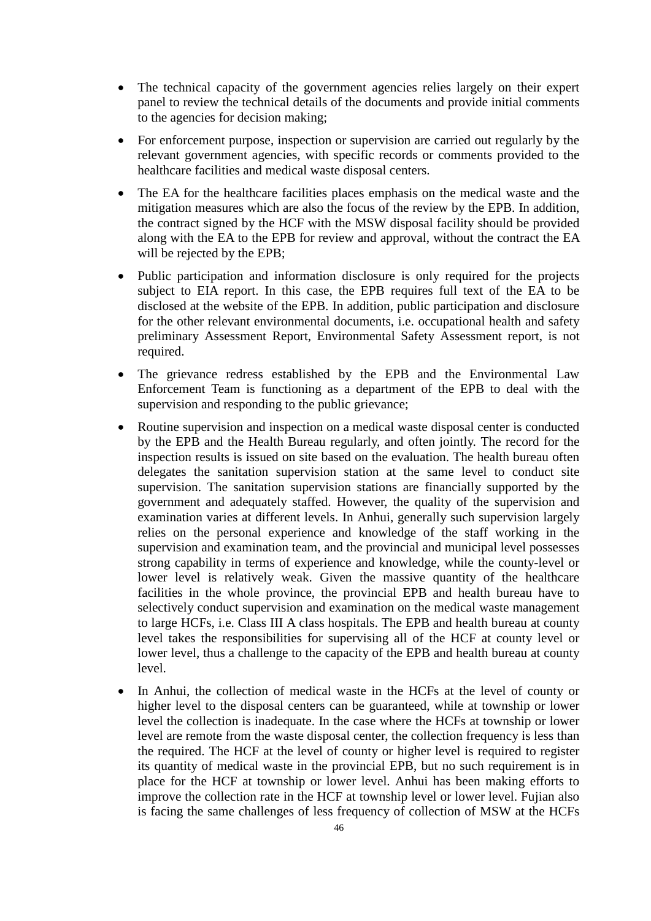- The technical capacity of the government agencies relies largely on their expert panel to review the technical details of the documents and provide initial comments to the agencies for decision making;
- For enforcement purpose, inspection or supervision are carried out regularly by the relevant government agencies, with specific records or comments provided to the healthcare facilities and medical waste disposal centers.
- The EA for the healthcare facilities places emphasis on the medical waste and the mitigation measures which are also the focus of the review by the EPB. In addition, the contract signed by the HCF with the MSW disposal facility should be provided along with the EA to the EPB for review and approval, without the contract the EA will be rejected by the EPB;
- Public participation and information disclosure is only required for the projects subject to EIA report. In this case, the EPB requires full text of the EA to be disclosed at the website of the EPB. In addition, public participation and disclosure for the other relevant environmental documents, i.e. occupational health and safety preliminary Assessment Report, Environmental Safety Assessment report, is not required.
- The grievance redress established by the EPB and the Environmental Law Enforcement Team is functioning as a department of the EPB to deal with the supervision and responding to the public grievance;
- Routine supervision and inspection on a medical waste disposal center is conducted by the EPB and the Health Bureau regularly, and often jointly. The record for the inspection results is issued on site based on the evaluation. The health bureau often delegates the sanitation supervision station at the same level to conduct site supervision. The sanitation supervision stations are financially supported by the government and adequately staffed. However, the quality of the supervision and examination varies at different levels. In Anhui, generally such supervision largely relies on the personal experience and knowledge of the staff working in the supervision and examination team, and the provincial and municipal level possesses strong capability in terms of experience and knowledge, while the county-level or lower level is relatively weak. Given the massive quantity of the healthcare facilities in the whole province, the provincial EPB and health bureau have to selectively conduct supervision and examination on the medical waste management to large HCFs, i.e. Class III A class hospitals. The EPB and health bureau at county level takes the responsibilities for supervising all of the HCF at county level or lower level, thus a challenge to the capacity of the EPB and health bureau at county level.
- In Anhui, the collection of medical waste in the HCFs at the level of county or higher level to the disposal centers can be guaranteed, while at township or lower level the collection is inadequate. In the case where the HCFs at township or lower level are remote from the waste disposal center, the collection frequency is less than the required. The HCF at the level of county or higher level is required to register its quantity of medical waste in the provincial EPB, but no such requirement is in place for the HCF at township or lower level. Anhui has been making efforts to improve the collection rate in the HCF at township level or lower level. Fujian also is facing the same challenges of less frequency of collection of MSW at the HCFs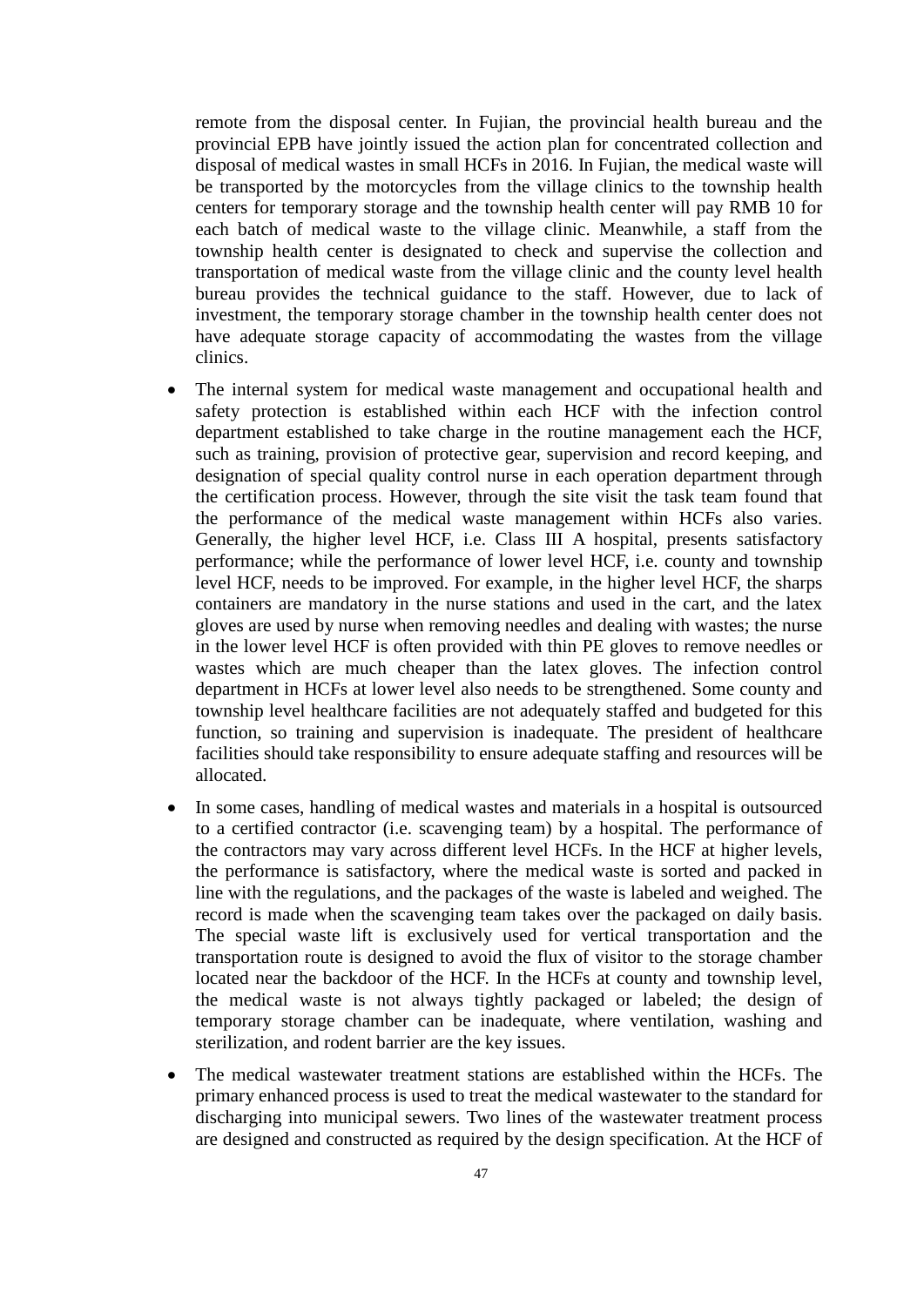remote from the disposal center. In Fujian, the provincial health bureau and the provincial EPB have jointly issued the action plan for concentrated collection and disposal of medical wastes in small HCFs in 2016. In Fujian, the medical waste will be transported by the motorcycles from the village clinics to the township health centers for temporary storage and the township health center will pay RMB 10 for each batch of medical waste to the village clinic. Meanwhile, a staff from the township health center is designated to check and supervise the collection and transportation of medical waste from the village clinic and the county level health bureau provides the technical guidance to the staff. However, due to lack of investment, the temporary storage chamber in the township health center does not have adequate storage capacity of accommodating the wastes from the village clinics.

- The internal system for medical waste management and occupational health and safety protection is established within each HCF with the infection control department established to take charge in the routine management each the HCF, such as training, provision of protective gear, supervision and record keeping, and designation of special quality control nurse in each operation department through the certification process. However, through the site visit the task team found that the performance of the medical waste management within HCFs also varies. Generally, the higher level HCF, i.e. Class III A hospital, presents satisfactory performance; while the performance of lower level HCF, i.e. county and township level HCF, needs to be improved. For example, in the higher level HCF, the sharps containers are mandatory in the nurse stations and used in the cart, and the latex gloves are used by nurse when removing needles and dealing with wastes; the nurse in the lower level HCF is often provided with thin PE gloves to remove needles or wastes which are much cheaper than the latex gloves. The infection control department in HCFs at lower level also needs to be strengthened. Some county and township level healthcare facilities are not adequately staffed and budgeted for this function, so training and supervision is inadequate. The president of healthcare facilities should take responsibility to ensure adequate staffing and resources will be allocated.

- In some cases, handling of medical wastes and materials in a hospital is outsourced to a certified contractor (i.e. scavenging team) by a hospital. The performance of the contractors may vary across different level HCFs. In the HCF at higher levels, the performance is satisfactory, where the medical waste is sorted and packed in line with the regulations, and the packages of the waste is labeled and weighed. The record is made when the scavenging team takes over the packaged on daily basis. The special waste lift is exclusively used for vertical transportation and the transportation route is designed to avoid the flux of visitor to the storage chamber located near the backdoor of the HCF. In the HCFs at county and township level, the medical waste is not always tightly packaged or labeled; the design of temporary storage chamber can be inadequate, where ventilation, washing and sterilization, and rodent barrier are the key issues.

- The medical wastewater treatment stations are established within the HCFs. The primary enhanced process is used to treat the medical wastewater to the standard for discharging into municipal sewers. Two lines of the wastewater treatment process are designed and constructed as required by the design specification. At the HCF of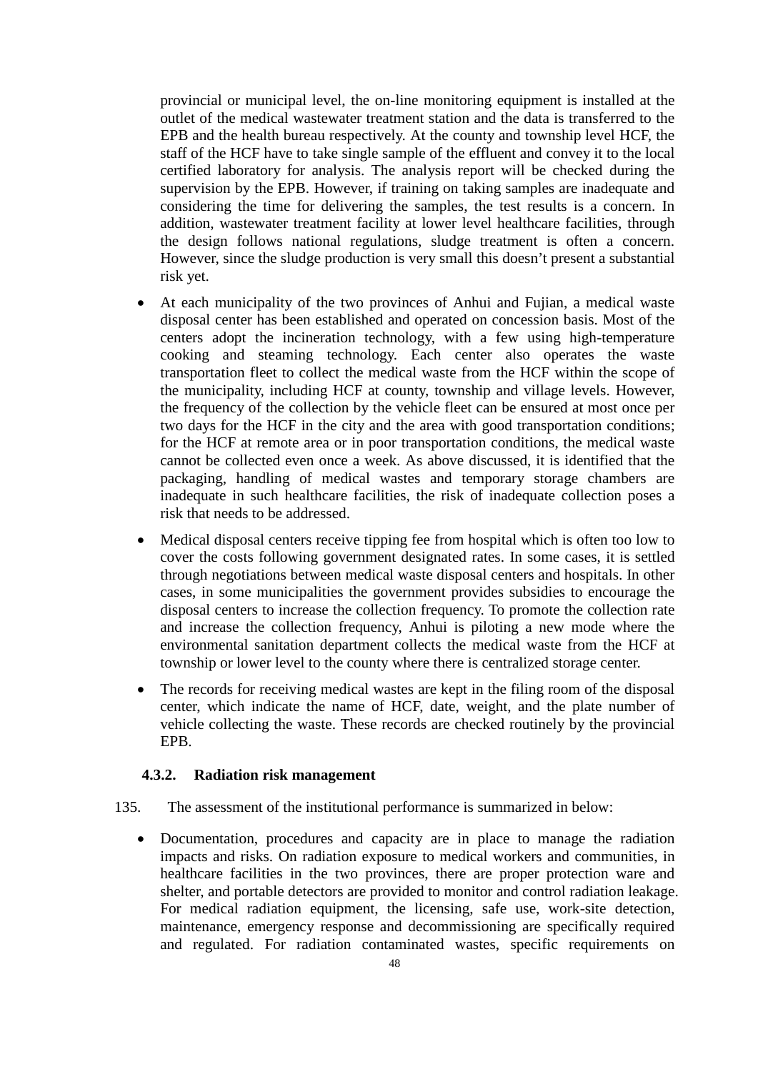provincial or municipal level, the on-line monitoring equipment is installed at the outlet of the medical wastewater treatment station and the data is transferred to the EPB and the health bureau respectively. At the county and township level HCF, the staff of the HCF have to take single sample of the effluent and convey it to the local certified laboratory for analysis. The analysis report will be checked during the supervision by the EPB. However, if training on taking samples are inadequate and considering the time for delivering the samples, the test results is a concern. In addition, wastewater treatment facility at lower level healthcare facilities, through the design follows national regulations, sludge treatment is often a concern. However, since the sludge production is very small this doesn't present a substantial risk yet.

- At each municipality of the two provinces of Anhui and Fujian, a medical waste disposal center has been established and operated on concession basis. Most of the centers adopt the incineration technology, with a few using high-temperature cooking and steaming technology. Each center also operates the waste transportation fleet to collect the medical waste from the HCF within the scope of the municipality, including HCF at county, township and village levels. However, the frequency of the collection by the vehicle fleet can be ensured at most once per two days for the HCF in the city and the area with good transportation conditions; for the HCF at remote area or in poor transportation conditions, the medical waste cannot be collected even once a week. As above discussed, it is identified that the packaging, handling of medical wastes and temporary storage chambers are inadequate in such healthcare facilities, the risk of inadequate collection poses a risk that needs to be addressed.
- Medical disposal centers receive tipping fee from hospital which is often too low to cover the costs following government designated rates. In some cases, it is settled through negotiations between medical waste disposal centers and hospitals. In other cases, in some municipalities the government provides subsidies to encourage the disposal centers to increase the collection frequency. To promote the collection rate and increase the collection frequency, Anhui is piloting a new mode where the environmental sanitation department collects the medical waste from the HCF at township or lower level to the county where there is centralized storage center.
- The records for receiving medical wastes are kept in the filing room of the disposal center, which indicate the name of HCF, date, weight, and the plate number of vehicle collecting the waste. These records are checked routinely by the provincial EPB.

### 4.3.2. Radiation risk management

135. The assessment of the institutional performance is summarized in below:

- Documentation, procedures and capacity are in place to manage the radiation impacts and risks. On radiation exposure to medical workers and communities, in healthcare facilities in the two provinces, there are proper protection ware and shelter, and portable detectors are provided to monitor and control radiation leakage. For medical radiation equipment, the licensing, safe use, work-site detection, maintenance, emergency response and decommissioning are specifically required and regulated. For radiation contaminated wastes, specific requirements on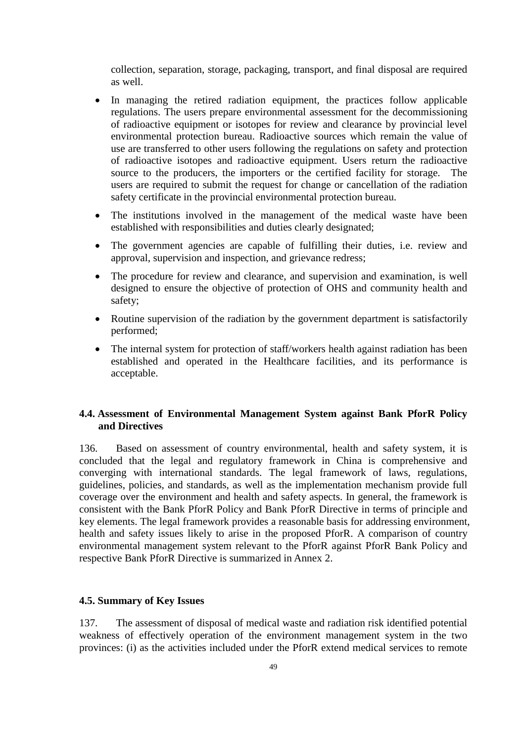collection, separation, storage, packaging, transport, and final disposal are required as well.

- In managing the retired radiation equipment, the practices follow applicable regulations. The users prepare environmental assessment for the decommissioning of radioactive equipment or isotopes for review and clearance by provincial level environmental protection bureau. Radioactive sources which remain the value of use are transferred to other users following the regulations on safety and protection of radioactive isotopes and radioactive equipment. Users return the radioactive source to the producers, the importers or the certified facility for storage. The users are required to submit the request for change or cancellation of the radiation safety certificate in the provincial environmental protection bureau.
- The institutions involved in the management of the medical waste have been established with responsibilities and duties clearly designated;
- The government agencies are capable of fulfilling their duties, i.e. review and approval, supervision and inspection, and grievance redress;
- The procedure for review and clearance, and supervision and examination, is well designed to ensure the objective of protection of OHS and community health and safety;
- Routine supervision of the radiation by the government department is satisfactorily performed;
- The internal system for protection of staff/workers health against radiation has been established and operated in the Healthcare facilities, and its performance is acceptable.

### 4.4. Assessment of Environmental Management System against Bank PforR Policy and Directives

136. Based on assessment of country environmental, health and safety system, it is concluded that the legal and regulatory framework in China is comprehensive and converging with international standards. The legal framework of laws, regulations, guidelines, policies, and standards, as well as the implementation mechanism provide full coverage over the environment and health and safety aspects. In general, the framework is consistent with the Bank PforR Policy and Bank PforR Directive in terms of principle and key elements. The legal framework provides a reasonable basis for addressing environment, health and safety issues likely to arise in the proposed PforR. A comparison of country environmental management system relevant to the PforR against PforR Bank Policy and respective Bank PforR Directive is summarized in Annex 2.

### 4.5. Summary of Key Issues

137. The assessment of disposal of medical waste and radiation risk identified potential weakness of effectively operation of the environment management system in the two provinces: (i) as the activities included under the PforR extend medical services to remote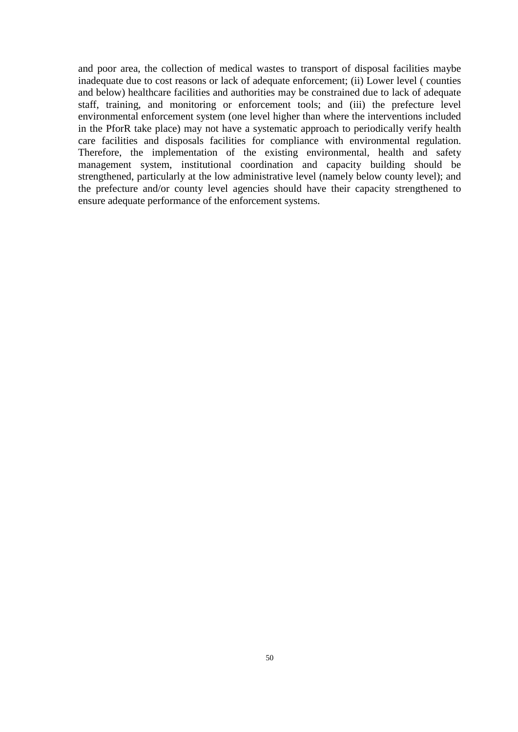and poor area, the collection of medical wastes to transport of disposal facilities maybe inadequate due to cost reasons or lack of adequate enforcement; (ii) Lower level ( counties and below) healthcare facilities and authorities may be constrained due to lack of adequate staff, training, and monitoring or enforcement tools; and (iii) the prefecture level environmental enforcement system (one level higher than where the interventions included in the PforR take place) may not have a systematic approach to periodically verify health care facilities and disposals facilities for compliance with environmental regulation. Therefore, the implementation of the existing environmental, health and safety management system, institutional coordination and capacity building should be strengthened, particularly at the low administrative level (namely below county level); and the prefecture and/or county level agencies should have their capacity strengthened to ensure adequate performance of the enforcement systems.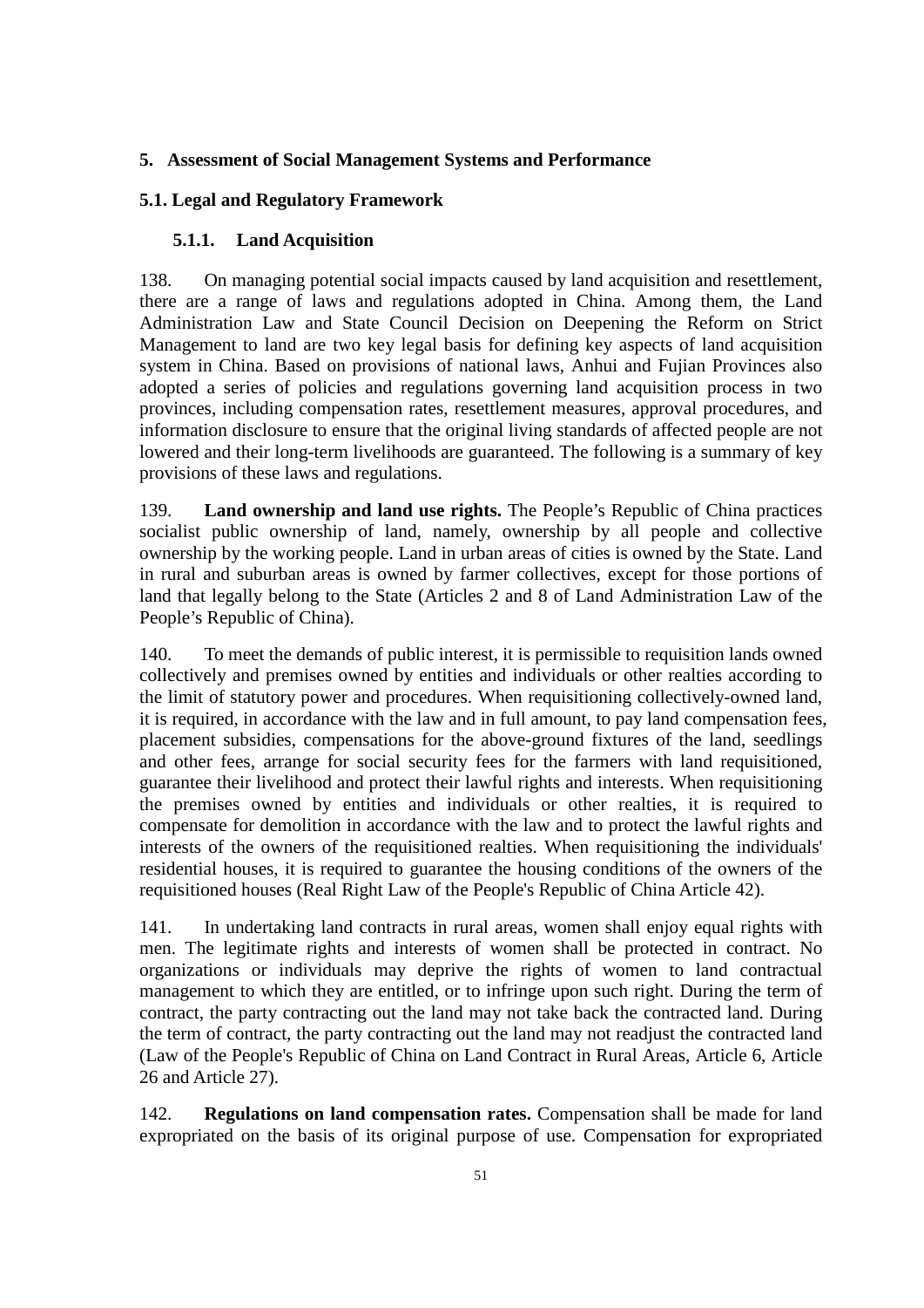## 5. Assessment of Social Management Systems and Performance

### 5.1. Legal and Regulatory Framework

#### 5.1.1. Land Acquisition

138. On managing potential social impacts caused by land acquisition and resettlement, there are a range of laws and regulations adopted in China. Among them, the Land Administration Law and State Council Decision on Deepening the Reform on Strict Management to land are two key legal basis for defining key aspects of land acquisition system in China. Based on provisions of national laws, Anhui and Fujian Provinces also adopted a series of policies and regulations governing land acquisition process in two provinces, including compensation rates, resettlement measures, approval procedures, and information disclosure to ensure that the original living standards of affected people are not lowered and their long-term livelihoods are guaranteed. The following is a summary of key provisions of these laws and regulations.

139. **Land ownership and land use rights.** The People's Republic of China practices socialist public ownership of land, namely, ownership by all people and collective ownership by the working people. Land in urban areas of cities is owned by the State. Land in rural and suburban areas is owned by farmer collectives, except for those portions of land that legally belong to the State (Articles 2 and 8 of Land Administration Law of the People's Republic of China).

140. To meet the demands of public interest, it is permissible to requisition lands owned collectively and premises owned by entities and individuals or other realties according to the limit of statutory power and procedures. When requisitioning collectively-owned land, it is required, in accordance with the law and in full amount, to pay land compensation fees, placement subsidies, compensations for the above-ground fixtures of the land, seedlings and other fees, arrange for social security fees for the farmers with land requisitioned, guarantee their livelihood and protect their lawful rights and interests. When requisitioning the premises owned by entities and individuals or other realties, it is required to compensate for demolition in accordance with the law and to protect the lawful rights and interests of the owners of the requisitioned realties. When requisitioning the individuals' residential houses, it is required to guarantee the housing conditions of the owners of the requisitioned houses (Real Right Law of the People's Republic of China Article 42).

141. In undertaking land contracts in rural areas, women shall enjoy equal rights with men. The legitimate rights and interests of women shall be protected in contract. No organizations or individuals may deprive the rights of women to land contractual management to which they are entitled, or to infringe upon such right. During the term of contract, the party contracting out the land may not take back the contracted land. During the term of contract, the party contracting out the land may not readjust the contracted land (Law of the People's Republic of China on Land Contract in Rural Areas, Article 6, Article 26 and Article 27).

142. **Regulations on land compensation rates.** Compensation shall be made for land expropriated on the basis of its original purpose of use. Compensation for expropriated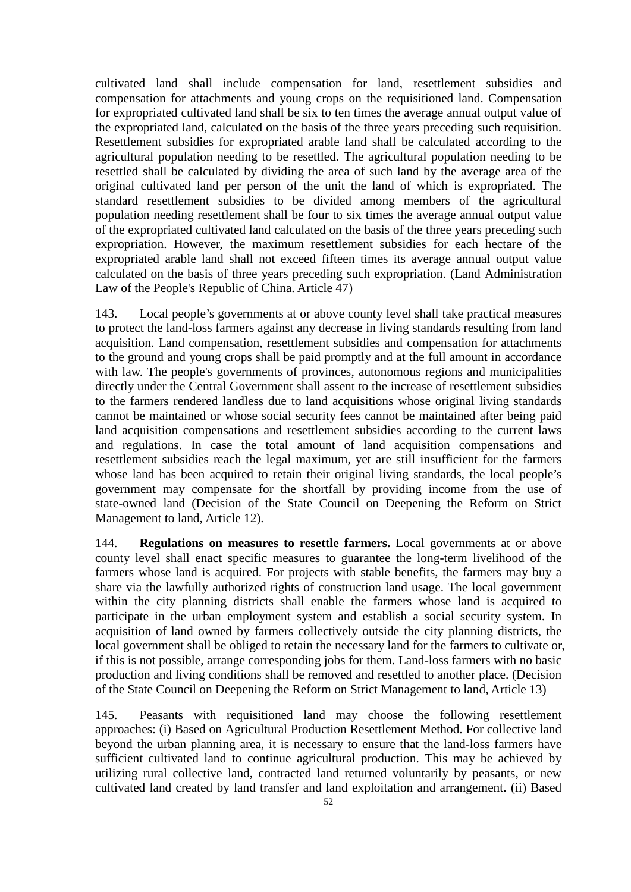cultivated land shall include compensation for land, resettlement subsidies and compensation for attachments and young crops on the requisitioned land. Compensation for expropriated cultivated land shall be six to ten times the average annual output value of the expropriated land, calculated on the basis of the three years preceding such requisition. Resettlement subsidies for expropriated arable land shall be calculated according to the agricultural population needing to be resettled. The agricultural population needing to be resettled shall be calculated by dividing the area of such land by the average area of the original cultivated land per person of the unit the land of which is expropriated. The standard resettlement subsidies to be divided among members of the agricultural population needing resettlement shall be four to six times the average annual output value of the expropriated cultivated land calculated on the basis of the three years preceding such expropriation. However, the maximum resettlement subsidies for each hectare of the expropriated arable land shall not exceed fifteen times its average annual output value calculated on the basis of three years preceding such expropriation. (Land Administration Law of the People's Republic of China. Article 47)

143. Local people's governments at or above county level shall take practical measures to protect the land-loss farmers against any decrease in living standards resulting from land acquisition. Land compensation, resettlement subsidies and compensation for attachments to the ground and young crops shall be paid promptly and at the full amount in accordance with law. The people's governments of provinces, autonomous regions and municipalities directly under the Central Government shall assent to the increase of resettlement subsidies to the farmers rendered landless due to land acquisitions whose original living standards cannot be maintained or whose social security fees cannot be maintained after being paid land acquisition compensations and resettlement subsidies according to the current laws and regulations. In case the total amount of land acquisition compensations and resettlement subsidies reach the legal maximum, yet are still insufficient for the farmers whose land has been acquired to retain their original living standards, the local people's government may compensate for the shortfall by providing income from the use of state-owned land (Decision of the State Council on Deepening the Reform on Strict Management to land, Article 12).

144. **Regulations on measures to resettle farmers.** Local governments at or above county level shall enact specific measures to guarantee the long-term livelihood of the farmers whose land is acquired. For projects with stable benefits, the farmers may buy a share via the lawfully authorized rights of construction land usage. The local government within the city planning districts shall enable the farmers whose land is acquired to participate in the urban employment system and establish a social security system. In acquisition of land owned by farmers collectively outside the city planning districts, the local government shall be obliged to retain the necessary land for the farmers to cultivate or, if this is not possible, arrange corresponding jobs for them. Land-loss farmers with no basic production and living conditions shall be removed and resettled to another place. (Decision of the State Council on Deepening the Reform on Strict Management to land, Article 13)

145. Peasants with requisitioned land may choose the following resettlement approaches: (i) Based on Agricultural Production Resettlement Method. For collective land beyond the urban planning area, it is necessary to ensure that the land-loss farmers have sufficient cultivated land to continue agricultural production. This may be achieved by utilizing rural collective land, contracted land returned voluntarily by peasants, or new cultivated land created by land transfer and land exploitation and arrangement. (ii) Based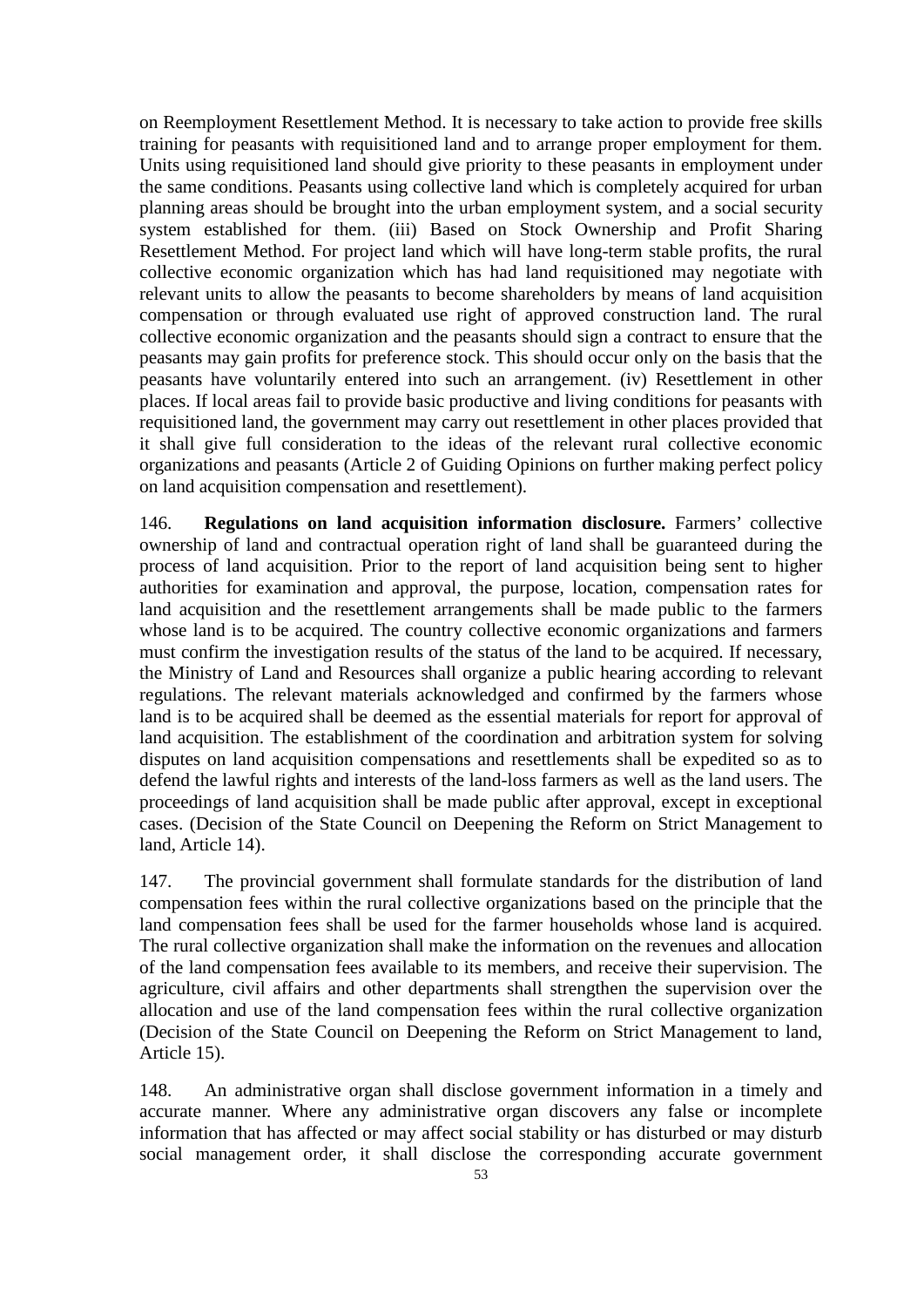on Reemployment Resettlement Method. It is necessary to take action to provide free skills training for peasants with requisitioned land and to arrange proper employment for them. Units using requisitioned land should give priority to these peasants in employment under the same conditions. Peasants using collective land which is completely acquired for urban planning areas should be brought into the urban employment system, and a social security system established for them. (iii) Based on Stock Ownership and Profit Sharing Resettlement Method. For project land which will have long-term stable profits, the rural collective economic organization which has had land requisitioned may negotiate with relevant units to allow the peasants to become shareholders by means of land acquisition compensation or through evaluated use right of approved construction land. The rural collective economic organization and the peasants should sign a contract to ensure that the peasants may gain profits for preference stock. This should occur only on the basis that the peasants have voluntarily entered into such an arrangement. (iv) Resettlement in other places. If local areas fail to provide basic productive and living conditions for peasants with requisitioned land, the government may carry out resettlement in other places provided that it shall give full consideration to the ideas of the relevant rural collective economic organizations and peasants (Article 2 of Guiding Opinions on further making perfect policy on land acquisition compensation and resettlement).

146. **Regulations on land acquisition information disclosure.** Farmers' collective ownership of land and contractual operation right of land shall be guaranteed during the process of land acquisition. Prior to the report of land acquisition being sent to higher authorities for examination and approval, the purpose, location, compensation rates for land acquisition and the resettlement arrangements shall be made public to the farmers whose land is to be acquired. The country collective economic organizations and farmers must confirm the investigation results of the status of the land to be acquired. If necessary, the Ministry of Land and Resources shall organize a public hearing according to relevant regulations. The relevant materials acknowledged and confirmed by the farmers whose land is to be acquired shall be deemed as the essential materials for report for approval of land acquisition. The establishment of the coordination and arbitration system for solving disputes on land acquisition compensations and resettlements shall be expedited so as to defend the lawful rights and interests of the land-loss farmers as well as the land users. The proceedings of land acquisition shall be made public after approval, except in exceptional cases. (Decision of the State Council on Deepening the Reform on Strict Management to land, Article 14).

147. The provincial government shall formulate standards for the distribution of land compensation fees within the rural collective organizations based on the principle that the land compensation fees shall be used for the farmer households whose land is acquired. The rural collective organization shall make the information on the revenues and allocation of the land compensation fees available to its members, and receive their supervision. The agriculture, civil affairs and other departments shall strengthen the supervision over the allocation and use of the land compensation fees within the rural collective organization (Decision of the State Council on Deepening the Reform on Strict Management to land, Article 15).

148. An administrative organ shall disclose government information in a timely and accurate manner. Where any administrative organ discovers any false or incomplete information that has affected or may affect social stability or has disturbed or may disturb social management order, it shall disclose the corresponding accurate government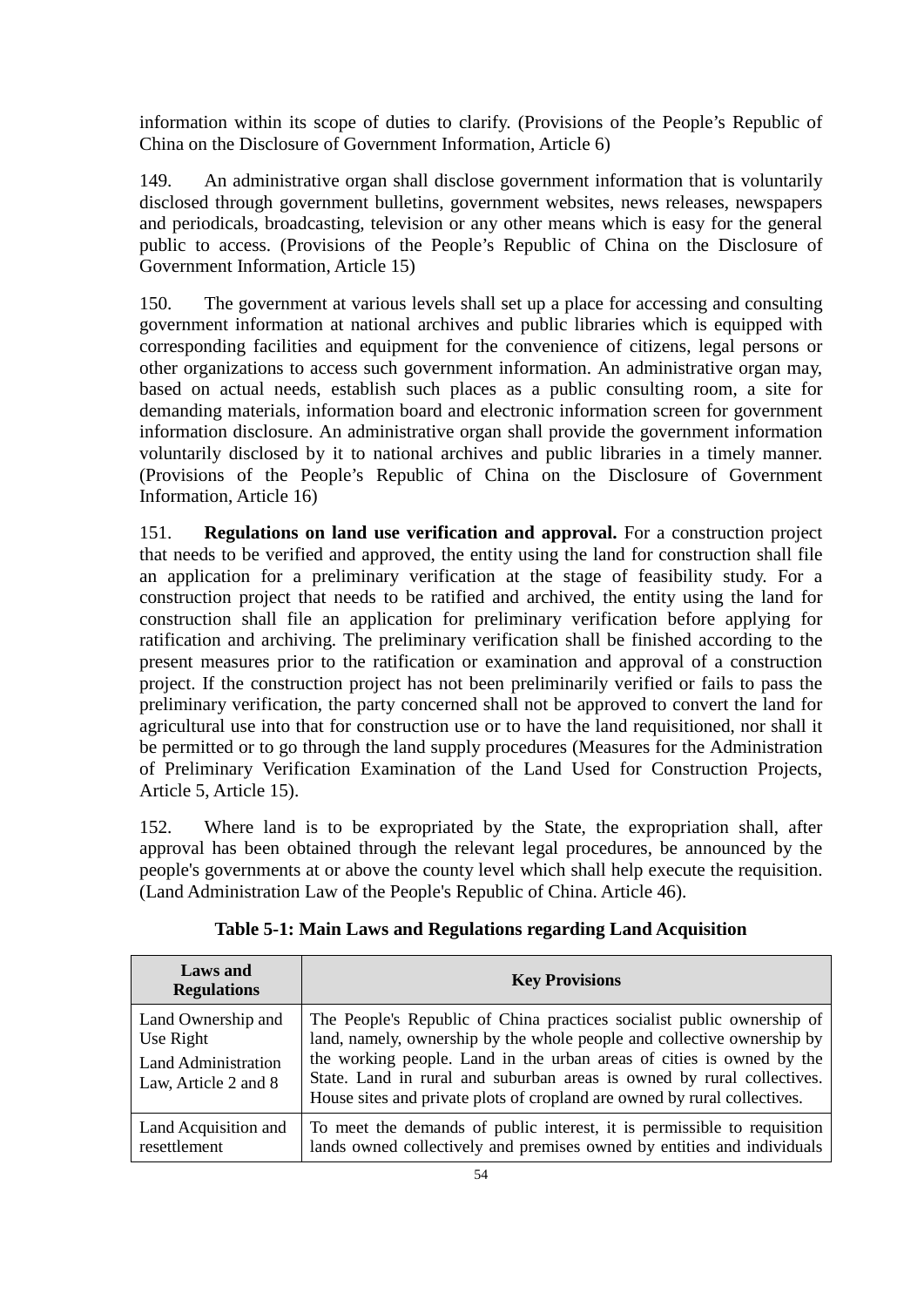information within its scope of duties to clarify. (Provisions of the People's Republic of China on the Disclosure of Government Information, Article 6)

149. An administrative organ shall disclose government information that is voluntarily disclosed through government bulletins, government websites, news releases, newspapers and periodicals, broadcasting, television or any other means which is easy for the general public to access. (Provisions of the People's Republic of China on the Disclosure of Government Information, Article 15)

150. The government at various levels shall set up a place for accessing and consulting government information at national archives and public libraries which is equipped with corresponding facilities and equipment for the convenience of citizens, legal persons or other organizations to access such government information. An administrative organ may, based on actual needs, establish such places as a public consulting room, a site for demanding materials, information board and electronic information screen for government information disclosure. An administrative organ shall provide the government information voluntarily disclosed by it to national archives and public libraries in a timely manner. (Provisions of the People's Republic of China on the Disclosure of Government Information, Article 16)

151. **Regulations on land use verification and approval.** For a construction project that needs to be verified and approved, the entity using the land for construction shall file an application for a preliminary verification at the stage of feasibility study. For a construction project that needs to be ratified and archived, the entity using the land for construction shall file an application for preliminary verification before applying for ratification and archiving. The preliminary verification shall be finished according to the present measures prior to the ratification or examination and approval of a construction project. If the construction project has not been preliminarily verified or fails to pass the preliminary verification, the party concerned shall not be approved to convert the land for agricultural use into that for construction use or to have the land requisitioned, nor shall it be permitted or to go through the land supply procedures (Measures for the Administration of Preliminary Verification Examination of the Land Used for Construction Projects, Article 5, Article 15).

152. Where land is to be expropriated by the State, the expropriation shall, after approval has been obtained through the relevant legal procedures, be announced by the people's governments at or above the county level which shall help execute the requisition. (Land Administration Law of the People's Republic of China. Article 46).

**Table 5-1: Main Laws and Regulations regarding Land Acquisition**

| Laws and Regulations | Key Provisions |
|---|---|
| Land Ownership and Use Right<br>Land Administration Law, Article 2 and 8 | The People's Republic of China practices socialist public ownership of land, namely, ownership by the whole people and collective ownership by the working people. Land in the urban areas of cities is owned by the State. Land in rural and suburban areas is owned by rural collectives. House sites and private plots of cropland are owned by rural collectives. |
| Land Acquisition and resettlement | To meet the demands of public interest, it is permissible to requisition lands owned collectively and premises owned by entities and individuals |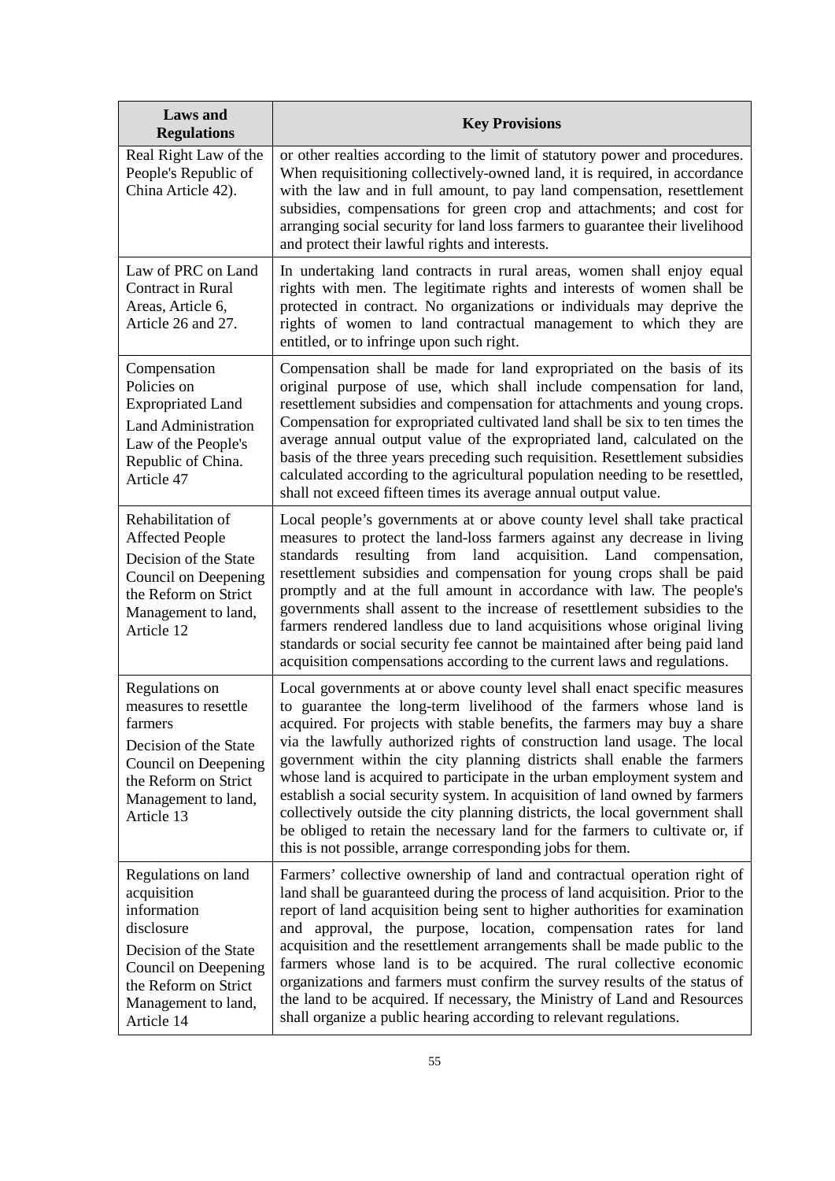| Laws and Regulations | Key Provisions |
|---|---|
| Real Right Law of the People's Republic of China Article 42). | or other realties according to the limit of statutory power and procedures. When requisitioning collectively-owned land, it is required, in accordance with the law and in full amount, to pay land compensation, resettlement subsidies, compensations for green crop and attachments; and cost for arranging social security for land loss farmers to guarantee their livelihood and protect their lawful rights and interests. |
| Law of PRC on Land Contract in Rural Areas, Article 6, Article 26 and 27. | In undertaking land contracts in rural areas, women shall enjoy equal rights with men. The legitimate rights and interests of women shall be protected in contract. No organizations or individuals may deprive the rights of women to land contractual management to which they are entitled, or to infringe upon such right. |
| Compensation Policies on Expropriated Land Land Administration Law of the People's Republic of China. Article 47 | Compensation shall be made for land expropriated on the basis of its original purpose of use, which shall include compensation for land, resettlement subsidies and compensation for attachments and young crops. Compensation for expropriated cultivated land shall be six to ten times the average annual output value of the expropriated land, calculated on the basis of the three years preceding such requisition. Resettlement subsidies calculated according to the agricultural population needing to be resettled, shall not exceed fifteen times its average annual output value. |
| Rehabilitation of Affected People Decision of the State Council on Deepening the Reform on Strict Management to land, Article 12 | Local people's governments at or above county level shall take practical measures to protect the land-loss farmers against any decrease in living standards resulting from land acquisition. Land compensation, resettlement subsidies and compensation for young crops shall be paid promptly and at the full amount in accordance with law. The people's governments shall assent to the increase of resettlement subsidies to the farmers rendered landless due to land acquisitions whose original living standards or social security fee cannot be maintained after being paid land acquisition compensations according to the current laws and regulations. |
| Regulations on measures to resettle farmers Decision of the State Council on Deepening the Reform on Strict Management to land, Article 13 | Local governments at or above county level shall enact specific measures to guarantee the long-term livelihood of the farmers whose land is acquired. For projects with stable benefits, the farmers may buy a share via the lawfully authorized rights of construction land usage. The local government within the city planning districts shall enable the farmers whose land is acquired to participate in the urban employment system and establish a social security system. In acquisition of land owned by farmers collectively outside the city planning districts, the local government shall be obliged to retain the necessary land for the farmers to cultivate or, if this is not possible, arrange corresponding jobs for them. |
| Regulations on land acquisition information disclosure Decision of the State Council on Deepening the Reform on Strict Management to land, Article 14 | Farmers' collective ownership of land and contractual operation right of land shall be guaranteed during the process of land acquisition. Prior to the report of land acquisition being sent to higher authorities for examination and approval, the purpose, location, compensation rates for land acquisition and the resettlement arrangements shall be made public to the farmers whose land is to be acquired. The rural collective economic organizations and farmers must confirm the survey results of the status of the land to be acquired. If necessary, the Ministry of Land and Resources shall organize a public hearing according to relevant regulations. |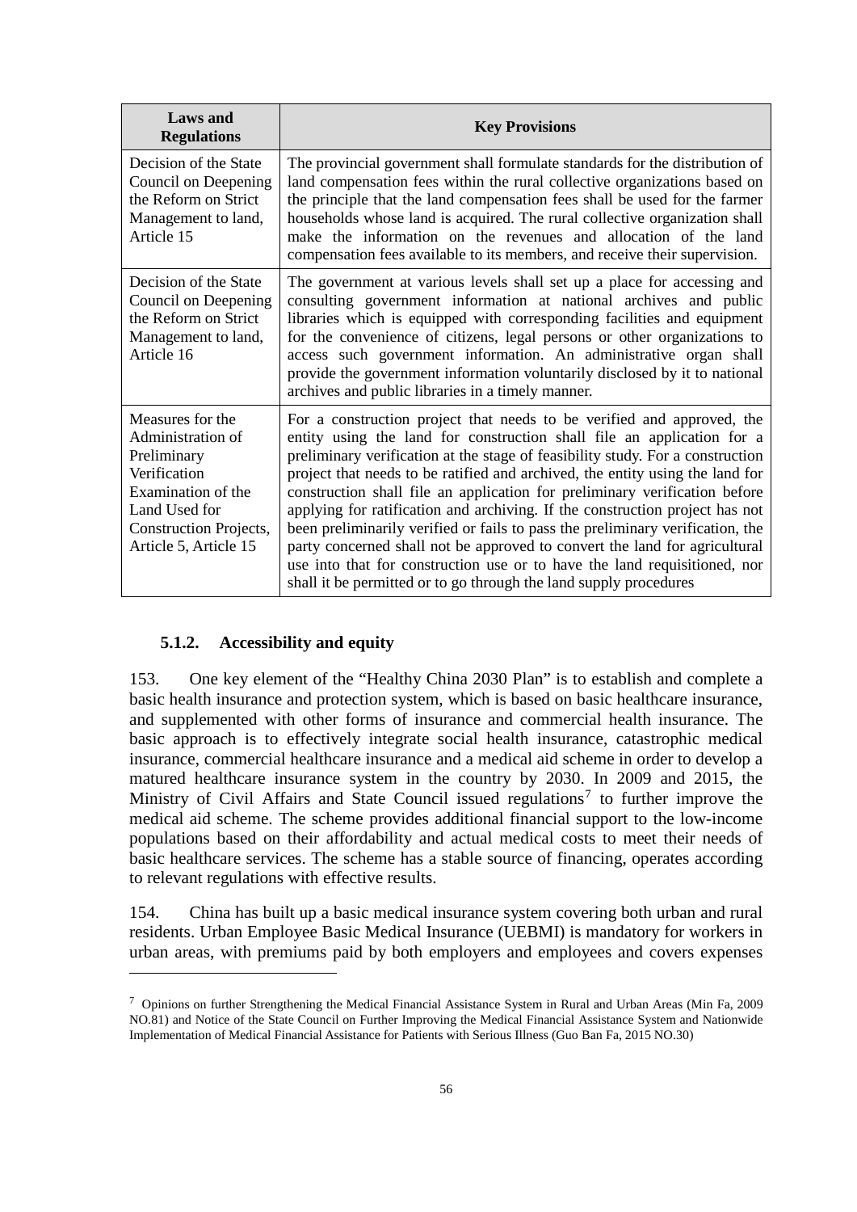| Laws and Regulations | Key Provisions |
|---|---|
| Decision of the State Council on Deepening the Reform on Strict Management to land, Article 15 | The provincial government shall formulate standards for the distribution of land compensation fees within the rural collective organizations based on the principle that the land compensation fees shall be used for the farmer households whose land is acquired. The rural collective organization shall make the information on the revenues and allocation of the land compensation fees available to its members, and receive their supervision. |
| Decision of the State Council on Deepening the Reform on Strict Management to land, Article 16 | The government at various levels shall set up a place for accessing and consulting government information at national archives and public libraries which is equipped with corresponding facilities and equipment for the convenience of citizens, legal persons or other organizations to access such government information. An administrative organ shall provide the government information voluntarily disclosed by it to national archives and public libraries in a timely manner. |
| Measures for the Administration of Preliminary Verification Examination of the Land Used for Construction Projects, Article 5, Article 15 | For a construction project that needs to be verified and approved, the entity using the land for construction shall file an application for a preliminary verification at the stage of feasibility study. For a construction project that needs to be ratified and archived, the entity using the land for construction shall file an application for preliminary verification before applying for ratification and archiving. If the construction project has not been preliminarily verified or fails to pass the preliminary verification, the party concerned shall not be approved to convert the land for agricultural use into that for construction use or to have the land requisitioned, nor shall it be permitted or to go through the land supply procedures |

### 5.1.2. Accessibility and equity

153. One key element of the "Healthy China 2030 Plan" is to establish and complete a basic health insurance and protection system, which is based on basic healthcare insurance, and supplemented with other forms of insurance and commercial health insurance. The basic approach is to effectively integrate social health insurance, catastrophic medical insurance, commercial healthcare insurance and a medical aid scheme in order to develop a matured healthcare insurance system in the country by 2030. In 2009 and 2015, the Ministry of Civil Affairs and State Council issued regulations[7] to further improve the medical aid scheme. The scheme provides additional financial support to the low-income populations based on their affordability and actual medical costs to meet their needs of basic healthcare services. The scheme has a stable source of financing, operates according to relevant regulations with effective results.

154. China has built up a basic medical insurance system covering both urban and rural residents. Urban Employee Basic Medical Insurance (UEBMI) is mandatory for workers in urban areas, with premiums paid by both employers and employees and covers expenses

[7] Opinions on further Strengthening the Medical Financial Assistance System in Rural and Urban Areas (Min Fa, 2009 NO.81) and Notice of the State Council on Further Improving the Medical Financial Assistance System and Nationwide Implementation of Medical Financial Assistance for Patients with Serious Illness (Guo Ban Fa, 2015 NO.30)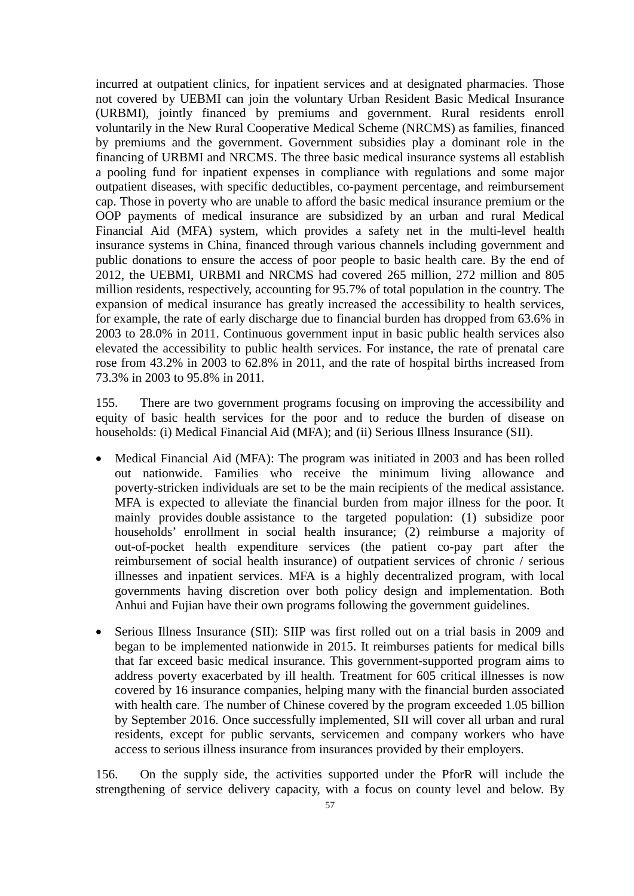incurred at outpatient clinics, for inpatient services and at designated pharmacies. Those not covered by UEBMI can join the voluntary Urban Resident Basic Medical Insurance (URBMI), jointly financed by premiums and government. Rural residents enroll voluntarily in the New Rural Cooperative Medical Scheme (NRCMS) as families, financed by premiums and the government. Government subsidies play a dominant role in the financing of URBMI and NRCMS. The three basic medical insurance systems all establish a pooling fund for inpatient expenses in compliance with regulations and some major outpatient diseases, with specific deductibles, co-payment percentage, and reimbursement cap. Those in poverty who are unable to afford the basic medical insurance premium or the OOP payments of medical insurance are subsidized by an urban and rural Medical Financial Aid (MFA) system, which provides a safety net in the multi-level health insurance systems in China, financed through various channels including government and public donations to ensure the access of poor people to basic health care. By the end of 2012, the UEBMI, URBMI and NRCMS had covered 265 million, 272 million and 805 million residents, respectively, accounting for 95.7% of total population in the country. The expansion of medical insurance has greatly increased the accessibility to health services, for example, the rate of early discharge due to financial burden has dropped from 63.6% in 2003 to 28.0% in 2011. Continuous government input in basic public health services also elevated the accessibility to public health services. For instance, the rate of prenatal care rose from 43.2% in 2003 to 62.8% in 2011, and the rate of hospital births increased from 73.3% in 2003 to 95.8% in 2011.

155. There are two government programs focusing on improving the accessibility and equity of basic health services for the poor and to reduce the burden of disease on households: (i) Medical Financial Aid (MFA); and (ii) Serious Illness Insurance (SII).

- Medical Financial Aid (MFA): The program was initiated in 2003 and has been rolled out nationwide. Families who receive the minimum living allowance and poverty-stricken individuals are set to be the main recipients of the medical assistance. MFA is expected to alleviate the financial burden from major illness for the poor. It mainly provides double assistance to the targeted population: (1) subsidize poor households' enrollment in social health insurance; (2) reimburse a majority of out-of-pocket health expenditure services (the patient co-pay part after the reimbursement of social health insurance) of outpatient services of chronic / serious illnesses and inpatient services. MFA is a highly decentralized program, with local governments having discretion over both policy design and implementation. Both Anhui and Fujian have their own programs following the government guidelines.

- Serious Illness Insurance (SII): SIIP was first rolled out on a trial basis in 2009 and began to be implemented nationwide in 2015. It reimburses patients for medical bills that far exceed basic medical insurance. This government-supported program aims to address poverty exacerbated by ill health. Treatment for 605 critical illnesses is now covered by 16 insurance companies, helping many with the financial burden associated with health care. The number of Chinese covered by the program exceeded 1.05 billion by September 2016. Once successfully implemented, SII will cover all urban and rural residents, except for public servants, servicemen and company workers who have access to serious illness insurance from insurances provided by their employers.

156. On the supply side, the activities supported under the PforR will include the strengthening of service delivery capacity, with a focus on county level and below. By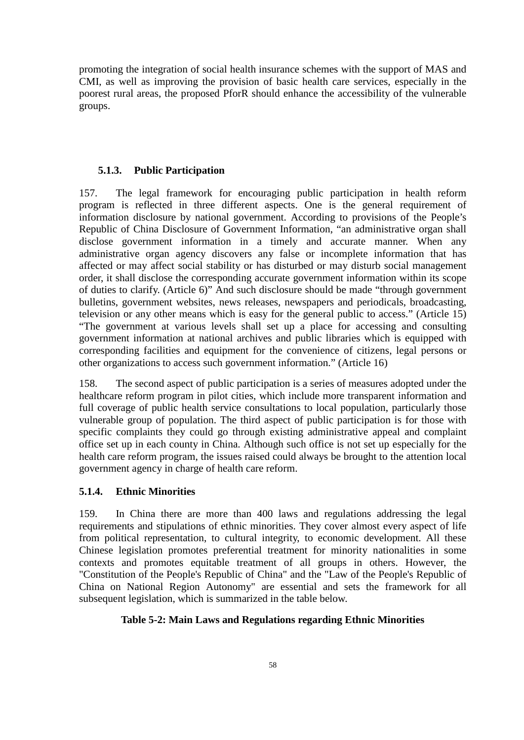promoting the integration of social health insurance schemes with the support of MAS and CMI, as well as improving the provision of basic health care services, especially in the poorest rural areas, the proposed PforR should enhance the accessibility of the vulnerable groups.

### 5.1.3. Public Participation

157. The legal framework for encouraging public participation in health reform program is reflected in three different aspects. One is the general requirement of information disclosure by national government. According to provisions of the People's Republic of China Disclosure of Government Information, "an administrative organ shall disclose government information in a timely and accurate manner. When any administrative organ agency discovers any false or incomplete information that has affected or may affect social stability or has disturbed or may disturb social management order, it shall disclose the corresponding accurate government information within its scope of duties to clarify. (Article 6)" And such disclosure should be made "through government bulletins, government websites, news releases, newspapers and periodicals, broadcasting, television or any other means which is easy for the general public to access." (Article 15) "The government at various levels shall set up a place for accessing and consulting government information at national archives and public libraries which is equipped with corresponding facilities and equipment for the convenience of citizens, legal persons or other organizations to access such government information." (Article 16)

158. The second aspect of public participation is a series of measures adopted under the healthcare reform program in pilot cities, which include more transparent information and full coverage of public health service consultations to local population, particularly those vulnerable group of population. The third aspect of public participation is for those with specific complaints they could go through existing administrative appeal and complaint office set up in each county in China. Although such office is not set up especially for the health care reform program, the issues raised could always be brought to the attention local government agency in charge of health care reform.

### 5.1.4. Ethnic Minorities

159. In China there are more than 400 laws and regulations addressing the legal requirements and stipulations of ethnic minorities. They cover almost every aspect of life from political representation, to cultural integrity, to economic development. All these Chinese legislation promotes preferential treatment for minority nationalities in some contexts and promotes equitable treatment of all groups in others. However, the "Constitution of the People's Republic of China" and the "Law of the People's Republic of China on National Region Autonomy" are essential and sets the framework for all subsequent legislation, which is summarized in the table below.

**Table 5-2: Main Laws and Regulations regarding Ethnic Minorities**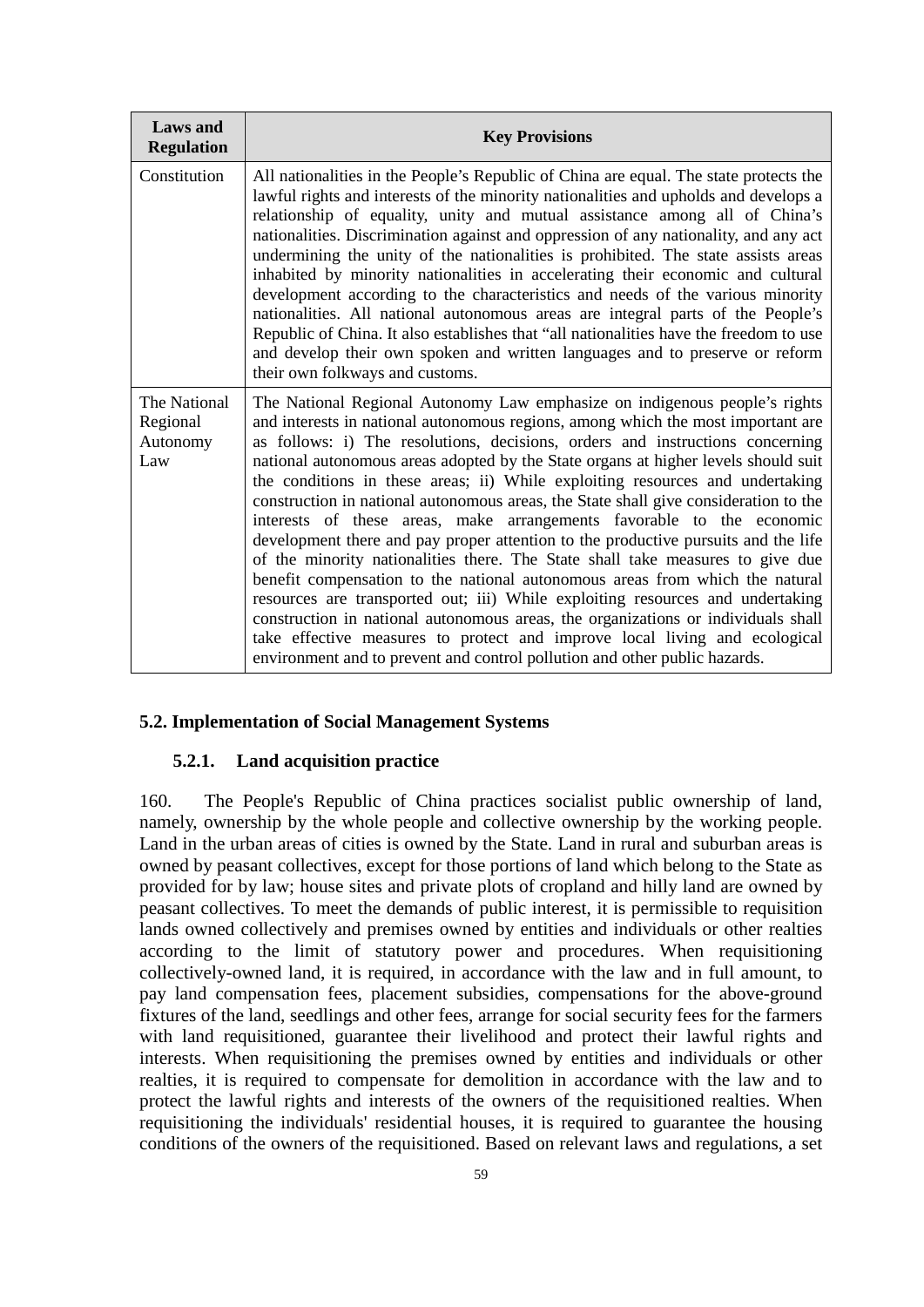| Laws and Regulation | Key Provisions |
|---|---|
| Constitution | All nationalities in the People's Republic of China are equal. The state protects the lawful rights and interests of the minority nationalities and upholds and develops a relationship of equality, unity and mutual assistance among all of China's nationalities. Discrimination against and oppression of any nationality, and any act undermining the unity of the nationalities is prohibited. The state assists areas inhabited by minority nationalities in accelerating their economic and cultural development according to the characteristics and needs of the various minority nationalities. All national autonomous areas are integral parts of the People's Republic of China. It also establishes that "all nationalities have the freedom to use and develop their own spoken and written languages and to preserve or reform their own folkways and customs. |
| The National Regional Autonomy Law | The National Regional Autonomy Law emphasize on indigenous people's rights and interests in national autonomous regions, among which the most important are as follows: i) The resolutions, decisions, orders and instructions concerning national autonomous areas adopted by the State organs at higher levels should suit the conditions in these areas; ii) While exploiting resources and undertaking construction in national autonomous areas, the State shall give consideration to the interests of these areas, make arrangements favorable to the economic development there and pay proper attention to the productive pursuits and the life of the minority nationalities there. The State shall take measures to give due benefit compensation to the national autonomous areas from which the natural resources are transported out; iii) While exploiting resources and undertaking construction in national autonomous areas, the organizations or individuals shall take effective measures to protect and improve local living and ecological environment and to prevent and control pollution and other public hazards. |

## 5.2. Implementation of Social Management Systems

### 5.2.1. Land acquisition practice

160. The People's Republic of China practices socialist public ownership of land, namely, ownership by the whole people and collective ownership by the working people. Land in the urban areas of cities is owned by the State. Land in rural and suburban areas is owned by peasant collectives, except for those portions of land which belong to the State as provided for by law; house sites and private plots of cropland and hilly land are owned by peasant collectives. To meet the demands of public interest, it is permissible to requisition lands owned collectively and premises owned by entities and individuals or other realties according to the limit of statutory power and procedures. When requisitioning collectively-owned land, it is required, in accordance with the law and in full amount, to pay land compensation fees, placement subsidies, compensations for the above-ground fixtures of the land, seedlings and other fees, arrange for social security fees for the farmers with land requisitioned, guarantee their livelihood and protect their lawful rights and interests. When requisitioning the premises owned by entities and individuals or other realties, it is required to compensate for demolition in accordance with the law and to protect the lawful rights and interests of the owners of the requisitioned realties. When requisitioning the individuals' residential houses, it is required to guarantee the housing conditions of the owners of the requisitioned. Based on relevant laws and regulations, a set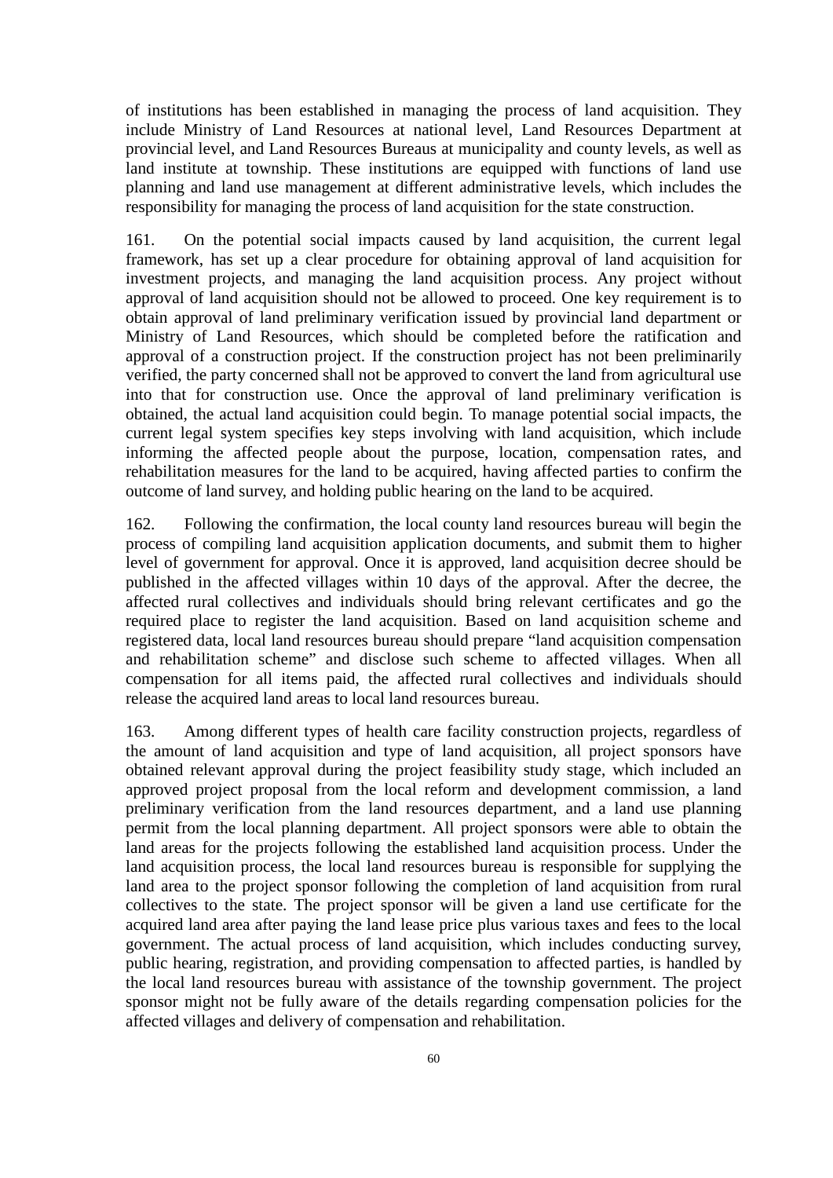of institutions has been established in managing the process of land acquisition. They include Ministry of Land Resources at national level, Land Resources Department at provincial level, and Land Resources Bureaus at municipality and county levels, as well as land institute at township. These institutions are equipped with functions of land use planning and land use management at different administrative levels, which includes the responsibility for managing the process of land acquisition for the state construction.

161. On the potential social impacts caused by land acquisition, the current legal framework, has set up a clear procedure for obtaining approval of land acquisition for investment projects, and managing the land acquisition process. Any project without approval of land acquisition should not be allowed to proceed. One key requirement is to obtain approval of land preliminary verification issued by provincial land department or Ministry of Land Resources, which should be completed before the ratification and approval of a construction project. If the construction project has not been preliminarily verified, the party concerned shall not be approved to convert the land from agricultural use into that for construction use. Once the approval of land preliminary verification is obtained, the actual land acquisition could begin. To manage potential social impacts, the current legal system specifies key steps involving with land acquisition, which include informing the affected people about the purpose, location, compensation rates, and rehabilitation measures for the land to be acquired, having affected parties to confirm the outcome of land survey, and holding public hearing on the land to be acquired.

162. Following the confirmation, the local county land resources bureau will begin the process of compiling land acquisition application documents, and submit them to higher level of government for approval. Once it is approved, land acquisition decree should be published in the affected villages within 10 days of the approval. After the decree, the affected rural collectives and individuals should bring relevant certificates and go the required place to register the land acquisition. Based on land acquisition scheme and registered data, local land resources bureau should prepare "land acquisition compensation and rehabilitation scheme" and disclose such scheme to affected villages. When all compensation for all items paid, the affected rural collectives and individuals should release the acquired land areas to local land resources bureau.

163. Among different types of health care facility construction projects, regardless of the amount of land acquisition and type of land acquisition, all project sponsors have obtained relevant approval during the project feasibility study stage, which included an approved project proposal from the local reform and development commission, a land preliminary verification from the land resources department, and a land use planning permit from the local planning department. All project sponsors were able to obtain the land areas for the projects following the established land acquisition process. Under the land acquisition process, the local land resources bureau is responsible for supplying the land area to the project sponsor following the completion of land acquisition from rural collectives to the state. The project sponsor will be given a land use certificate for the acquired land area after paying the land lease price plus various taxes and fees to the local government. The actual process of land acquisition, which includes conducting survey, public hearing, registration, and providing compensation to affected parties, is handled by the local land resources bureau with assistance of the township government. The project sponsor might not be fully aware of the details regarding compensation policies for the affected villages and delivery of compensation and rehabilitation.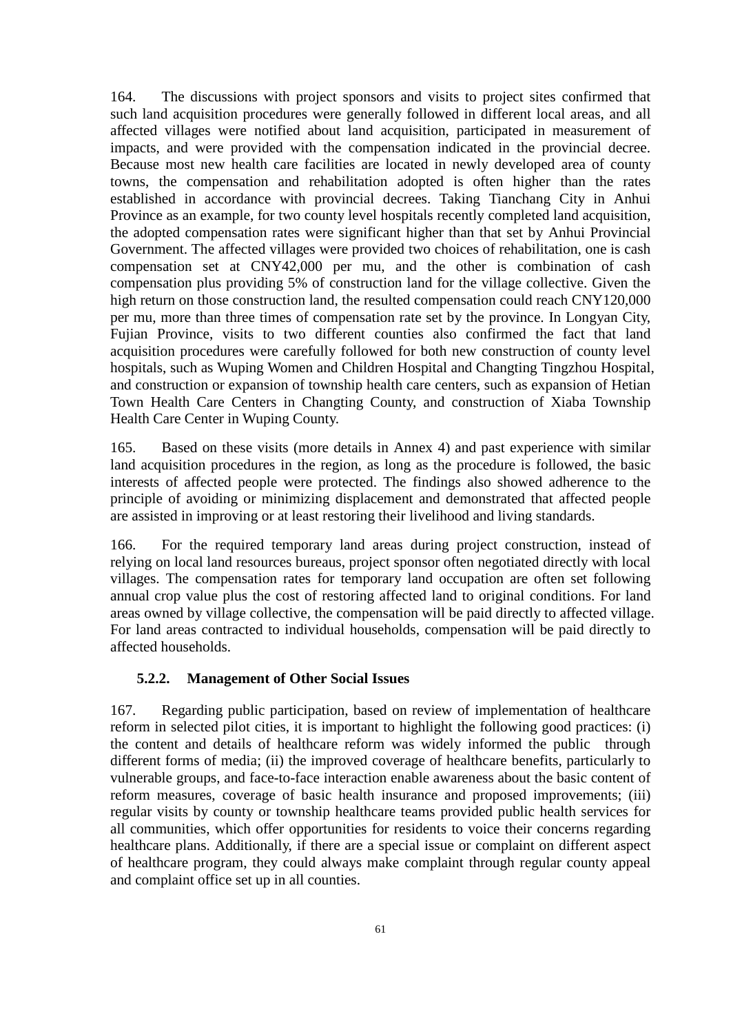164. The discussions with project sponsors and visits to project sites confirmed that such land acquisition procedures were generally followed in different local areas, and all affected villages were notified about land acquisition, participated in measurement of impacts, and were provided with the compensation indicated in the provincial decree. Because most new health care facilities are located in newly developed area of county towns, the compensation and rehabilitation adopted is often higher than the rates established in accordance with provincial decrees. Taking Tianchang City in Anhui Province as an example, for two county level hospitals recently completed land acquisition, the adopted compensation rates were significant higher than that set by Anhui Provincial Government. The affected villages were provided two choices of rehabilitation, one is cash compensation set at CNY42,000 per mu, and the other is combination of cash compensation plus providing 5% of construction land for the village collective. Given the high return on those construction land, the resulted compensation could reach CNY120,000 per mu, more than three times of compensation rate set by the province. In Longyan City, Fujian Province, visits to two different counties also confirmed the fact that land acquisition procedures were carefully followed for both new construction of county level hospitals, such as Wuping Women and Children Hospital and Changting Tingzhou Hospital, and construction or expansion of township health care centers, such as expansion of Hetian Town Health Care Centers in Changting County, and construction of Xiaba Township Health Care Center in Wuping County.

165. Based on these visits (more details in Annex 4) and past experience with similar land acquisition procedures in the region, as long as the procedure is followed, the basic interests of affected people were protected. The findings also showed adherence to the principle of avoiding or minimizing displacement and demonstrated that affected people are assisted in improving or at least restoring their livelihood and living standards.

166. For the required temporary land areas during project construction, instead of relying on local land resources bureaus, project sponsor often negotiated directly with local villages. The compensation rates for temporary land occupation are often set following annual crop value plus the cost of restoring affected land to original conditions. For land areas owned by village collective, the compensation will be paid directly to affected village. For land areas contracted to individual households, compensation will be paid directly to affected households.

#### 5.2.2. Management of Other Social Issues

167. Regarding public participation, based on review of implementation of healthcare reform in selected pilot cities, it is important to highlight the following good practices: (i) the content and details of healthcare reform was widely informed the public through different forms of media; (ii) the improved coverage of healthcare benefits, particularly to vulnerable groups, and face-to-face interaction enable awareness about the basic content of reform measures, coverage of basic health insurance and proposed improvements; (iii) regular visits by county or township healthcare teams provided public health services for all communities, which offer opportunities for residents to voice their concerns regarding healthcare plans. Additionally, if there are a special issue or complaint on different aspect of healthcare program, they could always make complaint through regular county appeal and complaint office set up in all counties.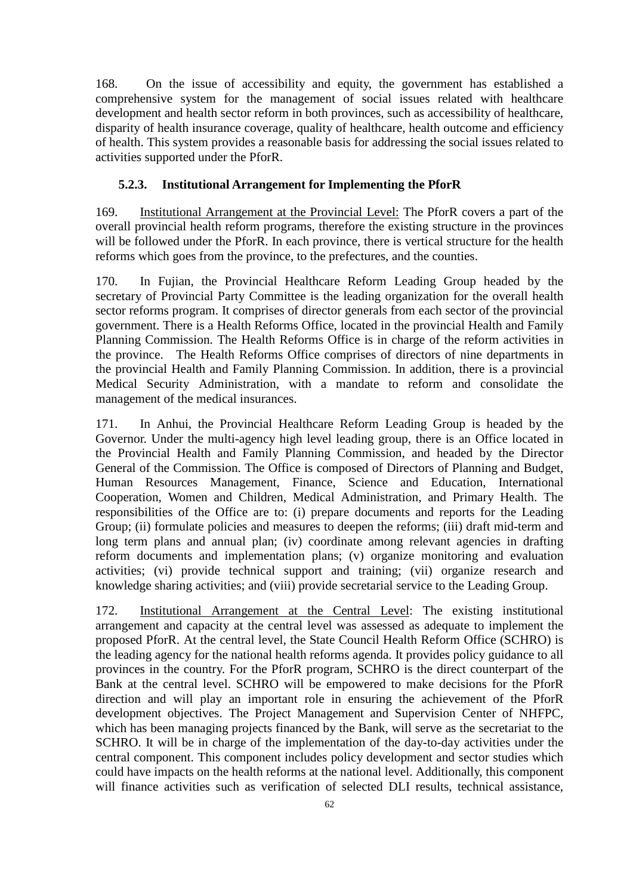168. On the issue of accessibility and equity, the government has established a comprehensive system for the management of social issues related with healthcare development and health sector reform in both provinces, such as accessibility of healthcare, disparity of health insurance coverage, quality of healthcare, health outcome and efficiency of health. This system provides a reasonable basis for addressing the social issues related to activities supported under the PforR.

### 5.2.3. Institutional Arrangement for Implementing the PforR

169. Institutional Arrangement at the Provincial Level: The PforR covers a part of the overall provincial health reform programs, therefore the existing structure in the provinces will be followed under the PforR. In each province, there is vertical structure for the health reforms which goes from the province, to the prefectures, and the counties.

170. In Fujian, the Provincial Healthcare Reform Leading Group headed by the secretary of Provincial Party Committee is the leading organization for the overall health sector reforms program. It comprises of director generals from each sector of the provincial government. There is a Health Reforms Office, located in the provincial Health and Family Planning Commission. The Health Reforms Office is in charge of the reform activities in the province. The Health Reforms Office comprises of directors of nine departments in the provincial Health and Family Planning Commission. In addition, there is a provincial Medical Security Administration, with a mandate to reform and consolidate the management of the medical insurances.

171. In Anhui, the Provincial Healthcare Reform Leading Group is headed by the Governor. Under the multi-agency high level leading group, there is an Office located in the Provincial Health and Family Planning Commission, and headed by the Director General of the Commission. The Office is composed of Directors of Planning and Budget, Human Resources Management, Finance, Science and Education, International Cooperation, Women and Children, Medical Administration, and Primary Health. The responsibilities of the Office are to: (i) prepare documents and reports for the Leading Group; (ii) formulate policies and measures to deepen the reforms; (iii) draft mid-term and long term plans and annual plan; (iv) coordinate among relevant agencies in drafting reform documents and implementation plans; (v) organize monitoring and evaluation activities; (vi) provide technical support and training; (vii) organize research and knowledge sharing activities; and (viii) provide secretarial service to the Leading Group.

172. Institutional Arrangement at the Central Level: The existing institutional arrangement and capacity at the central level was assessed as adequate to implement the proposed PforR. At the central level, the State Council Health Reform Office (SCHRO) is the leading agency for the national health reforms agenda. It provides policy guidance to all provinces in the country. For the PforR program, SCHRO is the direct counterpart of the Bank at the central level. SCHRO will be empowered to make decisions for the PforR direction and will play an important role in ensuring the achievement of the PforR development objectives. The Project Management and Supervision Center of NHFPC, which has been managing projects financed by the Bank, will serve as the secretariat to the SCHRO. It will be in charge of the implementation of the day-to-day activities under the central component. This component includes policy development and sector studies which could have impacts on the health reforms at the national level. Additionally, this component will finance activities such as verification of selected DLI results, technical assistance,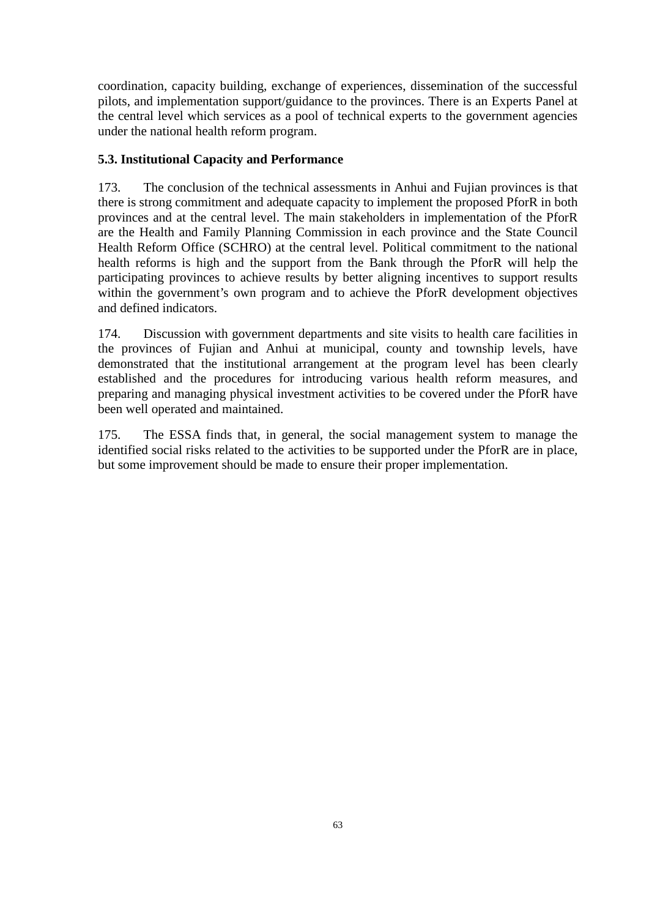coordination, capacity building, exchange of experiences, dissemination of the successful pilots, and implementation support/guidance to the provinces. There is an Experts Panel at the central level which services as a pool of technical experts to the government agencies under the national health reform program.

### 5.3. Institutional Capacity and Performance

173. The conclusion of the technical assessments in Anhui and Fujian provinces is that there is strong commitment and adequate capacity to implement the proposed PforR in both provinces and at the central level. The main stakeholders in implementation of the PforR are the Health and Family Planning Commission in each province and the State Council Health Reform Office (SCHRO) at the central level. Political commitment to the national health reforms is high and the support from the Bank through the PforR will help the participating provinces to achieve results by better aligning incentives to support results within the government's own program and to achieve the PforR development objectives and defined indicators.

174. Discussion with government departments and site visits to health care facilities in the provinces of Fujian and Anhui at municipal, county and township levels, have demonstrated that the institutional arrangement at the program level has been clearly established and the procedures for introducing various health reform measures, and preparing and managing physical investment activities to be covered under the PforR have been well operated and maintained.

175. The ESSA finds that, in general, the social management system to manage the identified social risks related to the activities to be supported under the PforR are in place, but some improvement should be made to ensure their proper implementation.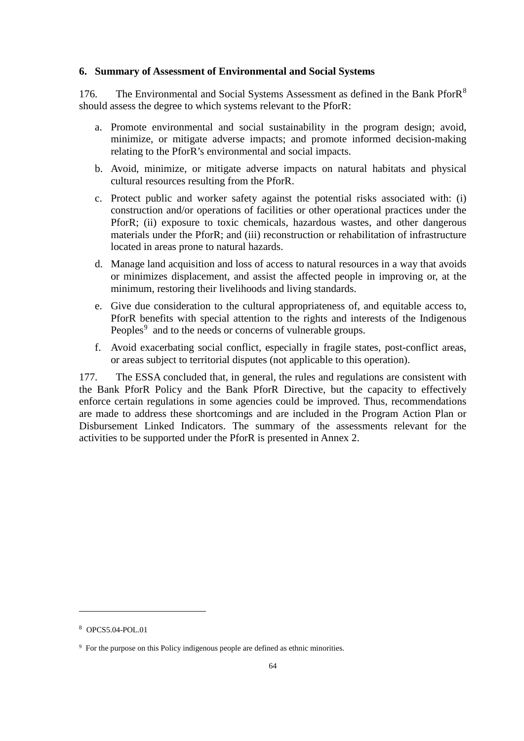### 6. Summary of Assessment of Environmental and Social Systems

176. The Environmental and Social Systems Assessment as defined in the Bank PforR[8] should assess the degree to which systems relevant to the PforR:

a. Promote environmental and social sustainability in the program design; avoid, minimize, or mitigate adverse impacts; and promote informed decision-making relating to the PforR's environmental and social impacts.

b. Avoid, minimize, or mitigate adverse impacts on natural habitats and physical cultural resources resulting from the PforR.

c. Protect public and worker safety against the potential risks associated with: (i) construction and/or operations of facilities or other operational practices under the PforR; (ii) exposure to toxic chemicals, hazardous wastes, and other dangerous materials under the PforR; and (iii) reconstruction or rehabilitation of infrastructure located in areas prone to natural hazards.

d. Manage land acquisition and loss of access to natural resources in a way that avoids or minimizes displacement, and assist the affected people in improving or, at the minimum, restoring their livelihoods and living standards.

e. Give due consideration to the cultural appropriateness of, and equitable access to, PforR benefits with special attention to the rights and interests of the Indigenous Peoples[9] and to the needs or concerns of vulnerable groups.

f. Avoid exacerbating social conflict, especially in fragile states, post-conflict areas, or areas subject to territorial disputes (not applicable to this operation).

177. The ESSA concluded that, in general, the rules and regulations are consistent with the Bank PforR Policy and the Bank PforR Directive, but the capacity to effectively enforce certain regulations in some agencies could be improved. Thus, recommendations are made to address these shortcomings and are included in the Program Action Plan or Disbursement Linked Indicators. The summary of the assessments relevant for the activities to be supported under the PforR is presented in Annex 2.

---

[8] OPCS5.04-POL.01

[9] For the purpose on this Policy indigenous people are defined as ethnic minorities.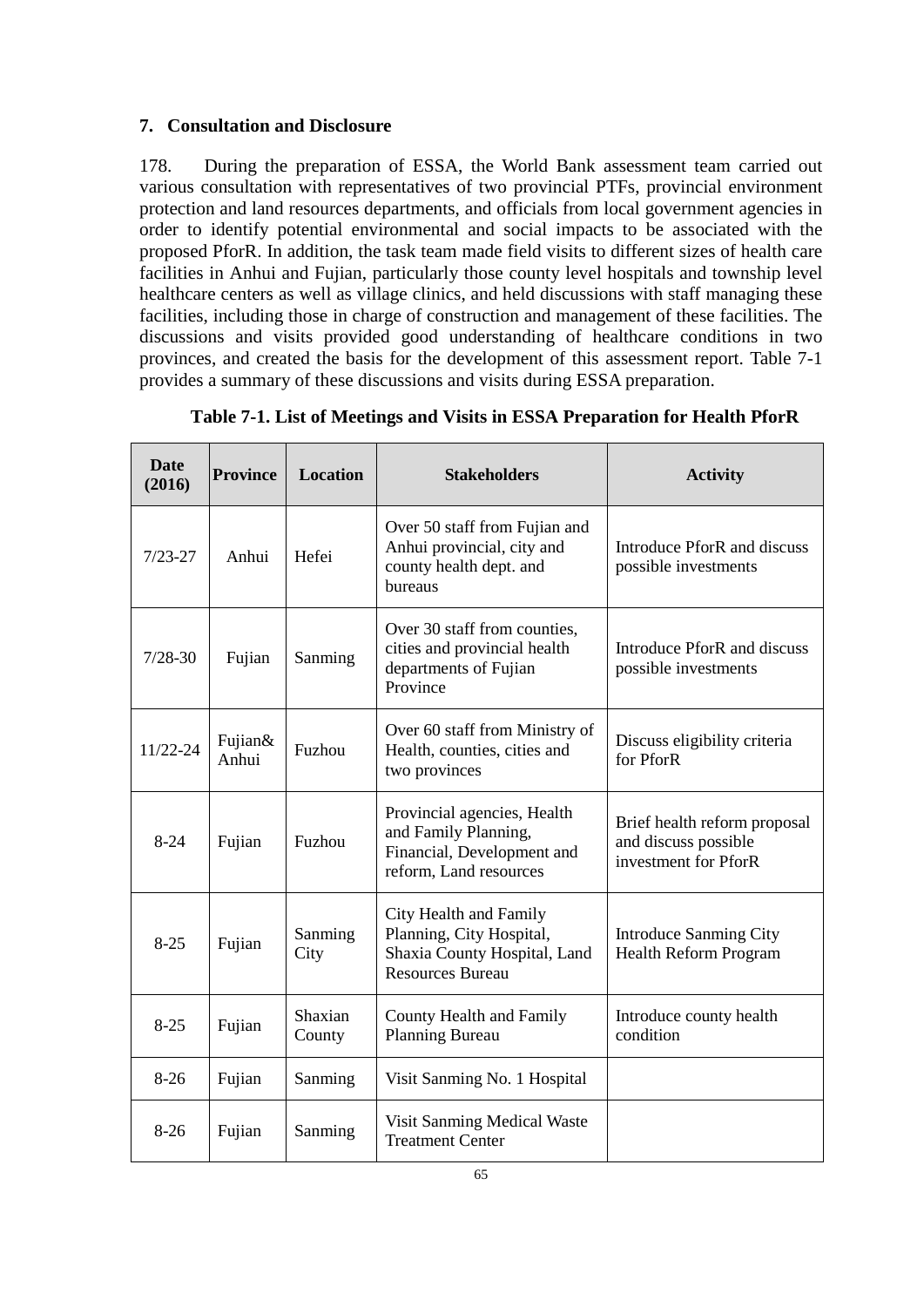## 7. Consultation and Disclosure

178. During the preparation of ESSA, the World Bank assessment team carried out various consultation with representatives of two provincial PTFs, provincial environment protection and land resources departments, and officials from local government agencies in order to identify potential environmental and social impacts to be associated with the proposed PforR. In addition, the task team made field visits to different sizes of health care facilities in Anhui and Fujian, particularly those county level hospitals and township level healthcare centers as well as village clinics, and held discussions with staff managing these facilities, including those in charge of construction and management of these facilities. The discussions and visits provided good understanding of healthcare conditions in two provinces, and created the basis for the development of this assessment report. Table 7-1 provides a summary of these discussions and visits during ESSA preparation.

**Table 7-1. List of Meetings and Visits in ESSA Preparation for Health PforR**

| Date (2016) | Province | Location | Stakeholders | Activity |
|---|---|---|---|---|
| 7/23-27 | Anhui | Hefei | Over 50 staff from Fujian and Anhui provincial, city and county health dept. and bureaus | Introduce PforR and discuss possible investments |
| 7/28-30 | Fujian | Sanming | Over 30 staff from counties, cities and provincial health departments of Fujian Province | Introduce PforR and discuss possible investments |
| 11/22-24 | Fujian& Anhui | Fuzhou | Over 60 staff from Ministry of Health, counties, cities and two provinces | Discuss eligibility criteria for PforR |
| 8-24 | Fujian | Fuzhou | Provincial agencies, Health and Family Planning, Financial, Development and reform, Land resources | Brief health reform proposal and discuss possible investment for PforR |
| 8-25 | Fujian | Sanming City | City Health and Family Planning, City Hospital, Shaxia County Hospital, Land Resources Bureau | Introduce Sanming City Health Reform Program |
| 8-25 | Fujian | Shaxian County | County Health and Family Planning Bureau | Introduce county health condition |
| 8-26 | Fujian | Sanming | Visit Sanming No. 1 Hospital | |
| 8-26 | Fujian | Sanming | Visit Sanming Medical Waste Treatment Center | |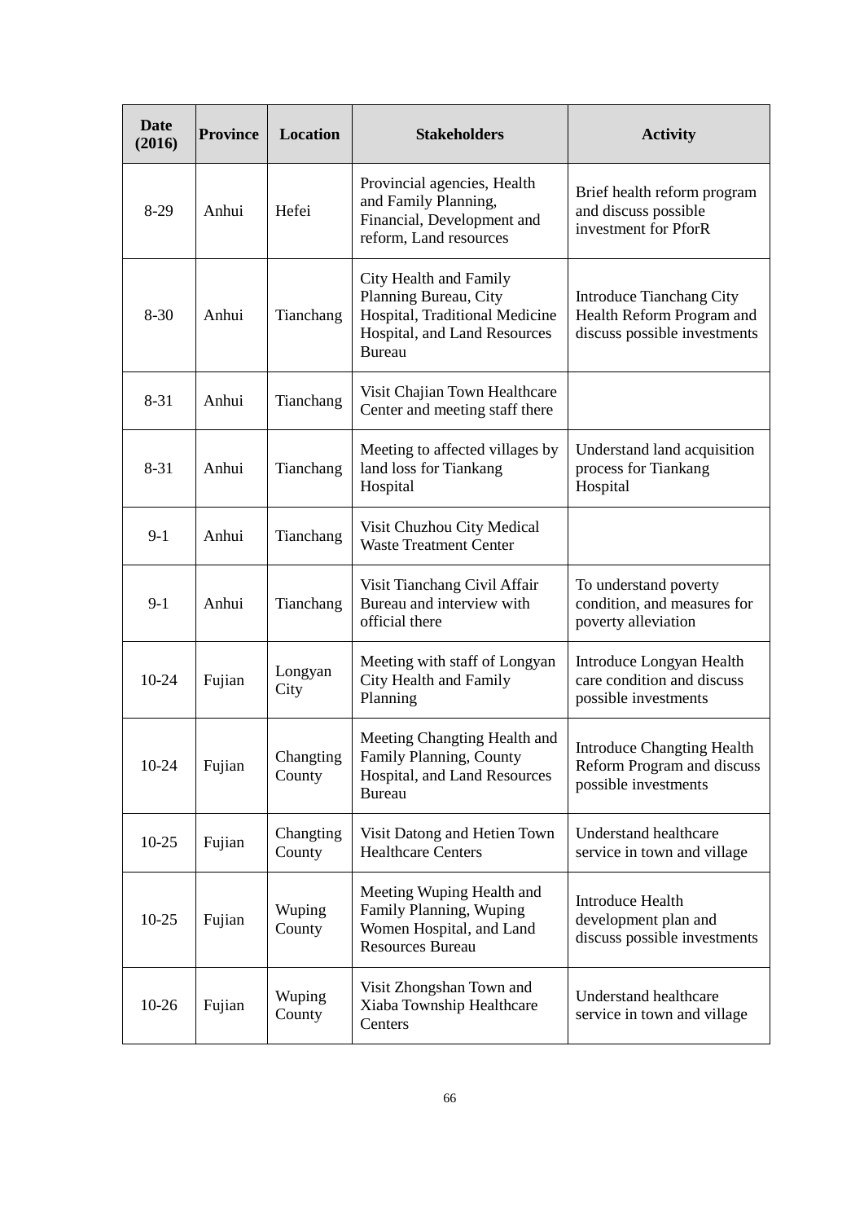| Date (2016) | Province | Location | Stakeholders | Activity |
|---|---|---|---|---|
| 8-29 | Anhui | Hefei | Provincial agencies, Health and Family Planning, Financial, Development and reform, Land resources | Brief health reform program and discuss possible investment for PforR |
| 8-30 | Anhui | Tianchang | City Health and Family Planning Bureau, City Hospital, Traditional Medicine Hospital, and Land Resources Bureau | Introduce Tianchang City Health Reform Program and discuss possible investments |
| 8-31 | Anhui | Tianchang | Visit Chajian Town Healthcare Center and meeting staff there | |
| 8-31 | Anhui | Tianchang | Meeting to affected villages by land loss for Tiankang Hospital | Understand land acquisition process for Tiankang Hospital |
| 9-1 | Anhui | Tianchang | Visit Chuzhou City Medical Waste Treatment Center | |
| 9-1 | Anhui | Tianchang | Visit Tianchang Civil Affair Bureau and interview with official there | To understand poverty condition, and measures for poverty alleviation |
| 10-24 | Fujian | Longyan City | Meeting with staff of Longyan City Health and Family Planning | Introduce Longyan Health care condition and discuss possible investments |
| 10-24 | Fujian | Changting County | Meeting Changting Health and Family Planning, County Hospital, and Land Resources Bureau | Introduce Changting Health Reform Program and discuss possible investments |
| 10-25 | Fujian | Changting County | Visit Datong and Hetien Town Healthcare Centers | Understand healthcare service in town and village |
| 10-25 | Fujian | Wuping County | Meeting Wuping Health and Family Planning, Wuping Women Hospital, and Land Resources Bureau | Introduce Health development plan and discuss possible investments |
| 10-26 | Fujian | Wuping County | Visit Zhongshan Town and Xiaba Township Healthcare Centers | Understand healthcare service in town and village |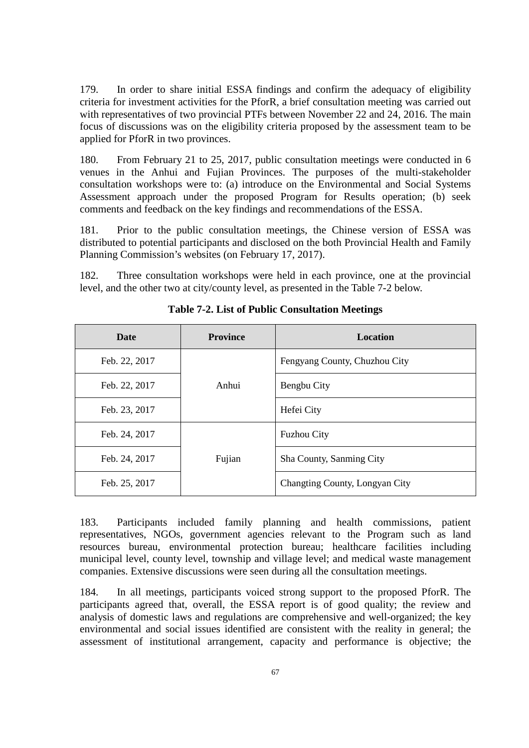179. In order to share initial ESSA findings and confirm the adequacy of eligibility criteria for investment activities for the PforR, a brief consultation meeting was carried out with representatives of two provincial PTFs between November 22 and 24, 2016. The main focus of discussions was on the eligibility criteria proposed by the assessment team to be applied for PforR in two provinces.

180. From February 21 to 25, 2017, public consultation meetings were conducted in 6 venues in the Anhui and Fujian Provinces. The purposes of the multi-stakeholder consultation workshops were to: (a) introduce on the Environmental and Social Systems Assessment approach under the proposed Program for Results operation; (b) seek comments and feedback on the key findings and recommendations of the ESSA.

181. Prior to the public consultation meetings, the Chinese version of ESSA was distributed to potential participants and disclosed on the both Provincial Health and Family Planning Commission's websites (on February 17, 2017).

182. Three consultation workshops were held in each province, one at the provincial level, and the other two at city/county level, as presented in the Table 7-2 below.

**Table 7-2. List of Public Consultation Meetings**

| Date | Province | Location |
|---|---|---|
| Feb. 22, 2017 | Anhui | Fengyang County, Chuzhou City |
| Feb. 22, 2017 | | Bengbu City |
| Feb. 23, 2017 | | Hefei City |
| Feb. 24, 2017 | Fujian | Fuzhou City |
| Feb. 24, 2017 | | Sha County, Sanming City |
| Feb. 25, 2017 | | Changting County, Longyan City |

183. Participants included family planning and health commissions, patient representatives, NGOs, government agencies relevant to the Program such as land resources bureau, environmental protection bureau; healthcare facilities including municipal level, county level, township and village level; and medical waste management companies. Extensive discussions were seen during all the consultation meetings.

184. In all meetings, participants voiced strong support to the proposed PforR. The participants agreed that, overall, the ESSA report is of good quality; the review and analysis of domestic laws and regulations are comprehensive and well-organized; the key environmental and social issues identified are consistent with the reality in general; the assessment of institutional arrangement, capacity and performance is objective; the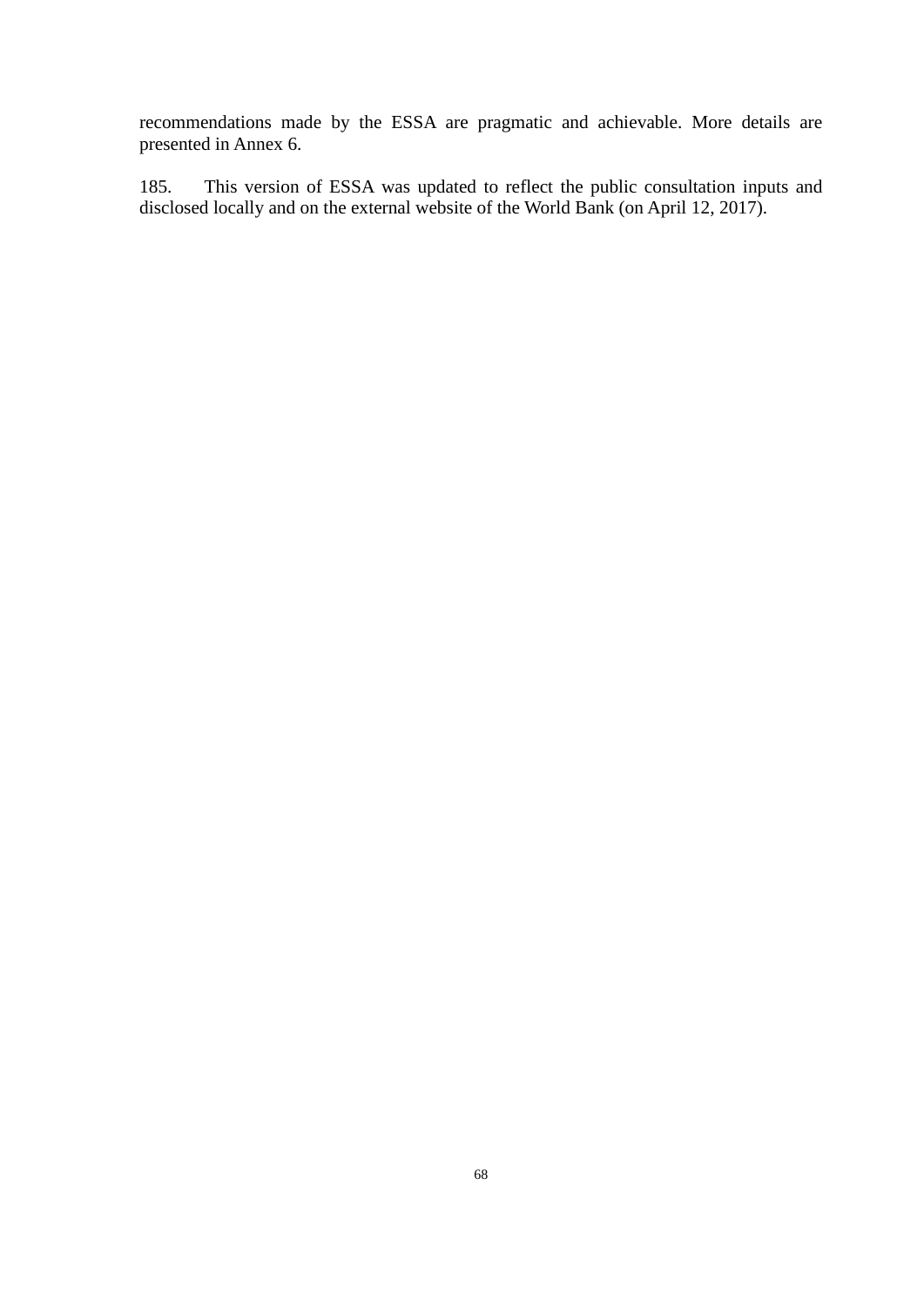recommendations made by the ESSA are pragmatic and achievable. More details are presented in Annex 6.

185. This version of ESSA was updated to reflect the public consultation inputs and disclosed locally and on the external website of the World Bank (on April 12, 2017).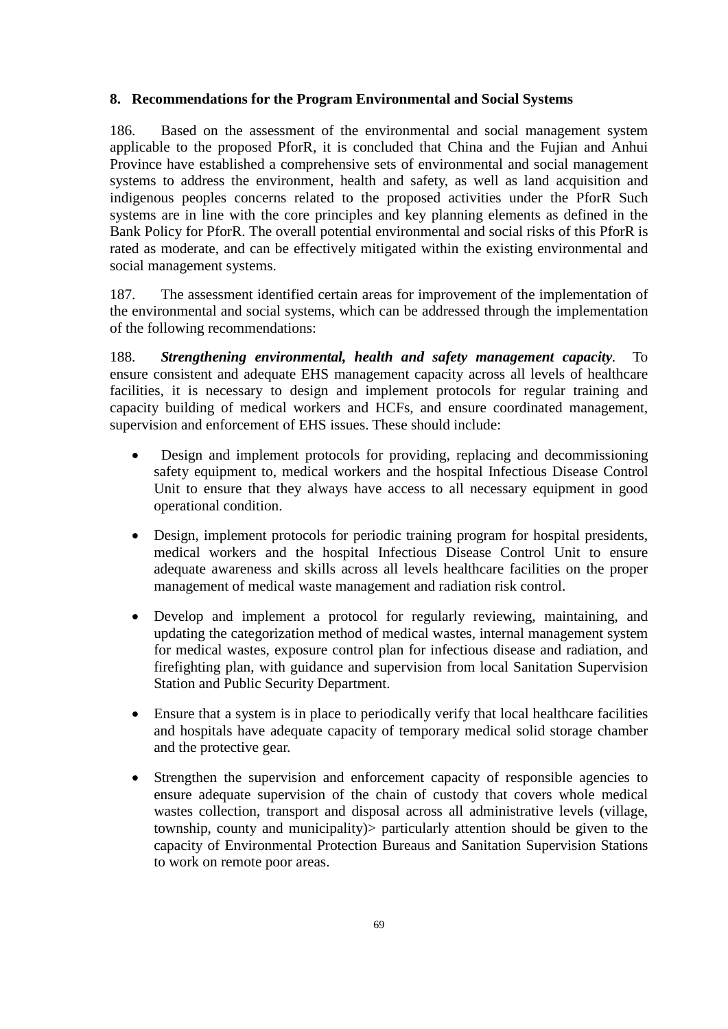## 8. Recommendations for the Program Environmental and Social Systems

186. Based on the assessment of the environmental and social management system applicable to the proposed PforR, it is concluded that China and the Fujian and Anhui Province have established a comprehensive sets of environmental and social management systems to address the environment, health and safety, as well as land acquisition and indigenous peoples concerns related to the proposed activities under the PforR Such systems are in line with the core principles and key planning elements as defined in the Bank Policy for PforR. The overall potential environmental and social risks of this PforR is rated as moderate, and can be effectively mitigated within the existing environmental and social management systems.

187. The assessment identified certain areas for improvement of the implementation of the environmental and social systems, which can be addressed through the implementation of the following recommendations:

188. ***Strengthening environmental, health and safety management capacity***. To ensure consistent and adequate EHS management capacity across all levels of healthcare facilities, it is necessary to design and implement protocols for regular training and capacity building of medical workers and HCFs, and ensure coordinated management, supervision and enforcement of EHS issues. These should include:

- Design and implement protocols for providing, replacing and decommissioning safety equipment to, medical workers and the hospital Infectious Disease Control Unit to ensure that they always have access to all necessary equipment in good operational condition.
- Design, implement protocols for periodic training program for hospital presidents, medical workers and the hospital Infectious Disease Control Unit to ensure adequate awareness and skills across all levels healthcare facilities on the proper management of medical waste management and radiation risk control.
- Develop and implement a protocol for regularly reviewing, maintaining, and updating the categorization method of medical wastes, internal management system for medical wastes, exposure control plan for infectious disease and radiation, and firefighting plan, with guidance and supervision from local Sanitation Supervision Station and Public Security Department.
- Ensure that a system is in place to periodically verify that local healthcare facilities and hospitals have adequate capacity of temporary medical solid storage chamber and the protective gear.
- Strengthen the supervision and enforcement capacity of responsible agencies to ensure adequate supervision of the chain of custody that covers whole medical wastes collection, transport and disposal across all administrative levels (village, township, county and municipality)> particularly attention should be given to the capacity of Environmental Protection Bureaus and Sanitation Supervision Stations to work on remote poor areas.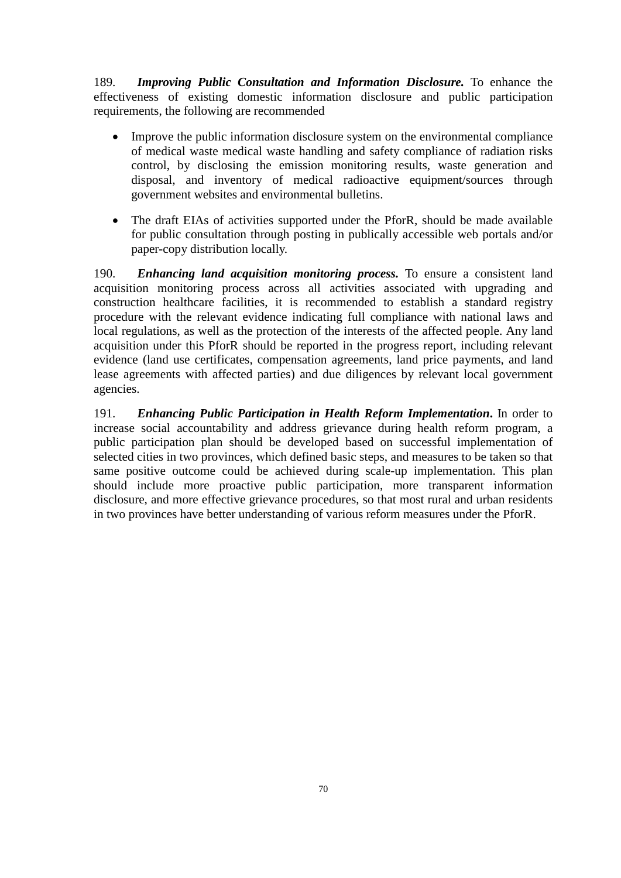189. ***Improving Public Consultation and Information Disclosure.*** To enhance the effectiveness of existing domestic information disclosure and public participation requirements, the following are recommended

- Improve the public information disclosure system on the environmental compliance of medical waste medical waste handling and safety compliance of radiation risks control, by disclosing the emission monitoring results, waste generation and disposal, and inventory of medical radioactive equipment/sources through government websites and environmental bulletins.

- The draft EIAs of activities supported under the PforR, should be made available for public consultation through posting in publically accessible web portals and/or paper-copy distribution locally.

190. ***Enhancing land acquisition monitoring process.*** To ensure a consistent land acquisition monitoring process across all activities associated with upgrading and construction healthcare facilities, it is recommended to establish a standard registry procedure with the relevant evidence indicating full compliance with national laws and local regulations, as well as the protection of the interests of the affected people. Any land acquisition under this PforR should be reported in the progress report, including relevant evidence (land use certificates, compensation agreements, land price payments, and land lease agreements with affected parties) and due diligences by relevant local government agencies.

191. ***Enhancing Public Participation in Health Reform Implementation*****.** In order to increase social accountability and address grievance during health reform program, a public participation plan should be developed based on successful implementation of selected cities in two provinces, which defined basic steps, and measures to be taken so that same positive outcome could be achieved during scale-up implementation. This plan should include more proactive public participation, more transparent information disclosure, and more effective grievance procedures, so that most rural and urban residents in two provinces have better understanding of various reform measures under the PforR.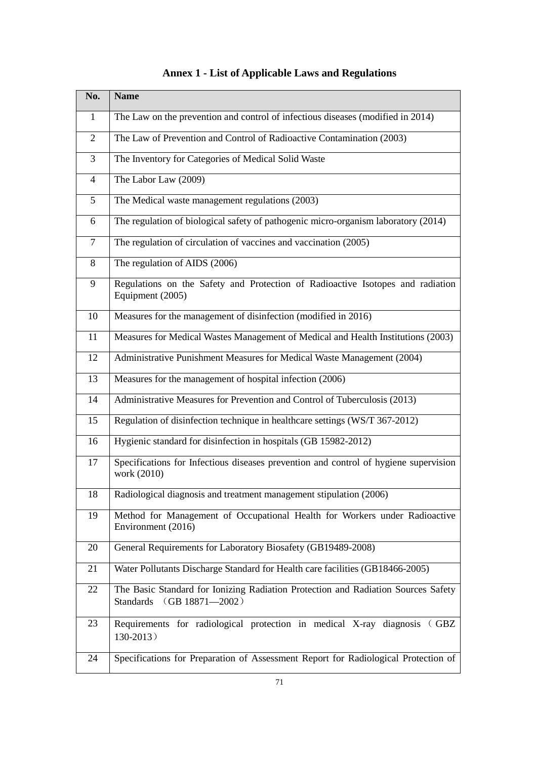**Annex 1 - List of Applicable Laws and Regulations**

| No. | Name |
|---|---|
| 1 | The Law on the prevention and control of infectious diseases (modified in 2014) |
| 2 | The Law of Prevention and Control of Radioactive Contamination (2003) |
| 3 | The Inventory for Categories of Medical Solid Waste |
| 4 | The Labor Law (2009) |
| 5 | The Medical waste management regulations (2003) |
| 6 | The regulation of biological safety of pathogenic micro-organism laboratory (2014) |
| 7 | The regulation of circulation of vaccines and vaccination (2005) |
| 8 | The regulation of AIDS (2006) |
| 9 | Regulations on the Safety and Protection of Radioactive Isotopes and radiation Equipment (2005) |
| 10 | Measures for the management of disinfection (modified in 2016) |
| 11 | Measures for Medical Wastes Management of Medical and Health Institutions (2003) |
| 12 | Administrative Punishment Measures for Medical Waste Management (2004) |
| 13 | Measures for the management of hospital infection (2006) |
| 14 | Administrative Measures for Prevention and Control of Tuberculosis (2013) |
| 15 | Regulation of disinfection technique in healthcare settings (WS/T 367-2012) |
| 16 | Hygienic standard for disinfection in hospitals (GB 15982-2012) |
| 17 | Specifications for Infectious diseases prevention and control of hygiene supervision work (2010) |
| 18 | Radiological diagnosis and treatment management stipulation (2006) |
| 19 | Method for Management of Occupational Health for Workers under Radioactive Environment (2016) |
| 20 | General Requirements for Laboratory Biosafety (GB19489-2008) |
| 21 | Water Pollutants Discharge Standard for Health care facilities (GB18466-2005) |
| 22 | The Basic Standard for Ionizing Radiation Protection and Radiation Sources Safety Standards （GB 18871—2002） |
| 23 | Requirements for radiological protection in medical X-ray diagnosis（GBZ 130-2013） |
| 24 | Specifications for Preparation of Assessment Report for Radiological Protection of |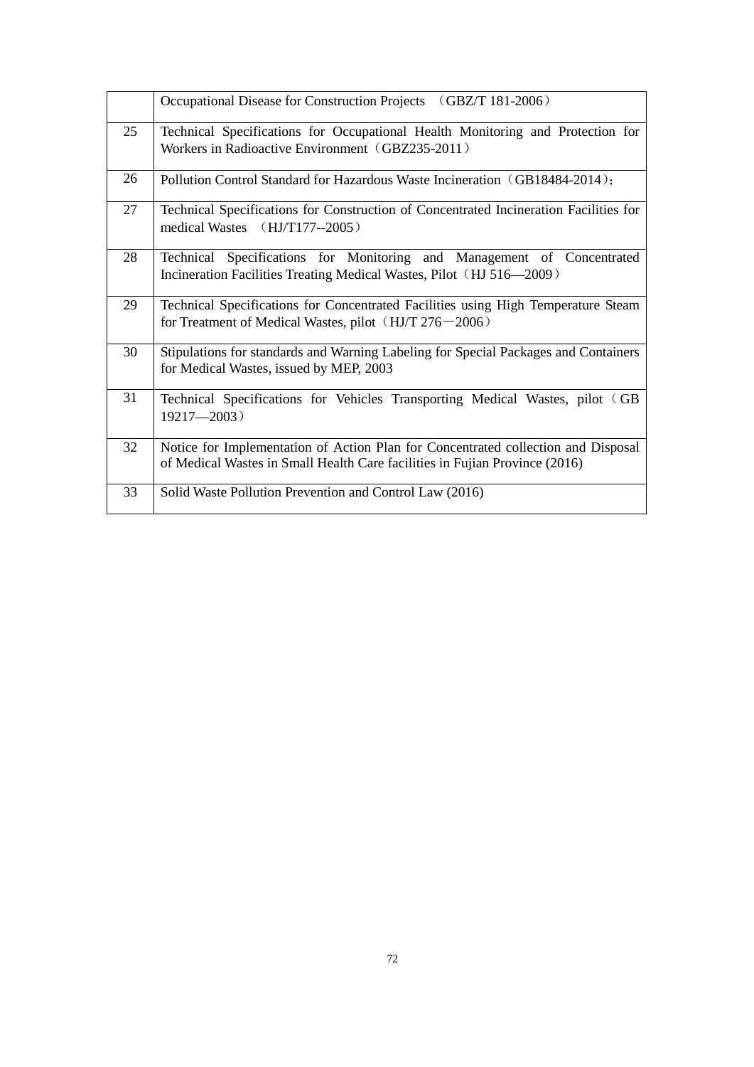|  | Occupational Disease for Construction Projects （GBZ/T 181-2006） |
|---|---|
| 25 | Technical Specifications for Occupational Health Monitoring and Protection for Workers in Radioactive Environment（GBZ235-2011） |
| 26 | Pollution Control Standard for Hazardous Waste Incineration（GB18484-2014）； |
| 27 | Technical Specifications for Construction of Concentrated Incineration Facilities for medical Wastes （HJ/T177--2005） |
| 28 | Technical Specifications for Monitoring and Management of Concentrated Incineration Facilities Treating Medical Wastes, Pilot（HJ 516—2009） |
| 29 | Technical Specifications for Concentrated Facilities using High Temperature Steam for Treatment of Medical Wastes, pilot（HJ/T 276－2006） |
| 30 | Stipulations for standards and Warning Labeling for Special Packages and Containers for Medical Wastes, issued by MEP, 2003 |
| 31 | Technical Specifications for Vehicles Transporting Medical Wastes, pilot（GB 19217—2003） |
| 32 | Notice for Implementation of Action Plan for Concentrated collection and Disposal of Medical Wastes in Small Health Care facilities in Fujian Province (2016) |
| 33 | Solid Waste Pollution Prevention and Control Law (2016) |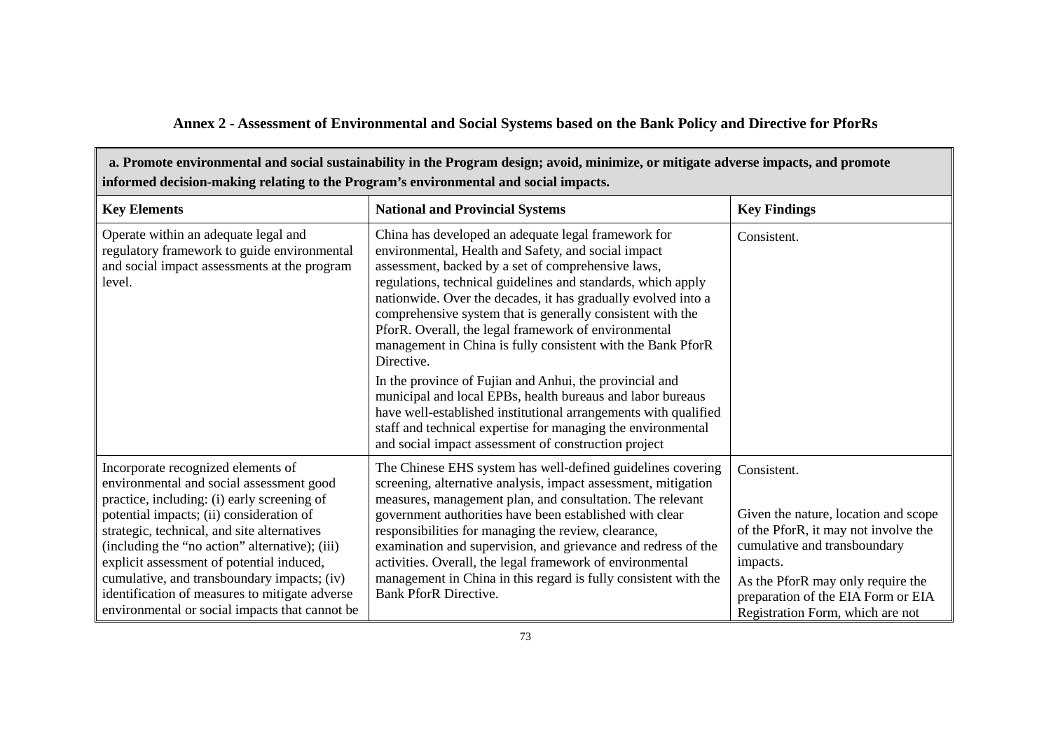## Annex 2 - Assessment of Environmental and Social Systems based on the Bank Policy and Directive for PforRs

| a. Promote environmental and social sustainability in the Program design; avoid, minimize, or mitigate adverse impacts, and promote informed decision-making relating to the Program's environmental and social impacts. | | |
|---|---|---|
| **Key Elements** | **National and Provincial Systems** | **Key Findings** |
| Operate within an adequate legal and regulatory framework to guide environmental and social impact assessments at the program level. | China has developed an adequate legal framework for environmental, Health and Safety, and social impact assessment, backed by a set of comprehensive laws, regulations, technical guidelines and standards, which apply nationwide. Over the decades, it has gradually evolved into a comprehensive system that is generally consistent with the PforR. Overall, the legal framework of environmental management in China is fully consistent with the Bank PforR Directive.<br><br>In the province of Fujian and Anhui, the provincial and municipal and local EPBs, health bureaus and labor bureaus have well-established institutional arrangements with qualified staff and technical expertise for managing the environmental and social impact assessment of construction project | Consistent. |
| Incorporate recognized elements of environmental and social assessment good practice, including: (i) early screening of potential impacts; (ii) consideration of strategic, technical, and site alternatives (including the "no action" alternative); (iii) explicit assessment of potential induced, cumulative, and transboundary impacts; (iv) identification of measures to mitigate adverse environmental or social impacts that cannot be | The Chinese EHS system has well-defined guidelines covering screening, alternative analysis, impact assessment, mitigation measures, management plan, and consultation. The relevant government authorities have been established with clear responsibilities for managing the review, clearance, examination and supervision, and grievance and redress of the activities. Overall, the legal framework of environmental management in China in this regard is fully consistent with the Bank PforR Directive. | Consistent.<br><br>Given the nature, location and scope of the PforR, it may not involve the cumulative and transboundary impacts.<br><br>As the PforR may only require the preparation of the EIA Form or EIA Registration Form, which are not |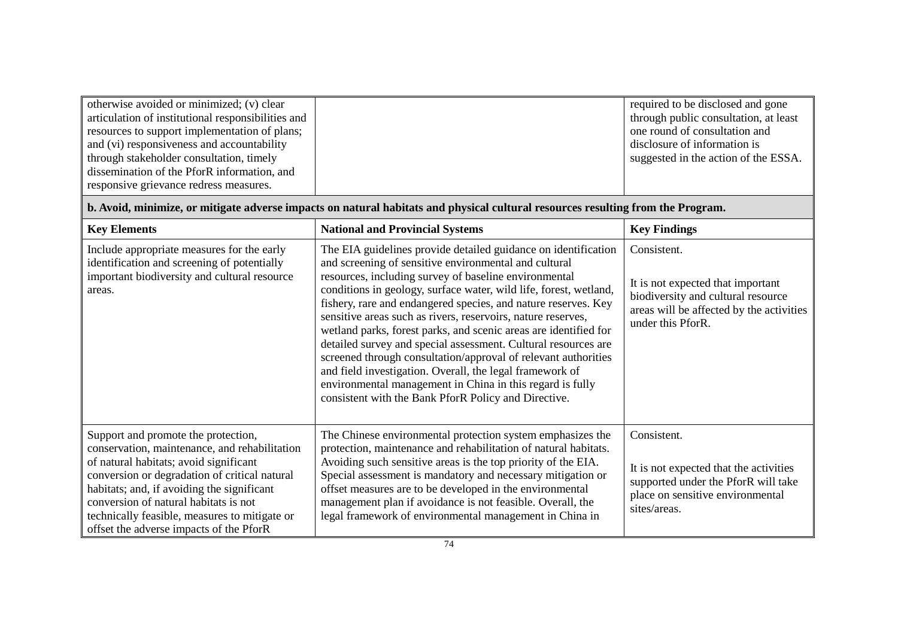| | | |
|---|---|---|
| otherwise avoided or minimized; (v) clear articulation of institutional responsibilities and resources to support implementation of plans; and (vi) responsiveness and accountability through stakeholder consultation, timely dissemination of the PforR information, and responsive grievance redress measures. | | required to be disclosed and gone through public consultation, at least one round of consultation and disclosure of information is suggested in the action of the ESSA. |
| **b. Avoid, minimize, or mitigate adverse impacts on natural habitats and physical cultural resources resulting from the Program.** | | |
| **Key Elements** | **National and Provincial Systems** | **Key Findings** |
| Include appropriate measures for the early identification and screening of potentially important biodiversity and cultural resource areas. | The EIA guidelines provide detailed guidance on identification and screening of sensitive environmental and cultural resources, including survey of baseline environmental conditions in geology, surface water, wild life, forest, wetland, fishery, rare and endangered species, and nature reserves. Key sensitive areas such as rivers, reservoirs, nature reserves, wetland parks, forest parks, and scenic areas are identified for detailed survey and special assessment. Cultural resources are screened through consultation/approval of relevant authorities and field investigation. Overall, the legal framework of environmental management in China in this regard is fully consistent with the Bank PforR Policy and Directive. | Consistent.<br><br>It is not expected that important biodiversity and cultural resource areas will be affected by the activities under this PforR. |
| Support and promote the protection, conservation, maintenance, and rehabilitation of natural habitats; avoid significant conversion or degradation of critical natural habitats; and, if avoiding the significant conversion of natural habitats is not technically feasible, measures to mitigate or offset the adverse impacts of the PforR | The Chinese environmental protection system emphasizes the protection, maintenance and rehabilitation of natural habitats. Avoiding such sensitive areas is the top priority of the EIA. Special assessment is mandatory and necessary mitigation or offset measures are to be developed in the environmental management plan if avoidance is not feasible. Overall, the legal framework of environmental management in China in | Consistent.<br><br>It is not expected that the activities supported under the PforR will take place on sensitive environmental sites/areas. |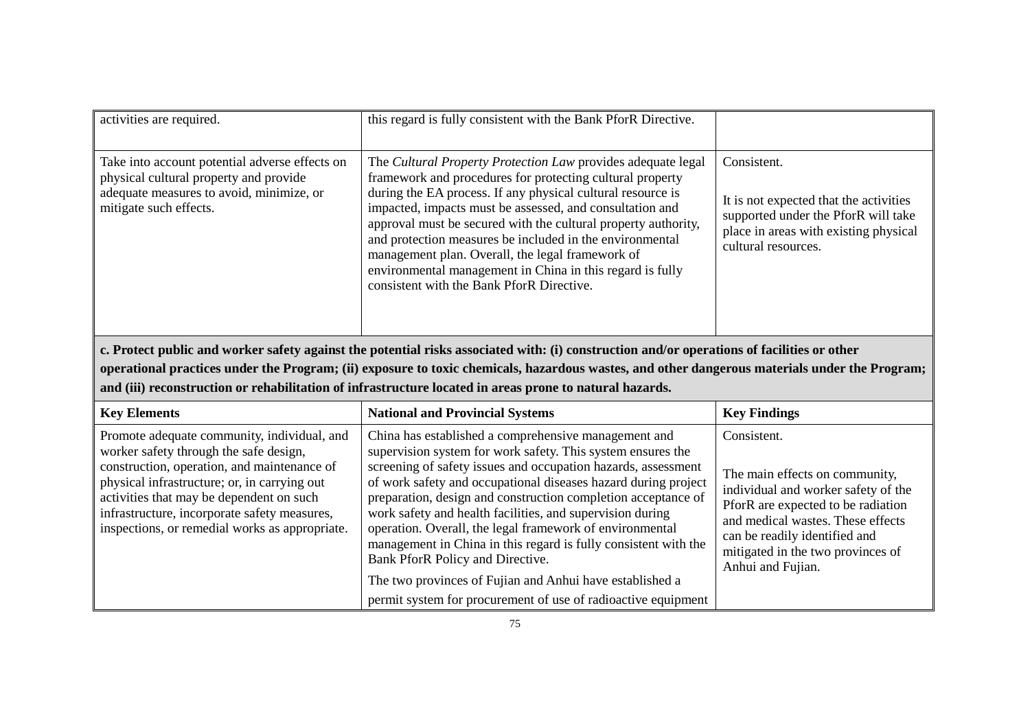| | | |
|---|---|---|
| activities are required. | this regard is fully consistent with the Bank PforR Directive. | |
| Take into account potential adverse effects on physical cultural property and provide adequate measures to avoid, minimize, or mitigate such effects. | The *Cultural Property Protection Law* provides adequate legal framework and procedures for protecting cultural property during the EA process. If any physical cultural resource is impacted, impacts must be assessed, and consultation and approval must be secured with the cultural property authority, and protection measures be included in the environmental management plan. Overall, the legal framework of environmental management in China in this regard is fully consistent with the Bank PforR Directive. | Consistent.<br><br>It is not expected that the activities supported under the PforR will take place in areas with existing physical cultural resources. |

**c. Protect public and worker safety against the potential risks associated with: (i) construction and/or operations of facilities or other operational practices under the Program; (ii) exposure to toxic chemicals, hazardous wastes, and other dangerous materials under the Program; and (iii) reconstruction or rehabilitation of infrastructure located in areas prone to natural hazards.**

| **Key Elements** | **National and Provincial Systems** | **Key Findings** |
|---|---|---|
| Promote adequate community, individual, and worker safety through the safe design, construction, operation, and maintenance of physical infrastructure; or, in carrying out activities that may be dependent on such infrastructure, incorporate safety measures, inspections, or remedial works as appropriate. | China has established a comprehensive management and supervision system for work safety. This system ensures the screening of safety issues and occupation hazards, assessment of work safety and occupational diseases hazard during project preparation, design and construction completion acceptance of work safety and health facilities, and supervision during operation. Overall, the legal framework of environmental management in China in this regard is fully consistent with the Bank PforR Policy and Directive.<br><br>The two provinces of Fujian and Anhui have established a permit system for procurement of use of radioactive equipment | Consistent.<br><br>The main effects on community, individual and worker safety of the PforR are expected to be radiation and medical wastes. These effects can be readily identified and mitigated in the two provinces of Anhui and Fujian. |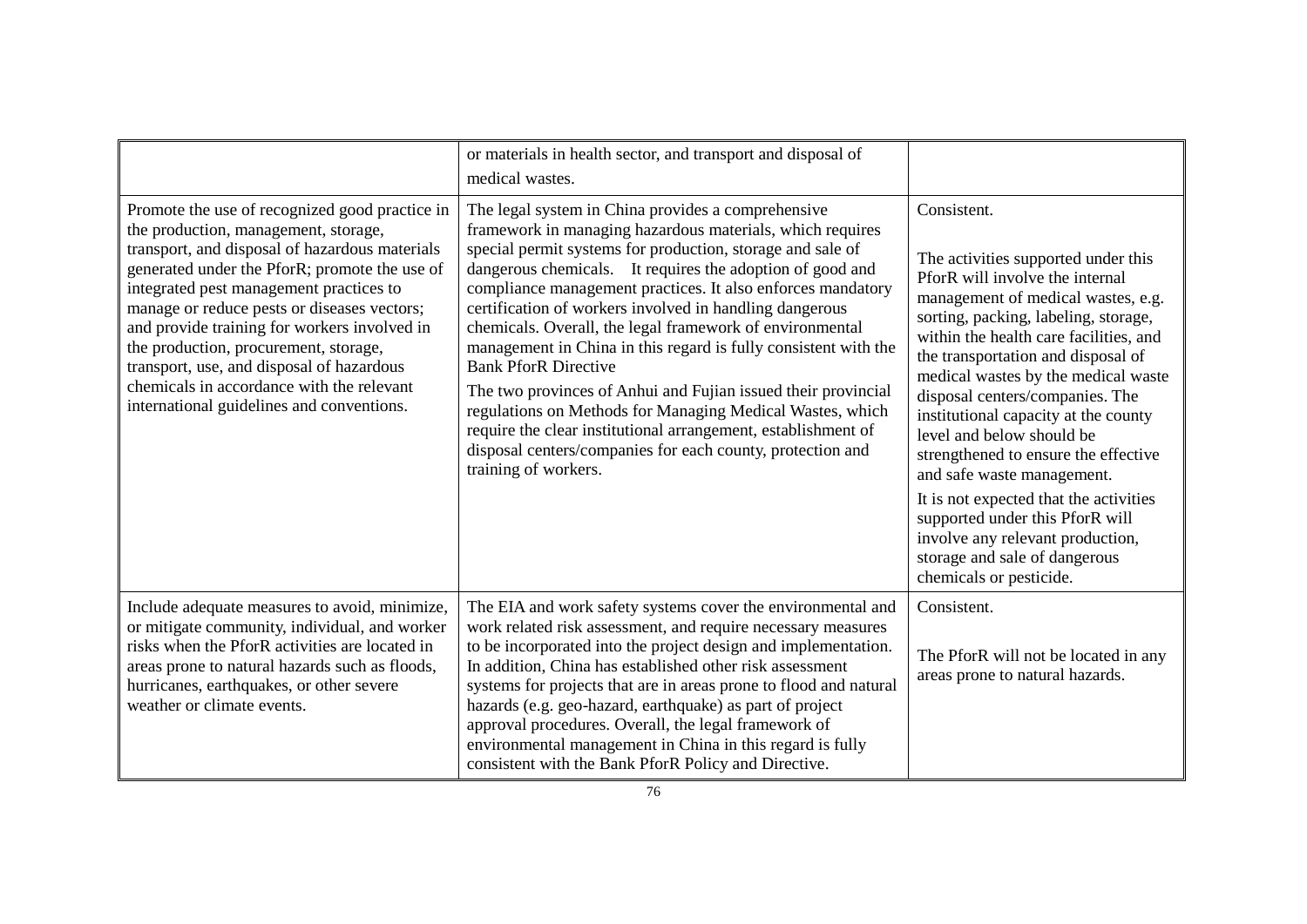| | | |
|---|---|---|
| | or materials in health sector, and transport and disposal of medical wastes. | |
| Promote the use of recognized good practice in the production, management, storage, transport, and disposal of hazardous materials generated under the PforR; promote the use of integrated pest management practices to manage or reduce pests or diseases vectors; and provide training for workers involved in the production, procurement, storage, transport, use, and disposal of hazardous chemicals in accordance with the relevant international guidelines and conventions. | The legal system in China provides a comprehensive framework in managing hazardous materials, which requires special permit systems for production, storage and sale of dangerous chemicals. It requires the adoption of good and compliance management practices. It also enforces mandatory certification of workers involved in handling dangerous chemicals. Overall, the legal framework of environmental management in China in this regard is fully consistent with the Bank PforR Directive<br><br>The two provinces of Anhui and Fujian issued their provincial regulations on Methods for Managing Medical Wastes, which require the clear institutional arrangement, establishment of disposal centers/companies for each county, protection and training of workers. | Consistent.<br><br>The activities supported under this PforR will involve the internal management of medical wastes, e.g. sorting, packing, labeling, storage, within the health care facilities, and the transportation and disposal of medical wastes by the medical waste disposal centers/companies. The institutional capacity at the county level and below should be strengthened to ensure the effective and safe waste management.<br><br>It is not expected that the activities supported under this PforR will involve any relevant production, storage and sale of dangerous chemicals or pesticide. |
| Include adequate measures to avoid, minimize, or mitigate community, individual, and worker risks when the PforR activities are located in areas prone to natural hazards such as floods, hurricanes, earthquakes, or other severe weather or climate events. | The EIA and work safety systems cover the environmental and work related risk assessment, and require necessary measures to be incorporated into the project design and implementation. In addition, China has established other risk assessment systems for projects that are in areas prone to flood and natural hazards (e.g. geo-hazard, earthquake) as part of project approval procedures. Overall, the legal framework of environmental management in China in this regard is fully consistent with the Bank PforR Policy and Directive. | Consistent.<br><br>The PforR will not be located in any areas prone to natural hazards. |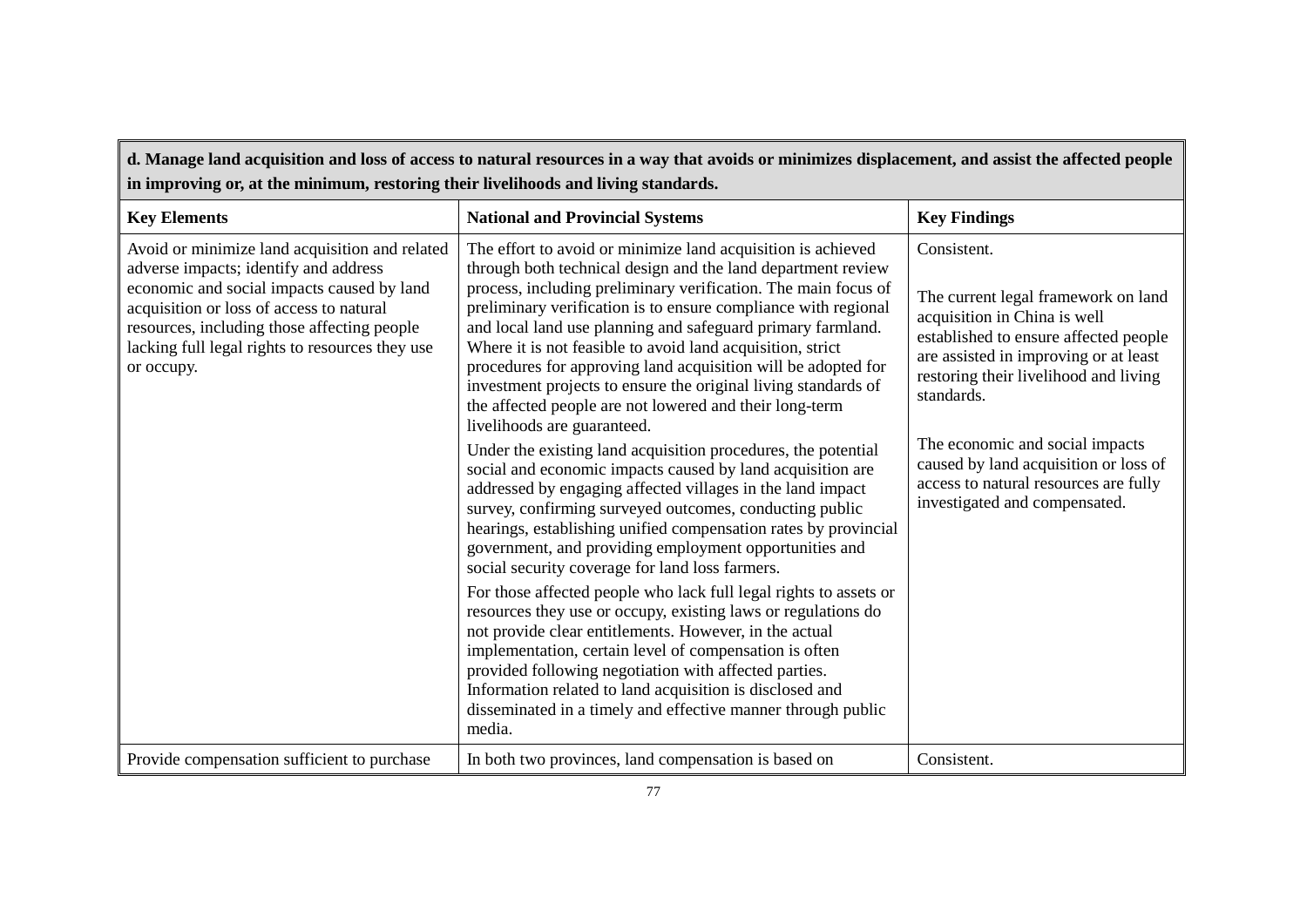| d. Manage land acquisition and loss of access to natural resources in a way that avoids or minimizes displacement, and assist the affected people in improving or, at the minimum, restoring their livelihoods and living standards. | | |
|---|---|---|
| **Key Elements** | **National and Provincial Systems** | **Key Findings** |
| Avoid or minimize land acquisition and related adverse impacts; identify and address economic and social impacts caused by land acquisition or loss of access to natural resources, including those affecting people lacking full legal rights to resources they use or occupy. | The effort to avoid or minimize land acquisition is achieved through both technical design and the land department review process, including preliminary verification. The main focus of preliminary verification is to ensure compliance with regional and local land use planning and safeguard primary farmland. Where it is not feasible to avoid land acquisition, strict procedures for approving land acquisition will be adopted for investment projects to ensure the original living standards of the affected people are not lowered and their long-term livelihoods are guaranteed.<br><br>Under the existing land acquisition procedures, the potential social and economic impacts caused by land acquisition are addressed by engaging affected villages in the land impact survey, confirming surveyed outcomes, conducting public hearings, establishing unified compensation rates by provincial government, and providing employment opportunities and social security coverage for land loss farmers.<br><br>For those affected people who lack full legal rights to assets or resources they use or occupy, existing laws or regulations do not provide clear entitlements. However, in the actual implementation, certain level of compensation is often provided following negotiation with affected parties. Information related to land acquisition is disclosed and disseminated in a timely and effective manner through public media. | Consistent.<br><br>The current legal framework on land acquisition in China is well established to ensure affected people are assisted in improving or at least restoring their livelihood and living standards.<br><br>The economic and social impacts caused by land acquisition or loss of access to natural resources are fully investigated and compensated. |
| Provide compensation sufficient to purchase | In both two provinces, land compensation is based on | Consistent. |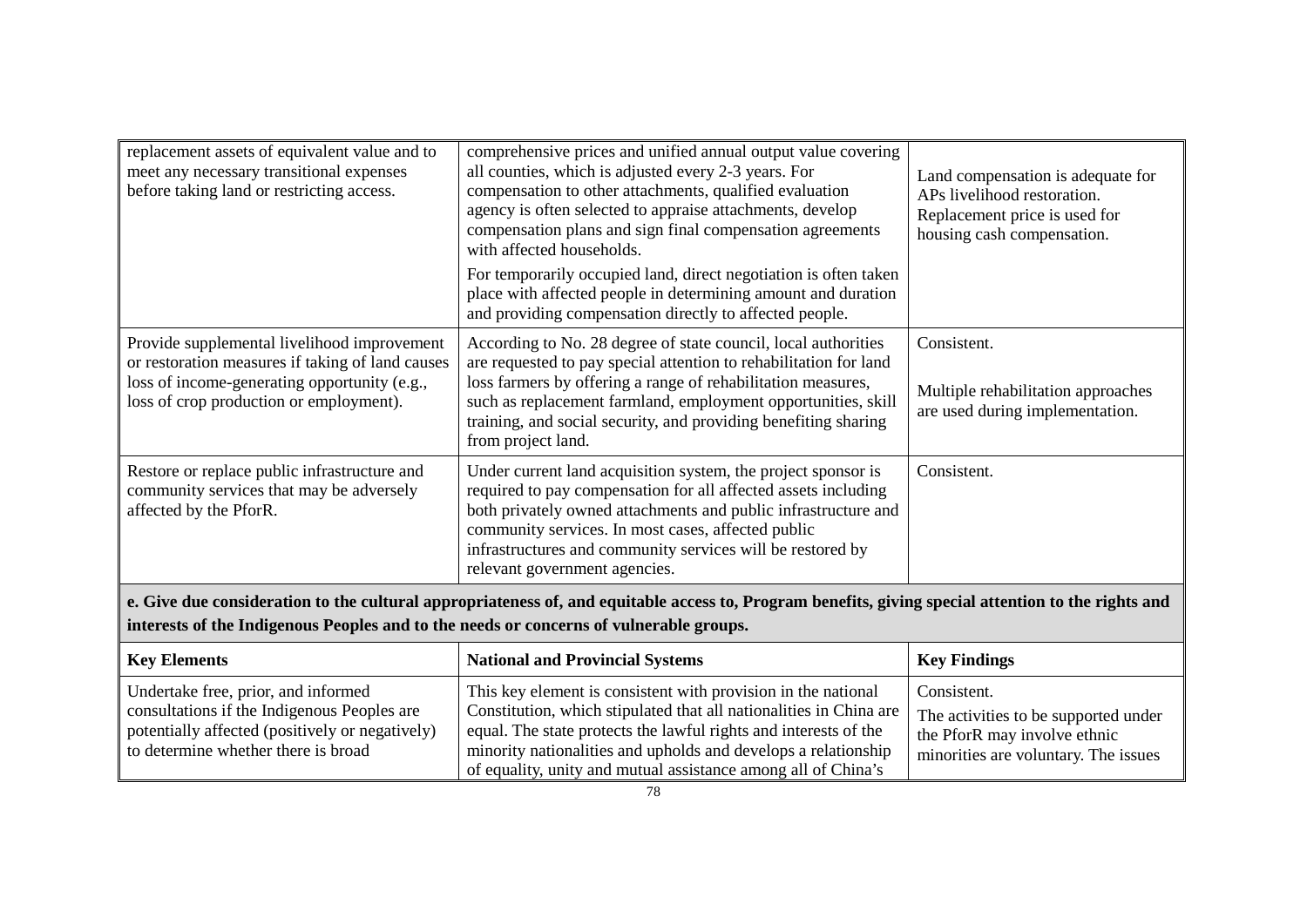| | | |
|---|---|---|
| replacement assets of equivalent value and to meet any necessary transitional expenses before taking land or restricting access. | comprehensive prices and unified annual output value covering all counties, which is adjusted every 2-3 years. For compensation to other attachments, qualified evaluation agency is often selected to appraise attachments, develop compensation plans and sign final compensation agreements with affected households. For temporarily occupied land, direct negotiation is often taken place with affected people in determining amount and duration and providing compensation directly to affected people. | Land compensation is adequate for APs livelihood restoration. Replacement price is used for housing cash compensation. |
| Provide supplemental livelihood improvement or restoration measures if taking of land causes loss of income-generating opportunity (e.g., loss of crop production or employment). | According to No. 28 degree of state council, local authorities are requested to pay special attention to rehabilitation for land loss farmers by offering a range of rehabilitation measures, such as replacement farmland, employment opportunities, skill training, and social security, and providing benefiting sharing from project land. | Consistent. Multiple rehabilitation approaches are used during implementation. |
| Restore or replace public infrastructure and community services that may be adversely affected by the PforR. | Under current land acquisition system, the project sponsor is required to pay compensation for all affected assets including both privately owned attachments and public infrastructure and community services. In most cases, affected public infrastructures and community services will be restored by relevant government agencies. | Consistent. |
| **e. Give due consideration to the cultural appropriateness of, and equitable access to, Program benefits, giving special attention to the rights and interests of the Indigenous Peoples and to the needs or concerns of vulnerable groups.** | | |
| **Key Elements** | **National and Provincial Systems** | **Key Findings** |
| Undertake free, prior, and informed consultations if the Indigenous Peoples are potentially affected (positively or negatively) to determine whether there is broad | This key element is consistent with provision in the national Constitution, which stipulated that all nationalities in China are equal. The state protects the lawful rights and interests of the minority nationalities and upholds and develops a relationship of equality, unity and mutual assistance among all of China's | Consistent. The activities to be supported under the PforR may involve ethnic minorities are voluntary. The issues |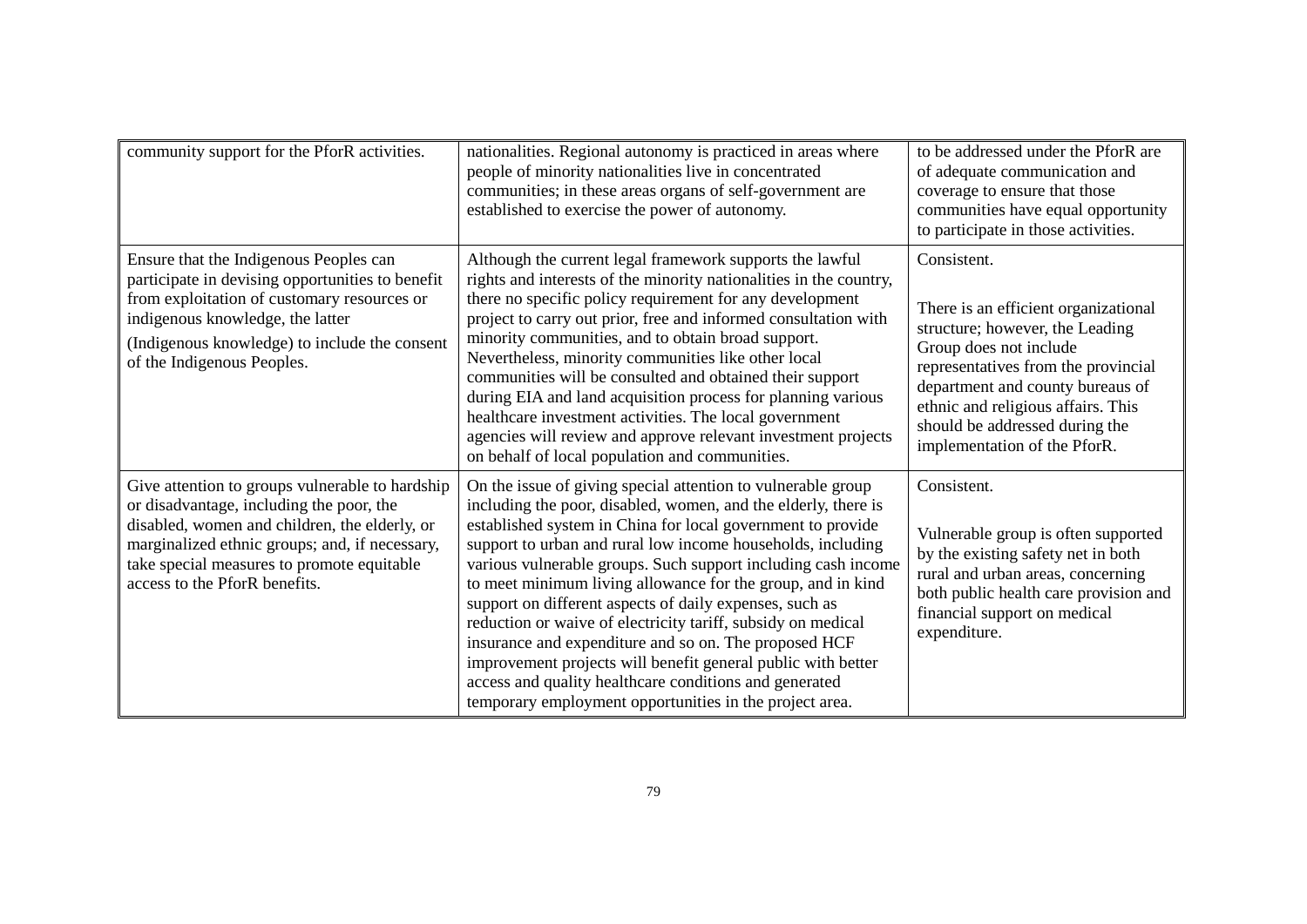| | | |
|---|---|---|
| community support for the PforR activities. | nationalities. Regional autonomy is practiced in areas where people of minority nationalities live in concentrated communities; in these areas organs of self-government are established to exercise the power of autonomy. | to be addressed under the PforR are of adequate communication and coverage to ensure that those communities have equal opportunity to participate in those activities. |
| Ensure that the Indigenous Peoples can participate in devising opportunities to benefit from exploitation of customary resources or indigenous knowledge, the latter (Indigenous knowledge) to include the consent of the Indigenous Peoples. | Although the current legal framework supports the lawful rights and interests of the minority nationalities in the country, there no specific policy requirement for any development project to carry out prior, free and informed consultation with minority communities, and to obtain broad support. Nevertheless, minority communities like other local communities will be consulted and obtained their support during EIA and land acquisition process for planning various healthcare investment activities. The local government agencies will review and approve relevant investment projects on behalf of local population and communities. | Consistent.<br><br>There is an efficient organizational structure; however, the Leading Group does not include representatives from the provincial department and county bureaus of ethnic and religious affairs. This should be addressed during the implementation of the PforR. |
| Give attention to groups vulnerable to hardship or disadvantage, including the poor, the disabled, women and children, the elderly, or marginalized ethnic groups; and, if necessary, take special measures to promote equitable access to the PforR benefits. | On the issue of giving special attention to vulnerable group including the poor, disabled, women, and the elderly, there is established system in China for local government to provide support to urban and rural low income households, including various vulnerable groups. Such support including cash income to meet minimum living allowance for the group, and in kind support on different aspects of daily expenses, such as reduction or waive of electricity tariff, subsidy on medical insurance and expenditure and so on. The proposed HCF improvement projects will benefit general public with better access and quality healthcare conditions and generated temporary employment opportunities in the project area. | Consistent.<br><br>Vulnerable group is often supported by the existing safety net in both rural and urban areas, concerning both public health care provision and financial support on medical expenditure. |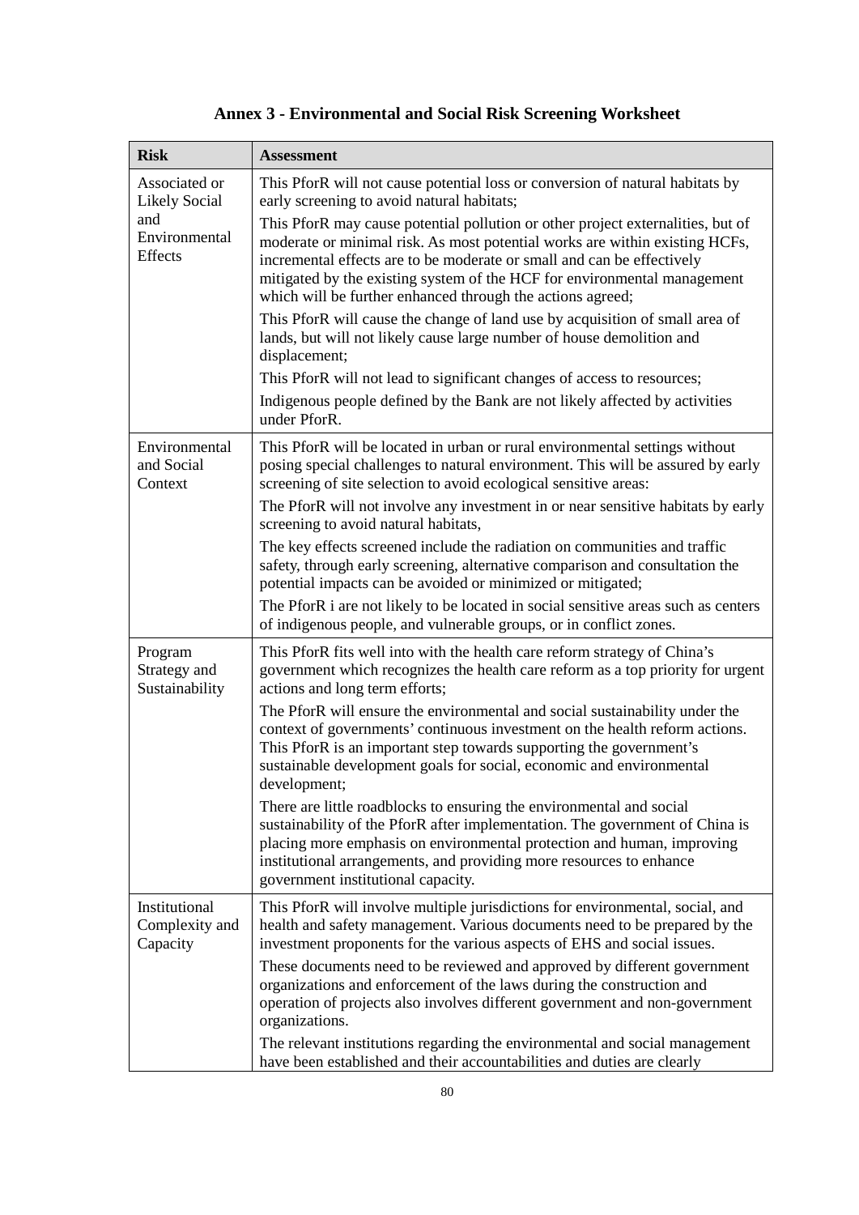# Annex 3 - Environmental and Social Risk Screening Worksheet

| Risk | Assessment |
|---|---|
| Associated or Likely Social and Environmental Effects | This PforR will not cause potential loss or conversion of natural habitats by early screening to avoid natural habitats;<br><br>This PforR may cause potential pollution or other project externalities, but of moderate or minimal risk. As most potential works are within existing HCFs, incremental effects are to be moderate or small and can be effectively mitigated by the existing system of the HCF for environmental management which will be further enhanced through the actions agreed;<br><br>This PforR will cause the change of land use by acquisition of small area of lands, but will not likely cause large number of house demolition and displacement;<br><br>This PforR will not lead to significant changes of access to resources;<br><br>Indigenous people defined by the Bank are not likely affected by activities under PforR. |
| Environmental and Social Context | This PforR will be located in urban or rural environmental settings without posing special challenges to natural environment. This will be assured by early screening of site selection to avoid ecological sensitive areas:<br><br>The PforR will not involve any investment in or near sensitive habitats by early screening to avoid natural habitats,<br><br>The key effects screened include the radiation on communities and traffic safety, through early screening, alternative comparison and consultation the potential impacts can be avoided or minimized or mitigated;<br><br>The PforR i are not likely to be located in social sensitive areas such as centers of indigenous people, and vulnerable groups, or in conflict zones. |
| Program Strategy and Sustainability | This PforR fits well into with the health care reform strategy of China's government which recognizes the health care reform as a top priority for urgent actions and long term efforts;<br><br>The PforR will ensure the environmental and social sustainability under the context of governments' continuous investment on the health reform actions. This PforR is an important step towards supporting the government's sustainable development goals for social, economic and environmental development;<br><br>There are little roadblocks to ensuring the environmental and social sustainability of the PforR after implementation. The government of China is placing more emphasis on environmental protection and human, improving institutional arrangements, and providing more resources to enhance government institutional capacity. |
| Institutional Complexity and Capacity | This PforR will involve multiple jurisdictions for environmental, social, and health and safety management. Various documents need to be prepared by the investment proponents for the various aspects of EHS and social issues.<br><br>These documents need to be reviewed and approved by different government organizations and enforcement of the laws during the construction and operation of projects also involves different government and non-government organizations.<br><br>The relevant institutions regarding the environmental and social management have been established and their accountabilities and duties are clearly |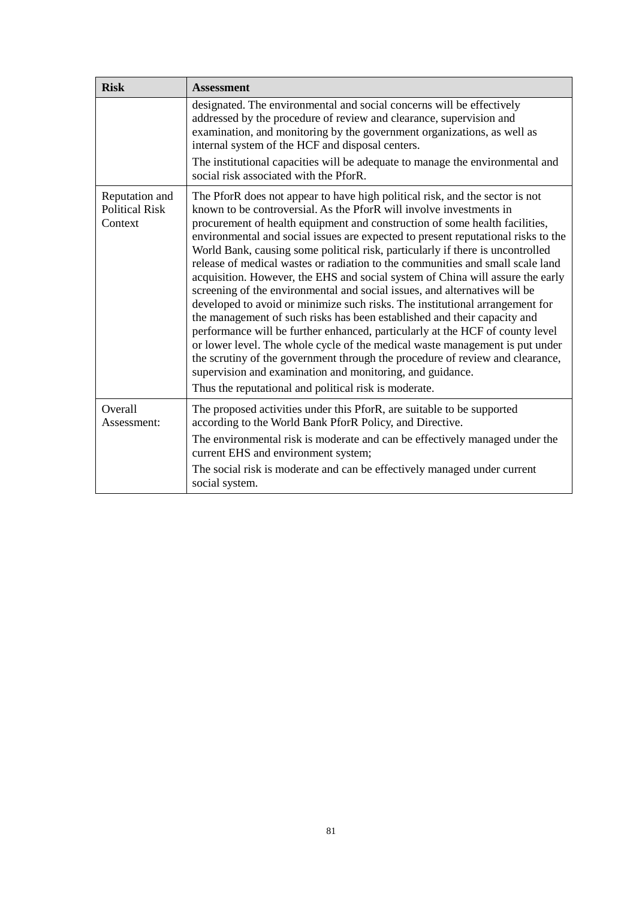| Risk | Assessment |
|---|---|
| | designated. The environmental and social concerns will be effectively addressed by the procedure of review and clearance, supervision and examination, and monitoring by the government organizations, as well as internal system of the HCF and disposal centers.<br><br>The institutional capacities will be adequate to manage the environmental and social risk associated with the PforR. |
| Reputation and Political Risk Context | The PforR does not appear to have high political risk, and the sector is not known to be controversial. As the PforR will involve investments in procurement of health equipment and construction of some health facilities, environmental and social issues are expected to present reputational risks to the World Bank, causing some political risk, particularly if there is uncontrolled release of medical wastes or radiation to the communities and small scale land acquisition. However, the EHS and social system of China will assure the early screening of the environmental and social issues, and alternatives will be developed to avoid or minimize such risks. The institutional arrangement for the management of such risks has been established and their capacity and performance will be further enhanced, particularly at the HCF of county level or lower level. The whole cycle of the medical waste management is put under the scrutiny of the government through the procedure of review and clearance, supervision and examination and monitoring, and guidance.<br><br>Thus the reputational and political risk is moderate. |
| Overall Assessment: | The proposed activities under this PforR, are suitable to be supported according to the World Bank PforR Policy, and Directive.<br><br>The environmental risk is moderate and can be effectively managed under the current EHS and environment system;<br><br>The social risk is moderate and can be effectively managed under current social system. |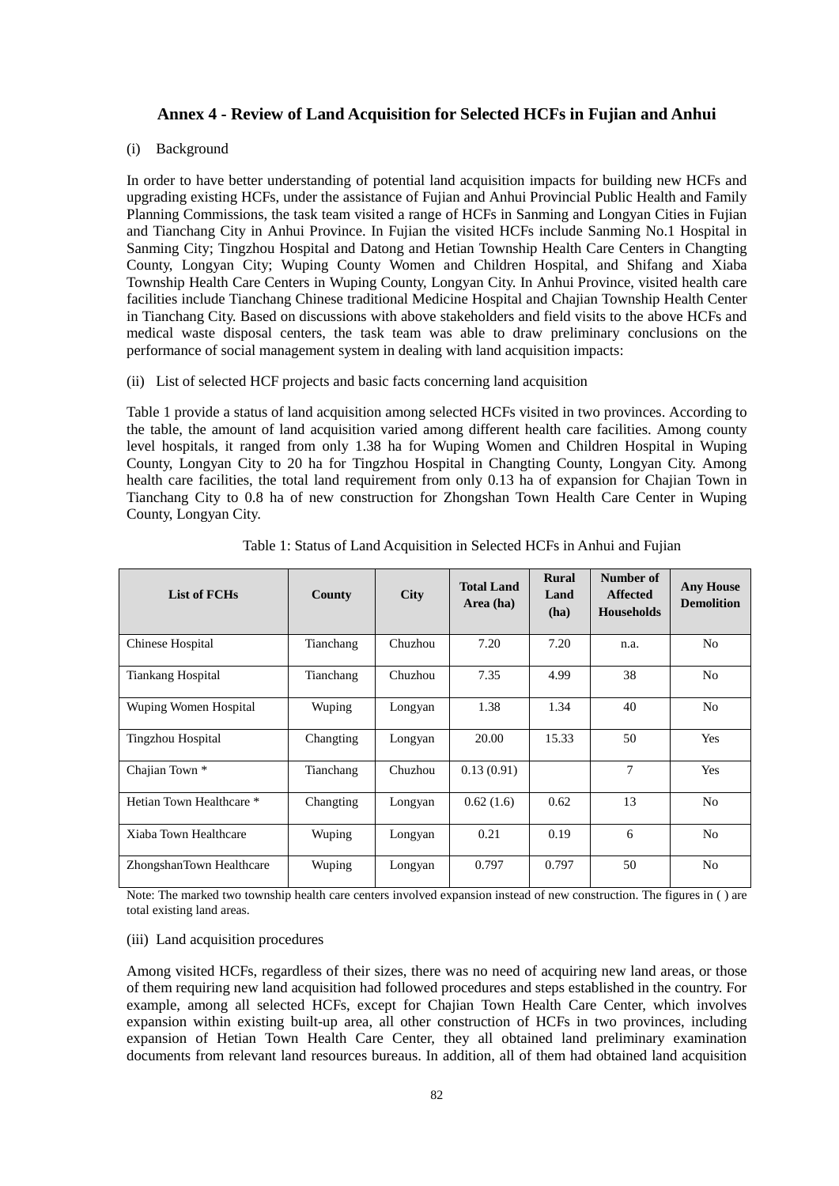## Annex 4 - Review of Land Acquisition for Selected HCFs in Fujian and Anhui

(i) Background

In order to have better understanding of potential land acquisition impacts for building new HCFs and upgrading existing HCFs, under the assistance of Fujian and Anhui Provincial Public Health and Family Planning Commissions, the task team visited a range of HCFs in Sanming and Longyan Cities in Fujian and Tianchang City in Anhui Province. In Fujian the visited HCFs include Sanming No.1 Hospital in Sanming City; Tingzhou Hospital and Datong and Hetian Township Health Care Centers in Changting County, Longyan City; Wuping County Women and Children Hospital, and Shifang and Xiaba Township Health Care Centers in Wuping County, Longyan City. In Anhui Province, visited health care facilities include Tianchang Chinese traditional Medicine Hospital and Chajian Township Health Center in Tianchang City. Based on discussions with above stakeholders and field visits to the above HCFs and medical waste disposal centers, the task team was able to draw preliminary conclusions on the performance of social management system in dealing with land acquisition impacts:

(ii) List of selected HCF projects and basic facts concerning land acquisition

Table 1 provide a status of land acquisition among selected HCFs visited in two provinces. According to the table, the amount of land acquisition varied among different health care facilities. Among county level hospitals, it ranged from only 1.38 ha for Wuping Women and Children Hospital in Wuping County, Longyan City to 20 ha for Tingzhou Hospital in Changting County, Longyan City. Among health care facilities, the total land requirement from only 0.13 ha of expansion for Chajian Town in Tianchang City to 0.8 ha of new construction for Zhongshan Town Health Care Center in Wuping County, Longyan City.

Table 1: Status of Land Acquisition in Selected HCFs in Anhui and Fujian

| List of FCHs | County | City | Total Land Area (ha) | Rural Land (ha) | Number of Affected Households | Any House Demolition |
|---|---|---|---|---|---|---|
| Chinese Hospital | Tianchang | Chuzhou | 7.20 | 7.20 | n.a. | No |
| Tiankang Hospital | Tianchang | Chuzhou | 7.35 | 4.99 | 38 | No |
| Wuping Women Hospital | Wuping | Longyan | 1.38 | 1.34 | 40 | No |
| Tingzhou Hospital | Changting | Longyan | 20.00 | 15.33 | 50 | Yes |
| Chajian Town * | Tianchang | Chuzhou | 0.13 (0.91) | | 7 | Yes |
| Hetian Town Healthcare * | Changting | Longyan | 0.62 (1.6) | 0.62 | 13 | No |
| Xiaba Town Healthcare | Wuping | Longyan | 0.21 | 0.19 | 6 | No |
| ZhongshanTown Healthcare | Wuping | Longyan | 0.797 | 0.797 | 50 | No |

Note: The marked two township health care centers involved expansion instead of new construction. The figures in ( ) are total existing land areas.

(iii) Land acquisition procedures

Among visited HCFs, regardless of their sizes, there was no need of acquiring new land areas, or those of them requiring new land acquisition had followed procedures and steps established in the country. For example, among all selected HCFs, except for Chajian Town Health Care Center, which involves expansion within existing built-up area, all other construction of HCFs in two provinces, including expansion of Hetian Town Health Care Center, they all obtained land preliminary examination documents from relevant land resources bureaus. In addition, all of them had obtained land acquisition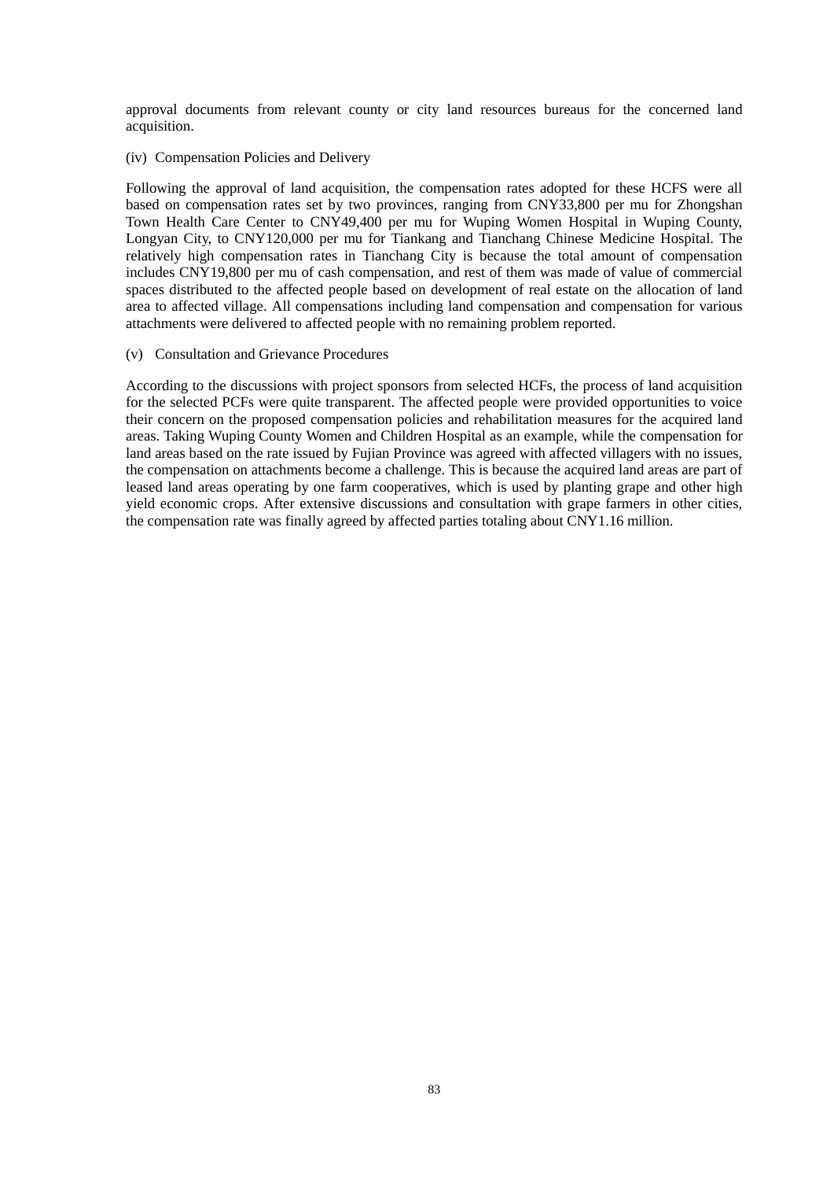approval documents from relevant county or city land resources bureaus for the concerned land acquisition.

(iv) Compensation Policies and Delivery

Following the approval of land acquisition, the compensation rates adopted for these HCFS were all based on compensation rates set by two provinces, ranging from CNY33,800 per mu for Zhongshan Town Health Care Center to CNY49,400 per mu for Wuping Women Hospital in Wuping County, Longyan City, to CNY120,000 per mu for Tiankang and Tianchang Chinese Medicine Hospital. The relatively high compensation rates in Tianchang City is because the total amount of compensation includes CNY19,800 per mu of cash compensation, and rest of them was made of value of commercial spaces distributed to the affected people based on development of real estate on the allocation of land area to affected village. All compensations including land compensation and compensation for various attachments were delivered to affected people with no remaining problem reported.

(v) Consultation and Grievance Procedures

According to the discussions with project sponsors from selected HCFs, the process of land acquisition for the selected PCFs were quite transparent. The affected people were provided opportunities to voice their concern on the proposed compensation policies and rehabilitation measures for the acquired land areas. Taking Wuping County Women and Children Hospital as an example, while the compensation for land areas based on the rate issued by Fujian Province was agreed with affected villagers with no issues, the compensation on attachments become a challenge. This is because the acquired land areas are part of leased land areas operating by one farm cooperatives, which is used by planting grape and other high yield economic crops. After extensive discussions and consultation with grape farmers in other cities, the compensation rate was finally agreed by affected parties totaling about CNY1.16 million.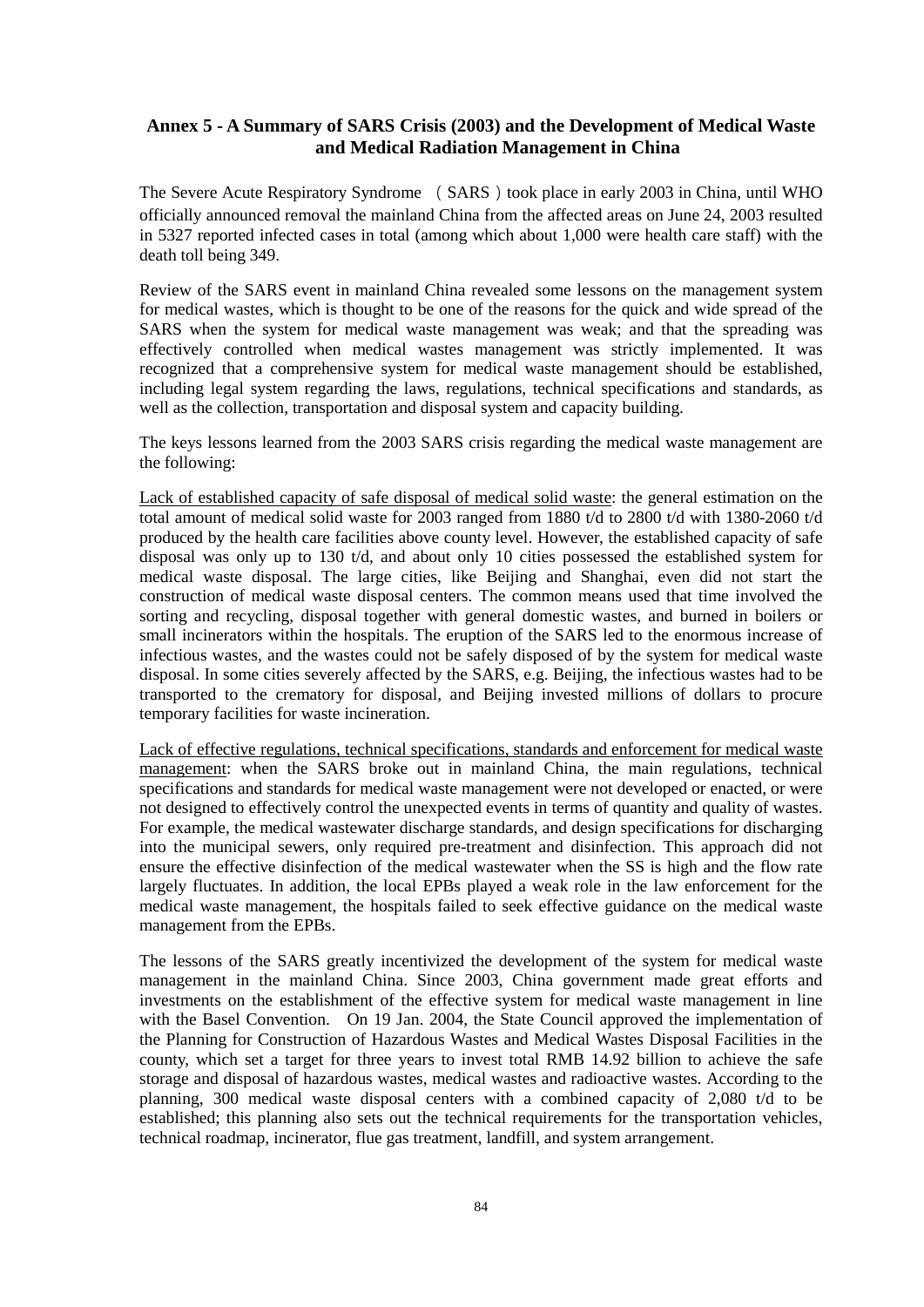## Annex 5 - A Summary of SARS Crisis (2003) and the Development of Medical Waste and Medical Radiation Management in China

The Severe Acute Respiratory Syndrome （SARS）took place in early 2003 in China, until WHO officially announced removal the mainland China from the affected areas on June 24, 2003 resulted in 5327 reported infected cases in total (among which about 1,000 were health care staff) with the death toll being 349.

Review of the SARS event in mainland China revealed some lessons on the management system for medical wastes, which is thought to be one of the reasons for the quick and wide spread of the SARS when the system for medical waste management was weak; and that the spreading was effectively controlled when medical wastes management was strictly implemented. It was recognized that a comprehensive system for medical waste management should be established, including legal system regarding the laws, regulations, technical specifications and standards, as well as the collection, transportation and disposal system and capacity building.

The keys lessons learned from the 2003 SARS crisis regarding the medical waste management are the following:

<u>Lack of established capacity of safe disposal of medical solid waste</u>: the general estimation on the total amount of medical solid waste for 2003 ranged from 1880 t/d to 2800 t/d with 1380-2060 t/d produced by the health care facilities above county level. However, the established capacity of safe disposal was only up to 130 t/d, and about only 10 cities possessed the established system for medical waste disposal. The large cities, like Beijing and Shanghai, even did not start the construction of medical waste disposal centers. The common means used that time involved the sorting and recycling, disposal together with general domestic wastes, and burned in boilers or small incinerators within the hospitals. The eruption of the SARS led to the enormous increase of infectious wastes, and the wastes could not be safely disposed of by the system for medical waste disposal. In some cities severely affected by the SARS, e.g. Beijing, the infectious wastes had to be transported to the crematory for disposal, and Beijing invested millions of dollars to procure temporary facilities for waste incineration.

<u>Lack of effective regulations, technical specifications, standards and enforcement for medical waste management</u>: when the SARS broke out in mainland China, the main regulations, technical specifications and standards for medical waste management were not developed or enacted, or were not designed to effectively control the unexpected events in terms of quantity and quality of wastes. For example, the medical wastewater discharge standards, and design specifications for discharging into the municipal sewers, only required pre-treatment and disinfection. This approach did not ensure the effective disinfection of the medical wastewater when the SS is high and the flow rate largely fluctuates. In addition, the local EPBs played a weak role in the law enforcement for the medical waste management, the hospitals failed to seek effective guidance on the medical waste management from the EPBs.

The lessons of the SARS greatly incentivized the development of the system for medical waste management in the mainland China. Since 2003, China government made great efforts and investments on the establishment of the effective system for medical waste management in line with the Basel Convention. On 19 Jan. 2004, the State Council approved the implementation of the Planning for Construction of Hazardous Wastes and Medical Wastes Disposal Facilities in the county, which set a target for three years to invest total RMB 14.92 billion to achieve the safe storage and disposal of hazardous wastes, medical wastes and radioactive wastes. According to the planning, 300 medical waste disposal centers with a combined capacity of 2,080 t/d to be established; this planning also sets out the technical requirements for the transportation vehicles, technical roadmap, incinerator, flue gas treatment, landfill, and system arrangement.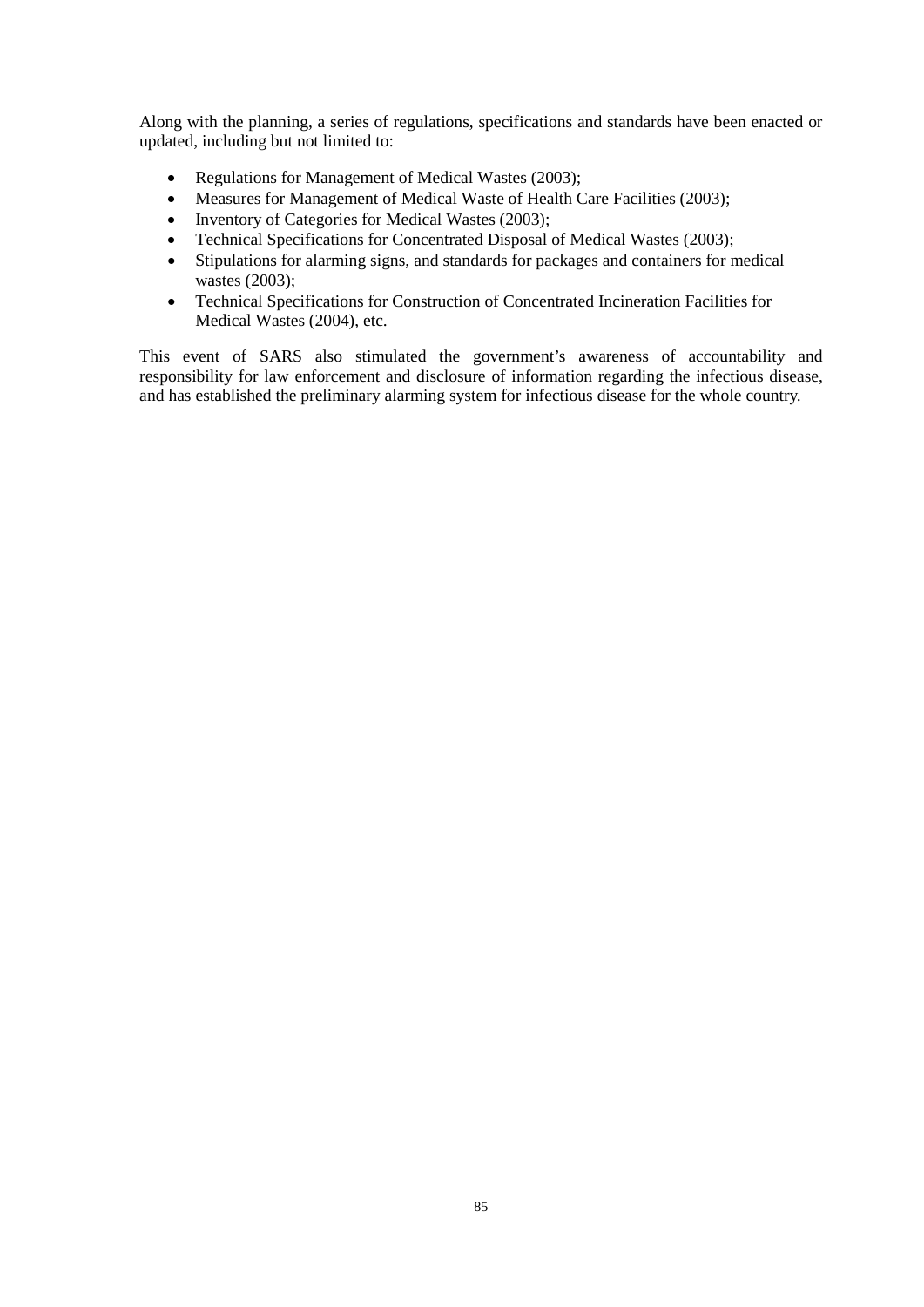Along with the planning, a series of regulations, specifications and standards have been enacted or updated, including but not limited to:

- Regulations for Management of Medical Wastes (2003);
- Measures for Management of Medical Waste of Health Care Facilities (2003);
- Inventory of Categories for Medical Wastes (2003);
- Technical Specifications for Concentrated Disposal of Medical Wastes (2003);
- Stipulations for alarming signs, and standards for packages and containers for medical wastes (2003);
- Technical Specifications for Construction of Concentrated Incineration Facilities for Medical Wastes (2004), etc.

This event of SARS also stimulated the government's awareness of accountability and responsibility for law enforcement and disclosure of information regarding the infectious disease, and has established the preliminary alarming system for infectious disease for the whole country.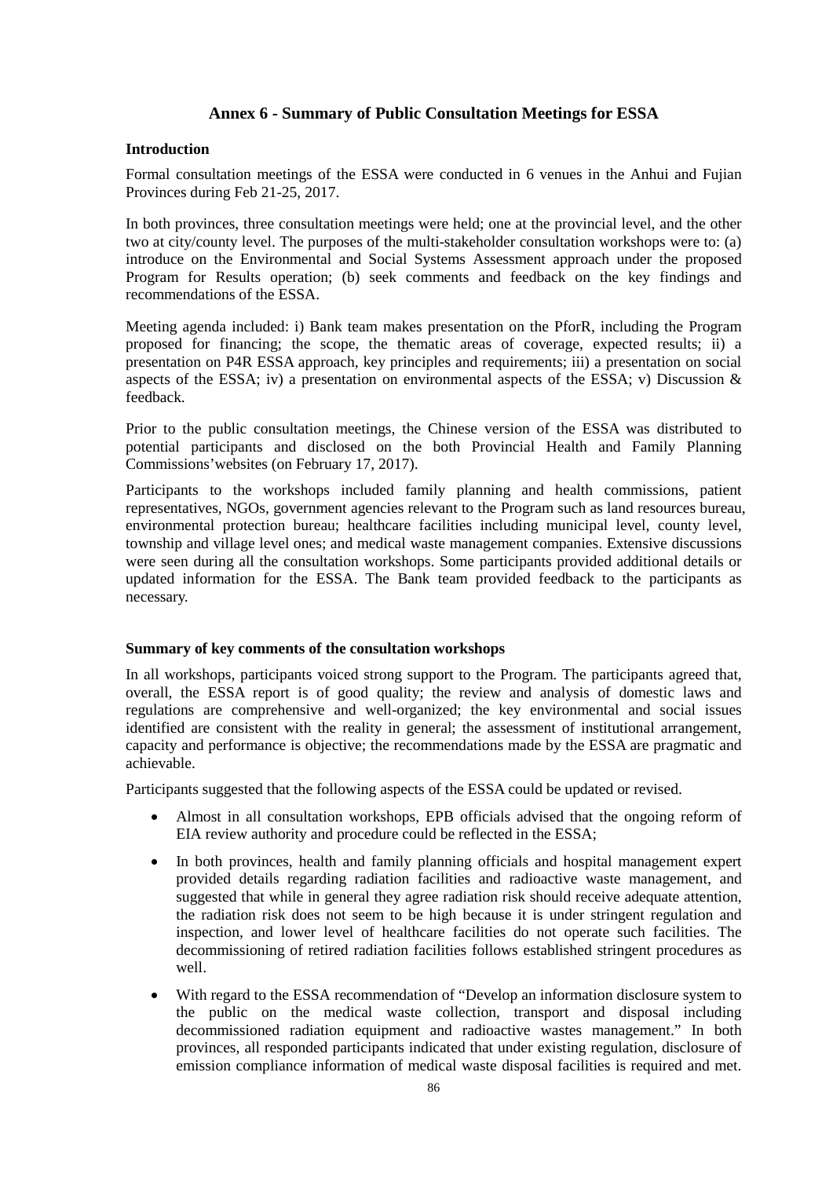## Annex 6 - Summary of Public Consultation Meetings for ESSA

### Introduction

Formal consultation meetings of the ESSA were conducted in 6 venues in the Anhui and Fujian Provinces during Feb 21-25, 2017.

In both provinces, three consultation meetings were held; one at the provincial level, and the other two at city/county level. The purposes of the multi-stakeholder consultation workshops were to: (a) introduce on the Environmental and Social Systems Assessment approach under the proposed Program for Results operation; (b) seek comments and feedback on the key findings and recommendations of the ESSA.

Meeting agenda included: i) Bank team makes presentation on the PforR, including the Program proposed for financing; the scope, the thematic areas of coverage, expected results; ii) a presentation on P4R ESSA approach, key principles and requirements; iii) a presentation on social aspects of the ESSA; iv) a presentation on environmental aspects of the ESSA; v) Discussion & feedback.

Prior to the public consultation meetings, the Chinese version of the ESSA was distributed to potential participants and disclosed on the both Provincial Health and Family Planning Commissions'websites (on February 17, 2017).

Participants to the workshops included family planning and health commissions, patient representatives, NGOs, government agencies relevant to the Program such as land resources bureau, environmental protection bureau; healthcare facilities including municipal level, county level, township and village level ones; and medical waste management companies. Extensive discussions were seen during all the consultation workshops. Some participants provided additional details or updated information for the ESSA. The Bank team provided feedback to the participants as necessary.

### Summary of key comments of the consultation workshops

In all workshops, participants voiced strong support to the Program. The participants agreed that, overall, the ESSA report is of good quality; the review and analysis of domestic laws and regulations are comprehensive and well-organized; the key environmental and social issues identified are consistent with the reality in general; the assessment of institutional arrangement, capacity and performance is objective; the recommendations made by the ESSA are pragmatic and achievable.

Participants suggested that the following aspects of the ESSA could be updated or revised.

- Almost in all consultation workshops, EPB officials advised that the ongoing reform of EIA review authority and procedure could be reflected in the ESSA;
- In both provinces, health and family planning officials and hospital management expert provided details regarding radiation facilities and radioactive waste management, and suggested that while in general they agree radiation risk should receive adequate attention, the radiation risk does not seem to be high because it is under stringent regulation and inspection, and lower level of healthcare facilities do not operate such facilities. The decommissioning of retired radiation facilities follows established stringent procedures as well.
- With regard to the ESSA recommendation of "Develop an information disclosure system to the public on the medical waste collection, transport and disposal including decommissioned radiation equipment and radioactive wastes management." In both provinces, all responded participants indicated that under existing regulation, disclosure of emission compliance information of medical waste disposal facilities is required and met.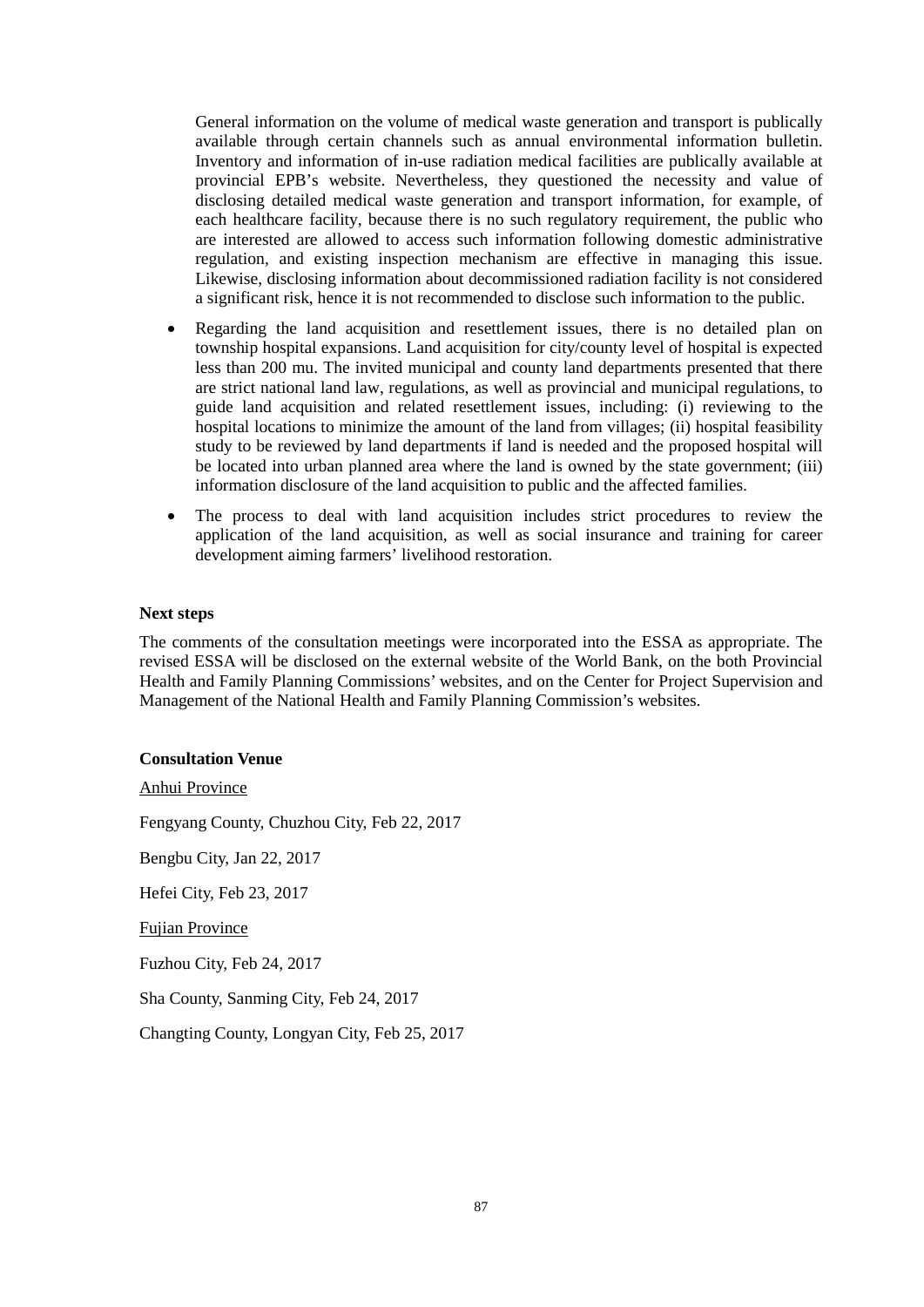General information on the volume of medical waste generation and transport is publically available through certain channels such as annual environmental information bulletin. Inventory and information of in-use radiation medical facilities are publically available at provincial EPB's website. Nevertheless, they questioned the necessity and value of disclosing detailed medical waste generation and transport information, for example, of each healthcare facility, because there is no such regulatory requirement, the public who are interested are allowed to access such information following domestic administrative regulation, and existing inspection mechanism are effective in managing this issue. Likewise, disclosing information about decommissioned radiation facility is not considered a significant risk, hence it is not recommended to disclose such information to the public.

- Regarding the land acquisition and resettlement issues, there is no detailed plan on township hospital expansions. Land acquisition for city/county level of hospital is expected less than 200 mu. The invited municipal and county land departments presented that there are strict national land law, regulations, as well as provincial and municipal regulations, to guide land acquisition and related resettlement issues, including: (i) reviewing to the hospital locations to minimize the amount of the land from villages; (ii) hospital feasibility study to be reviewed by land departments if land is needed and the proposed hospital will be located into urban planned area where the land is owned by the state government; (iii) information disclosure of the land acquisition to public and the affected families.
- The process to deal with land acquisition includes strict procedures to review the application of the land acquisition, as well as social insurance and training for career development aiming farmers' livelihood restoration.

**Next steps**

The comments of the consultation meetings were incorporated into the ESSA as appropriate. The revised ESSA will be disclosed on the external website of the World Bank, on the both Provincial Health and Family Planning Commissions' websites, and on the Center for Project Supervision and Management of the National Health and Family Planning Commission's websites.

**Consultation Venue**

<u>Anhui Province</u>

Fengyang County, Chuzhou City, Feb 22, 2017

Bengbu City, Jan 22, 2017

Hefei City, Feb 23, 2017

<u>Fujian Province</u>

Fuzhou City, Feb 24, 2017

Sha County, Sanming City, Feb 24, 2017

Changting County, Longyan City, Feb 25, 2017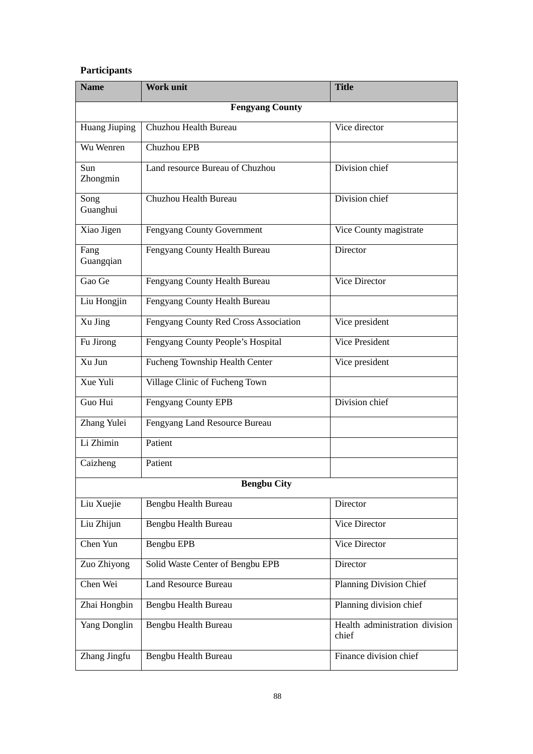**Participants**

| Name | Work unit | Title |
|---|---|---|
| **Fengyang County** | | |
| Huang Jiuping | Chuzhou Health Bureau | Vice director |
| Wu Wenren | Chuzhou EPB | |
| Sun Zhongmin | Land resource Bureau of Chuzhou | Division chief |
| Song Guanghui | Chuzhou Health Bureau | Division chief |
| Xiao Jigen | Fengyang County Government | Vice County magistrate |
| Fang Guangqian | Fengyang County Health Bureau | Director |
| Gao Ge | Fengyang County Health Bureau | Vice Director |
| Liu Hongjin | Fengyang County Health Bureau | |
| Xu Jing | Fengyang County Red Cross Association | Vice president |
| Fu Jirong | Fengyang County People's Hospital | Vice President |
| Xu Jun | Fucheng Township Health Center | Vice president |
| Xue Yuli | Village Clinic of Fucheng Town | |
| Guo Hui | Fengyang County EPB | Division chief |
| Zhang Yulei | Fengyang Land Resource Bureau | |
| Li Zhimin | Patient | |
| Caizheng | Patient | |
| **Bengbu City** | | |
| Liu Xuejie | Bengbu Health Bureau | Director |
| Liu Zhijun | Bengbu Health Bureau | Vice Director |
| Chen Yun | Bengbu EPB | Vice Director |
| Zuo Zhiyong | Solid Waste Center of Bengbu EPB | Director |
| Chen Wei | Land Resource Bureau | Planning Division Chief |
| Zhai Hongbin | Bengbu Health Bureau | Planning division chief |
| Yang Donglin | Bengbu Health Bureau | Health administration division chief |
| Zhang Jingfu | Bengbu Health Bureau | Finance division chief |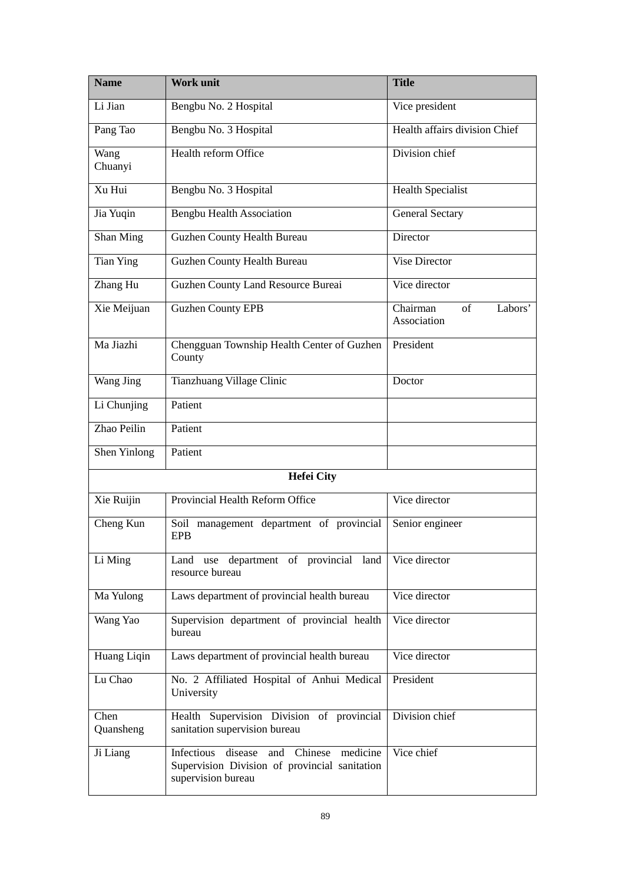| Name | Work unit | Title |
|---|---|---|
| Li Jian | Bengbu No. 2 Hospital | Vice president |
| Pang Tao | Bengbu No. 3 Hospital | Health affairs division Chief |
| Wang Chuanyi | Health reform Office | Division chief |
| Xu Hui | Bengbu No. 3 Hospital | Health Specialist |
| Jia Yuqin | Bengbu Health Association | General Sectary |
| Shan Ming | Guzhen County Health Bureau | Director |
| Tian Ying | Guzhen County Health Bureau | Vise Director |
| Zhang Hu | Guzhen County Land Resource Bureai | Vice director |
| Xie Meijuan | Guzhen County EPB | Chairman of Labors' Association |
| Ma Jiazhi | Chengguan Township Health Center of Guzhen County | President |
| Wang Jing | Tianzhuang Village Clinic | Doctor |
| Li Chunjing | Patient | |
| Zhao Peilin | Patient | |
| Shen Yinlong | Patient | |
| **Hefei City** | | |
| Xie Ruijin | Provincial Health Reform Office | Vice director |
| Cheng Kun | Soil management department of provincial EPB | Senior engineer |
| Li Ming | Land use department of provincial land resource bureau | Vice director |
| Ma Yulong | Laws department of provincial health bureau | Vice director |
| Wang Yao | Supervision department of provincial health bureau | Vice director |
| Huang Liqin | Laws department of provincial health bureau | Vice director |
| Lu Chao | No. 2 Affiliated Hospital of Anhui Medical University | President |
| Chen Quansheng | Health Supervision Division of provincial sanitation supervision bureau | Division chief |
| Ji Liang | Infectious disease and Chinese medicine Supervision Division of provincial sanitation supervision bureau | Vice chief |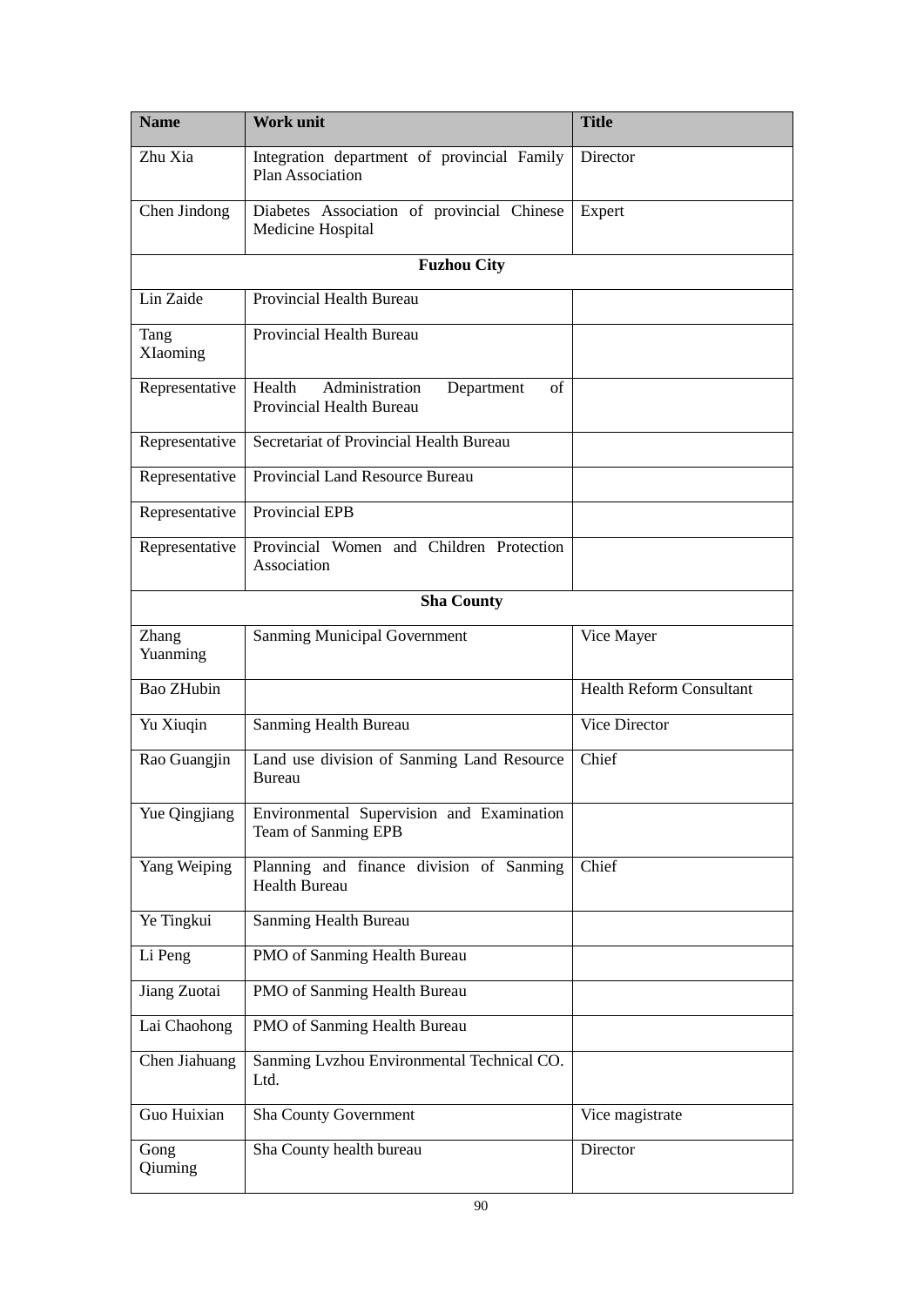| Name | Work unit | Title |
|---|---|---|
| Zhu Xia | Integration department of provincial Family Plan Association | Director |
| Chen Jindong | Diabetes Association of provincial Chinese Medicine Hospital | Expert |
| **Fuzhou City** | | |
| Lin Zaide | Provincial Health Bureau | |
| Tang XIaoming | Provincial Health Bureau | |
| Representative | Health Administration Department of Provincial Health Bureau | |
| Representative | Secretariat of Provincial Health Bureau | |
| Representative | Provincial Land Resource Bureau | |
| Representative | Provincial EPB | |
| Representative | Provincial Women and Children Protection Association | |
| **Sha County** | | |
| Zhang Yuanming | Sanming Municipal Government | Vice Mayer |
| Bao ZHubin | | Health Reform Consultant |
| Yu Xiuqin | Sanming Health Bureau | Vice Director |
| Rao Guangjin | Land use division of Sanming Land Resource Bureau | Chief |
| Yue Qingjiang | Environmental Supervision and Examination Team of Sanming EPB | |
| Yang Weiping | Planning and finance division of Sanming Health Bureau | Chief |
| Ye Tingkui | Sanming Health Bureau | |
| Li Peng | PMO of Sanming Health Bureau | |
| Jiang Zuotai | PMO of Sanming Health Bureau | |
| Lai Chaohong | PMO of Sanming Health Bureau | |
| Chen Jiahuang | Sanming Lvzhou Environmental Technical CO. Ltd. | |
| Guo Huixian | Sha County Government | Vice magistrate |
| Gong Qiuming | Sha County health bureau | Director |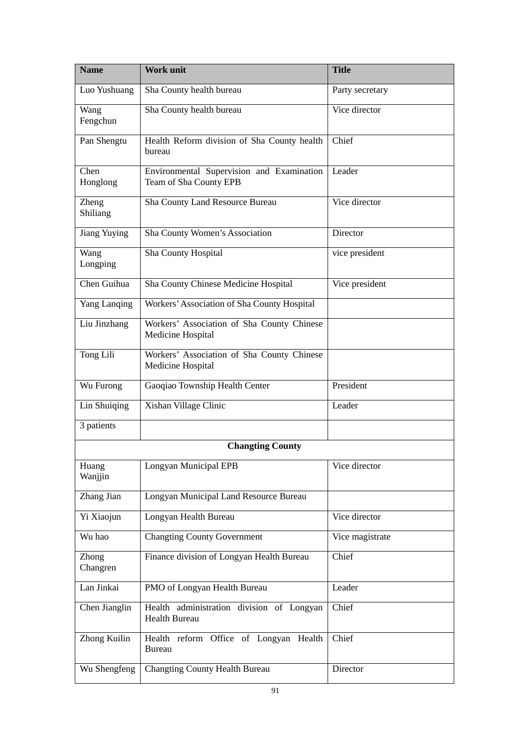| Name | Work unit | Title |
| --- | --- | --- |
| Luo Yushuang | Sha County health bureau | Party secretary |
| Wang Fengchun | Sha County health bureau | Vice director |
| Pan Shengtu | Health Reform division of Sha County health bureau | Chief |
| Chen Honglong | Environmental Supervision and Examination Team of Sha County EPB | Leader |
| Zheng Shiliang | Sha County Land Resource Bureau | Vice director |
| Jiang Yuying | Sha County Women's Association | Director |
| Wang Longping | Sha County Hospital | vice president |
| Chen Guihua | Sha County Chinese Medicine Hospital | Vice president |
| Yang Lanqing | Workers' Association of Sha County Hospital | |
| Liu Jinzhang | Workers' Association of Sha County Chinese Medicine Hospital | |
| Tong Lili | Workers' Association of Sha County Chinese Medicine Hospital | |
| Wu Furong | Gaoqiao Township Health Center | President |
| Lin Shuiqing | Xishan Village Clinic | Leader |
| 3 patients | | |
| **Changting County** | | |
| Huang Wanjjin | Longyan Municipal EPB | Vice director |
| Zhang Jian | Longyan Municipal Land Resource Bureau | |
| Yi Xiaojun | Longyan Health Bureau | Vice director |
| Wu hao | Changting County Government | Vice magistrate |
| Zhong Changren | Finance division of Longyan Health Bureau | Chief |
| Lan Jinkai | PMO of Longyan Health Bureau | Leader |
| Chen Jianglin | Health administration division of Longyan Health Bureau | Chief |
| Zhong Kuilin | Health reform Office of Longyan Health Bureau | Chief |
| Wu Shengfeng | Changting County Health Bureau | Director |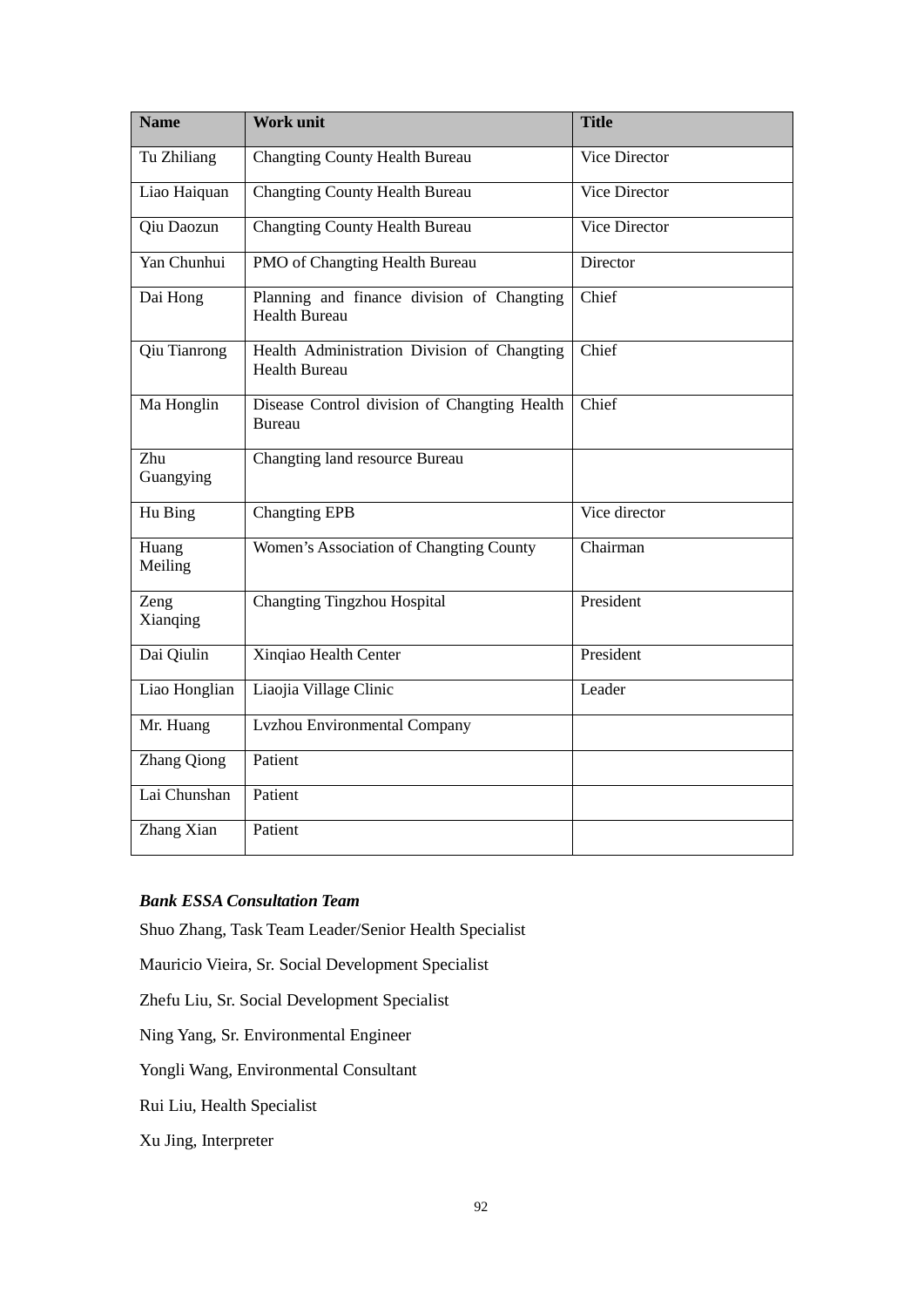| Name | Work unit | Title |
|---|---|---|
| Tu Zhiliang | Changting County Health Bureau | Vice Director |
| Liao Haiquan | Changting County Health Bureau | Vice Director |
| Qiu Daozun | Changting County Health Bureau | Vice Director |
| Yan Chunhui | PMO of Changting Health Bureau | Director |
| Dai Hong | Planning and finance division of Changting Health Bureau | Chief |
| Qiu Tianrong | Health Administration Division of Changting Health Bureau | Chief |
| Ma Honglin | Disease Control division of Changting Health Bureau | Chief |
| Zhu Guangying | Changting land resource Bureau | |
| Hu Bing | Changting EPB | Vice director |
| Huang Meiling | Women's Association of Changting County | Chairman |
| Zeng Xianqing | Changting Tingzhou Hospital | President |
| Dai Qiulin | Xinqiao Health Center | President |
| Liao Honglian | Liaojia Village Clinic | Leader |
| Mr. Huang | Lvzhou Environmental Company | |
| Zhang Qiong | Patient | |
| Lai Chunshan | Patient | |
| Zhang Xian | Patient | |

***Bank ESSA Consultation Team***

Shuo Zhang, Task Team Leader/Senior Health Specialist

Mauricio Vieira, Sr. Social Development Specialist

Zhefu Liu, Sr. Social Development Specialist

Ning Yang, Sr. Environmental Engineer

Yongli Wang, Environmental Consultant

Rui Liu, Health Specialist

Xu Jing, Interpreter